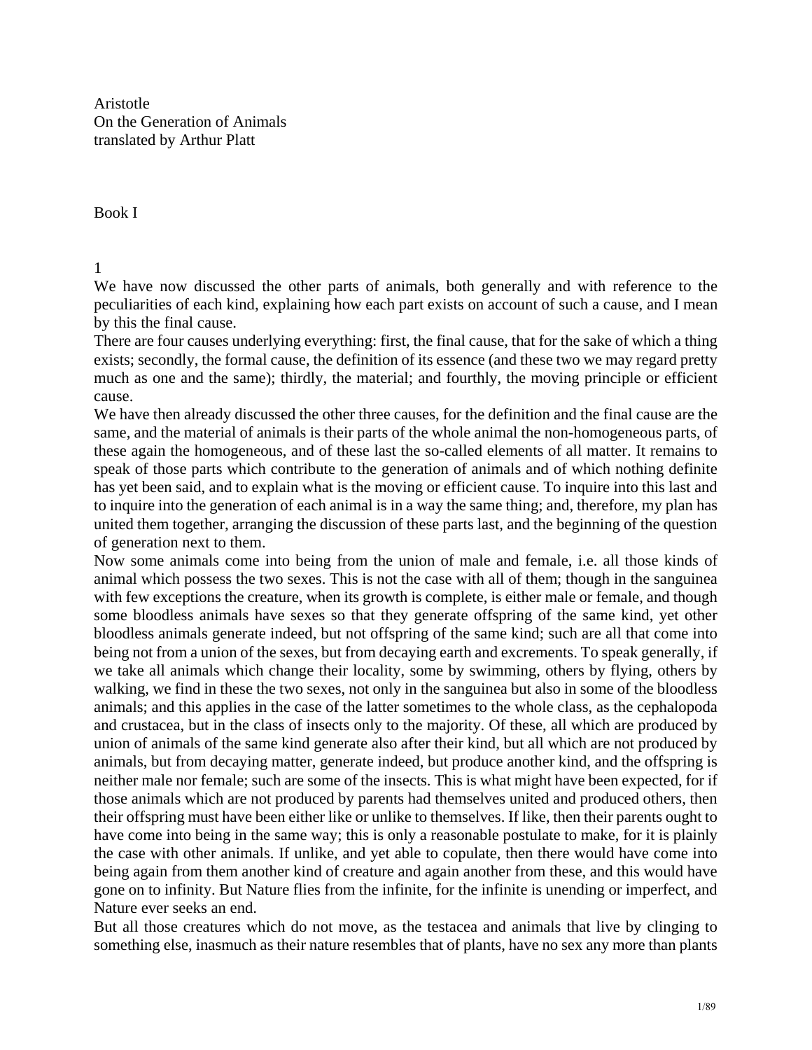Aristotle
On the Generation of Animals
translated by Arthur Platt

# Book I

## 1

We have now discussed the other parts of animals, both generally and with reference to the peculiarities of each kind, explaining how each part exists on account of such a cause, and I mean by this the final cause.

There are four causes underlying everything: first, the final cause, that for the sake of which a thing exists; secondly, the formal cause, the definition of its essence (and these two we may regard pretty much as one and the same); thirdly, the material; and fourthly, the moving principle or efficient cause.

We have then already discussed the other three causes, for the definition and the final cause are the same, and the material of animals is their parts of the whole animal the non-homogeneous parts, of these again the homogeneous, and of these last the so-called elements of all matter. It remains to speak of those parts which contribute to the generation of animals and of which nothing definite has yet been said, and to explain what is the moving or efficient cause. To inquire into this last and to inquire into the generation of each animal is in a way the same thing; and, therefore, my plan has united them together, arranging the discussion of these parts last, and the beginning of the question of generation next to them.

Now some animals come into being from the union of male and female, i.e. all those kinds of animal which possess the two sexes. This is not the case with all of them; though in the sanguinea with few exceptions the creature, when its growth is complete, is either male or female, and though some bloodless animals have sexes so that they generate offspring of the same kind, yet other bloodless animals generate indeed, but not offspring of the same kind; such are all that come into being not from a union of the sexes, but from decaying earth and excrements. To speak generally, if we take all animals which change their locality, some by swimming, others by flying, others by walking, we find in these the two sexes, not only in the sanguinea but also in some of the bloodless animals; and this applies in the case of the latter sometimes to the whole class, as the cephalopoda and crustacea, but in the class of insects only to the majority. Of these, all which are produced by union of animals of the same kind generate also after their kind, but all which are not produced by animals, but from decaying matter, generate indeed, but produce another kind, and the offspring is neither male nor female; such are some of the insects. This is what might have been expected, for if those animals which are not produced by parents had themselves united and produced others, then their offspring must have been either like or unlike to themselves. If like, then their parents ought to have come into being in the same way; this is only a reasonable postulate to make, for it is plainly the case with other animals. If unlike, and yet able to copulate, then there would have come into being again from them another kind of creature and again another from these, and this would have gone on to infinity. But Nature flies from the infinite, for the infinite is unending or imperfect, and Nature ever seeks an end.

But all those creatures which do not move, as the testacea and animals that live by clinging to something else, inasmuch as their nature resembles that of plants, have no sex any more than plants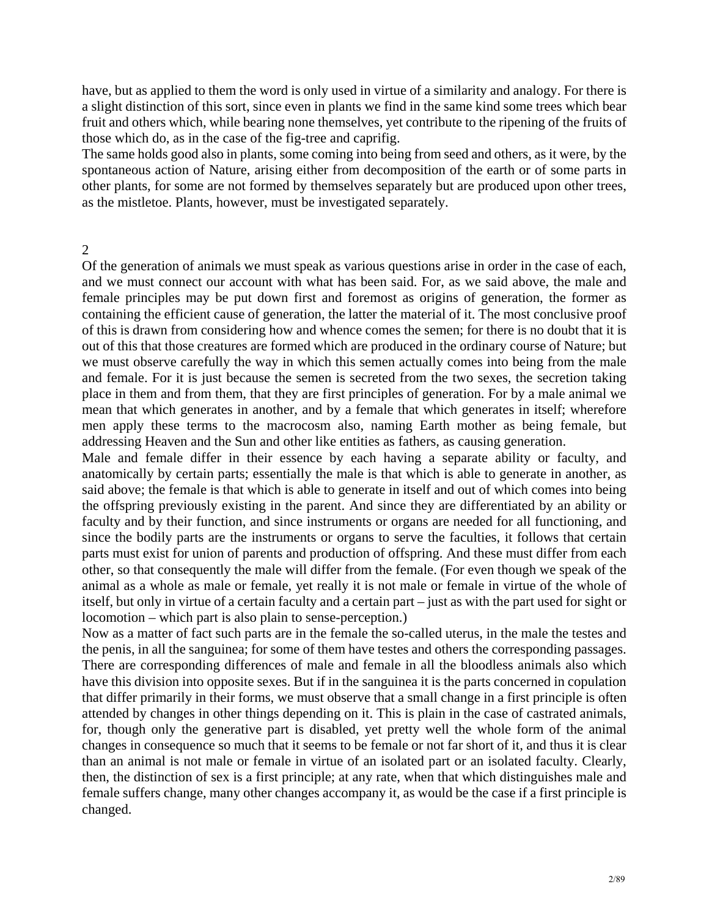have, but as applied to them the word is only used in virtue of a similarity and analogy. For there is a slight distinction of this sort, since even in plants we find in the same kind some trees which bear fruit and others which, while bearing none themselves, yet contribute to the ripening of the fruits of those which do, as in the case of the fig-tree and caprifig.

The same holds good also in plants, some coming into being from seed and others, as it were, by the spontaneous action of Nature, arising either from decomposition of the earth or of some parts in other plants, for some are not formed by themselves separately but are produced upon other trees, as the mistletoe. Plants, however, must be investigated separately.

## 2

Of the generation of animals we must speak as various questions arise in order in the case of each, and we must connect our account with what has been said. For, as we said above, the male and female principles may be put down first and foremost as origins of generation, the former as containing the efficient cause of generation, the latter the material of it. The most conclusive proof of this is drawn from considering how and whence comes the semen; for there is no doubt that it is out of this that those creatures are formed which are produced in the ordinary course of Nature; but we must observe carefully the way in which this semen actually comes into being from the male and female. For it is just because the semen is secreted from the two sexes, the secretion taking place in them and from them, that they are first principles of generation. For by a male animal we mean that which generates in another, and by a female that which generates in itself; wherefore men apply these terms to the macrocosm also, naming Earth mother as being female, but addressing Heaven and the Sun and other like entities as fathers, as causing generation.

Male and female differ in their essence by each having a separate ability or faculty, and anatomically by certain parts; essentially the male is that which is able to generate in another, as said above; the female is that which is able to generate in itself and out of which comes into being the offspring previously existing in the parent. And since they are differentiated by an ability or faculty and by their function, and since instruments or organs are needed for all functioning, and since the bodily parts are the instruments or organs to serve the faculties, it follows that certain parts must exist for union of parents and production of offspring. And these must differ from each other, so that consequently the male will differ from the female. (For even though we speak of the animal as a whole as male or female, yet really it is not male or female in virtue of the whole of itself, but only in virtue of a certain faculty and a certain part – just as with the part used for sight or locomotion – which part is also plain to sense-perception.)

Now as a matter of fact such parts are in the female the so-called uterus, in the male the testes and the penis, in all the sanguinea; for some of them have testes and others the corresponding passages. There are corresponding differences of male and female in all the bloodless animals also which have this division into opposite sexes. But if in the sanguinea it is the parts concerned in copulation that differ primarily in their forms, we must observe that a small change in a first principle is often attended by changes in other things depending on it. This is plain in the case of castrated animals, for, though only the generative part is disabled, yet pretty well the whole form of the animal changes in consequence so much that it seems to be female or not far short of it, and thus it is clear than an animal is not male or female in virtue of an isolated part or an isolated faculty. Clearly, then, the distinction of sex is a first principle; at any rate, when that which distinguishes male and female suffers change, many other changes accompany it, as would be the case if a first principle is changed.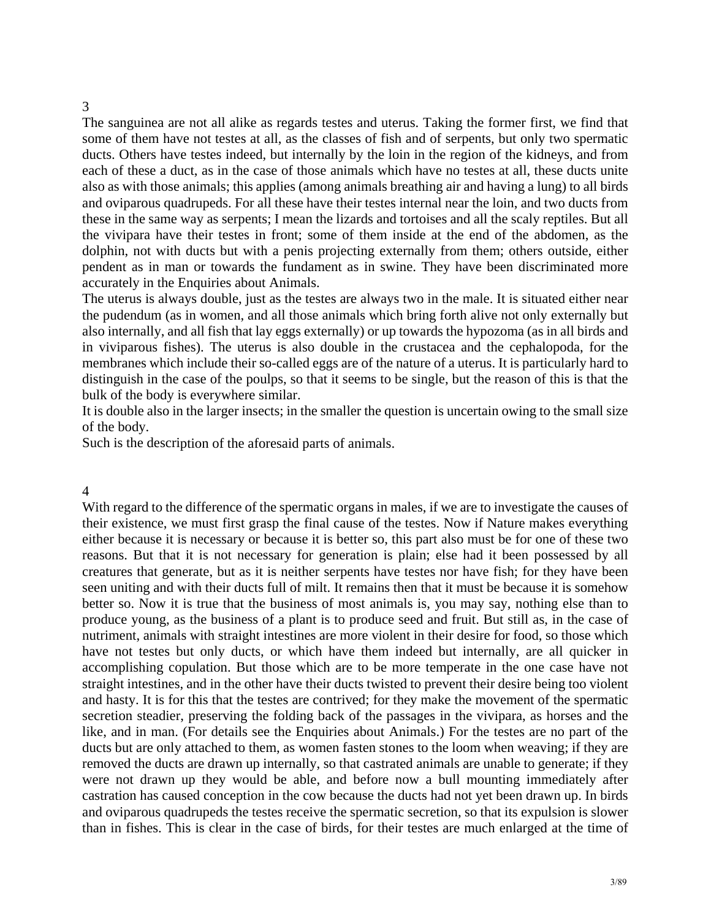3

The sanguinea are not all alike as regards testes and uterus. Taking the former first, we find that some of them have not testes at all, as the classes of fish and of serpents, but only two spermatic ducts. Others have testes indeed, but internally by the loin in the region of the kidneys, and from each of these a duct, as in the case of those animals which have no testes at all, these ducts unite also as with those animals; this applies (among animals breathing air and having a lung) to all birds and oviparous quadrupeds. For all these have their testes internal near the loin, and two ducts from these in the same way as serpents; I mean the lizards and tortoises and all the scaly reptiles. But all the vivipara have their testes in front; some of them inside at the end of the abdomen, as the dolphin, not with ducts but with a penis projecting externally from them; others outside, either pendent as in man or towards the fundament as in swine. They have been discriminated more accurately in the Enquiries about Animals.

The uterus is always double, just as the testes are always two in the male. It is situated either near the pudendum (as in women, and all those animals which bring forth alive not only externally but also internally, and all fish that lay eggs externally) or up towards the hypozoma (as in all birds and in viviparous fishes). The uterus is also double in the crustacea and the cephalopoda, for the membranes which include their so-called eggs are of the nature of a uterus. It is particularly hard to distinguish in the case of the poulps, so that it seems to be single, but the reason of this is that the bulk of the body is everywhere similar.

It is double also in the larger insects; in the smaller the question is uncertain owing to the small size of the body.

Such is the description of the aforesaid parts of animals.

4

With regard to the difference of the spermatic organs in males, if we are to investigate the causes of their existence, we must first grasp the final cause of the testes. Now if Nature makes everything either because it is necessary or because it is better so, this part also must be for one of these two reasons. But that it is not necessary for generation is plain; else had it been possessed by all creatures that generate, but as it is neither serpents have testes nor have fish; for they have been seen uniting and with their ducts full of milt. It remains then that it must be because it is somehow better so. Now it is true that the business of most animals is, you may say, nothing else than to produce young, as the business of a plant is to produce seed and fruit. But still as, in the case of nutriment, animals with straight intestines are more violent in their desire for food, so those which have not testes but only ducts, or which have them indeed but internally, are all quicker in accomplishing copulation. But those which are to be more temperate in the one case have not straight intestines, and in the other have their ducts twisted to prevent their desire being too violent and hasty. It is for this that the testes are contrived; for they make the movement of the spermatic secretion steadier, preserving the folding back of the passages in the vivipara, as horses and the like, and in man. (For details see the Enquiries about Animals.) For the testes are no part of the ducts but are only attached to them, as women fasten stones to the loom when weaving; if they are removed the ducts are drawn up internally, so that castrated animals are unable to generate; if they were not drawn up they would be able, and before now a bull mounting immediately after castration has caused conception in the cow because the ducts had not yet been drawn up. In birds and oviparous quadrupeds the testes receive the spermatic secretion, so that its expulsion is slower than in fishes. This is clear in the case of birds, for their testes are much enlarged at the time of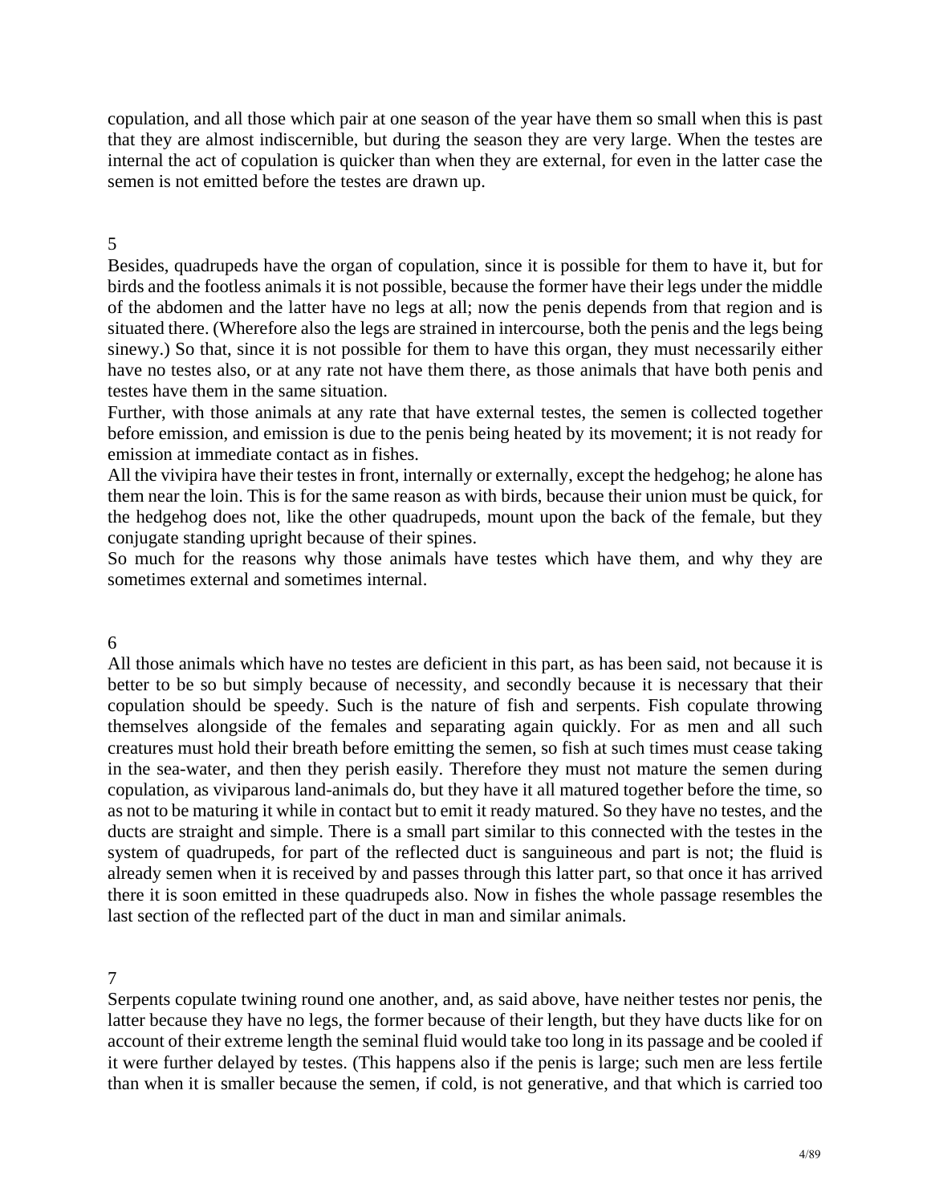copulation, and all those which pair at one season of the year have them so small when this is past that they are almost indiscernible, but during the season they are very large. When the testes are internal the act of copulation is quicker than when they are external, for even in the latter case the semen is not emitted before the testes are drawn up.

5

Besides, quadrupeds have the organ of copulation, since it is possible for them to have it, but for birds and the footless animals it is not possible, because the former have their legs under the middle of the abdomen and the latter have no legs at all; now the penis depends from that region and is situated there. (Wherefore also the legs are strained in intercourse, both the penis and the legs being sinewy.) So that, since it is not possible for them to have this organ, they must necessarily either have no testes also, or at any rate not have them there, as those animals that have both penis and testes have them in the same situation.

Further, with those animals at any rate that have external testes, the semen is collected together before emission, and emission is due to the penis being heated by its movement; it is not ready for emission at immediate contact as in fishes.

All the vivipira have their testes in front, internally or externally, except the hedgehog; he alone has them near the loin. This is for the same reason as with birds, because their union must be quick, for the hedgehog does not, like the other quadrupeds, mount upon the back of the female, but they conjugate standing upright because of their spines.

So much for the reasons why those animals have testes which have them, and why they are sometimes external and sometimes internal.

6

All those animals which have no testes are deficient in this part, as has been said, not because it is better to be so but simply because of necessity, and secondly because it is necessary that their copulation should be speedy. Such is the nature of fish and serpents. Fish copulate throwing themselves alongside of the females and separating again quickly. For as men and all such creatures must hold their breath before emitting the semen, so fish at such times must cease taking in the sea-water, and then they perish easily. Therefore they must not mature the semen during copulation, as viviparous land-animals do, but they have it all matured together before the time, so as not to be maturing it while in contact but to emit it ready matured. So they have no testes, and the ducts are straight and simple. There is a small part similar to this connected with the testes in the system of quadrupeds, for part of the reflected duct is sanguineous and part is not; the fluid is already semen when it is received by and passes through this latter part, so that once it has arrived there it is soon emitted in these quadrupeds also. Now in fishes the whole passage resembles the last section of the reflected part of the duct in man and similar animals.

7

Serpents copulate twining round one another, and, as said above, have neither testes nor penis, the latter because they have no legs, the former because of their length, but they have ducts like for on account of their extreme length the seminal fluid would take too long in its passage and be cooled if it were further delayed by testes. (This happens also if the penis is large; such men are less fertile than when it is smaller because the semen, if cold, is not generative, and that which is carried too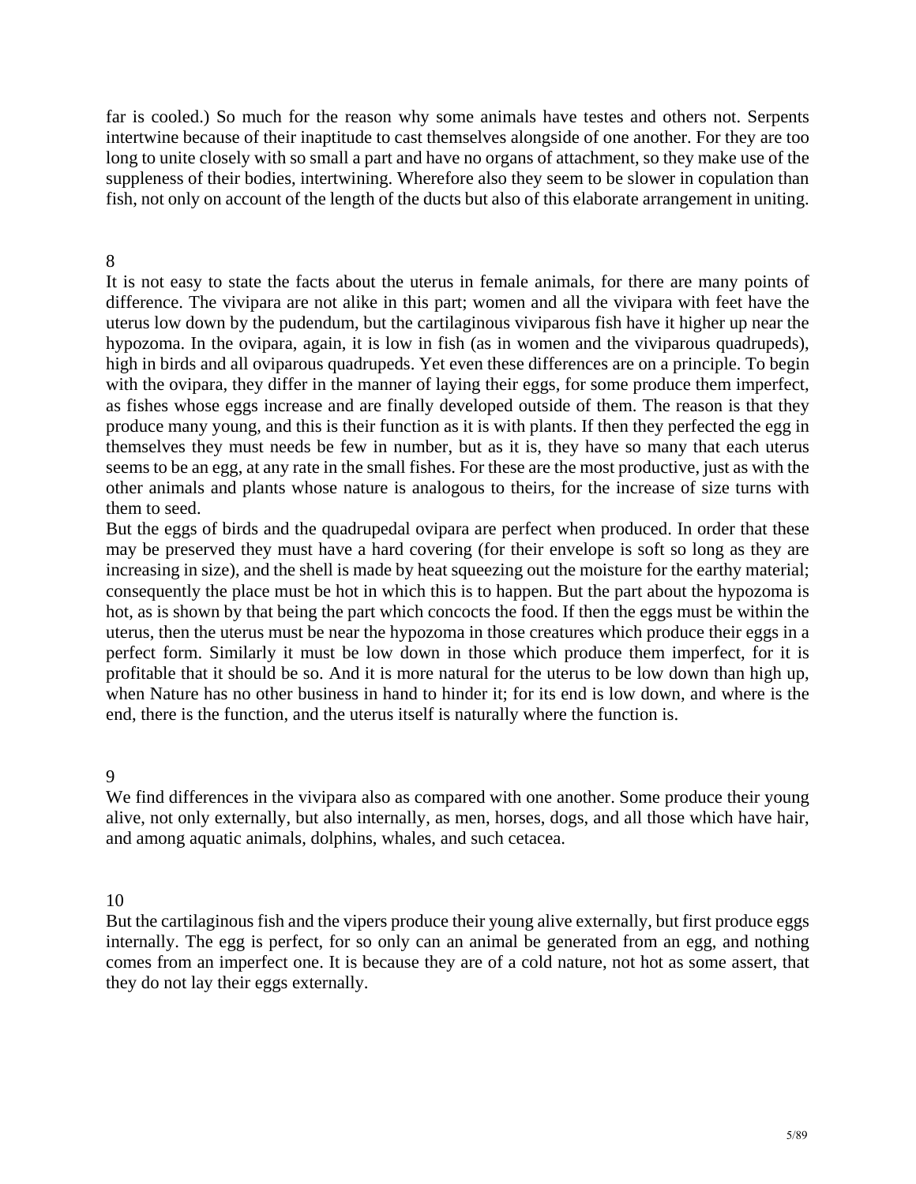far is cooled.) So much for the reason why some animals have testes and others not. Serpents intertwine because of their inaptitude to cast themselves alongside of one another. For they are too long to unite closely with so small a part and have no organs of attachment, so they make use of the suppleness of their bodies, intertwining. Wherefore also they seem to be slower in copulation than fish, not only on account of the length of the ducts but also of this elaborate arrangement in uniting.

## 8

It is not easy to state the facts about the uterus in female animals, for there are many points of difference. The vivipara are not alike in this part; women and all the vivipara with feet have the uterus low down by the pudendum, but the cartilaginous viviparous fish have it higher up near the hypozoma. In the ovipara, again, it is low in fish (as in women and the viviparous quadrupeds), high in birds and all oviparous quadrupeds. Yet even these differences are on a principle. To begin with the ovipara, they differ in the manner of laying their eggs, for some produce them imperfect, as fishes whose eggs increase and are finally developed outside of them. The reason is that they produce many young, and this is their function as it is with plants. If then they perfected the egg in themselves they must needs be few in number, but as it is, they have so many that each uterus seems to be an egg, at any rate in the small fishes. For these are the most productive, just as with the other animals and plants whose nature is analogous to theirs, for the increase of size turns with them to seed.

But the eggs of birds and the quadrupedal ovipara are perfect when produced. In order that these may be preserved they must have a hard covering (for their envelope is soft so long as they are increasing in size), and the shell is made by heat squeezing out the moisture for the earthy material; consequently the place must be hot in which this is to happen. But the part about the hypozoma is hot, as is shown by that being the part which concocts the food. If then the eggs must be within the uterus, then the uterus must be near the hypozoma in those creatures which produce their eggs in a perfect form. Similarly it must be low down in those which produce them imperfect, for it is profitable that it should be so. And it is more natural for the uterus to be low down than high up, when Nature has no other business in hand to hinder it; for its end is low down, and where is the end, there is the function, and the uterus itself is naturally where the function is.

## 9

We find differences in the vivipara also as compared with one another. Some produce their young alive, not only externally, but also internally, as men, horses, dogs, and all those which have hair, and among aquatic animals, dolphins, whales, and such cetacea.

## 10

But the cartilaginous fish and the vipers produce their young alive externally, but first produce eggs internally. The egg is perfect, for so only can an animal be generated from an egg, and nothing comes from an imperfect one. It is because they are of a cold nature, not hot as some assert, that they do not lay their eggs externally.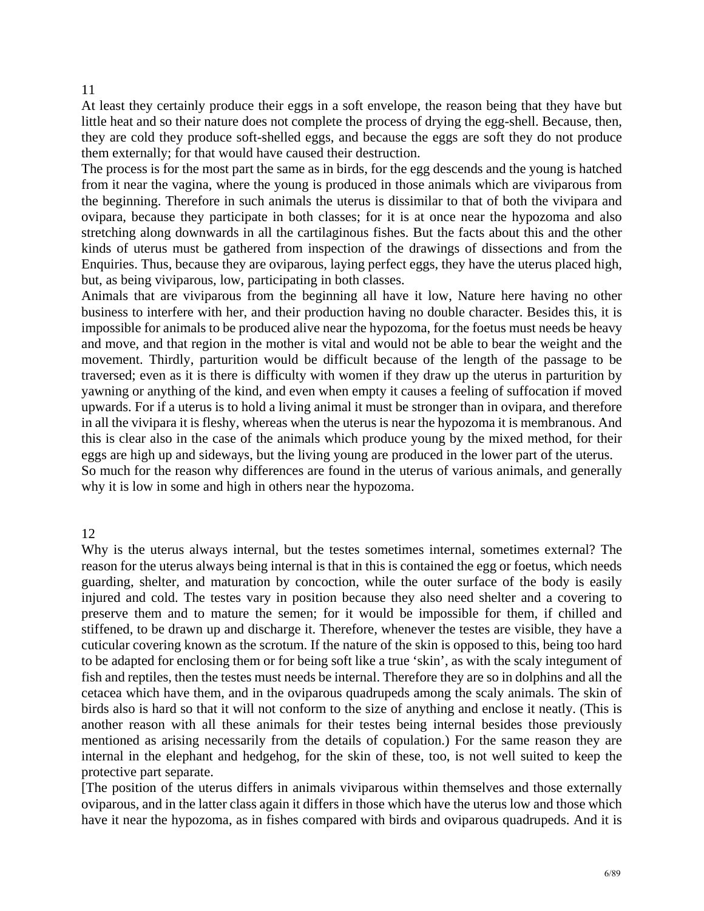11

At least they certainly produce their eggs in a soft envelope, the reason being that they have but little heat and so their nature does not complete the process of drying the egg-shell. Because, then, they are cold they produce soft-shelled eggs, and because the eggs are soft they do not produce them externally; for that would have caused their destruction.

The process is for the most part the same as in birds, for the egg descends and the young is hatched from it near the vagina, where the young is produced in those animals which are viviparous from the beginning. Therefore in such animals the uterus is dissimilar to that of both the vivipara and ovipara, because they participate in both classes; for it is at once near the hypozoma and also stretching along downwards in all the cartilaginous fishes. But the facts about this and the other kinds of uterus must be gathered from inspection of the drawings of dissections and from the Enquiries. Thus, because they are oviparous, laying perfect eggs, they have the uterus placed high, but, as being viviparous, low, participating in both classes.

Animals that are viviparous from the beginning all have it low, Nature here having no other business to interfere with her, and their production having no double character. Besides this, it is impossible for animals to be produced alive near the hypozoma, for the foetus must needs be heavy and move, and that region in the mother is vital and would not be able to bear the weight and the movement. Thirdly, parturition would be difficult because of the length of the passage to be traversed; even as it is there is difficulty with women if they draw up the uterus in parturition by yawning or anything of the kind, and even when empty it causes a feeling of suffocation if moved upwards. For if a uterus is to hold a living animal it must be stronger than in ovipara, and therefore in all the vivipara it is fleshy, whereas when the uterus is near the hypozoma it is membranous. And this is clear also in the case of the animals which produce young by the mixed method, for their eggs are high up and sideways, but the living young are produced in the lower part of the uterus.

So much for the reason why differences are found in the uterus of various animals, and generally why it is low in some and high in others near the hypozoma.

12

Why is the uterus always internal, but the testes sometimes internal, sometimes external? The reason for the uterus always being internal is that in this is contained the egg or foetus, which needs guarding, shelter, and maturation by concoction, while the outer surface of the body is easily injured and cold. The testes vary in position because they also need shelter and a covering to preserve them and to mature the semen; for it would be impossible for them, if chilled and stiffened, to be drawn up and discharge it. Therefore, whenever the testes are visible, they have a cuticular covering known as the scrotum. If the nature of the skin is opposed to this, being too hard to be adapted for enclosing them or for being soft like a true 'skin', as with the scaly integument of fish and reptiles, then the testes must needs be internal. Therefore they are so in dolphins and all the cetacea which have them, and in the oviparous quadrupeds among the scaly animals. The skin of birds also is hard so that it will not conform to the size of anything and enclose it neatly. (This is another reason with all these animals for their testes being internal besides those previously mentioned as arising necessarily from the details of copulation.) For the same reason they are internal in the elephant and hedgehog, for the skin of these, too, is not well suited to keep the protective part separate.

[The position of the uterus differs in animals viviparous within themselves and those externally oviparous, and in the latter class again it differs in those which have the uterus low and those which have it near the hypozoma, as in fishes compared with birds and oviparous quadrupeds. And it is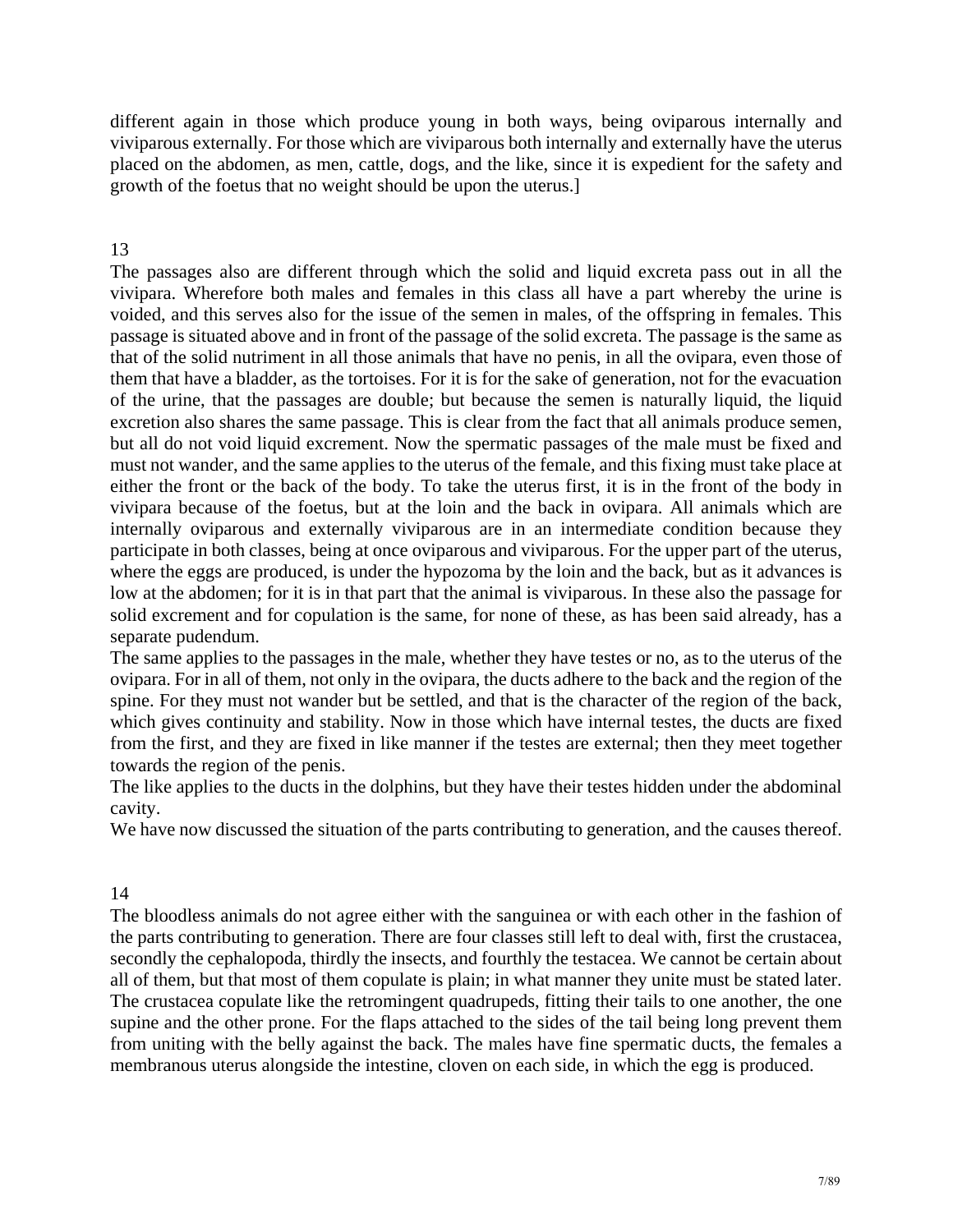different again in those which produce young in both ways, being oviparous internally and viviparous externally. For those which are viviparous both internally and externally have the uterus placed on the abdomen, as men, cattle, dogs, and the like, since it is expedient for the safety and growth of the foetus that no weight should be upon the uterus.]

## 13

The passages also are different through which the solid and liquid excreta pass out in all the vivipara. Wherefore both males and females in this class all have a part whereby the urine is voided, and this serves also for the issue of the semen in males, of the offspring in females. This passage is situated above and in front of the passage of the solid excreta. The passage is the same as that of the solid nutriment in all those animals that have no penis, in all the ovipara, even those of them that have a bladder, as the tortoises. For it is for the sake of generation, not for the evacuation of the urine, that the passages are double; but because the semen is naturally liquid, the liquid excretion also shares the same passage. This is clear from the fact that all animals produce semen, but all do not void liquid excrement. Now the spermatic passages of the male must be fixed and must not wander, and the same applies to the uterus of the female, and this fixing must take place at either the front or the back of the body. To take the uterus first, it is in the front of the body in vivipara because of the foetus, but at the loin and the back in ovipara. All animals which are internally oviparous and externally viviparous are in an intermediate condition because they participate in both classes, being at once oviparous and viviparous. For the upper part of the uterus, where the eggs are produced, is under the hypozoma by the loin and the back, but as it advances is low at the abdomen; for it is in that part that the animal is viviparous. In these also the passage for solid excrement and for copulation is the same, for none of these, as has been said already, has a separate pudendum.

The same applies to the passages in the male, whether they have testes or no, as to the uterus of the ovipara. For in all of them, not only in the ovipara, the ducts adhere to the back and the region of the spine. For they must not wander but be settled, and that is the character of the region of the back, which gives continuity and stability. Now in those which have internal testes, the ducts are fixed from the first, and they are fixed in like manner if the testes are external; then they meet together towards the region of the penis.

The like applies to the ducts in the dolphins, but they have their testes hidden under the abdominal cavity.

We have now discussed the situation of the parts contributing to generation, and the causes thereof.

## 14

The bloodless animals do not agree either with the sanguinea or with each other in the fashion of the parts contributing to generation. There are four classes still left to deal with, first the crustacea, secondly the cephalopoda, thirdly the insects, and fourthly the testacea. We cannot be certain about all of them, but that most of them copulate is plain; in what manner they unite must be stated later. The crustacea copulate like the retromingent quadrupeds, fitting their tails to one another, the one supine and the other prone. For the flaps attached to the sides of the tail being long prevent them from uniting with the belly against the back. The males have fine spermatic ducts, the females a membranous uterus alongside the intestine, cloven on each side, in which the egg is produced.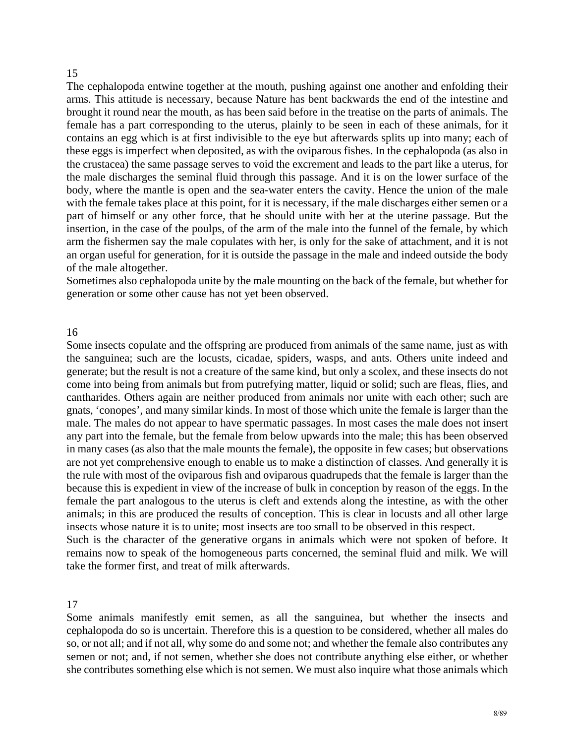15

The cephalopoda entwine together at the mouth, pushing against one another and enfolding their arms. This attitude is necessary, because Nature has bent backwards the end of the intestine and brought it round near the mouth, as has been said before in the treatise on the parts of animals. The female has a part corresponding to the uterus, plainly to be seen in each of these animals, for it contains an egg which is at first indivisible to the eye but afterwards splits up into many; each of these eggs is imperfect when deposited, as with the oviparous fishes. In the cephalopoda (as also in the crustacea) the same passage serves to void the excrement and leads to the part like a uterus, for the male discharges the seminal fluid through this passage. And it is on the lower surface of the body, where the mantle is open and the sea-water enters the cavity. Hence the union of the male with the female takes place at this point, for it is necessary, if the male discharges either semen or a part of himself or any other force, that he should unite with her at the uterine passage. But the insertion, in the case of the poulps, of the arm of the male into the funnel of the female, by which arm the fishermen say the male copulates with her, is only for the sake of attachment, and it is not an organ useful for generation, for it is outside the passage in the male and indeed outside the body of the male altogether.

Sometimes also cephalopoda unite by the male mounting on the back of the female, but whether for generation or some other cause has not yet been observed.

16

Some insects copulate and the offspring are produced from animals of the same name, just as with the sanguinea; such are the locusts, cicadae, spiders, wasps, and ants. Others unite indeed and generate; but the result is not a creature of the same kind, but only a scolex, and these insects do not come into being from animals but from putrefying matter, liquid or solid; such are fleas, flies, and cantharides. Others again are neither produced from animals nor unite with each other; such are gnats, 'conopes', and many similar kinds. In most of those which unite the female is larger than the male. The males do not appear to have spermatic passages. In most cases the male does not insert any part into the female, but the female from below upwards into the male; this has been observed in many cases (as also that the male mounts the female), the opposite in few cases; but observations are not yet comprehensive enough to enable us to make a distinction of classes. And generally it is the rule with most of the oviparous fish and oviparous quadrupeds that the female is larger than the because this is expedient in view of the increase of bulk in conception by reason of the eggs. In the female the part analogous to the uterus is cleft and extends along the intestine, as with the other animals; in this are produced the results of conception. This is clear in locusts and all other large insects whose nature it is to unite; most insects are too small to be observed in this respect.

Such is the character of the generative organs in animals which were not spoken of before. It remains now to speak of the homogeneous parts concerned, the seminal fluid and milk. We will take the former first, and treat of milk afterwards.

17

Some animals manifestly emit semen, as all the sanguinea, but whether the insects and cephalopoda do so is uncertain. Therefore this is a question to be considered, whether all males do so, or not all; and if not all, why some do and some not; and whether the female also contributes any semen or not; and, if not semen, whether she does not contribute anything else either, or whether she contributes something else which is not semen. We must also inquire what those animals which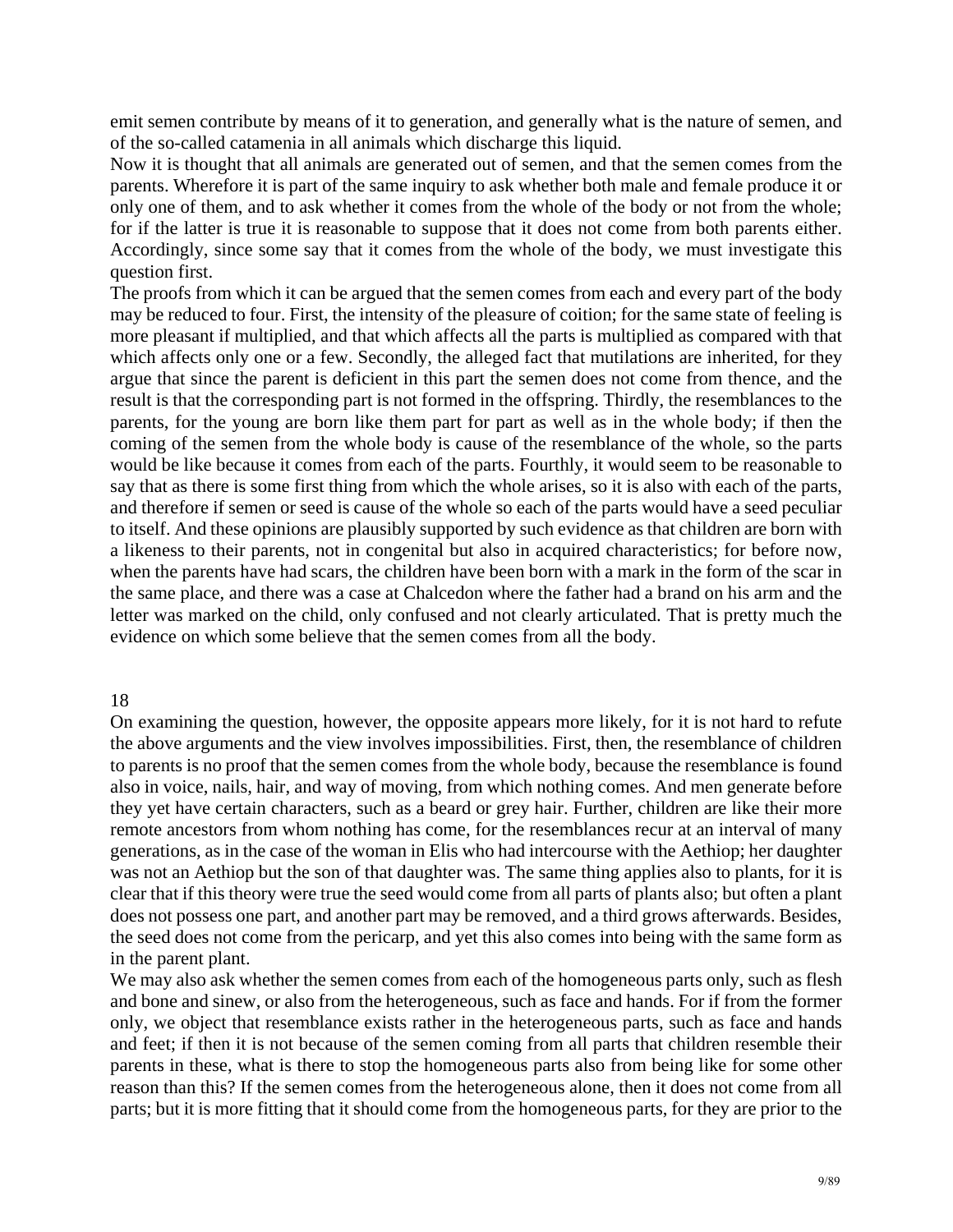emit semen contribute by means of it to generation, and generally what is the nature of semen, and of the so-called catamenia in all animals which discharge this liquid.

Now it is thought that all animals are generated out of semen, and that the semen comes from the parents. Wherefore it is part of the same inquiry to ask whether both male and female produce it or only one of them, and to ask whether it comes from the whole of the body or not from the whole; for if the latter is true it is reasonable to suppose that it does not come from both parents either. Accordingly, since some say that it comes from the whole of the body, we must investigate this question first.

The proofs from which it can be argued that the semen comes from each and every part of the body may be reduced to four. First, the intensity of the pleasure of coition; for the same state of feeling is more pleasant if multiplied, and that which affects all the parts is multiplied as compared with that which affects only one or a few. Secondly, the alleged fact that mutilations are inherited, for they argue that since the parent is deficient in this part the semen does not come from thence, and the result is that the corresponding part is not formed in the offspring. Thirdly, the resemblances to the parents, for the young are born like them part for part as well as in the whole body; if then the coming of the semen from the whole body is cause of the resemblance of the whole, so the parts would be like because it comes from each of the parts. Fourthly, it would seem to be reasonable to say that as there is some first thing from which the whole arises, so it is also with each of the parts, and therefore if semen or seed is cause of the whole so each of the parts would have a seed peculiar to itself. And these opinions are plausibly supported by such evidence as that children are born with a likeness to their parents, not in congenital but also in acquired characteristics; for before now, when the parents have had scars, the children have been born with a mark in the form of the scar in the same place, and there was a case at Chalcedon where the father had a brand on his arm and the letter was marked on the child, only confused and not clearly articulated. That is pretty much the evidence on which some believe that the semen comes from all the body.

18

On examining the question, however, the opposite appears more likely, for it is not hard to refute the above arguments and the view involves impossibilities. First, then, the resemblance of children to parents is no proof that the semen comes from the whole body, because the resemblance is found also in voice, nails, hair, and way of moving, from which nothing comes. And men generate before they yet have certain characters, such as a beard or grey hair. Further, children are like their more remote ancestors from whom nothing has come, for the resemblances recur at an interval of many generations, as in the case of the woman in Elis who had intercourse with the Aethiop; her daughter was not an Aethiop but the son of that daughter was. The same thing applies also to plants, for it is clear that if this theory were true the seed would come from all parts of plants also; but often a plant does not possess one part, and another part may be removed, and a third grows afterwards. Besides, the seed does not come from the pericarp, and yet this also comes into being with the same form as in the parent plant.

We may also ask whether the semen comes from each of the homogeneous parts only, such as flesh and bone and sinew, or also from the heterogeneous, such as face and hands. For if from the former only, we object that resemblance exists rather in the heterogeneous parts, such as face and hands and feet; if then it is not because of the semen coming from all parts that children resemble their parents in these, what is there to stop the homogeneous parts also from being like for some other reason than this? If the semen comes from the heterogeneous alone, then it does not come from all parts; but it is more fitting that it should come from the homogeneous parts, for they are prior to the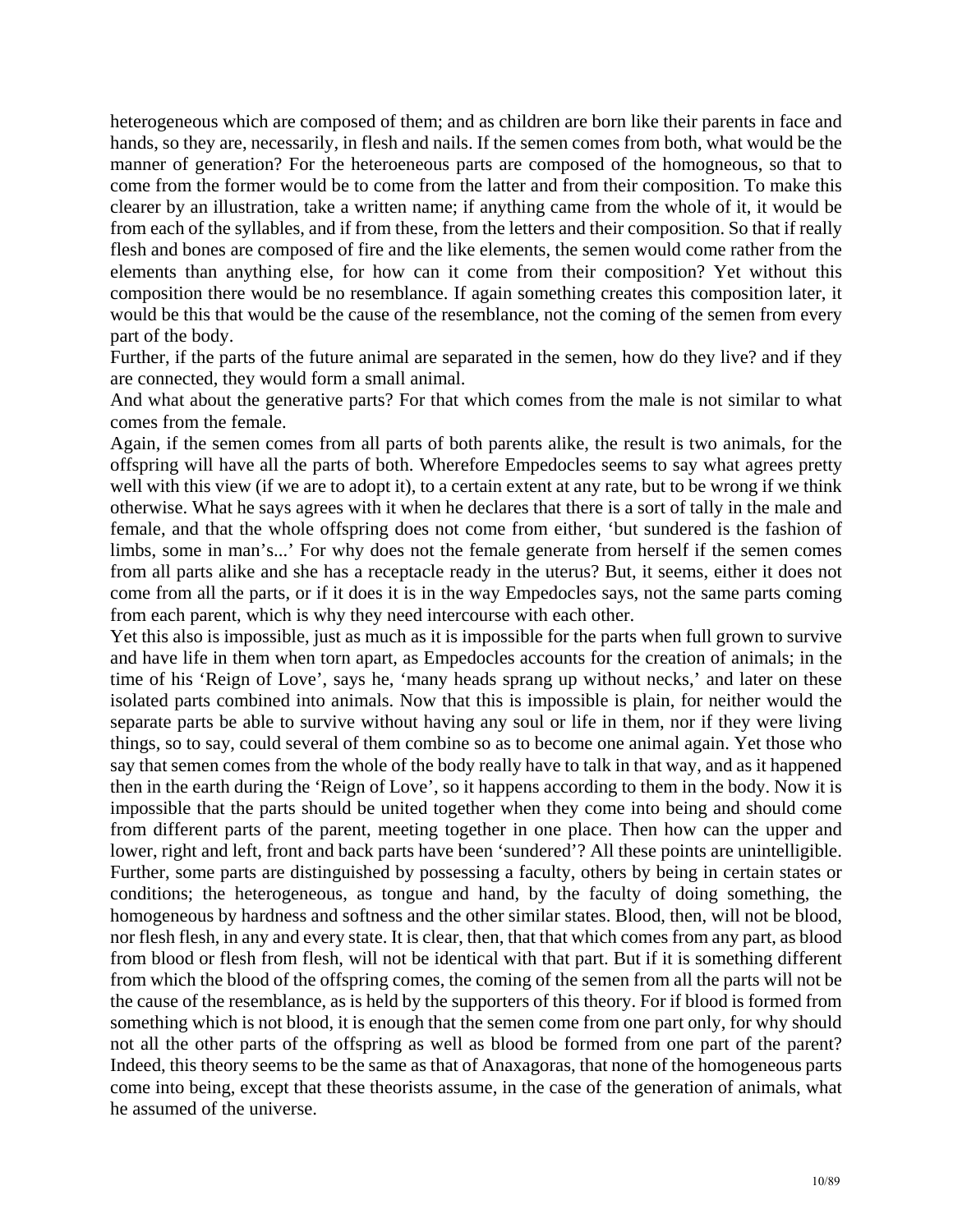heterogeneous which are composed of them; and as children are born like their parents in face and hands, so they are, necessarily, in flesh and nails. If the semen comes from both, what would be the manner of generation? For the heteroeneous parts are composed of the homogneous, so that to come from the former would be to come from the latter and from their composition. To make this clearer by an illustration, take a written name; if anything came from the whole of it, it would be from each of the syllables, and if from these, from the letters and their composition. So that if really flesh and bones are composed of fire and the like elements, the semen would come rather from the elements than anything else, for how can it come from their composition? Yet without this composition there would be no resemblance. If again something creates this composition later, it would be this that would be the cause of the resemblance, not the coming of the semen from every part of the body.

Further, if the parts of the future animal are separated in the semen, how do they live? and if they are connected, they would form a small animal.

And what about the generative parts? For that which comes from the male is not similar to what comes from the female.

Again, if the semen comes from all parts of both parents alike, the result is two animals, for the offspring will have all the parts of both. Wherefore Empedocles seems to say what agrees pretty well with this view (if we are to adopt it), to a certain extent at any rate, but to be wrong if we think otherwise. What he says agrees with it when he declares that there is a sort of tally in the male and female, and that the whole offspring does not come from either, 'but sundered is the fashion of limbs, some in man's...' For why does not the female generate from herself if the semen comes from all parts alike and she has a receptacle ready in the uterus? But, it seems, either it does not come from all the parts, or if it does it is in the way Empedocles says, not the same parts coming from each parent, which is why they need intercourse with each other.

Yet this also is impossible, just as much as it is impossible for the parts when full grown to survive and have life in them when torn apart, as Empedocles accounts for the creation of animals; in the time of his 'Reign of Love', says he, 'many heads sprang up without necks,' and later on these isolated parts combined into animals. Now that this is impossible is plain, for neither would the separate parts be able to survive without having any soul or life in them, nor if they were living things, so to say, could several of them combine so as to become one animal again. Yet those who say that semen comes from the whole of the body really have to talk in that way, and as it happened then in the earth during the 'Reign of Love', so it happens according to them in the body. Now it is impossible that the parts should be united together when they come into being and should come from different parts of the parent, meeting together in one place. Then how can the upper and lower, right and left, front and back parts have been 'sundered'? All these points are unintelligible. Further, some parts are distinguished by possessing a faculty, others by being in certain states or conditions; the heterogeneous, as tongue and hand, by the faculty of doing something, the homogeneous by hardness and softness and the other similar states. Blood, then, will not be blood, nor flesh flesh, in any and every state. It is clear, then, that that which comes from any part, as blood from blood or flesh from flesh, will not be identical with that part. But if it is something different from which the blood of the offspring comes, the coming of the semen from all the parts will not be the cause of the resemblance, as is held by the supporters of this theory. For if blood is formed from something which is not blood, it is enough that the semen come from one part only, for why should not all the other parts of the offspring as well as blood be formed from one part of the parent? Indeed, this theory seems to be the same as that of Anaxagoras, that none of the homogeneous parts come into being, except that these theorists assume, in the case of the generation of animals, what he assumed of the universe.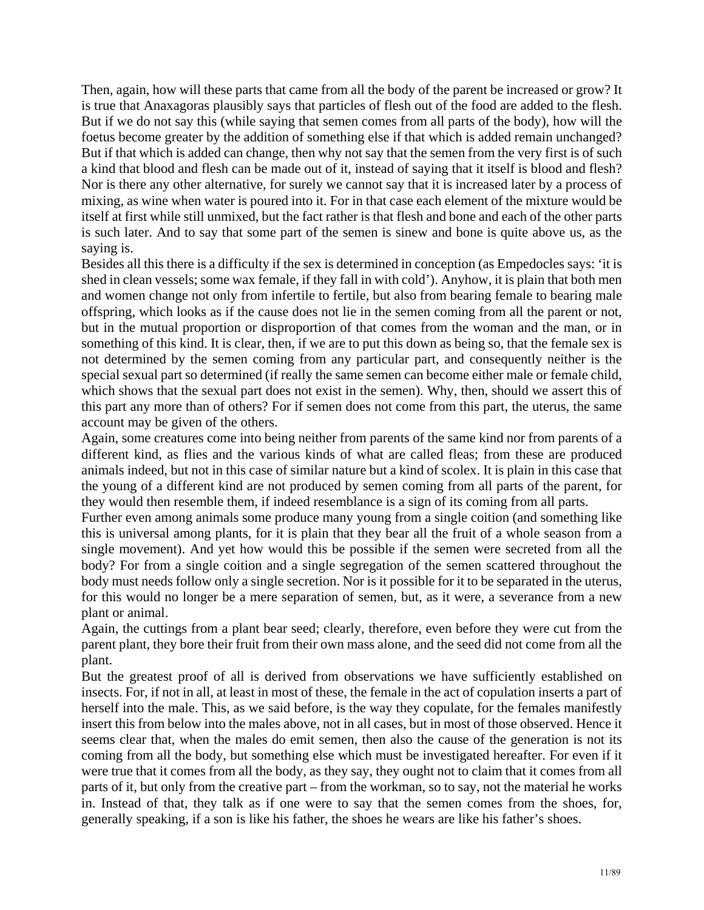Then, again, how will these parts that came from all the body of the parent be increased or grow? It is true that Anaxagoras plausibly says that particles of flesh out of the food are added to the flesh. But if we do not say this (while saying that semen comes from all parts of the body), how will the foetus become greater by the addition of something else if that which is added remain unchanged? But if that which is added can change, then why not say that the semen from the very first is of such a kind that blood and flesh can be made out of it, instead of saying that it itself is blood and flesh? Nor is there any other alternative, for surely we cannot say that it is increased later by a process of mixing, as wine when water is poured into it. For in that case each element of the mixture would be itself at first while still unmixed, but the fact rather is that flesh and bone and each of the other parts is such later. And to say that some part of the semen is sinew and bone is quite above us, as the saying is.

Besides all this there is a difficulty if the sex is determined in conception (as Empedocles says: 'it is shed in clean vessels; some wax female, if they fall in with cold'). Anyhow, it is plain that both men and women change not only from infertile to fertile, but also from bearing female to bearing male offspring, which looks as if the cause does not lie in the semen coming from all the parent or not, but in the mutual proportion or disproportion of that comes from the woman and the man, or in something of this kind. It is clear, then, if we are to put this down as being so, that the female sex is not determined by the semen coming from any particular part, and consequently neither is the special sexual part so determined (if really the same semen can become either male or female child, which shows that the sexual part does not exist in the semen). Why, then, should we assert this of this part any more than of others? For if semen does not come from this part, the uterus, the same account may be given of the others.

Again, some creatures come into being neither from parents of the same kind nor from parents of a different kind, as flies and the various kinds of what are called fleas; from these are produced animals indeed, but not in this case of similar nature but a kind of scolex. It is plain in this case that the young of a different kind are not produced by semen coming from all parts of the parent, for they would then resemble them, if indeed resemblance is a sign of its coming from all parts.

Further even among animals some produce many young from a single coition (and something like this is universal among plants, for it is plain that they bear all the fruit of a whole season from a single movement). And yet how would this be possible if the semen were secreted from all the body? For from a single coition and a single segregation of the semen scattered throughout the body must needs follow only a single secretion. Nor is it possible for it to be separated in the uterus, for this would no longer be a mere separation of semen, but, as it were, a severance from a new plant or animal.

Again, the cuttings from a plant bear seed; clearly, therefore, even before they were cut from the parent plant, they bore their fruit from their own mass alone, and the seed did not come from all the plant.

But the greatest proof of all is derived from observations we have sufficiently established on insects. For, if not in all, at least in most of these, the female in the act of copulation inserts a part of herself into the male. This, as we said before, is the way they copulate, for the females manifestly insert this from below into the males above, not in all cases, but in most of those observed. Hence it seems clear that, when the males do emit semen, then also the cause of the generation is not its coming from all the body, but something else which must be investigated hereafter. For even if it were true that it comes from all the body, as they say, they ought not to claim that it comes from all parts of it, but only from the creative part – from the workman, so to say, not the material he works in. Instead of that, they talk as if one were to say that the semen comes from the shoes, for, generally speaking, if a son is like his father, the shoes he wears are like his father's shoes.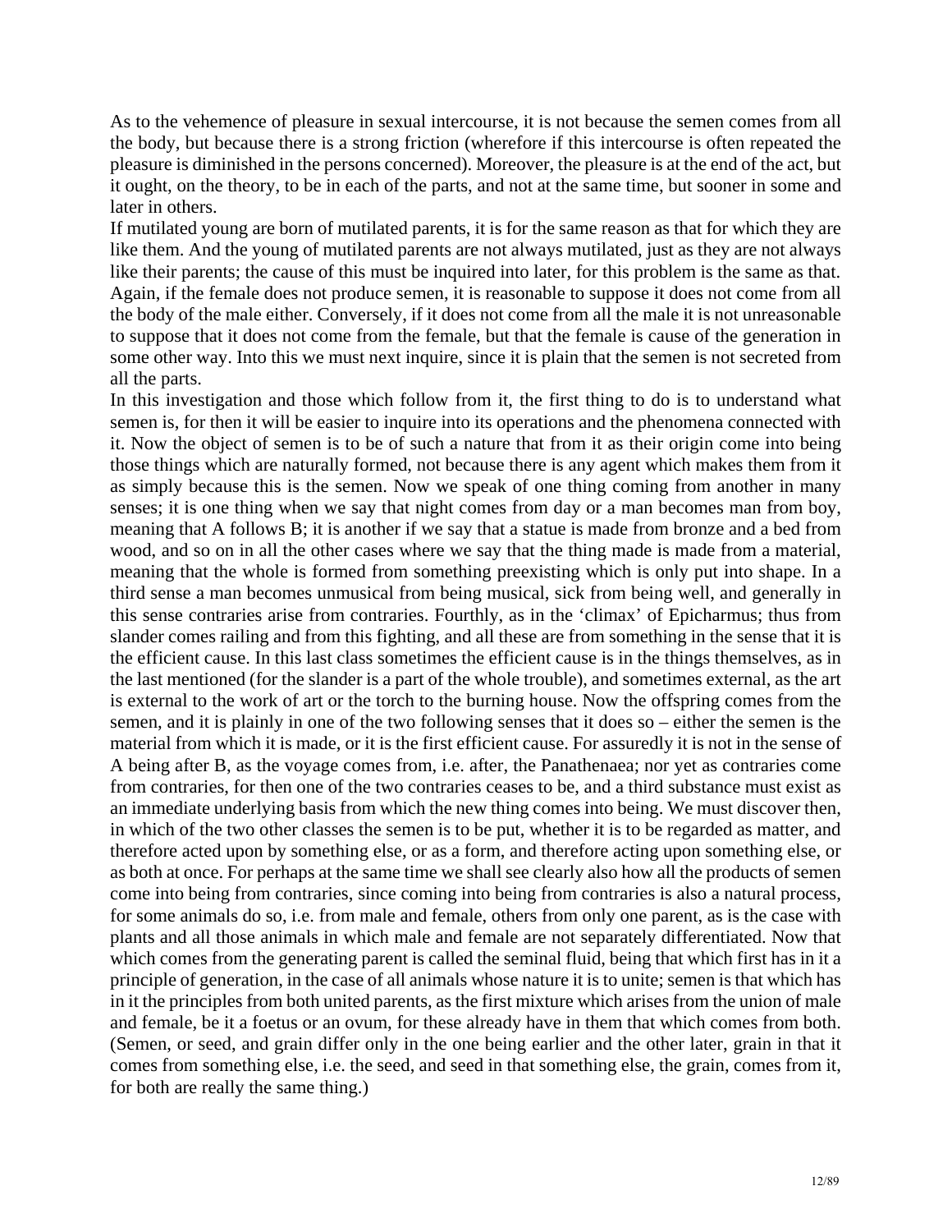As to the vehemence of pleasure in sexual intercourse, it is not because the semen comes from all the body, but because there is a strong friction (wherefore if this intercourse is often repeated the pleasure is diminished in the persons concerned). Moreover, the pleasure is at the end of the act, but it ought, on the theory, to be in each of the parts, and not at the same time, but sooner in some and later in others.

If mutilated young are born of mutilated parents, it is for the same reason as that for which they are like them. And the young of mutilated parents are not always mutilated, just as they are not always like their parents; the cause of this must be inquired into later, for this problem is the same as that. Again, if the female does not produce semen, it is reasonable to suppose it does not come from all the body of the male either. Conversely, if it does not come from all the male it is not unreasonable to suppose that it does not come from the female, but that the female is cause of the generation in some other way. Into this we must next inquire, since it is plain that the semen is not secreted from all the parts.

In this investigation and those which follow from it, the first thing to do is to understand what semen is, for then it will be easier to inquire into its operations and the phenomena connected with it. Now the object of semen is to be of such a nature that from it as their origin come into being those things which are naturally formed, not because there is any agent which makes them from it as simply because this is the semen. Now we speak of one thing coming from another in many senses; it is one thing when we say that night comes from day or a man becomes man from boy, meaning that A follows B; it is another if we say that a statue is made from bronze and a bed from wood, and so on in all the other cases where we say that the thing made is made from a material, meaning that the whole is formed from something preexisting which is only put into shape. In a third sense a man becomes unmusical from being musical, sick from being well, and generally in this sense contraries arise from contraries. Fourthly, as in the 'climax' of Epicharmus; thus from slander comes railing and from this fighting, and all these are from something in the sense that it is the efficient cause. In this last class sometimes the efficient cause is in the things themselves, as in the last mentioned (for the slander is a part of the whole trouble), and sometimes external, as the art is external to the work of art or the torch to the burning house. Now the offspring comes from the semen, and it is plainly in one of the two following senses that it does so – either the semen is the material from which it is made, or it is the first efficient cause. For assuredly it is not in the sense of A being after B, as the voyage comes from, i.e. after, the Panathenaea; nor yet as contraries come from contraries, for then one of the two contraries ceases to be, and a third substance must exist as an immediate underlying basis from which the new thing comes into being. We must discover then, in which of the two other classes the semen is to be put, whether it is to be regarded as matter, and therefore acted upon by something else, or as a form, and therefore acting upon something else, or as both at once. For perhaps at the same time we shall see clearly also how all the products of semen come into being from contraries, since coming into being from contraries is also a natural process, for some animals do so, i.e. from male and female, others from only one parent, as is the case with plants and all those animals in which male and female are not separately differentiated. Now that which comes from the generating parent is called the seminal fluid, being that which first has in it a principle of generation, in the case of all animals whose nature it is to unite; semen is that which has in it the principles from both united parents, as the first mixture which arises from the union of male and female, be it a foetus or an ovum, for these already have in them that which comes from both. (Semen, or seed, and grain differ only in the one being earlier and the other later, grain in that it comes from something else, i.e. the seed, and seed in that something else, the grain, comes from it, for both are really the same thing.)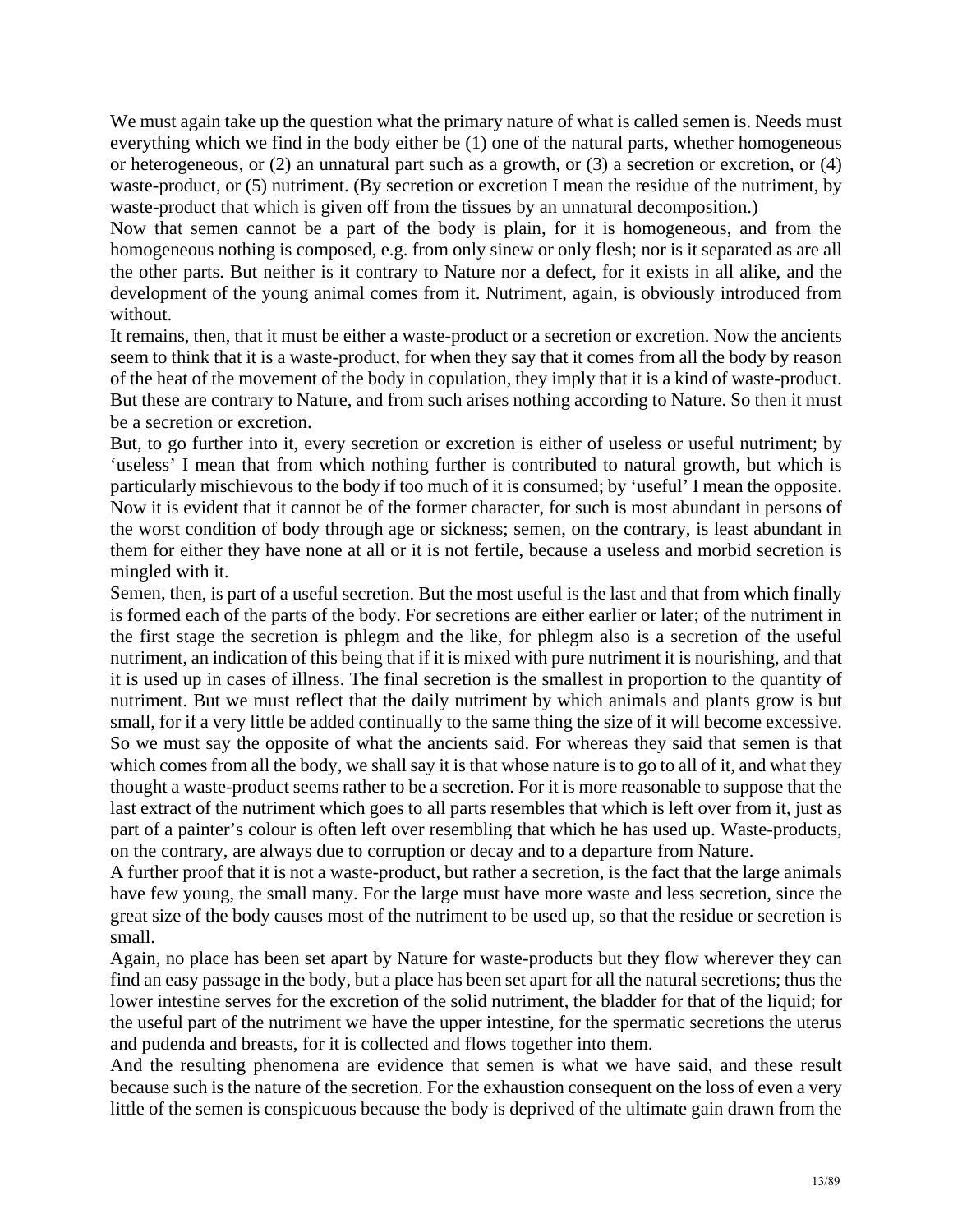We must again take up the question what the primary nature of what is called semen is. Needs must everything which we find in the body either be (1) one of the natural parts, whether homogeneous or heterogeneous, or (2) an unnatural part such as a growth, or (3) a secretion or excretion, or (4) waste-product, or (5) nutriment. (By secretion or excretion I mean the residue of the nutriment, by waste-product that which is given off from the tissues by an unnatural decomposition.)

Now that semen cannot be a part of the body is plain, for it is homogeneous, and from the homogeneous nothing is composed, e.g. from only sinew or only flesh; nor is it separated as are all the other parts. But neither is it contrary to Nature nor a defect, for it exists in all alike, and the development of the young animal comes from it. Nutriment, again, is obviously introduced from without.

It remains, then, that it must be either a waste-product or a secretion or excretion. Now the ancients seem to think that it is a waste-product, for when they say that it comes from all the body by reason of the heat of the movement of the body in copulation, they imply that it is a kind of waste-product. But these are contrary to Nature, and from such arises nothing according to Nature. So then it must be a secretion or excretion.

But, to go further into it, every secretion or excretion is either of useless or useful nutriment; by 'useless' I mean that from which nothing further is contributed to natural growth, but which is particularly mischievous to the body if too much of it is consumed; by 'useful' I mean the opposite. Now it is evident that it cannot be of the former character, for such is most abundant in persons of the worst condition of body through age or sickness; semen, on the contrary, is least abundant in them for either they have none at all or it is not fertile, because a useless and morbid secretion is mingled with it.

Semen, then, is part of a useful secretion. But the most useful is the last and that from which finally is formed each of the parts of the body. For secretions are either earlier or later; of the nutriment in the first stage the secretion is phlegm and the like, for phlegm also is a secretion of the useful nutriment, an indication of this being that if it is mixed with pure nutriment it is nourishing, and that it is used up in cases of illness. The final secretion is the smallest in proportion to the quantity of nutriment. But we must reflect that the daily nutriment by which animals and plants grow is but small, for if a very little be added continually to the same thing the size of it will become excessive. So we must say the opposite of what the ancients said. For whereas they said that semen is that which comes from all the body, we shall say it is that whose nature is to go to all of it, and what they thought a waste-product seems rather to be a secretion. For it is more reasonable to suppose that the last extract of the nutriment which goes to all parts resembles that which is left over from it, just as part of a painter's colour is often left over resembling that which he has used up. Waste-products, on the contrary, are always due to corruption or decay and to a departure from Nature.

A further proof that it is not a waste-product, but rather a secretion, is the fact that the large animals have few young, the small many. For the large must have more waste and less secretion, since the great size of the body causes most of the nutriment to be used up, so that the residue or secretion is small.

Again, no place has been set apart by Nature for waste-products but they flow wherever they can find an easy passage in the body, but a place has been set apart for all the natural secretions; thus the lower intestine serves for the excretion of the solid nutriment, the bladder for that of the liquid; for the useful part of the nutriment we have the upper intestine, for the spermatic secretions the uterus and pudenda and breasts, for it is collected and flows together into them.

And the resulting phenomena are evidence that semen is what we have said, and these result because such is the nature of the secretion. For the exhaustion consequent on the loss of even a very little of the semen is conspicuous because the body is deprived of the ultimate gain drawn from the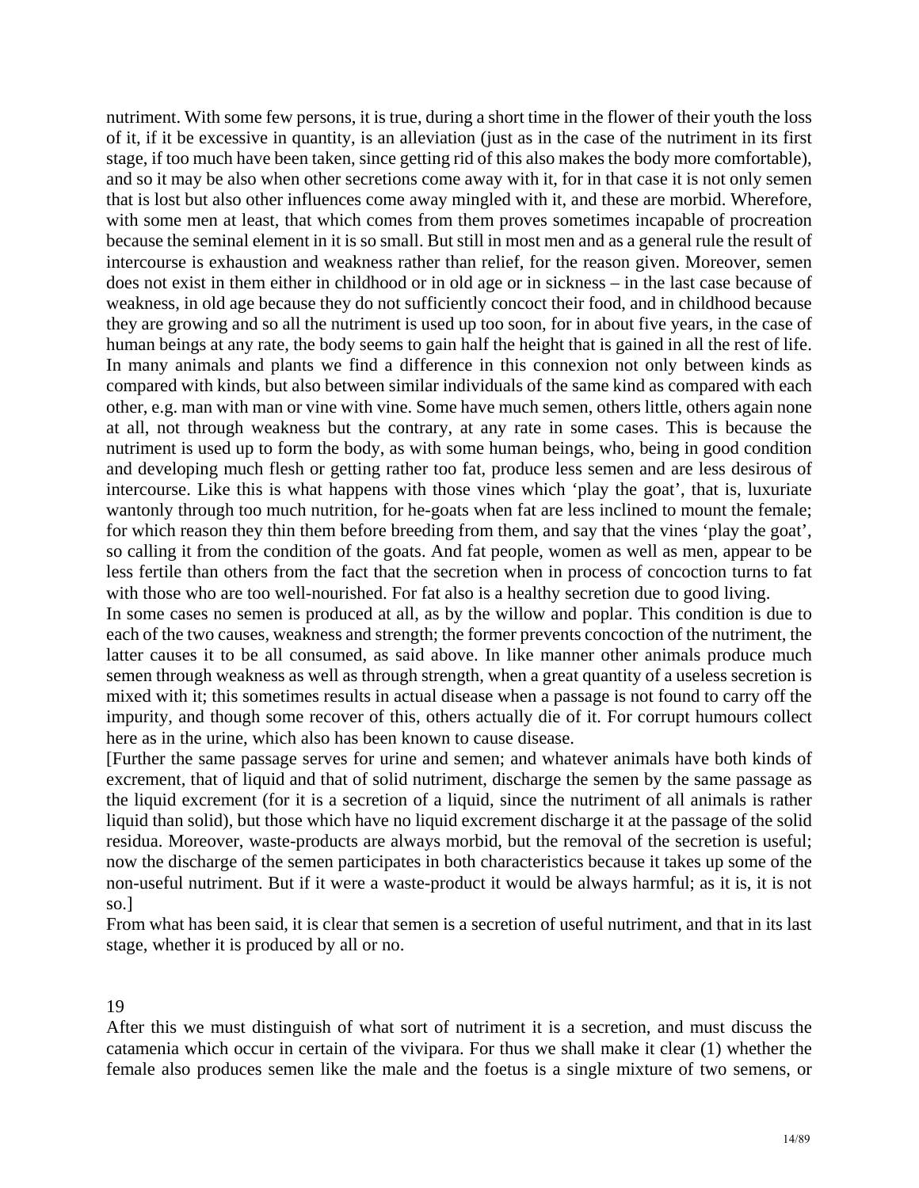nutriment. With some few persons, it is true, during a short time in the flower of their youth the loss of it, if it be excessive in quantity, is an alleviation (just as in the case of the nutriment in its first stage, if too much have been taken, since getting rid of this also makes the body more comfortable), and so it may be also when other secretions come away with it, for in that case it is not only semen that is lost but also other influences come away mingled with it, and these are morbid. Wherefore, with some men at least, that which comes from them proves sometimes incapable of procreation because the seminal element in it is so small. But still in most men and as a general rule the result of intercourse is exhaustion and weakness rather than relief, for the reason given. Moreover, semen does not exist in them either in childhood or in old age or in sickness – in the last case because of weakness, in old age because they do not sufficiently concoct their food, and in childhood because they are growing and so all the nutriment is used up too soon, for in about five years, in the case of human beings at any rate, the body seems to gain half the height that is gained in all the rest of life. In many animals and plants we find a difference in this connexion not only between kinds as compared with kinds, but also between similar individuals of the same kind as compared with each other, e.g. man with man or vine with vine. Some have much semen, others little, others again none at all, not through weakness but the contrary, at any rate in some cases. This is because the nutriment is used up to form the body, as with some human beings, who, being in good condition and developing much flesh or getting rather too fat, produce less semen and are less desirous of intercourse. Like this is what happens with those vines which 'play the goat', that is, luxuriate wantonly through too much nutrition, for he-goats when fat are less inclined to mount the female; for which reason they thin them before breeding from them, and say that the vines 'play the goat', so calling it from the condition of the goats. And fat people, women as well as men, appear to be less fertile than others from the fact that the secretion when in process of concoction turns to fat with those who are too well-nourished. For fat also is a healthy secretion due to good living.

In some cases no semen is produced at all, as by the willow and poplar. This condition is due to each of the two causes, weakness and strength; the former prevents concoction of the nutriment, the latter causes it to be all consumed, as said above. In like manner other animals produce much semen through weakness as well as through strength, when a great quantity of a useless secretion is mixed with it; this sometimes results in actual disease when a passage is not found to carry off the impurity, and though some recover of this, others actually die of it. For corrupt humours collect here as in the urine, which also has been known to cause disease.

[Further the same passage serves for urine and semen; and whatever animals have both kinds of excrement, that of liquid and that of solid nutriment, discharge the semen by the same passage as the liquid excrement (for it is a secretion of a liquid, since the nutriment of all animals is rather liquid than solid), but those which have no liquid excrement discharge it at the passage of the solid residua. Moreover, waste-products are always morbid, but the removal of the secretion is useful; now the discharge of the semen participates in both characteristics because it takes up some of the non-useful nutriment. But if it were a waste-product it would be always harmful; as it is, it is not so.]

From what has been said, it is clear that semen is a secretion of useful nutriment, and that in its last stage, whether it is produced by all or no.

## 19

After this we must distinguish of what sort of nutriment it is a secretion, and must discuss the catamenia which occur in certain of the vivipara. For thus we shall make it clear (1) whether the female also produces semen like the male and the foetus is a single mixture of two semens, or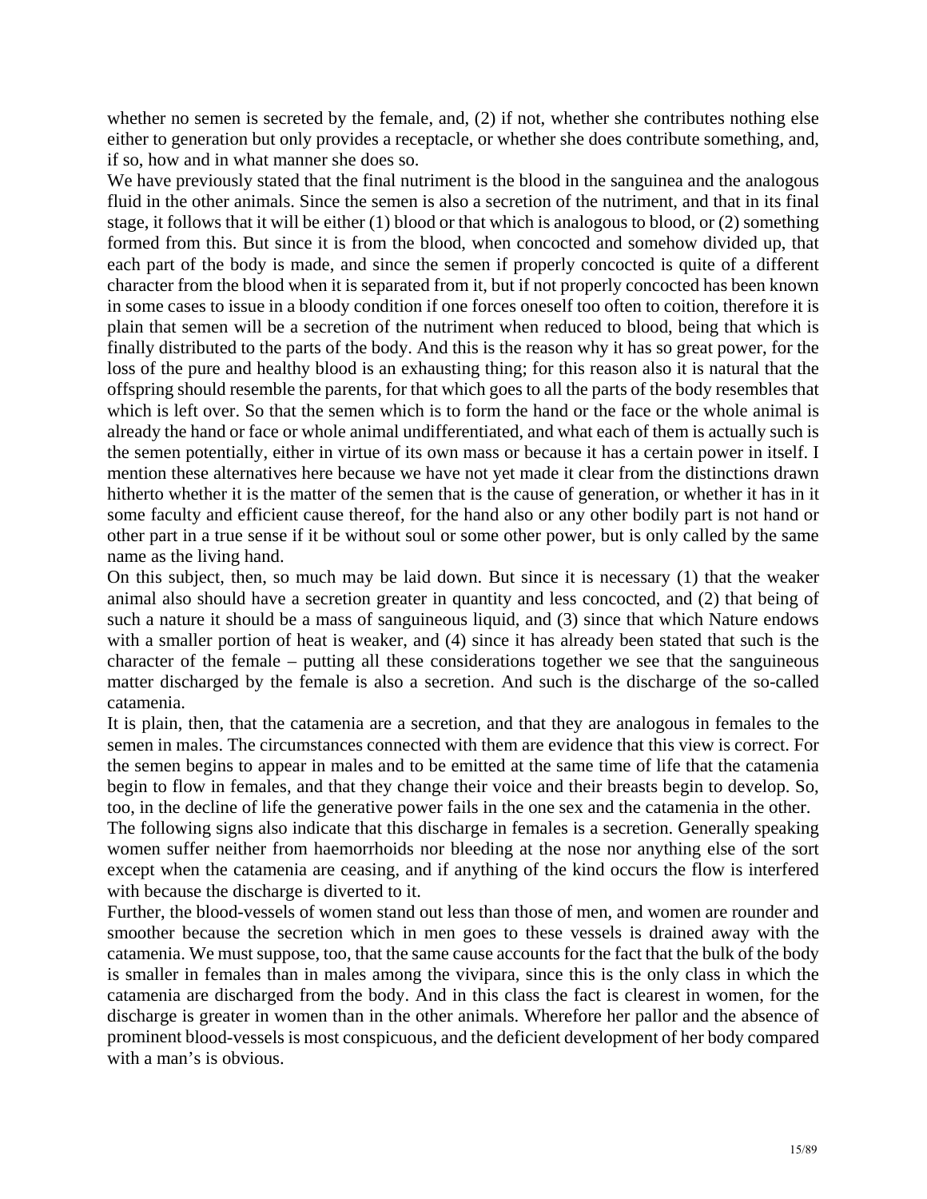whether no semen is secreted by the female, and, (2) if not, whether she contributes nothing else either to generation but only provides a receptacle, or whether she does contribute something, and, if so, how and in what manner she does so.

We have previously stated that the final nutriment is the blood in the sanguinea and the analogous fluid in the other animals. Since the semen is also a secretion of the nutriment, and that in its final stage, it follows that it will be either (1) blood or that which is analogous to blood, or (2) something formed from this. But since it is from the blood, when concocted and somehow divided up, that each part of the body is made, and since the semen if properly concocted is quite of a different character from the blood when it is separated from it, but if not properly concocted has been known in some cases to issue in a bloody condition if one forces oneself too often to coition, therefore it is plain that semen will be a secretion of the nutriment when reduced to blood, being that which is finally distributed to the parts of the body. And this is the reason why it has so great power, for the loss of the pure and healthy blood is an exhausting thing; for this reason also it is natural that the offspring should resemble the parents, for that which goes to all the parts of the body resembles that which is left over. So that the semen which is to form the hand or the face or the whole animal is already the hand or face or whole animal undifferentiated, and what each of them is actually such is the semen potentially, either in virtue of its own mass or because it has a certain power in itself. I mention these alternatives here because we have not yet made it clear from the distinctions drawn hitherto whether it is the matter of the semen that is the cause of generation, or whether it has in it some faculty and efficient cause thereof, for the hand also or any other bodily part is not hand or other part in a true sense if it be without soul or some other power, but is only called by the same name as the living hand.

On this subject, then, so much may be laid down. But since it is necessary (1) that the weaker animal also should have a secretion greater in quantity and less concocted, and (2) that being of such a nature it should be a mass of sanguineous liquid, and (3) since that which Nature endows with a smaller portion of heat is weaker, and (4) since it has already been stated that such is the character of the female – putting all these considerations together we see that the sanguineous matter discharged by the female is also a secretion. And such is the discharge of the so-called catamenia.

It is plain, then, that the catamenia are a secretion, and that they are analogous in females to the semen in males. The circumstances connected with them are evidence that this view is correct. For the semen begins to appear in males and to be emitted at the same time of life that the catamenia begin to flow in females, and that they change their voice and their breasts begin to develop. So, too, in the decline of life the generative power fails in the one sex and the catamenia in the other.

The following signs also indicate that this discharge in females is a secretion. Generally speaking women suffer neither from haemorrhoids nor bleeding at the nose nor anything else of the sort except when the catamenia are ceasing, and if anything of the kind occurs the flow is interfered with because the discharge is diverted to it.

Further, the blood-vessels of women stand out less than those of men, and women are rounder and smoother because the secretion which in men goes to these vessels is drained away with the catamenia. We must suppose, too, that the same cause accounts for the fact that the bulk of the body is smaller in females than in males among the vivipara, since this is the only class in which the catamenia are discharged from the body. And in this class the fact is clearest in women, for the discharge is greater in women than in the other animals. Wherefore her pallor and the absence of prominent blood-vessels is most conspicuous, and the deficient development of her body compared with a man's is obvious.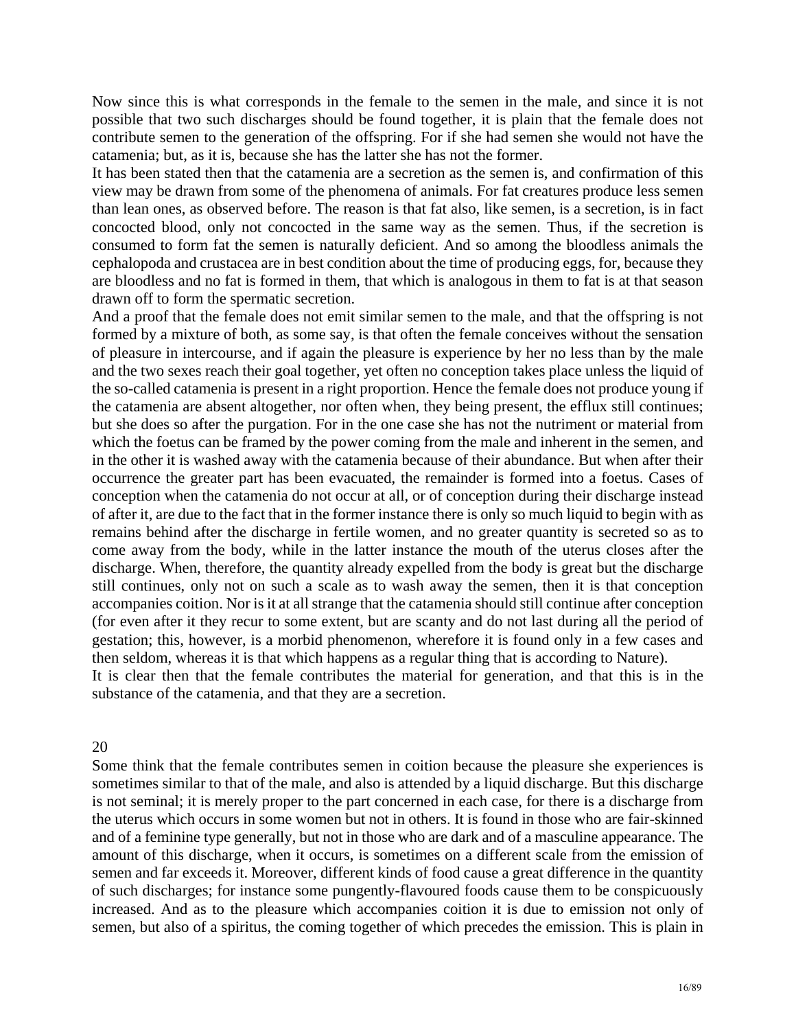Now since this is what corresponds in the female to the semen in the male, and since it is not possible that two such discharges should be found together, it is plain that the female does not contribute semen to the generation of the offspring. For if she had semen she would not have the catamenia; but, as it is, because she has the latter she has not the former.

It has been stated then that the catamenia are a secretion as the semen is, and confirmation of this view may be drawn from some of the phenomena of animals. For fat creatures produce less semen than lean ones, as observed before. The reason is that fat also, like semen, is a secretion, is in fact concocted blood, only not concocted in the same way as the semen. Thus, if the secretion is consumed to form fat the semen is naturally deficient. And so among the bloodless animals the cephalopoda and crustacea are in best condition about the time of producing eggs, for, because they are bloodless and no fat is formed in them, that which is analogous in them to fat is at that season drawn off to form the spermatic secretion.

And a proof that the female does not emit similar semen to the male, and that the offspring is not formed by a mixture of both, as some say, is that often the female conceives without the sensation of pleasure in intercourse, and if again the pleasure is experience by her no less than by the male and the two sexes reach their goal together, yet often no conception takes place unless the liquid of the so-called catamenia is present in a right proportion. Hence the female does not produce young if the catamenia are absent altogether, nor often when, they being present, the efflux still continues; but she does so after the purgation. For in the one case she has not the nutriment or material from which the foetus can be framed by the power coming from the male and inherent in the semen, and in the other it is washed away with the catamenia because of their abundance. But when after their occurrence the greater part has been evacuated, the remainder is formed into a foetus. Cases of conception when the catamenia do not occur at all, or of conception during their discharge instead of after it, are due to the fact that in the former instance there is only so much liquid to begin with as remains behind after the discharge in fertile women, and no greater quantity is secreted so as to come away from the body, while in the latter instance the mouth of the uterus closes after the discharge. When, therefore, the quantity already expelled from the body is great but the discharge still continues, only not on such a scale as to wash away the semen, then it is that conception accompanies coition. Nor is it at all strange that the catamenia should still continue after conception (for even after it they recur to some extent, but are scanty and do not last during all the period of gestation; this, however, is a morbid phenomenon, wherefore it is found only in a few cases and then seldom, whereas it is that which happens as a regular thing that is according to Nature).

It is clear then that the female contributes the material for generation, and that this is in the substance of the catamenia, and that they are a secretion.

## 20

Some think that the female contributes semen in coition because the pleasure she experiences is sometimes similar to that of the male, and also is attended by a liquid discharge. But this discharge is not seminal; it is merely proper to the part concerned in each case, for there is a discharge from the uterus which occurs in some women but not in others. It is found in those who are fair-skinned and of a feminine type generally, but not in those who are dark and of a masculine appearance. The amount of this discharge, when it occurs, is sometimes on a different scale from the emission of semen and far exceeds it. Moreover, different kinds of food cause a great difference in the quantity of such discharges; for instance some pungently-flavoured foods cause them to be conspicuously increased. And as to the pleasure which accompanies coition it is due to emission not only of semen, but also of a spiritus, the coming together of which precedes the emission. This is plain in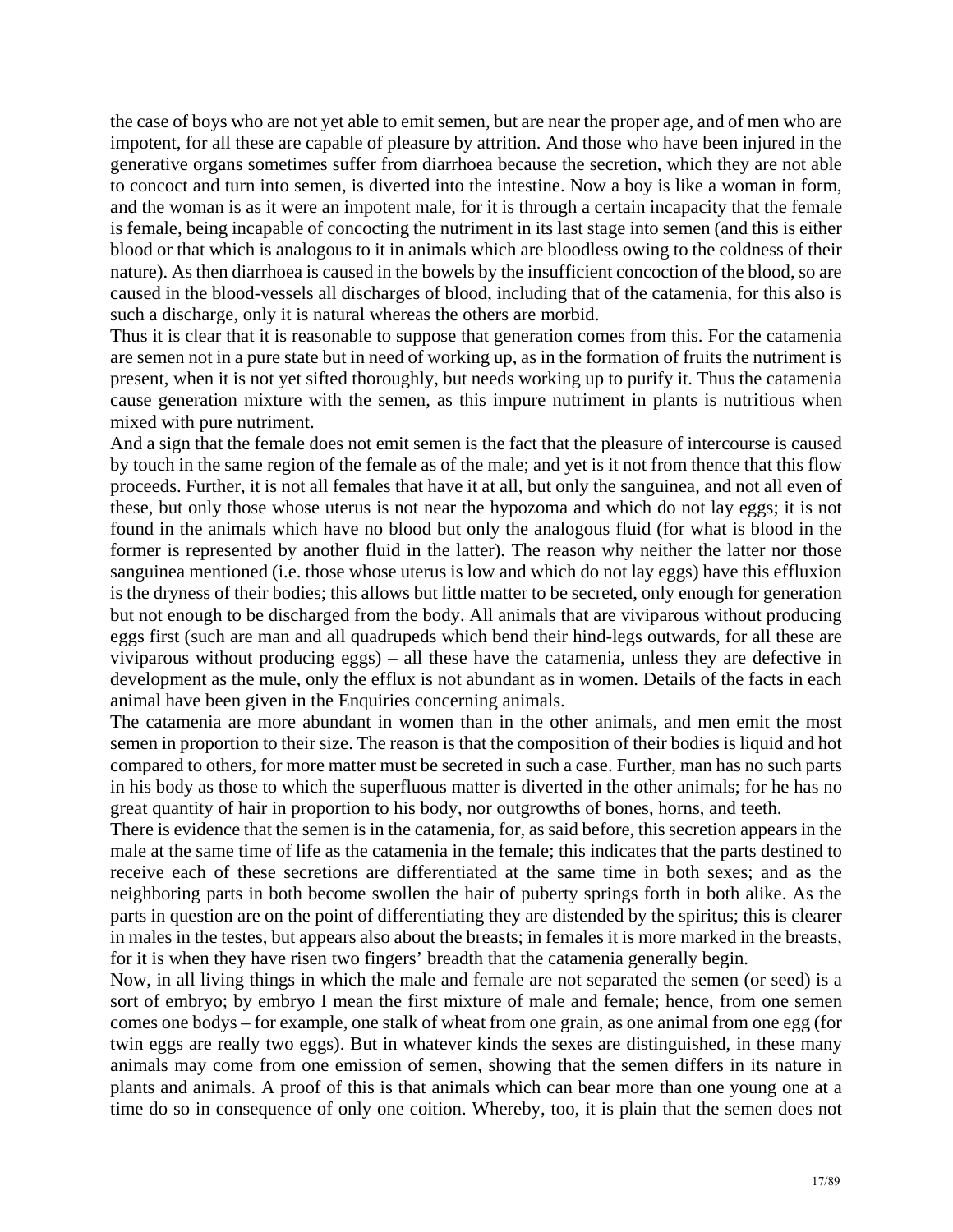the case of boys who are not yet able to emit semen, but are near the proper age, and of men who are impotent, for all these are capable of pleasure by attrition. And those who have been injured in the generative organs sometimes suffer from diarrhoea because the secretion, which they are not able to concoct and turn into semen, is diverted into the intestine. Now a boy is like a woman in form, and the woman is as it were an impotent male, for it is through a certain incapacity that the female is female, being incapable of concocting the nutriment in its last stage into semen (and this is either blood or that which is analogous to it in animals which are bloodless owing to the coldness of their nature). As then diarrhoea is caused in the bowels by the insufficient concoction of the blood, so are caused in the blood-vessels all discharges of blood, including that of the catamenia, for this also is such a discharge, only it is natural whereas the others are morbid.

Thus it is clear that it is reasonable to suppose that generation comes from this. For the catamenia are semen not in a pure state but in need of working up, as in the formation of fruits the nutriment is present, when it is not yet sifted thoroughly, but needs working up to purify it. Thus the catamenia cause generation mixture with the semen, as this impure nutriment in plants is nutritious when mixed with pure nutriment.

And a sign that the female does not emit semen is the fact that the pleasure of intercourse is caused by touch in the same region of the female as of the male; and yet is it not from thence that this flow proceeds. Further, it is not all females that have it at all, but only the sanguinea, and not all even of these, but only those whose uterus is not near the hypozoma and which do not lay eggs; it is not found in the animals which have no blood but only the analogous fluid (for what is blood in the former is represented by another fluid in the latter). The reason why neither the latter nor those sanguinea mentioned (i.e. those whose uterus is low and which do not lay eggs) have this effluxion is the dryness of their bodies; this allows but little matter to be secreted, only enough for generation but not enough to be discharged from the body. All animals that are viviparous without producing eggs first (such are man and all quadrupeds which bend their hind-legs outwards, for all these are viviparous without producing eggs) – all these have the catamenia, unless they are defective in development as the mule, only the efflux is not abundant as in women. Details of the facts in each animal have been given in the Enquiries concerning animals.

The catamenia are more abundant in women than in the other animals, and men emit the most semen in proportion to their size. The reason is that the composition of their bodies is liquid and hot compared to others, for more matter must be secreted in such a case. Further, man has no such parts in his body as those to which the superfluous matter is diverted in the other animals; for he has no great quantity of hair in proportion to his body, nor outgrowths of bones, horns, and teeth.

There is evidence that the semen is in the catamenia, for, as said before, this secretion appears in the male at the same time of life as the catamenia in the female; this indicates that the parts destined to receive each of these secretions are differentiated at the same time in both sexes; and as the neighboring parts in both become swollen the hair of puberty springs forth in both alike. As the parts in question are on the point of differentiating they are distended by the spiritus; this is clearer in males in the testes, but appears also about the breasts; in females it is more marked in the breasts, for it is when they have risen two fingers' breadth that the catamenia generally begin.

Now, in all living things in which the male and female are not separated the semen (or seed) is a sort of embryo; by embryo I mean the first mixture of male and female; hence, from one semen comes one bodys – for example, one stalk of wheat from one grain, as one animal from one egg (for twin eggs are really two eggs). But in whatever kinds the sexes are distinguished, in these many animals may come from one emission of semen, showing that the semen differs in its nature in plants and animals. A proof of this is that animals which can bear more than one young one at a time do so in consequence of only one coition. Whereby, too, it is plain that the semen does not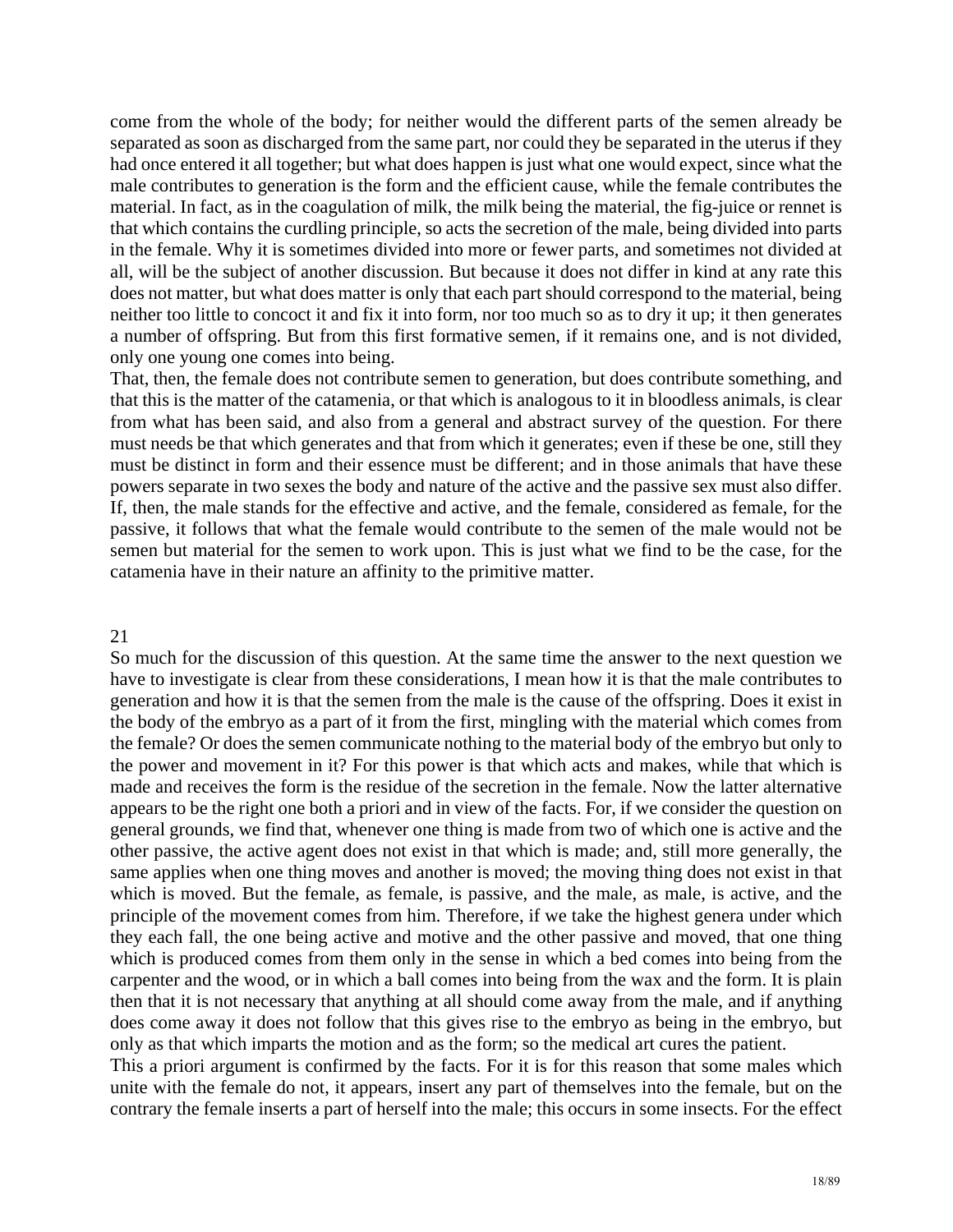come from the whole of the body; for neither would the different parts of the semen already be separated as soon as discharged from the same part, nor could they be separated in the uterus if they had once entered it all together; but what does happen is just what one would expect, since what the male contributes to generation is the form and the efficient cause, while the female contributes the material. In fact, as in the coagulation of milk, the milk being the material, the fig-juice or rennet is that which contains the curdling principle, so acts the secretion of the male, being divided into parts in the female. Why it is sometimes divided into more or fewer parts, and sometimes not divided at all, will be the subject of another discussion. But because it does not differ in kind at any rate this does not matter, but what does matter is only that each part should correspond to the material, being neither too little to concoct it and fix it into form, nor too much so as to dry it up; it then generates a number of offspring. But from this first formative semen, if it remains one, and is not divided, only one young one comes into being.

That, then, the female does not contribute semen to generation, but does contribute something, and that this is the matter of the catamenia, or that which is analogous to it in bloodless animals, is clear from what has been said, and also from a general and abstract survey of the question. For there must needs be that which generates and that from which it generates; even if these be one, still they must be distinct in form and their essence must be different; and in those animals that have these powers separate in two sexes the body and nature of the active and the passive sex must also differ. If, then, the male stands for the effective and active, and the female, considered as female, for the passive, it follows that what the female would contribute to the semen of the male would not be semen but material for the semen to work upon. This is just what we find to be the case, for the catamenia have in their nature an affinity to the primitive matter.

21

So much for the discussion of this question. At the same time the answer to the next question we have to investigate is clear from these considerations, I mean how it is that the male contributes to generation and how it is that the semen from the male is the cause of the offspring. Does it exist in the body of the embryo as a part of it from the first, mingling with the material which comes from the female? Or does the semen communicate nothing to the material body of the embryo but only to the power and movement in it? For this power is that which acts and makes, while that which is made and receives the form is the residue of the secretion in the female. Now the latter alternative appears to be the right one both a priori and in view of the facts. For, if we consider the question on general grounds, we find that, whenever one thing is made from two of which one is active and the other passive, the active agent does not exist in that which is made; and, still more generally, the same applies when one thing moves and another is moved; the moving thing does not exist in that which is moved. But the female, as female, is passive, and the male, as male, is active, and the principle of the movement comes from him. Therefore, if we take the highest genera under which they each fall, the one being active and motive and the other passive and moved, that one thing which is produced comes from them only in the sense in which a bed comes into being from the carpenter and the wood, or in which a ball comes into being from the wax and the form. It is plain then that it is not necessary that anything at all should come away from the male, and if anything does come away it does not follow that this gives rise to the embryo as being in the embryo, but only as that which imparts the motion and as the form; so the medical art cures the patient.

This a priori argument is confirmed by the facts. For it is for this reason that some males which unite with the female do not, it appears, insert any part of themselves into the female, but on the contrary the female inserts a part of herself into the male; this occurs in some insects. For the effect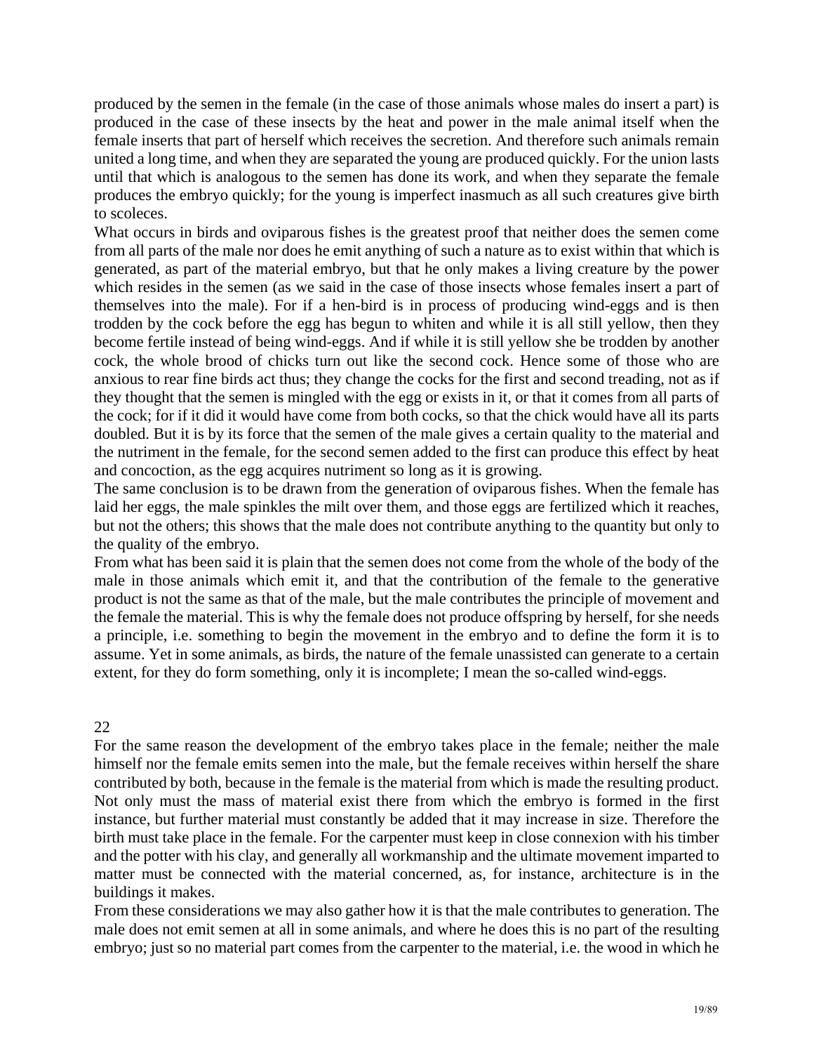produced by the semen in the female (in the case of those animals whose males do insert a part) is produced in the case of these insects by the heat and power in the male animal itself when the female inserts that part of herself which receives the secretion. And therefore such animals remain united a long time, and when they are separated the young are produced quickly. For the union lasts until that which is analogous to the semen has done its work, and when they separate the female produces the embryo quickly; for the young is imperfect inasmuch as all such creatures give birth to scoleces.

What occurs in birds and oviparous fishes is the greatest proof that neither does the semen come from all parts of the male nor does he emit anything of such a nature as to exist within that which is generated, as part of the material embryo, but that he only makes a living creature by the power which resides in the semen (as we said in the case of those insects whose females insert a part of themselves into the male). For if a hen-bird is in process of producing wind-eggs and is then trodden by the cock before the egg has begun to whiten and while it is all still yellow, then they become fertile instead of being wind-eggs. And if while it is still yellow she be trodden by another cock, the whole brood of chicks turn out like the second cock. Hence some of those who are anxious to rear fine birds act thus; they change the cocks for the first and second treading, not as if they thought that the semen is mingled with the egg or exists in it, or that it comes from all parts of the cock; for if it did it would have come from both cocks, so that the chick would have all its parts doubled. But it is by its force that the semen of the male gives a certain quality to the material and the nutriment in the female, for the second semen added to the first can produce this effect by heat and concoction, as the egg acquires nutriment so long as it is growing.

The same conclusion is to be drawn from the generation of oviparous fishes. When the female has laid her eggs, the male spinkles the milt over them, and those eggs are fertilized which it reaches, but not the others; this shows that the male does not contribute anything to the quantity but only to the quality of the embryo.

From what has been said it is plain that the semen does not come from the whole of the body of the male in those animals which emit it, and that the contribution of the female to the generative product is not the same as that of the male, but the male contributes the principle of movement and the female the material. This is why the female does not produce offspring by herself, for she needs a principle, i.e. something to begin the movement in the embryo and to define the form it is to assume. Yet in some animals, as birds, the nature of the female unassisted can generate to a certain extent, for they do form something, only it is incomplete; I mean the so-called wind-eggs.

## 22

For the same reason the development of the embryo takes place in the female; neither the male himself nor the female emits semen into the male, but the female receives within herself the share contributed by both, because in the female is the material from which is made the resulting product. Not only must the mass of material exist there from which the embryo is formed in the first instance, but further material must constantly be added that it may increase in size. Therefore the birth must take place in the female. For the carpenter must keep in close connexion with his timber and the potter with his clay, and generally all workmanship and the ultimate movement imparted to matter must be connected with the material concerned, as, for instance, architecture is in the buildings it makes.

From these considerations we may also gather how it is that the male contributes to generation. The male does not emit semen at all in some animals, and where he does this is no part of the resulting embryo; just so no material part comes from the carpenter to the material, i.e. the wood in which he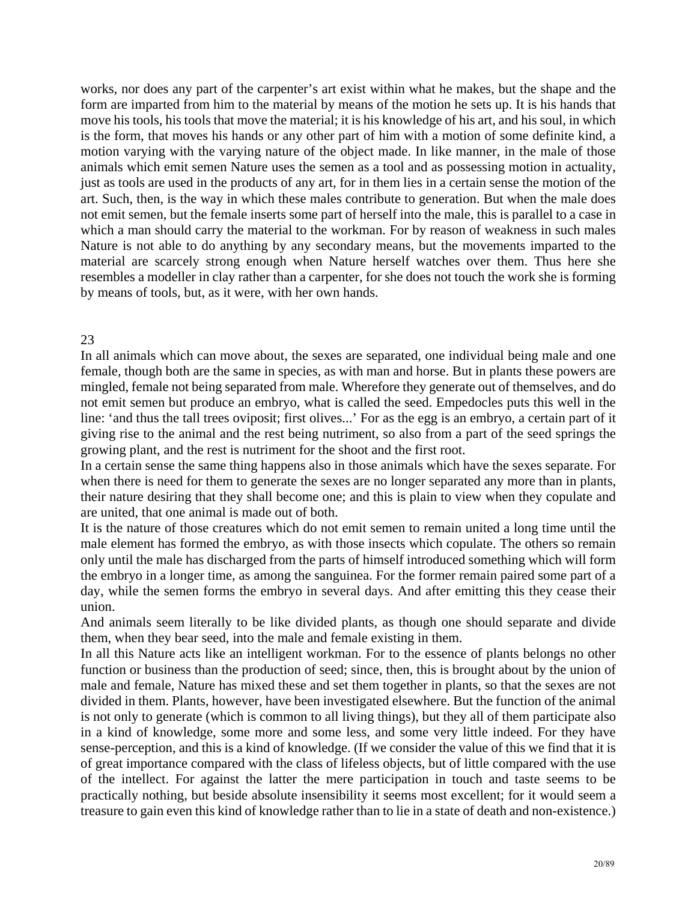works, nor does any part of the carpenter's art exist within what he makes, but the shape and the form are imparted from him to the material by means of the motion he sets up. It is his hands that move his tools, his tools that move the material; it is his knowledge of his art, and his soul, in which is the form, that moves his hands or any other part of him with a motion of some definite kind, a motion varying with the varying nature of the object made. In like manner, in the male of those animals which emit semen Nature uses the semen as a tool and as possessing motion in actuality, just as tools are used in the products of any art, for in them lies in a certain sense the motion of the art. Such, then, is the way in which these males contribute to generation. But when the male does not emit semen, but the female inserts some part of herself into the male, this is parallel to a case in which a man should carry the material to the workman. For by reason of weakness in such males Nature is not able to do anything by any secondary means, but the movements imparted to the material are scarcely strong enough when Nature herself watches over them. Thus here she resembles a modeller in clay rather than a carpenter, for she does not touch the work she is forming by means of tools, but, as it were, with her own hands.

23

In all animals which can move about, the sexes are separated, one individual being male and one female, though both are the same in species, as with man and horse. But in plants these powers are mingled, female not being separated from male. Wherefore they generate out of themselves, and do not emit semen but produce an embryo, what is called the seed. Empedocles puts this well in the line: 'and thus the tall trees oviposit; first olives...' For as the egg is an embryo, a certain part of it giving rise to the animal and the rest being nutriment, so also from a part of the seed springs the growing plant, and the rest is nutriment for the shoot and the first root.

In a certain sense the same thing happens also in those animals which have the sexes separate. For when there is need for them to generate the sexes are no longer separated any more than in plants, their nature desiring that they shall become one; and this is plain to view when they copulate and are united, that one animal is made out of both.

It is the nature of those creatures which do not emit semen to remain united a long time until the male element has formed the embryo, as with those insects which copulate. The others so remain only until the male has discharged from the parts of himself introduced something which will form the embryo in a longer time, as among the sanguinea. For the former remain paired some part of a day, while the semen forms the embryo in several days. And after emitting this they cease their union.

And animals seem literally to be like divided plants, as though one should separate and divide them, when they bear seed, into the male and female existing in them.

In all this Nature acts like an intelligent workman. For to the essence of plants belongs no other function or business than the production of seed; since, then, this is brought about by the union of male and female, Nature has mixed these and set them together in plants, so that the sexes are not divided in them. Plants, however, have been investigated elsewhere. But the function of the animal is not only to generate (which is common to all living things), but they all of them participate also in a kind of knowledge, some more and some less, and some very little indeed. For they have sense-perception, and this is a kind of knowledge. (If we consider the value of this we find that it is of great importance compared with the class of lifeless objects, but of little compared with the use of the intellect. For against the latter the mere participation in touch and taste seems to be practically nothing, but beside absolute insensibility it seems most excellent; for it would seem a treasure to gain even this kind of knowledge rather than to lie in a state of death and non-existence.)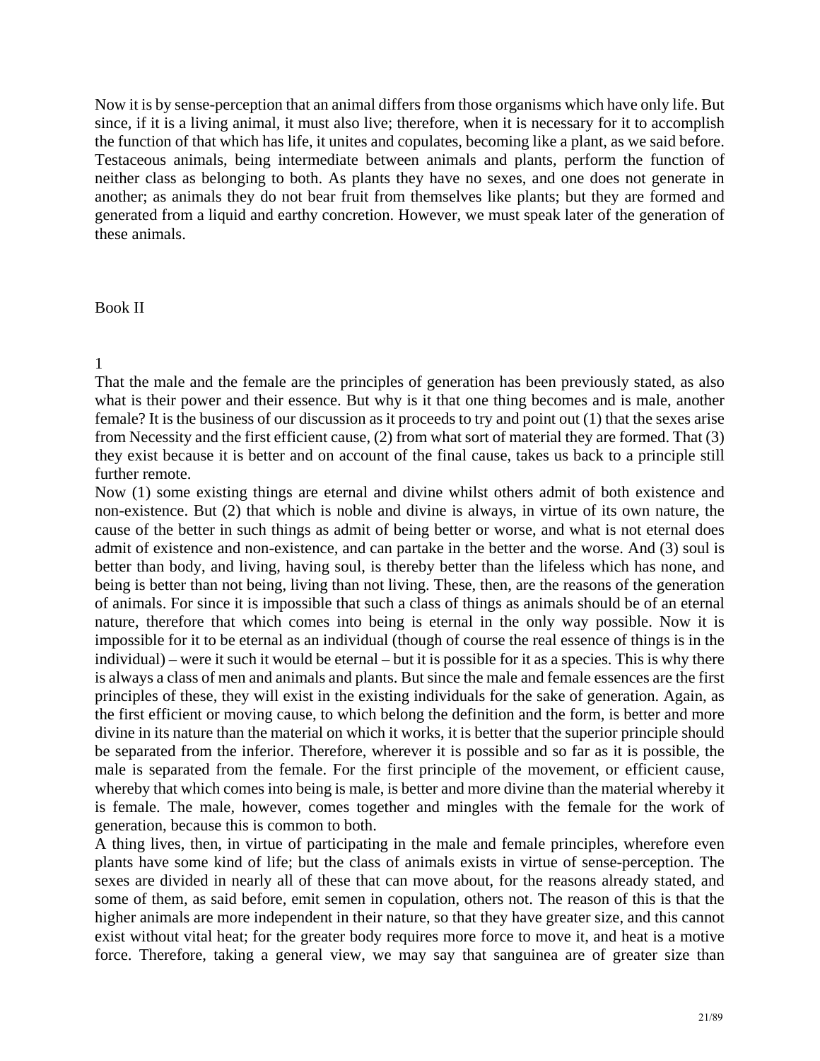Now it is by sense-perception that an animal differs from those organisms which have only life. But since, if it is a living animal, it must also live; therefore, when it is necessary for it to accomplish the function of that which has life, it unites and copulates, becoming like a plant, as we said before. Testaceous animals, being intermediate between animals and plants, perform the function of neither class as belonging to both. As plants they have no sexes, and one does not generate in another; as animals they do not bear fruit from themselves like plants; but they are formed and generated from a liquid and earthy concretion. However, we must speak later of the generation of these animals.

## Book II

### 1

That the male and the female are the principles of generation has been previously stated, as also what is their power and their essence. But why is it that one thing becomes and is male, another female? It is the business of our discussion as it proceeds to try and point out (1) that the sexes arise from Necessity and the first efficient cause, (2) from what sort of material they are formed. That (3) they exist because it is better and on account of the final cause, takes us back to a principle still further remote.

Now (1) some existing things are eternal and divine whilst others admit of both existence and non-existence. But (2) that which is noble and divine is always, in virtue of its own nature, the cause of the better in such things as admit of being better or worse, and what is not eternal does admit of existence and non-existence, and can partake in the better and the worse. And (3) soul is better than body, and living, having soul, is thereby better than the lifeless which has none, and being is better than not being, living than not living. These, then, are the reasons of the generation of animals. For since it is impossible that such a class of things as animals should be of an eternal nature, therefore that which comes into being is eternal in the only way possible. Now it is impossible for it to be eternal as an individual (though of course the real essence of things is in the individual) – were it such it would be eternal – but it is possible for it as a species. This is why there is always a class of men and animals and plants. But since the male and female essences are the first principles of these, they will exist in the existing individuals for the sake of generation. Again, as the first efficient or moving cause, to which belong the definition and the form, is better and more divine in its nature than the material on which it works, it is better that the superior principle should be separated from the inferior. Therefore, wherever it is possible and so far as it is possible, the male is separated from the female. For the first principle of the movement, or efficient cause, whereby that which comes into being is male, is better and more divine than the material whereby it is female. The male, however, comes together and mingles with the female for the work of generation, because this is common to both.

A thing lives, then, in virtue of participating in the male and female principles, wherefore even plants have some kind of life; but the class of animals exists in virtue of sense-perception. The sexes are divided in nearly all of these that can move about, for the reasons already stated, and some of them, as said before, emit semen in copulation, others not. The reason of this is that the higher animals are more independent in their nature, so that they have greater size, and this cannot exist without vital heat; for the greater body requires more force to move it, and heat is a motive force. Therefore, taking a general view, we may say that sanguinea are of greater size than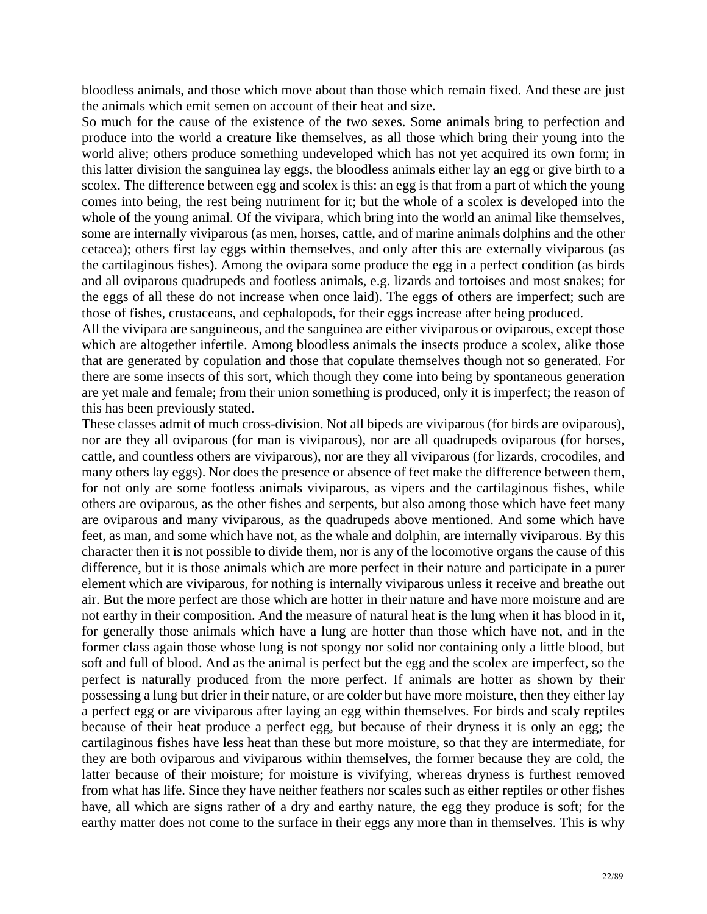bloodless animals, and those which move about than those which remain fixed. And these are just the animals which emit semen on account of their heat and size.

So much for the cause of the existence of the two sexes. Some animals bring to perfection and produce into the world a creature like themselves, as all those which bring their young into the world alive; others produce something undeveloped which has not yet acquired its own form; in this latter division the sanguinea lay eggs, the bloodless animals either lay an egg or give birth to a scolex. The difference between egg and scolex is this: an egg is that from a part of which the young comes into being, the rest being nutriment for it; but the whole of a scolex is developed into the whole of the young animal. Of the vivipara, which bring into the world an animal like themselves, some are internally viviparous (as men, horses, cattle, and of marine animals dolphins and the other cetacea); others first lay eggs within themselves, and only after this are externally viviparous (as the cartilaginous fishes). Among the ovipara some produce the egg in a perfect condition (as birds and all oviparous quadrupeds and footless animals, e.g. lizards and tortoises and most snakes; for the eggs of all these do not increase when once laid). The eggs of others are imperfect; such are those of fishes, crustaceans, and cephalopods, for their eggs increase after being produced.

All the vivipara are sanguineous, and the sanguinea are either viviparous or oviparous, except those which are altogether infertile. Among bloodless animals the insects produce a scolex, alike those that are generated by copulation and those that copulate themselves though not so generated. For there are some insects of this sort, which though they come into being by spontaneous generation are yet male and female; from their union something is produced, only it is imperfect; the reason of this has been previously stated.

These classes admit of much cross-division. Not all bipeds are viviparous (for birds are oviparous), nor are they all oviparous (for man is viviparous), nor are all quadrupeds oviparous (for horses, cattle, and countless others are viviparous), nor are they all viviparous (for lizards, crocodiles, and many others lay eggs). Nor does the presence or absence of feet make the difference between them, for not only are some footless animals viviparous, as vipers and the cartilaginous fishes, while others are oviparous, as the other fishes and serpents, but also among those which have feet many are oviparous and many viviparous, as the quadrupeds above mentioned. And some which have feet, as man, and some which have not, as the whale and dolphin, are internally viviparous. By this character then it is not possible to divide them, nor is any of the locomotive organs the cause of this difference, but it is those animals which are more perfect in their nature and participate in a purer element which are viviparous, for nothing is internally viviparous unless it receive and breathe out air. But the more perfect are those which are hotter in their nature and have more moisture and are not earthy in their composition. And the measure of natural heat is the lung when it has blood in it, for generally those animals which have a lung are hotter than those which have not, and in the former class again those whose lung is not spongy nor solid nor containing only a little blood, but soft and full of blood. And as the animal is perfect but the egg and the scolex are imperfect, so the perfect is naturally produced from the more perfect. If animals are hotter as shown by their possessing a lung but drier in their nature, or are colder but have more moisture, then they either lay a perfect egg or are viviparous after laying an egg within themselves. For birds and scaly reptiles because of their heat produce a perfect egg, but because of their dryness it is only an egg; the cartilaginous fishes have less heat than these but more moisture, so that they are intermediate, for they are both oviparous and viviparous within themselves, the former because they are cold, the latter because of their moisture; for moisture is vivifying, whereas dryness is furthest removed from what has life. Since they have neither feathers nor scales such as either reptiles or other fishes have, all which are signs rather of a dry and earthy nature, the egg they produce is soft; for the earthy matter does not come to the surface in their eggs any more than in themselves. This is why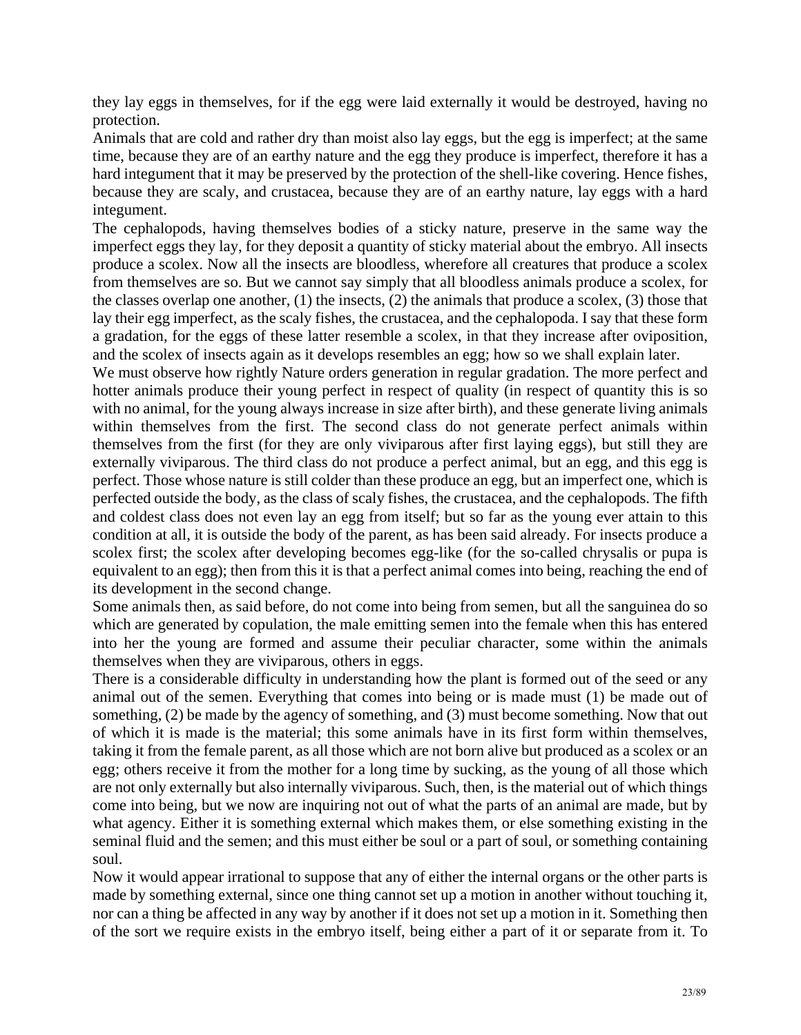they lay eggs in themselves, for if the egg were laid externally it would be destroyed, having no protection.

Animals that are cold and rather dry than moist also lay eggs, but the egg is imperfect; at the same time, because they are of an earthy nature and the egg they produce is imperfect, therefore it has a hard integument that it may be preserved by the protection of the shell-like covering. Hence fishes, because they are scaly, and crustacea, because they are of an earthy nature, lay eggs with a hard integument.

The cephalopods, having themselves bodies of a sticky nature, preserve in the same way the imperfect eggs they lay, for they deposit a quantity of sticky material about the embryo. All insects produce a scolex. Now all the insects are bloodless, wherefore all creatures that produce a scolex from themselves are so. But we cannot say simply that all bloodless animals produce a scolex, for the classes overlap one another, (1) the insects, (2) the animals that produce a scolex, (3) those that lay their egg imperfect, as the scaly fishes, the crustacea, and the cephalopoda. I say that these form a gradation, for the eggs of these latter resemble a scolex, in that they increase after oviposition, and the scolex of insects again as it develops resembles an egg; how so we shall explain later.

We must observe how rightly Nature orders generation in regular gradation. The more perfect and hotter animals produce their young perfect in respect of quality (in respect of quantity this is so with no animal, for the young always increase in size after birth), and these generate living animals within themselves from the first. The second class do not generate perfect animals within themselves from the first (for they are only viviparous after first laying eggs), but still they are externally viviparous. The third class do not produce a perfect animal, but an egg, and this egg is perfect. Those whose nature is still colder than these produce an egg, but an imperfect one, which is perfected outside the body, as the class of scaly fishes, the crustacea, and the cephalopods. The fifth and coldest class does not even lay an egg from itself; but so far as the young ever attain to this condition at all, it is outside the body of the parent, as has been said already. For insects produce a scolex first; the scolex after developing becomes egg-like (for the so-called chrysalis or pupa is equivalent to an egg); then from this it is that a perfect animal comes into being, reaching the end of its development in the second change.

Some animals then, as said before, do not come into being from semen, but all the sanguinea do so which are generated by copulation, the male emitting semen into the female when this has entered into her the young are formed and assume their peculiar character, some within the animals themselves when they are viviparous, others in eggs.

There is a considerable difficulty in understanding how the plant is formed out of the seed or any animal out of the semen. Everything that comes into being or is made must (1) be made out of something, (2) be made by the agency of something, and (3) must become something. Now that out of which it is made is the material; this some animals have in its first form within themselves, taking it from the female parent, as all those which are not born alive but produced as a scolex or an egg; others receive it from the mother for a long time by sucking, as the young of all those which are not only externally but also internally viviparous. Such, then, is the material out of which things come into being, but we now are inquiring not out of what the parts of an animal are made, but by what agency. Either it is something external which makes them, or else something existing in the seminal fluid and the semen; and this must either be soul or a part of soul, or something containing soul.

Now it would appear irrational to suppose that any of either the internal organs or the other parts is made by something external, since one thing cannot set up a motion in another without touching it, nor can a thing be affected in any way by another if it does not set up a motion in it. Something then of the sort we require exists in the embryo itself, being either a part of it or separate from it. To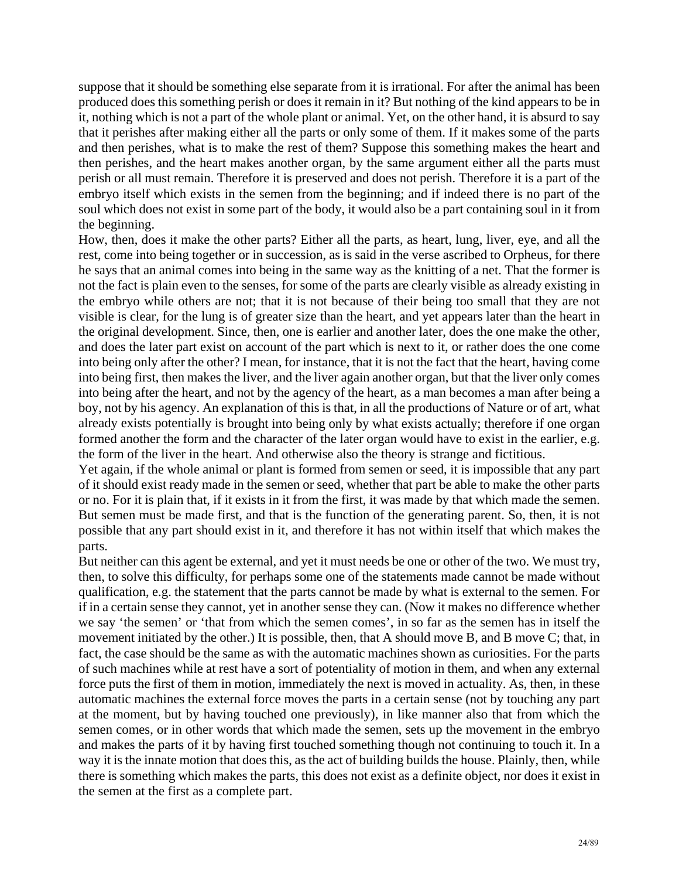suppose that it should be something else separate from it is irrational. For after the animal has been produced does this something perish or does it remain in it? But nothing of the kind appears to be in it, nothing which is not a part of the whole plant or animal. Yet, on the other hand, it is absurd to say that it perishes after making either all the parts or only some of them. If it makes some of the parts and then perishes, what is to make the rest of them? Suppose this something makes the heart and then perishes, and the heart makes another organ, by the same argument either all the parts must perish or all must remain. Therefore it is preserved and does not perish. Therefore it is a part of the embryo itself which exists in the semen from the beginning; and if indeed there is no part of the soul which does not exist in some part of the body, it would also be a part containing soul in it from the beginning.

How, then, does it make the other parts? Either all the parts, as heart, lung, liver, eye, and all the rest, come into being together or in succession, as is said in the verse ascribed to Orpheus, for there he says that an animal comes into being in the same way as the knitting of a net. That the former is not the fact is plain even to the senses, for some of the parts are clearly visible as already existing in the embryo while others are not; that it is not because of their being too small that they are not visible is clear, for the lung is of greater size than the heart, and yet appears later than the heart in the original development. Since, then, one is earlier and another later, does the one make the other, and does the later part exist on account of the part which is next to it, or rather does the one come into being only after the other? I mean, for instance, that it is not the fact that the heart, having come into being first, then makes the liver, and the liver again another organ, but that the liver only comes into being after the heart, and not by the agency of the heart, as a man becomes a man after being a boy, not by his agency. An explanation of this is that, in all the productions of Nature or of art, what already exists potentially is brought into being only by what exists actually; therefore if one organ formed another the form and the character of the later organ would have to exist in the earlier, e.g. the form of the liver in the heart. And otherwise also the theory is strange and fictitious.

Yet again, if the whole animal or plant is formed from semen or seed, it is impossible that any part of it should exist ready made in the semen or seed, whether that part be able to make the other parts or no. For it is plain that, if it exists in it from the first, it was made by that which made the semen. But semen must be made first, and that is the function of the generating parent. So, then, it is not possible that any part should exist in it, and therefore it has not within itself that which makes the parts.

But neither can this agent be external, and yet it must needs be one or other of the two. We must try, then, to solve this difficulty, for perhaps some one of the statements made cannot be made without qualification, e.g. the statement that the parts cannot be made by what is external to the semen. For if in a certain sense they cannot, yet in another sense they can. (Now it makes no difference whether we say 'the semen' or 'that from which the semen comes', in so far as the semen has in itself the movement initiated by the other.) It is possible, then, that A should move B, and B move C; that, in fact, the case should be the same as with the automatic machines shown as curiosities. For the parts of such machines while at rest have a sort of potentiality of motion in them, and when any external force puts the first of them in motion, immediately the next is moved in actuality. As, then, in these automatic machines the external force moves the parts in a certain sense (not by touching any part at the moment, but by having touched one previously), in like manner also that from which the semen comes, or in other words that which made the semen, sets up the movement in the embryo and makes the parts of it by having first touched something though not continuing to touch it. In a way it is the innate motion that does this, as the act of building builds the house. Plainly, then, while there is something which makes the parts, this does not exist as a definite object, nor does it exist in the semen at the first as a complete part.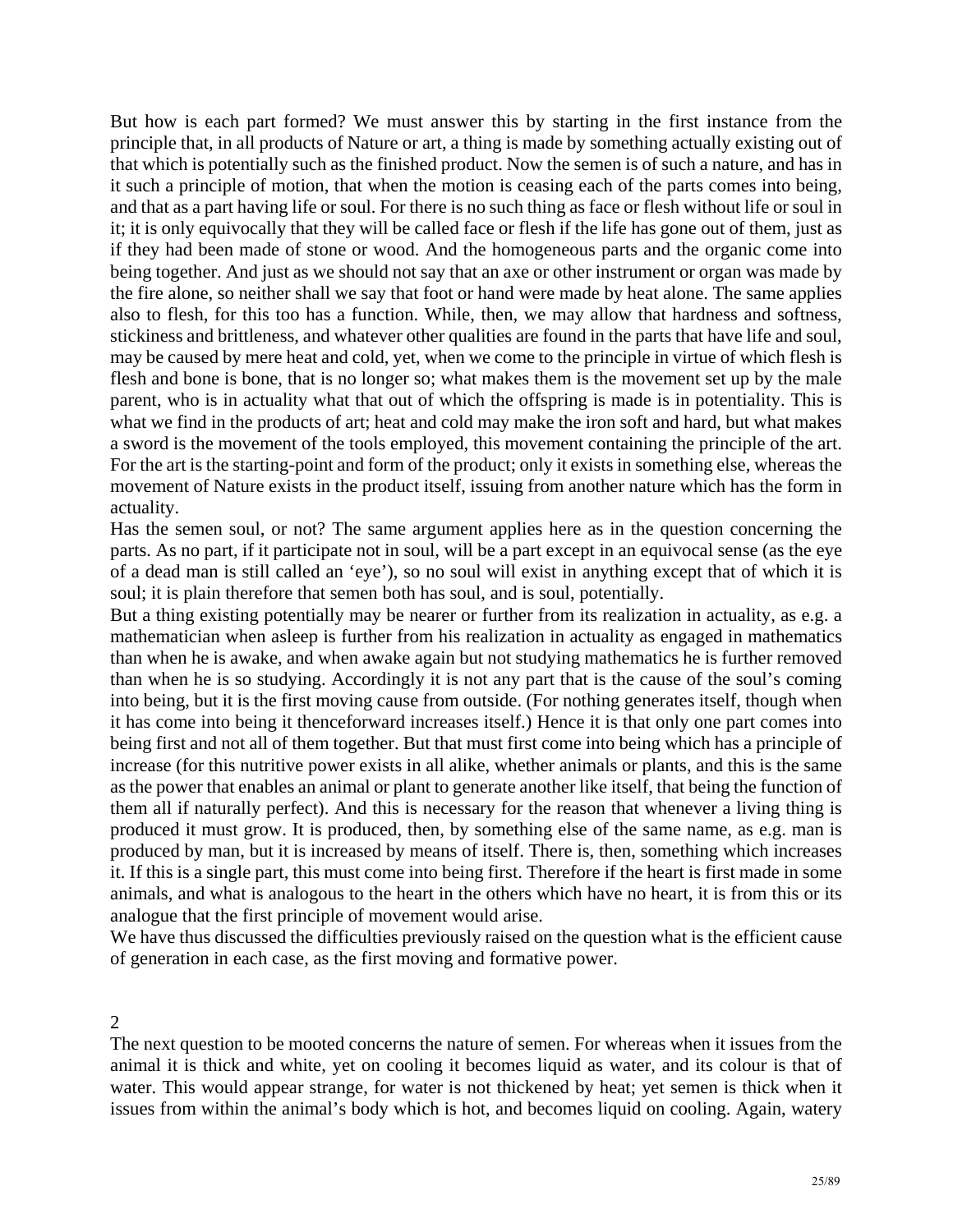But how is each part formed? We must answer this by starting in the first instance from the principle that, in all products of Nature or art, a thing is made by something actually existing out of that which is potentially such as the finished product. Now the semen is of such a nature, and has in it such a principle of motion, that when the motion is ceasing each of the parts comes into being, and that as a part having life or soul. For there is no such thing as face or flesh without life or soul in it; it is only equivocally that they will be called face or flesh if the life has gone out of them, just as if they had been made of stone or wood. And the homogeneous parts and the organic come into being together. And just as we should not say that an axe or other instrument or organ was made by the fire alone, so neither shall we say that foot or hand were made by heat alone. The same applies also to flesh, for this too has a function. While, then, we may allow that hardness and softness, stickiness and brittleness, and whatever other qualities are found in the parts that have life and soul, may be caused by mere heat and cold, yet, when we come to the principle in virtue of which flesh is flesh and bone is bone, that is no longer so; what makes them is the movement set up by the male parent, who is in actuality what that out of which the offspring is made is in potentiality. This is what we find in the products of art; heat and cold may make the iron soft and hard, but what makes a sword is the movement of the tools employed, this movement containing the principle of the art. For the art is the starting-point and form of the product; only it exists in something else, whereas the movement of Nature exists in the product itself, issuing from another nature which has the form in actuality.

Has the semen soul, or not? The same argument applies here as in the question concerning the parts. As no part, if it participate not in soul, will be a part except in an equivocal sense (as the eye of a dead man is still called an 'eye'), so no soul will exist in anything except that of which it is soul; it is plain therefore that semen both has soul, and is soul, potentially.

But a thing existing potentially may be nearer or further from its realization in actuality, as e.g. a mathematician when asleep is further from his realization in actuality as engaged in mathematics than when he is awake, and when awake again but not studying mathematics he is further removed than when he is so studying. Accordingly it is not any part that is the cause of the soul's coming into being, but it is the first moving cause from outside. (For nothing generates itself, though when it has come into being it thenceforward increases itself.) Hence it is that only one part comes into being first and not all of them together. But that must first come into being which has a principle of increase (for this nutritive power exists in all alike, whether animals or plants, and this is the same as the power that enables an animal or plant to generate another like itself, that being the function of them all if naturally perfect). And this is necessary for the reason that whenever a living thing is produced it must grow. It is produced, then, by something else of the same name, as e.g. man is produced by man, but it is increased by means of itself. There is, then, something which increases it. If this is a single part, this must come into being first. Therefore if the heart is first made in some animals, and what is analogous to the heart in the others which have no heart, it is from this or its analogue that the first principle of movement would arise.

We have thus discussed the difficulties previously raised on the question what is the efficient cause of generation in each case, as the first moving and formative power.

## 2

The next question to be mooted concerns the nature of semen. For whereas when it issues from the animal it is thick and white, yet on cooling it becomes liquid as water, and its colour is that of water. This would appear strange, for water is not thickened by heat; yet semen is thick when it issues from within the animal's body which is hot, and becomes liquid on cooling. Again, watery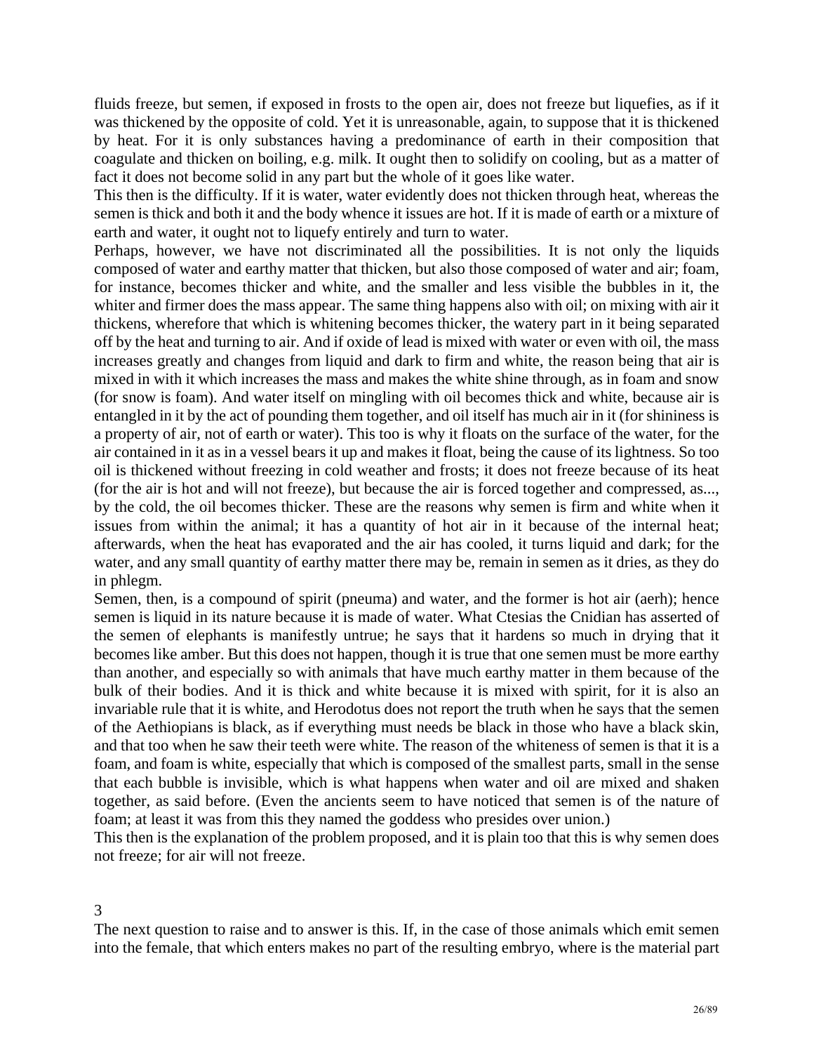fluids freeze, but semen, if exposed in frosts to the open air, does not freeze but liquefies, as if it was thickened by the opposite of cold. Yet it is unreasonable, again, to suppose that it is thickened by heat. For it is only substances having a predominance of earth in their composition that coagulate and thicken on boiling, e.g. milk. It ought then to solidify on cooling, but as a matter of fact it does not become solid in any part but the whole of it goes like water.

This then is the difficulty. If it is water, water evidently does not thicken through heat, whereas the semen is thick and both it and the body whence it issues are hot. If it is made of earth or a mixture of earth and water, it ought not to liquefy entirely and turn to water.

Perhaps, however, we have not discriminated all the possibilities. It is not only the liquids composed of water and earthy matter that thicken, but also those composed of water and air; foam, for instance, becomes thicker and white, and the smaller and less visible the bubbles in it, the whiter and firmer does the mass appear. The same thing happens also with oil; on mixing with air it thickens, wherefore that which is whitening becomes thicker, the watery part in it being separated off by the heat and turning to air. And if oxide of lead is mixed with water or even with oil, the mass increases greatly and changes from liquid and dark to firm and white, the reason being that air is mixed in with it which increases the mass and makes the white shine through, as in foam and snow (for snow is foam). And water itself on mingling with oil becomes thick and white, because air is entangled in it by the act of pounding them together, and oil itself has much air in it (for shininess is a property of air, not of earth or water). This too is why it floats on the surface of the water, for the air contained in it as in a vessel bears it up and makes it float, being the cause of its lightness. So too oil is thickened without freezing in cold weather and frosts; it does not freeze because of its heat (for the air is hot and will not freeze), but because the air is forced together and compressed, as..., by the cold, the oil becomes thicker. These are the reasons why semen is firm and white when it issues from within the animal; it has a quantity of hot air in it because of the internal heat; afterwards, when the heat has evaporated and the air has cooled, it turns liquid and dark; for the water, and any small quantity of earthy matter there may be, remain in semen as it dries, as they do in phlegm.

Semen, then, is a compound of spirit (pneuma) and water, and the former is hot air (aerh); hence semen is liquid in its nature because it is made of water. What Ctesias the Cnidian has asserted of the semen of elephants is manifestly untrue; he says that it hardens so much in drying that it becomes like amber. But this does not happen, though it is true that one semen must be more earthy than another, and especially so with animals that have much earthy matter in them because of the bulk of their bodies. And it is thick and white because it is mixed with spirit, for it is also an invariable rule that it is white, and Herodotus does not report the truth when he says that the semen of the Aethiopians is black, as if everything must needs be black in those who have a black skin, and that too when he saw their teeth were white. The reason of the whiteness of semen is that it is a foam, and foam is white, especially that which is composed of the smallest parts, small in the sense that each bubble is invisible, which is what happens when water and oil are mixed and shaken together, as said before. (Even the ancients seem to have noticed that semen is of the nature of foam; at least it was from this they named the goddess who presides over union.)

This then is the explanation of the problem proposed, and it is plain too that this is why semen does not freeze; for air will not freeze.

## 3

The next question to raise and to answer is this. If, in the case of those animals which emit semen into the female, that which enters makes no part of the resulting embryo, where is the material part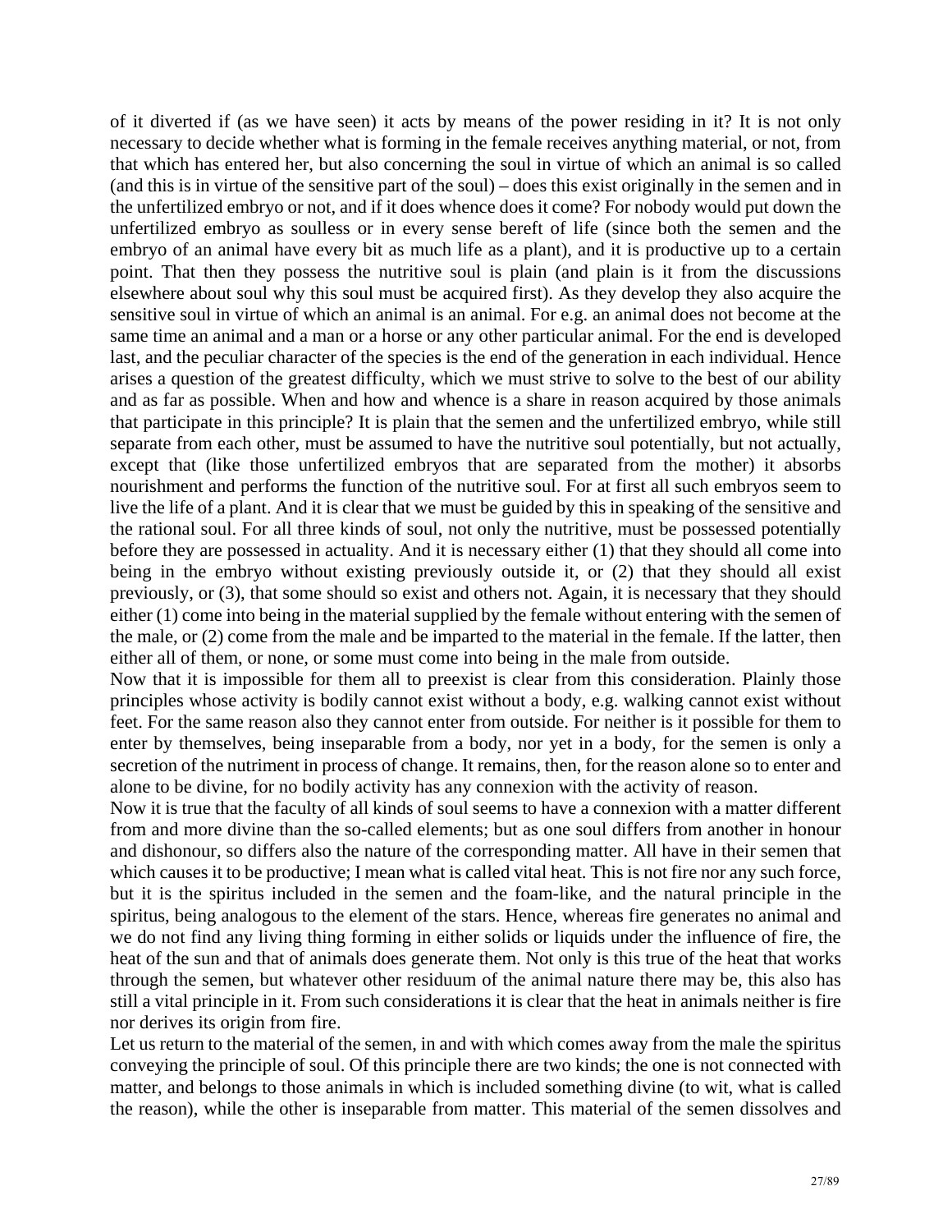of it diverted if (as we have seen) it acts by means of the power residing in it? It is not only necessary to decide whether what is forming in the female receives anything material, or not, from that which has entered her, but also concerning the soul in virtue of which an animal is so called (and this is in virtue of the sensitive part of the soul) – does this exist originally in the semen and in the unfertilized embryo or not, and if it does whence does it come? For nobody would put down the unfertilized embryo as soulless or in every sense bereft of life (since both the semen and the embryo of an animal have every bit as much life as a plant), and it is productive up to a certain point. That then they possess the nutritive soul is plain (and plain is it from the discussions elsewhere about soul why this soul must be acquired first). As they develop they also acquire the sensitive soul in virtue of which an animal is an animal. For e.g. an animal does not become at the same time an animal and a man or a horse or any other particular animal. For the end is developed last, and the peculiar character of the species is the end of the generation in each individual. Hence arises a question of the greatest difficulty, which we must strive to solve to the best of our ability and as far as possible. When and how and whence is a share in reason acquired by those animals that participate in this principle? It is plain that the semen and the unfertilized embryo, while still separate from each other, must be assumed to have the nutritive soul potentially, but not actually, except that (like those unfertilized embryos that are separated from the mother) it absorbs nourishment and performs the function of the nutritive soul. For at first all such embryos seem to live the life of a plant. And it is clear that we must be guided by this in speaking of the sensitive and the rational soul. For all three kinds of soul, not only the nutritive, must be possessed potentially before they are possessed in actuality. And it is necessary either (1) that they should all come into being in the embryo without existing previously outside it, or (2) that they should all exist previously, or (3), that some should so exist and others not. Again, it is necessary that they should either (1) come into being in the material supplied by the female without entering with the semen of the male, or (2) come from the male and be imparted to the material in the female. If the latter, then either all of them, or none, or some must come into being in the male from outside.

Now that it is impossible for them all to preexist is clear from this consideration. Plainly those principles whose activity is bodily cannot exist without a body, e.g. walking cannot exist without feet. For the same reason also they cannot enter from outside. For neither is it possible for them to enter by themselves, being inseparable from a body, nor yet in a body, for the semen is only a secretion of the nutriment in process of change. It remains, then, for the reason alone so to enter and alone to be divine, for no bodily activity has any connexion with the activity of reason.

Now it is true that the faculty of all kinds of soul seems to have a connexion with a matter different from and more divine than the so-called elements; but as one soul differs from another in honour and dishonour, so differs also the nature of the corresponding matter. All have in their semen that which causes it to be productive; I mean what is called vital heat. This is not fire nor any such force, but it is the spiritus included in the semen and the foam-like, and the natural principle in the spiritus, being analogous to the element of the stars. Hence, whereas fire generates no animal and we do not find any living thing forming in either solids or liquids under the influence of fire, the heat of the sun and that of animals does generate them. Not only is this true of the heat that works through the semen, but whatever other residuum of the animal nature there may be, this also has still a vital principle in it. From such considerations it is clear that the heat in animals neither is fire nor derives its origin from fire.

Let us return to the material of the semen, in and with which comes away from the male the spiritus conveying the principle of soul. Of this principle there are two kinds; the one is not connected with matter, and belongs to those animals in which is included something divine (to wit, what is called the reason), while the other is inseparable from matter. This material of the semen dissolves and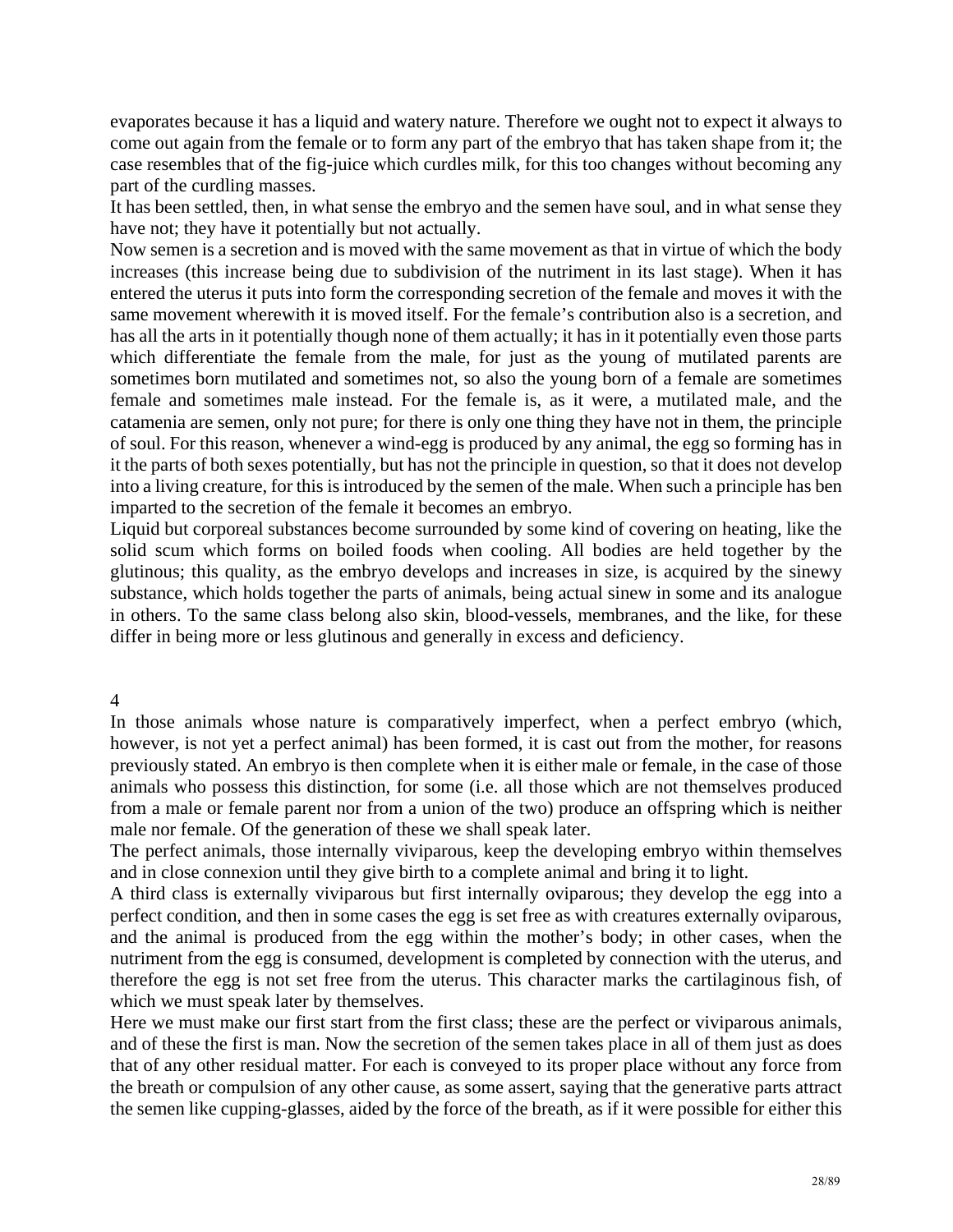evaporates because it has a liquid and watery nature. Therefore we ought not to expect it always to come out again from the female or to form any part of the embryo that has taken shape from it; the case resembles that of the fig-juice which curdles milk, for this too changes without becoming any part of the curdling masses.

It has been settled, then, in what sense the embryo and the semen have soul, and in what sense they have not; they have it potentially but not actually.

Now semen is a secretion and is moved with the same movement as that in virtue of which the body increases (this increase being due to subdivision of the nutriment in its last stage). When it has entered the uterus it puts into form the corresponding secretion of the female and moves it with the same movement wherewith it is moved itself. For the female's contribution also is a secretion, and has all the arts in it potentially though none of them actually; it has in it potentially even those parts which differentiate the female from the male, for just as the young of mutilated parents are sometimes born mutilated and sometimes not, so also the young born of a female are sometimes female and sometimes male instead. For the female is, as it were, a mutilated male, and the catamenia are semen, only not pure; for there is only one thing they have not in them, the principle of soul. For this reason, whenever a wind-egg is produced by any animal, the egg so forming has in it the parts of both sexes potentially, but has not the principle in question, so that it does not develop into a living creature, for this is introduced by the semen of the male. When such a principle has ben imparted to the secretion of the female it becomes an embryo.

Liquid but corporeal substances become surrounded by some kind of covering on heating, like the solid scum which forms on boiled foods when cooling. All bodies are held together by the glutinous; this quality, as the embryo develops and increases in size, is acquired by the sinewy substance, which holds together the parts of animals, being actual sinew in some and its analogue in others. To the same class belong also skin, blood-vessels, membranes, and the like, for these differ in being more or less glutinous and generally in excess and deficiency.

## 4

In those animals whose nature is comparatively imperfect, when a perfect embryo (which, however, is not yet a perfect animal) has been formed, it is cast out from the mother, for reasons previously stated. An embryo is then complete when it is either male or female, in the case of those animals who possess this distinction, for some (i.e. all those which are not themselves produced from a male or female parent nor from a union of the two) produce an offspring which is neither male nor female. Of the generation of these we shall speak later.

The perfect animals, those internally viviparous, keep the developing embryo within themselves and in close connexion until they give birth to a complete animal and bring it to light.

A third class is externally viviparous but first internally oviparous; they develop the egg into a perfect condition, and then in some cases the egg is set free as with creatures externally oviparous, and the animal is produced from the egg within the mother's body; in other cases, when the nutriment from the egg is consumed, development is completed by connection with the uterus, and therefore the egg is not set free from the uterus. This character marks the cartilaginous fish, of which we must speak later by themselves.

Here we must make our first start from the first class; these are the perfect or viviparous animals, and of these the first is man. Now the secretion of the semen takes place in all of them just as does that of any other residual matter. For each is conveyed to its proper place without any force from the breath or compulsion of any other cause, as some assert, saying that the generative parts attract the semen like cupping-glasses, aided by the force of the breath, as if it were possible for either this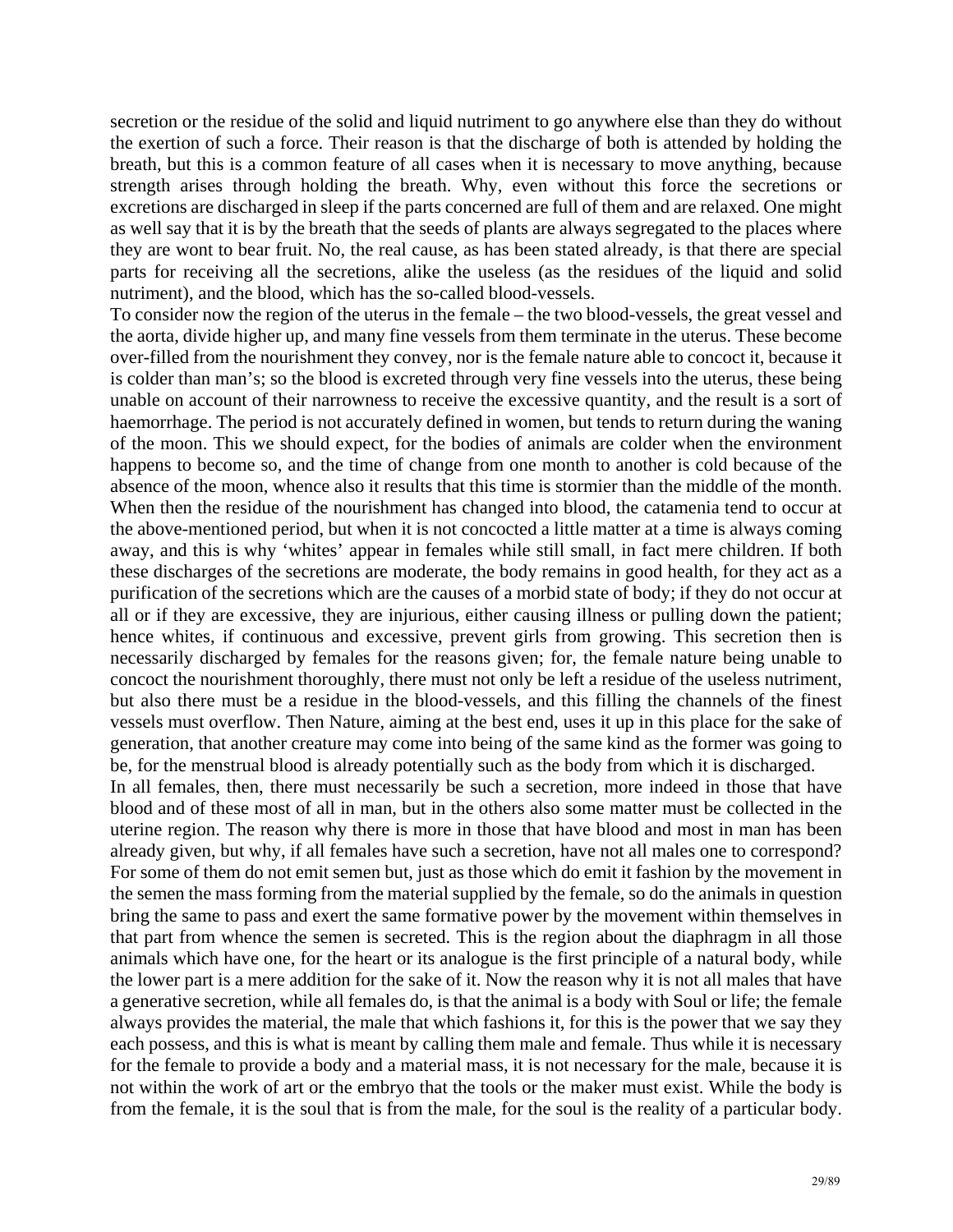secretion or the residue of the solid and liquid nutriment to go anywhere else than they do without the exertion of such a force. Their reason is that the discharge of both is attended by holding the breath, but this is a common feature of all cases when it is necessary to move anything, because strength arises through holding the breath. Why, even without this force the secretions or excretions are discharged in sleep if the parts concerned are full of them and are relaxed. One might as well say that it is by the breath that the seeds of plants are always segregated to the places where they are wont to bear fruit. No, the real cause, as has been stated already, is that there are special parts for receiving all the secretions, alike the useless (as the residues of the liquid and solid nutriment), and the blood, which has the so-called blood-vessels.

To consider now the region of the uterus in the female – the two blood-vessels, the great vessel and the aorta, divide higher up, and many fine vessels from them terminate in the uterus. These become over-filled from the nourishment they convey, nor is the female nature able to concoct it, because it is colder than man's; so the blood is excreted through very fine vessels into the uterus, these being unable on account of their narrowness to receive the excessive quantity, and the result is a sort of haemorrhage. The period is not accurately defined in women, but tends to return during the waning of the moon. This we should expect, for the bodies of animals are colder when the environment happens to become so, and the time of change from one month to another is cold because of the absence of the moon, whence also it results that this time is stormier than the middle of the month. When then the residue of the nourishment has changed into blood, the catamenia tend to occur at the above-mentioned period, but when it is not concocted a little matter at a time is always coming away, and this is why 'whites' appear in females while still small, in fact mere children. If both these discharges of the secretions are moderate, the body remains in good health, for they act as a purification of the secretions which are the causes of a morbid state of body; if they do not occur at all or if they are excessive, they are injurious, either causing illness or pulling down the patient; hence whites, if continuous and excessive, prevent girls from growing. This secretion then is necessarily discharged by females for the reasons given; for, the female nature being unable to concoct the nourishment thoroughly, there must not only be left a residue of the useless nutriment, but also there must be a residue in the blood-vessels, and this filling the channels of the finest vessels must overflow. Then Nature, aiming at the best end, uses it up in this place for the sake of generation, that another creature may come into being of the same kind as the former was going to be, for the menstrual blood is already potentially such as the body from which it is discharged.

In all females, then, there must necessarily be such a secretion, more indeed in those that have blood and of these most of all in man, but in the others also some matter must be collected in the uterine region. The reason why there is more in those that have blood and most in man has been already given, but why, if all females have such a secretion, have not all males one to correspond? For some of them do not emit semen but, just as those which do emit it fashion by the movement in the semen the mass forming from the material supplied by the female, so do the animals in question bring the same to pass and exert the same formative power by the movement within themselves in that part from whence the semen is secreted. This is the region about the diaphragm in all those animals which have one, for the heart or its analogue is the first principle of a natural body, while the lower part is a mere addition for the sake of it. Now the reason why it is not all males that have a generative secretion, while all females do, is that the animal is a body with Soul or life; the female always provides the material, the male that which fashions it, for this is the power that we say they each possess, and this is what is meant by calling them male and female. Thus while it is necessary for the female to provide a body and a material mass, it is not necessary for the male, because it is not within the work of art or the embryo that the tools or the maker must exist. While the body is from the female, it is the soul that is from the male, for the soul is the reality of a particular body.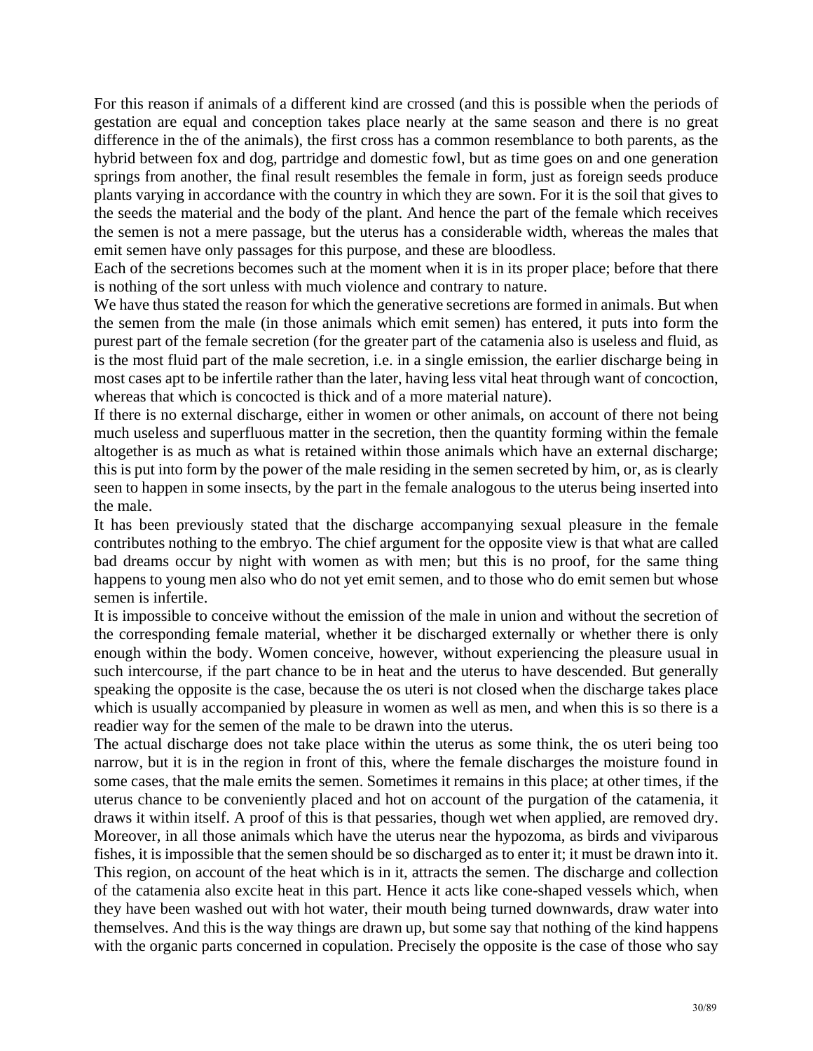For this reason if animals of a different kind are crossed (and this is possible when the periods of gestation are equal and conception takes place nearly at the same season and there is no great difference in the of the animals), the first cross has a common resemblance to both parents, as the hybrid between fox and dog, partridge and domestic fowl, but as time goes on and one generation springs from another, the final result resembles the female in form, just as foreign seeds produce plants varying in accordance with the country in which they are sown. For it is the soil that gives to the seeds the material and the body of the plant. And hence the part of the female which receives the semen is not a mere passage, but the uterus has a considerable width, whereas the males that emit semen have only passages for this purpose, and these are bloodless.

Each of the secretions becomes such at the moment when it is in its proper place; before that there is nothing of the sort unless with much violence and contrary to nature.

We have thus stated the reason for which the generative secretions are formed in animals. But when the semen from the male (in those animals which emit semen) has entered, it puts into form the purest part of the female secretion (for the greater part of the catamenia also is useless and fluid, as is the most fluid part of the male secretion, i.e. in a single emission, the earlier discharge being in most cases apt to be infertile rather than the later, having less vital heat through want of concoction, whereas that which is concocted is thick and of a more material nature).

If there is no external discharge, either in women or other animals, on account of there not being much useless and superfluous matter in the secretion, then the quantity forming within the female altogether is as much as what is retained within those animals which have an external discharge; this is put into form by the power of the male residing in the semen secreted by him, or, as is clearly seen to happen in some insects, by the part in the female analogous to the uterus being inserted into the male.

It has been previously stated that the discharge accompanying sexual pleasure in the female contributes nothing to the embryo. The chief argument for the opposite view is that what are called bad dreams occur by night with women as with men; but this is no proof, for the same thing happens to young men also who do not yet emit semen, and to those who do emit semen but whose semen is infertile.

It is impossible to conceive without the emission of the male in union and without the secretion of the corresponding female material, whether it be discharged externally or whether there is only enough within the body. Women conceive, however, without experiencing the pleasure usual in such intercourse, if the part chance to be in heat and the uterus to have descended. But generally speaking the opposite is the case, because the os uteri is not closed when the discharge takes place which is usually accompanied by pleasure in women as well as men, and when this is so there is a readier way for the semen of the male to be drawn into the uterus.

The actual discharge does not take place within the uterus as some think, the os uteri being too narrow, but it is in the region in front of this, where the female discharges the moisture found in some cases, that the male emits the semen. Sometimes it remains in this place; at other times, if the uterus chance to be conveniently placed and hot on account of the purgation of the catamenia, it draws it within itself. A proof of this is that pessaries, though wet when applied, are removed dry. Moreover, in all those animals which have the uterus near the hypozoma, as birds and viviparous fishes, it is impossible that the semen should be so discharged as to enter it; it must be drawn into it. This region, on account of the heat which is in it, attracts the semen. The discharge and collection of the catamenia also excite heat in this part. Hence it acts like cone-shaped vessels which, when they have been washed out with hot water, their mouth being turned downwards, draw water into themselves. And this is the way things are drawn up, but some say that nothing of the kind happens with the organic parts concerned in copulation. Precisely the opposite is the case of those who say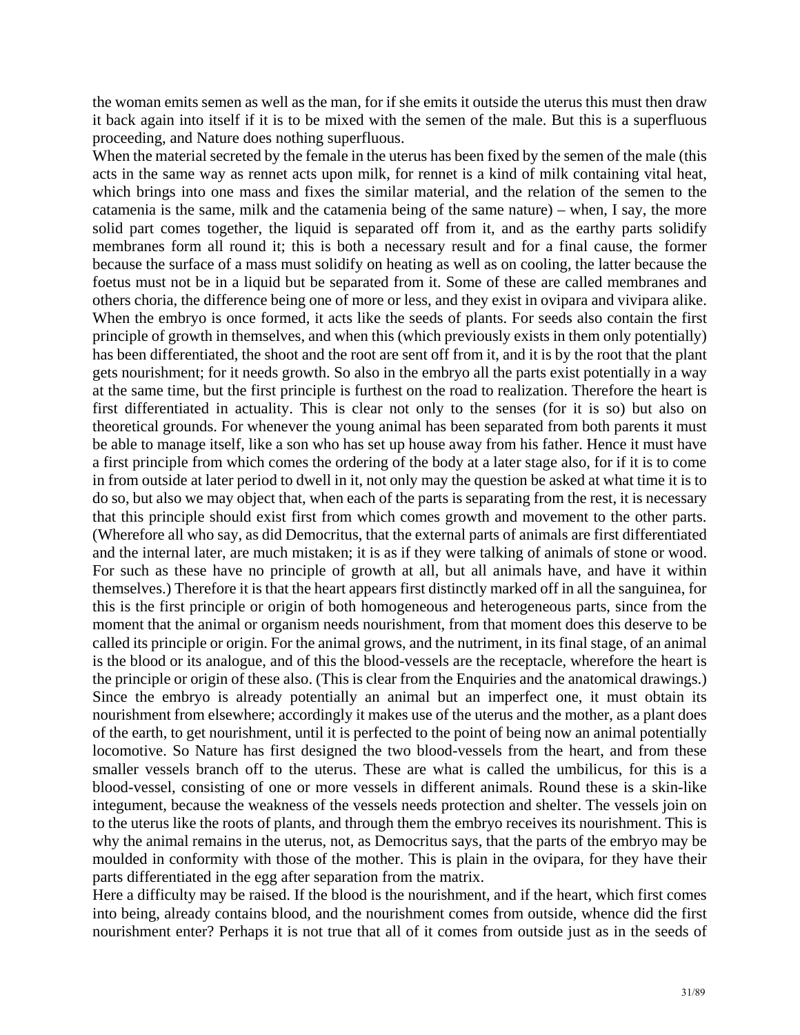the woman emits semen as well as the man, for if she emits it outside the uterus this must then draw it back again into itself if it is to be mixed with the semen of the male. But this is a superfluous proceeding, and Nature does nothing superfluous.

When the material secreted by the female in the uterus has been fixed by the semen of the male (this acts in the same way as rennet acts upon milk, for rennet is a kind of milk containing vital heat, which brings into one mass and fixes the similar material, and the relation of the semen to the catamenia is the same, milk and the catamenia being of the same nature) – when, I say, the more solid part comes together, the liquid is separated off from it, and as the earthy parts solidify membranes form all round it; this is both a necessary result and for a final cause, the former because the surface of a mass must solidify on heating as well as on cooling, the latter because the foetus must not be in a liquid but be separated from it. Some of these are called membranes and others choria, the difference being one of more or less, and they exist in ovipara and vivipara alike. When the embryo is once formed, it acts like the seeds of plants. For seeds also contain the first principle of growth in themselves, and when this (which previously exists in them only potentially) has been differentiated, the shoot and the root are sent off from it, and it is by the root that the plant gets nourishment; for it needs growth. So also in the embryo all the parts exist potentially in a way at the same time, but the first principle is furthest on the road to realization. Therefore the heart is first differentiated in actuality. This is clear not only to the senses (for it is so) but also on theoretical grounds. For whenever the young animal has been separated from both parents it must be able to manage itself, like a son who has set up house away from his father. Hence it must have a first principle from which comes the ordering of the body at a later stage also, for if it is to come in from outside at later period to dwell in it, not only may the question be asked at what time it is to do so, but also we may object that, when each of the parts is separating from the rest, it is necessary that this principle should exist first from which comes growth and movement to the other parts. (Wherefore all who say, as did Democritus, that the external parts of animals are first differentiated and the internal later, are much mistaken; it is as if they were talking of animals of stone or wood. For such as these have no principle of growth at all, but all animals have, and have it within themselves.) Therefore it is that the heart appears first distinctly marked off in all the sanguinea, for this is the first principle or origin of both homogeneous and heterogeneous parts, since from the moment that the animal or organism needs nourishment, from that moment does this deserve to be called its principle or origin. For the animal grows, and the nutriment, in its final stage, of an animal is the blood or its analogue, and of this the blood-vessels are the receptacle, wherefore the heart is the principle or origin of these also. (This is clear from the Enquiries and the anatomical drawings.) Since the embryo is already potentially an animal but an imperfect one, it must obtain its nourishment from elsewhere; accordingly it makes use of the uterus and the mother, as a plant does of the earth, to get nourishment, until it is perfected to the point of being now an animal potentially locomotive. So Nature has first designed the two blood-vessels from the heart, and from these smaller vessels branch off to the uterus. These are what is called the umbilicus, for this is a blood-vessel, consisting of one or more vessels in different animals. Round these is a skin-like integument, because the weakness of the vessels needs protection and shelter. The vessels join on to the uterus like the roots of plants, and through them the embryo receives its nourishment. This is why the animal remains in the uterus, not, as Democritus says, that the parts of the embryo may be moulded in conformity with those of the mother. This is plain in the ovipara, for they have their parts differentiated in the egg after separation from the matrix.

Here a difficulty may be raised. If the blood is the nourishment, and if the heart, which first comes into being, already contains blood, and the nourishment comes from outside, whence did the first nourishment enter? Perhaps it is not true that all of it comes from outside just as in the seeds of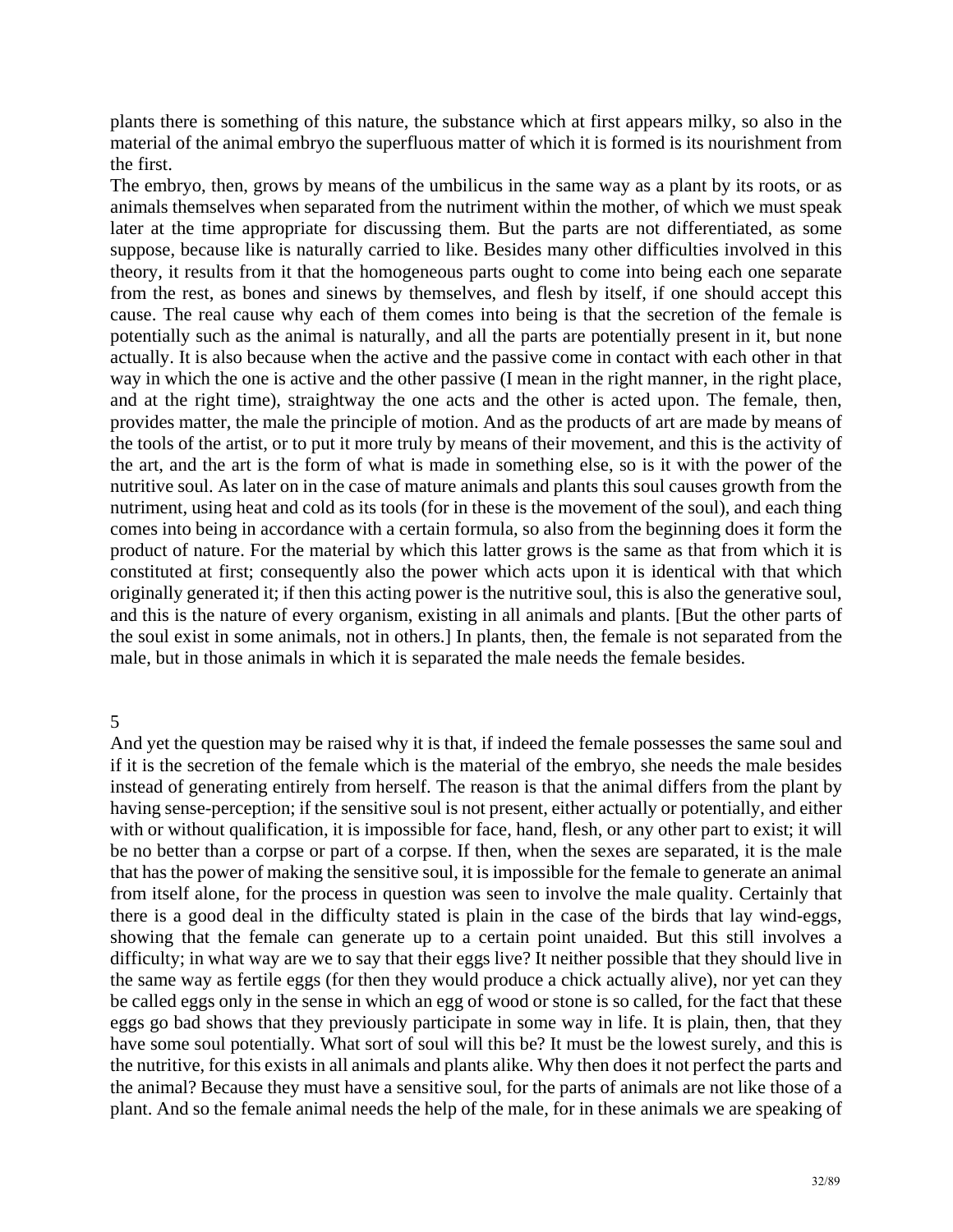plants there is something of this nature, the substance which at first appears milky, so also in the material of the animal embryo the superfluous matter of which it is formed is its nourishment from the first.

The embryo, then, grows by means of the umbilicus in the same way as a plant by its roots, or as animals themselves when separated from the nutriment within the mother, of which we must speak later at the time appropriate for discussing them. But the parts are not differentiated, as some suppose, because like is naturally carried to like. Besides many other difficulties involved in this theory, it results from it that the homogeneous parts ought to come into being each one separate from the rest, as bones and sinews by themselves, and flesh by itself, if one should accept this cause. The real cause why each of them comes into being is that the secretion of the female is potentially such as the animal is naturally, and all the parts are potentially present in it, but none actually. It is also because when the active and the passive come in contact with each other in that way in which the one is active and the other passive (I mean in the right manner, in the right place, and at the right time), straightway the one acts and the other is acted upon. The female, then, provides matter, the male the principle of motion. And as the products of art are made by means of the tools of the artist, or to put it more truly by means of their movement, and this is the activity of the art, and the art is the form of what is made in something else, so is it with the power of the nutritive soul. As later on in the case of mature animals and plants this soul causes growth from the nutriment, using heat and cold as its tools (for in these is the movement of the soul), and each thing comes into being in accordance with a certain formula, so also from the beginning does it form the product of nature. For the material by which this latter grows is the same as that from which it is constituted at first; consequently also the power which acts upon it is identical with that which originally generated it; if then this acting power is the nutritive soul, this is also the generative soul, and this is the nature of every organism, existing in all animals and plants. [But the other parts of the soul exist in some animals, not in others.] In plants, then, the female is not separated from the male, but in those animals in which it is separated the male needs the female besides.

5

And yet the question may be raised why it is that, if indeed the female possesses the same soul and if it is the secretion of the female which is the material of the embryo, she needs the male besides instead of generating entirely from herself. The reason is that the animal differs from the plant by having sense-perception; if the sensitive soul is not present, either actually or potentially, and either with or without qualification, it is impossible for face, hand, flesh, or any other part to exist; it will be no better than a corpse or part of a corpse. If then, when the sexes are separated, it is the male that has the power of making the sensitive soul, it is impossible for the female to generate an animal from itself alone, for the process in question was seen to involve the male quality. Certainly that there is a good deal in the difficulty stated is plain in the case of the birds that lay wind-eggs, showing that the female can generate up to a certain point unaided. But this still involves a difficulty; in what way are we to say that their eggs live? It neither possible that they should live in the same way as fertile eggs (for then they would produce a chick actually alive), nor yet can they be called eggs only in the sense in which an egg of wood or stone is so called, for the fact that these eggs go bad shows that they previously participate in some way in life. It is plain, then, that they have some soul potentially. What sort of soul will this be? It must be the lowest surely, and this is the nutritive, for this exists in all animals and plants alike. Why then does it not perfect the parts and the animal? Because they must have a sensitive soul, for the parts of animals are not like those of a plant. And so the female animal needs the help of the male, for in these animals we are speaking of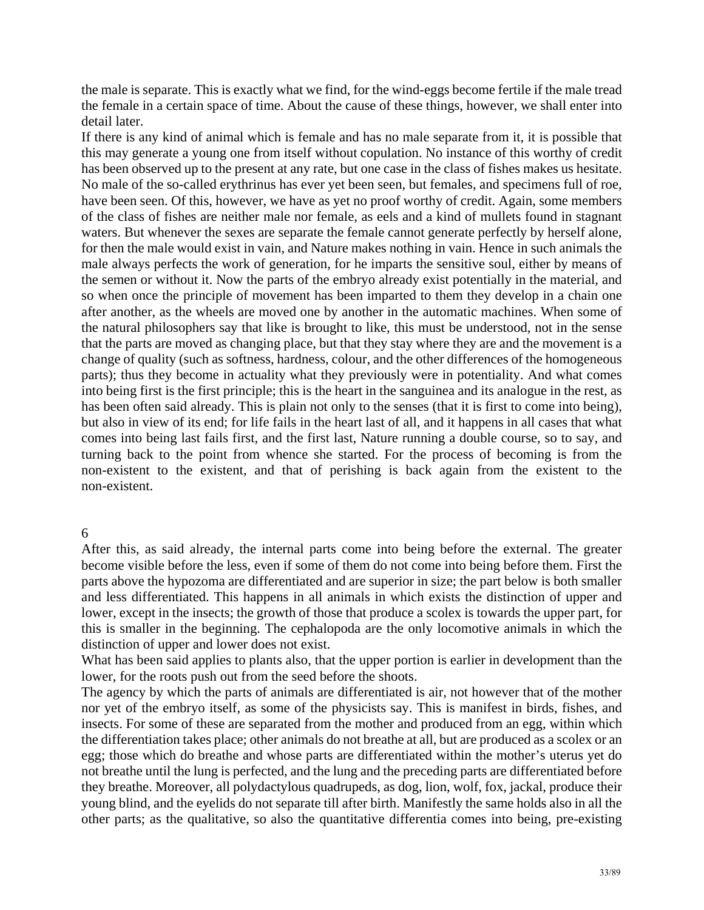the male is separate. This is exactly what we find, for the wind-eggs become fertile if the male tread the female in a certain space of time. About the cause of these things, however, we shall enter into detail later.

If there is any kind of animal which is female and has no male separate from it, it is possible that this may generate a young one from itself without copulation. No instance of this worthy of credit has been observed up to the present at any rate, but one case in the class of fishes makes us hesitate. No male of the so-called erythrinus has ever yet been seen, but females, and specimens full of roe, have been seen. Of this, however, we have as yet no proof worthy of credit. Again, some members of the class of fishes are neither male nor female, as eels and a kind of mullets found in stagnant waters. But whenever the sexes are separate the female cannot generate perfectly by herself alone, for then the male would exist in vain, and Nature makes nothing in vain. Hence in such animals the male always perfects the work of generation, for he imparts the sensitive soul, either by means of the semen or without it. Now the parts of the embryo already exist potentially in the material, and so when once the principle of movement has been imparted to them they develop in a chain one after another, as the wheels are moved one by another in the automatic machines. When some of the natural philosophers say that like is brought to like, this must be understood, not in the sense that the parts are moved as changing place, but that they stay where they are and the movement is a change of quality (such as softness, hardness, colour, and the other differences of the homogeneous parts); thus they become in actuality what they previously were in potentiality. And what comes into being first is the first principle; this is the heart in the sanguinea and its analogue in the rest, as has been often said already. This is plain not only to the senses (that it is first to come into being), but also in view of its end; for life fails in the heart last of all, and it happens in all cases that what comes into being last fails first, and the first last, Nature running a double course, so to say, and turning back to the point from whence she started. For the process of becoming is from the non-existent to the existent, and that of perishing is back again from the existent to the non-existent.

## 6

After this, as said already, the internal parts come into being before the external. The greater become visible before the less, even if some of them do not come into being before them. First the parts above the hypozoma are differentiated and are superior in size; the part below is both smaller and less differentiated. This happens in all animals in which exists the distinction of upper and lower, except in the insects; the growth of those that produce a scolex is towards the upper part, for this is smaller in the beginning. The cephalopoda are the only locomotive animals in which the distinction of upper and lower does not exist.

What has been said applies to plants also, that the upper portion is earlier in development than the lower, for the roots push out from the seed before the shoots.

The agency by which the parts of animals are differentiated is air, not however that of the mother nor yet of the embryo itself, as some of the physicists say. This is manifest in birds, fishes, and insects. For some of these are separated from the mother and produced from an egg, within which the differentiation takes place; other animals do not breathe at all, but are produced as a scolex or an egg; those which do breathe and whose parts are differentiated within the mother's uterus yet do not breathe until the lung is perfected, and the lung and the preceding parts are differentiated before they breathe. Moreover, all polydactylous quadrupeds, as dog, lion, wolf, fox, jackal, produce their young blind, and the eyelids do not separate till after birth. Manifestly the same holds also in all the other parts; as the qualitative, so also the quantitative differentia comes into being, pre-existing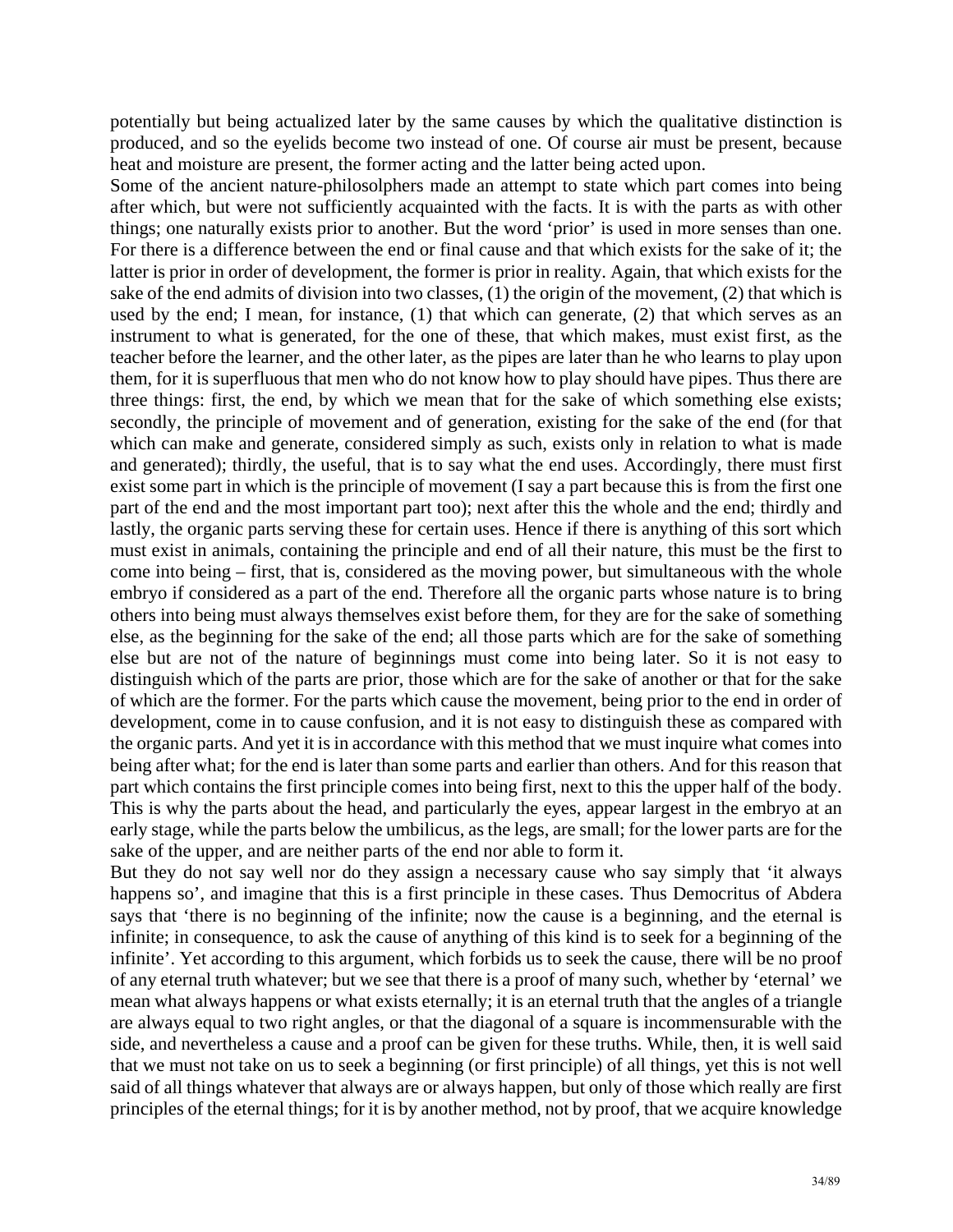potentially but being actualized later by the same causes by which the qualitative distinction is produced, and so the eyelids become two instead of one. Of course air must be present, because heat and moisture are present, the former acting and the latter being acted upon.

Some of the ancient nature-philosolphers made an attempt to state which part comes into being after which, but were not sufficiently acquainted with the facts. It is with the parts as with other things; one naturally exists prior to another. But the word 'prior' is used in more senses than one. For there is a difference between the end or final cause and that which exists for the sake of it; the latter is prior in order of development, the former is prior in reality. Again, that which exists for the sake of the end admits of division into two classes, (1) the origin of the movement, (2) that which is used by the end; I mean, for instance, (1) that which can generate, (2) that which serves as an instrument to what is generated, for the one of these, that which makes, must exist first, as the teacher before the learner, and the other later, as the pipes are later than he who learns to play upon them, for it is superfluous that men who do not know how to play should have pipes. Thus there are three things: first, the end, by which we mean that for the sake of which something else exists; secondly, the principle of movement and of generation, existing for the sake of the end (for that which can make and generate, considered simply as such, exists only in relation to what is made and generated); thirdly, the useful, that is to say what the end uses. Accordingly, there must first exist some part in which is the principle of movement (I say a part because this is from the first one part of the end and the most important part too); next after this the whole and the end; thirdly and lastly, the organic parts serving these for certain uses. Hence if there is anything of this sort which must exist in animals, containing the principle and end of all their nature, this must be the first to come into being – first, that is, considered as the moving power, but simultaneous with the whole embryo if considered as a part of the end. Therefore all the organic parts whose nature is to bring others into being must always themselves exist before them, for they are for the sake of something else, as the beginning for the sake of the end; all those parts which are for the sake of something else but are not of the nature of beginnings must come into being later. So it is not easy to distinguish which of the parts are prior, those which are for the sake of another or that for the sake of which are the former. For the parts which cause the movement, being prior to the end in order of development, come in to cause confusion, and it is not easy to distinguish these as compared with the organic parts. And yet it is in accordance with this method that we must inquire what comes into being after what; for the end is later than some parts and earlier than others. And for this reason that part which contains the first principle comes into being first, next to this the upper half of the body. This is why the parts about the head, and particularly the eyes, appear largest in the embryo at an early stage, while the parts below the umbilicus, as the legs, are small; for the lower parts are for the sake of the upper, and are neither parts of the end nor able to form it.

But they do not say well nor do they assign a necessary cause who say simply that 'it always happens so', and imagine that this is a first principle in these cases. Thus Democritus of Abdera says that 'there is no beginning of the infinite; now the cause is a beginning, and the eternal is infinite; in consequence, to ask the cause of anything of this kind is to seek for a beginning of the infinite'. Yet according to this argument, which forbids us to seek the cause, there will be no proof of any eternal truth whatever; but we see that there is a proof of many such, whether by 'eternal' we mean what always happens or what exists eternally; it is an eternal truth that the angles of a triangle are always equal to two right angles, or that the diagonal of a square is incommensurable with the side, and nevertheless a cause and a proof can be given for these truths. While, then, it is well said that we must not take on us to seek a beginning (or first principle) of all things, yet this is not well said of all things whatever that always are or always happen, but only of those which really are first principles of the eternal things; for it is by another method, not by proof, that we acquire knowledge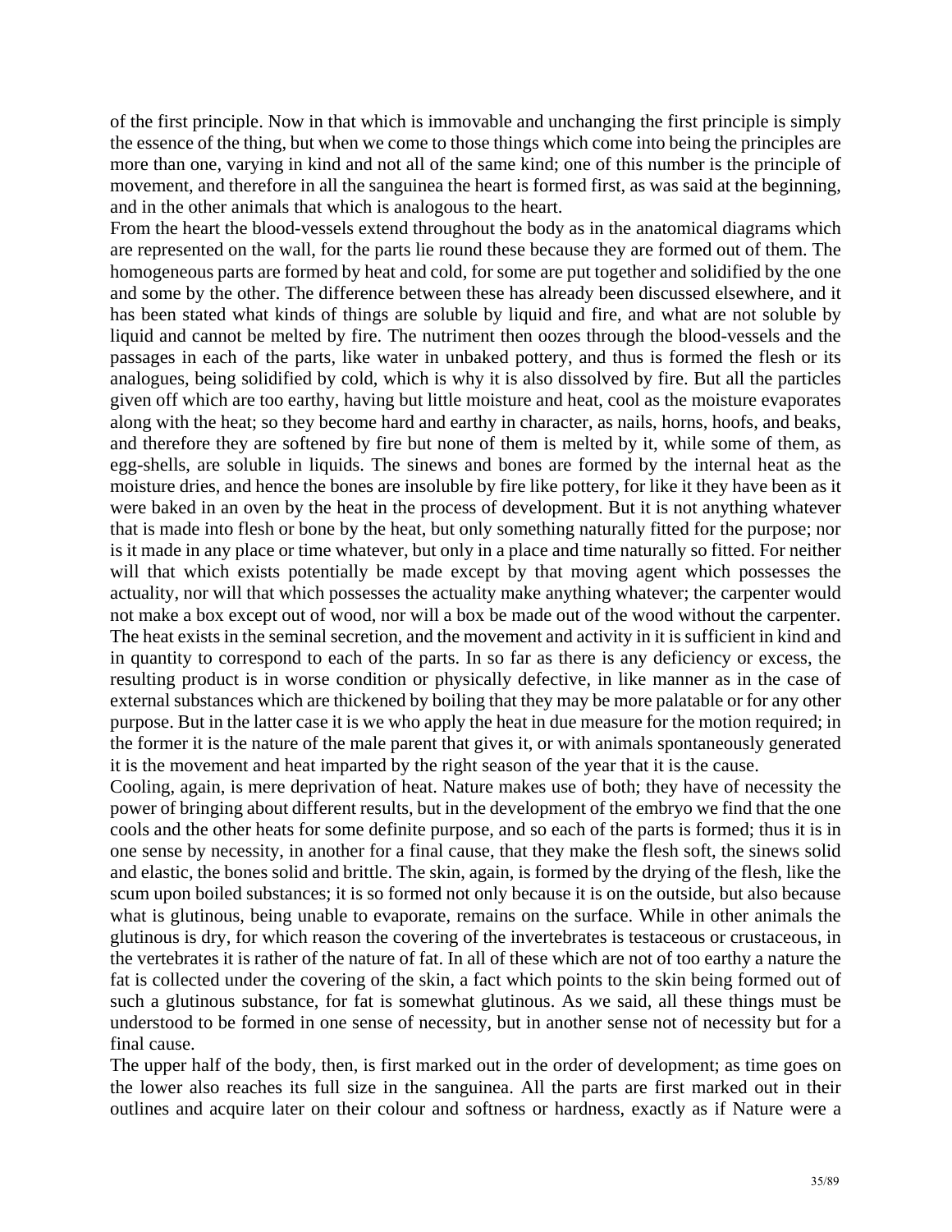of the first principle. Now in that which is immovable and unchanging the first principle is simply the essence of the thing, but when we come to those things which come into being the principles are more than one, varying in kind and not all of the same kind; one of this number is the principle of movement, and therefore in all the sanguinea the heart is formed first, as was said at the beginning, and in the other animals that which is analogous to the heart.

From the heart the blood-vessels extend throughout the body as in the anatomical diagrams which are represented on the wall, for the parts lie round these because they are formed out of them. The homogeneous parts are formed by heat and cold, for some are put together and solidified by the one and some by the other. The difference between these has already been discussed elsewhere, and it has been stated what kinds of things are soluble by liquid and fire, and what are not soluble by liquid and cannot be melted by fire. The nutriment then oozes through the blood-vessels and the passages in each of the parts, like water in unbaked pottery, and thus is formed the flesh or its analogues, being solidified by cold, which is why it is also dissolved by fire. But all the particles given off which are too earthy, having but little moisture and heat, cool as the moisture evaporates along with the heat; so they become hard and earthy in character, as nails, horns, hoofs, and beaks, and therefore they are softened by fire but none of them is melted by it, while some of them, as egg-shells, are soluble in liquids. The sinews and bones are formed by the internal heat as the moisture dries, and hence the bones are insoluble by fire like pottery, for like it they have been as it were baked in an oven by the heat in the process of development. But it is not anything whatever that is made into flesh or bone by the heat, but only something naturally fitted for the purpose; nor is it made in any place or time whatever, but only in a place and time naturally so fitted. For neither will that which exists potentially be made except by that moving agent which possesses the actuality, nor will that which possesses the actuality make anything whatever; the carpenter would not make a box except out of wood, nor will a box be made out of the wood without the carpenter. The heat exists in the seminal secretion, and the movement and activity in it is sufficient in kind and in quantity to correspond to each of the parts. In so far as there is any deficiency or excess, the resulting product is in worse condition or physically defective, in like manner as in the case of external substances which are thickened by boiling that they may be more palatable or for any other purpose. But in the latter case it is we who apply the heat in due measure for the motion required; in the former it is the nature of the male parent that gives it, or with animals spontaneously generated it is the movement and heat imparted by the right season of the year that it is the cause.

Cooling, again, is mere deprivation of heat. Nature makes use of both; they have of necessity the power of bringing about different results, but in the development of the embryo we find that the one cools and the other heats for some definite purpose, and so each of the parts is formed; thus it is in one sense by necessity, in another for a final cause, that they make the flesh soft, the sinews solid and elastic, the bones solid and brittle. The skin, again, is formed by the drying of the flesh, like the scum upon boiled substances; it is so formed not only because it is on the outside, but also because what is glutinous, being unable to evaporate, remains on the surface. While in other animals the glutinous is dry, for which reason the covering of the invertebrates is testaceous or crustaceous, in the vertebrates it is rather of the nature of fat. In all of these which are not of too earthy a nature the fat is collected under the covering of the skin, a fact which points to the skin being formed out of such a glutinous substance, for fat is somewhat glutinous. As we said, all these things must be understood to be formed in one sense of necessity, but in another sense not of necessity but for a final cause.

The upper half of the body, then, is first marked out in the order of development; as time goes on the lower also reaches its full size in the sanguinea. All the parts are first marked out in their outlines and acquire later on their colour and softness or hardness, exactly as if Nature were a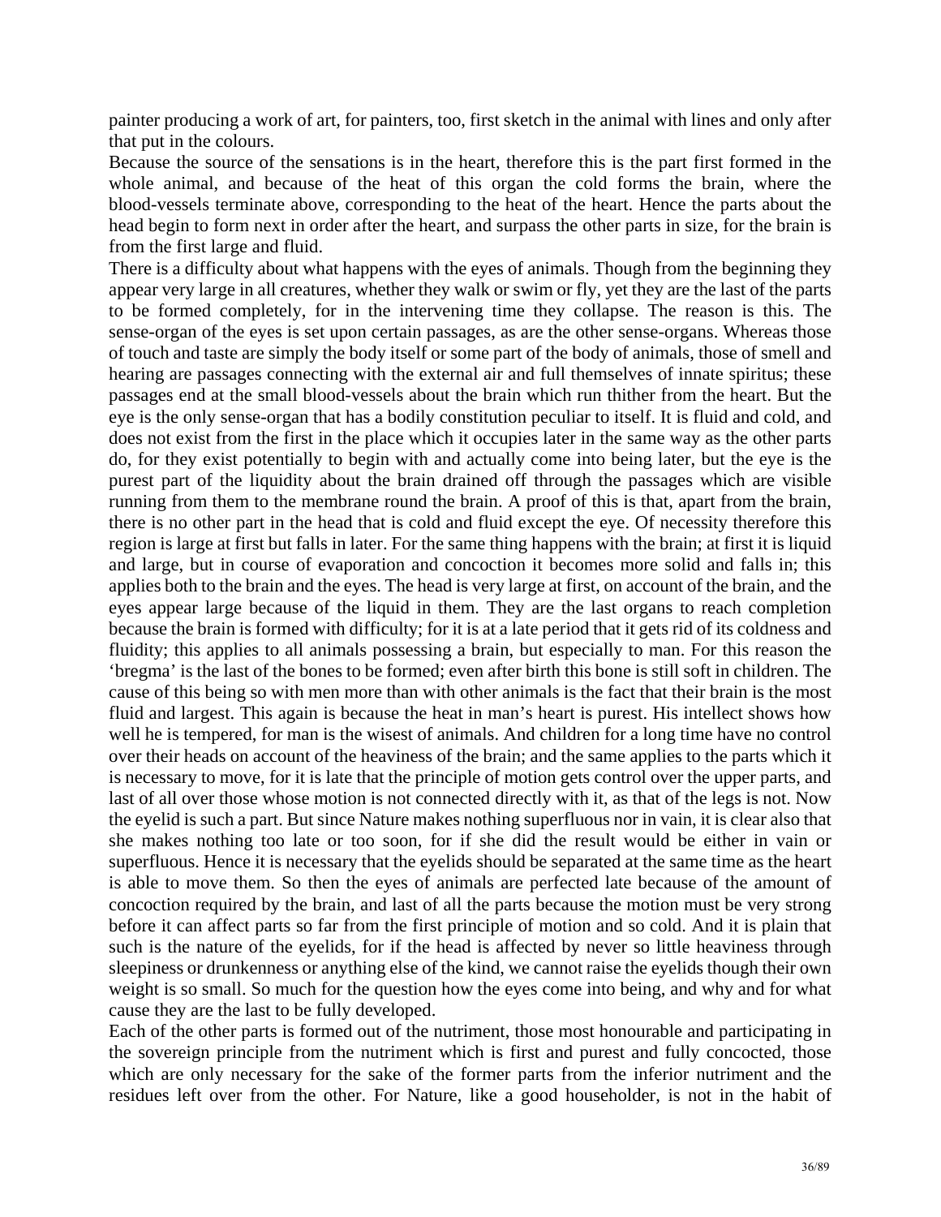painter producing a work of art, for painters, too, first sketch in the animal with lines and only after that put in the colours.

Because the source of the sensations is in the heart, therefore this is the part first formed in the whole animal, and because of the heat of this organ the cold forms the brain, where the blood-vessels terminate above, corresponding to the heat of the heart. Hence the parts about the head begin to form next in order after the heart, and surpass the other parts in size, for the brain is from the first large and fluid.

There is a difficulty about what happens with the eyes of animals. Though from the beginning they appear very large in all creatures, whether they walk or swim or fly, yet they are the last of the parts to be formed completely, for in the intervening time they collapse. The reason is this. The sense-organ of the eyes is set upon certain passages, as are the other sense-organs. Whereas those of touch and taste are simply the body itself or some part of the body of animals, those of smell and hearing are passages connecting with the external air and full themselves of innate spiritus; these passages end at the small blood-vessels about the brain which run thither from the heart. But the eye is the only sense-organ that has a bodily constitution peculiar to itself. It is fluid and cold, and does not exist from the first in the place which it occupies later in the same way as the other parts do, for they exist potentially to begin with and actually come into being later, but the eye is the purest part of the liquidity about the brain drained off through the passages which are visible running from them to the membrane round the brain. A proof of this is that, apart from the brain, there is no other part in the head that is cold and fluid except the eye. Of necessity therefore this region is large at first but falls in later. For the same thing happens with the brain; at first it is liquid and large, but in course of evaporation and concoction it becomes more solid and falls in; this applies both to the brain and the eyes. The head is very large at first, on account of the brain, and the eyes appear large because of the liquid in them. They are the last organs to reach completion because the brain is formed with difficulty; for it is at a late period that it gets rid of its coldness and fluidity; this applies to all animals possessing a brain, but especially to man. For this reason the 'bregma' is the last of the bones to be formed; even after birth this bone is still soft in children. The cause of this being so with men more than with other animals is the fact that their brain is the most fluid and largest. This again is because the heat in man's heart is purest. His intellect shows how well he is tempered, for man is the wisest of animals. And children for a long time have no control over their heads on account of the heaviness of the brain; and the same applies to the parts which it is necessary to move, for it is late that the principle of motion gets control over the upper parts, and last of all over those whose motion is not connected directly with it, as that of the legs is not. Now the eyelid is such a part. But since Nature makes nothing superfluous nor in vain, it is clear also that she makes nothing too late or too soon, for if she did the result would be either in vain or superfluous. Hence it is necessary that the eyelids should be separated at the same time as the heart is able to move them. So then the eyes of animals are perfected late because of the amount of concoction required by the brain, and last of all the parts because the motion must be very strong before it can affect parts so far from the first principle of motion and so cold. And it is plain that such is the nature of the eyelids, for if the head is affected by never so little heaviness through sleepiness or drunkenness or anything else of the kind, we cannot raise the eyelids though their own weight is so small. So much for the question how the eyes come into being, and why and for what cause they are the last to be fully developed.

Each of the other parts is formed out of the nutriment, those most honourable and participating in the sovereign principle from the nutriment which is first and purest and fully concocted, those which are only necessary for the sake of the former parts from the inferior nutriment and the residues left over from the other. For Nature, like a good householder, is not in the habit of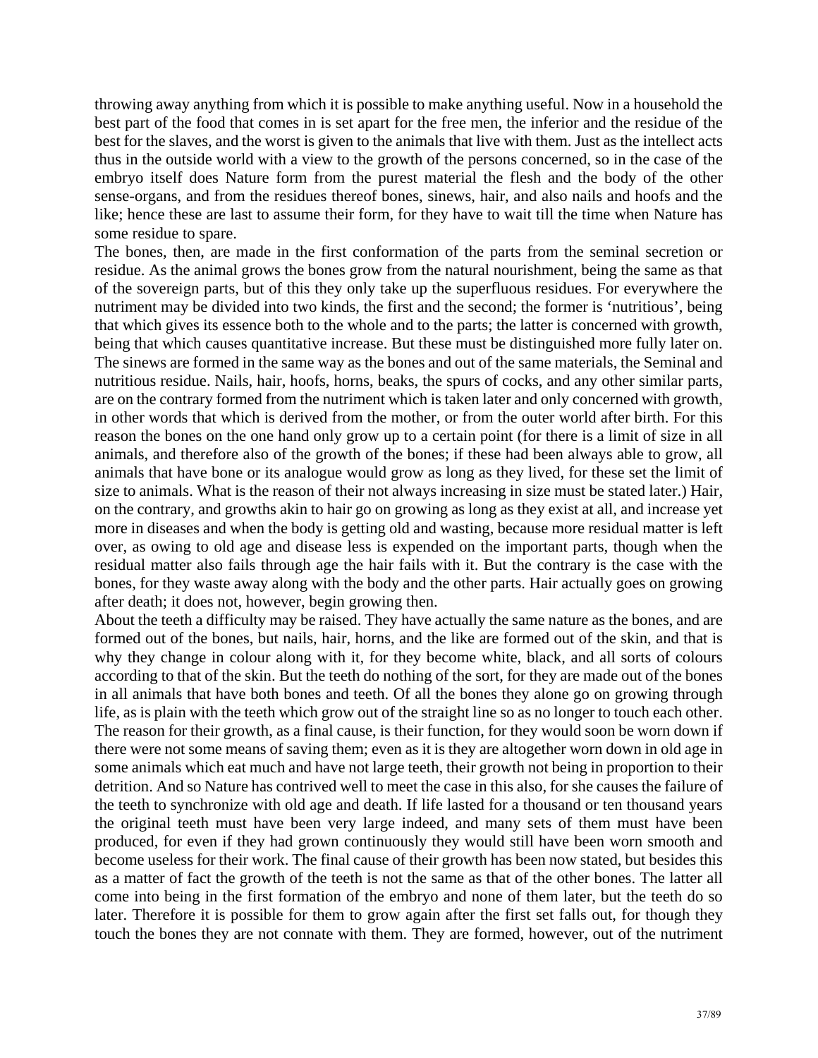throwing away anything from which it is possible to make anything useful. Now in a household the best part of the food that comes in is set apart for the free men, the inferior and the residue of the best for the slaves, and the worst is given to the animals that live with them. Just as the intellect acts thus in the outside world with a view to the growth of the persons concerned, so in the case of the embryo itself does Nature form from the purest material the flesh and the body of the other sense-organs, and from the residues thereof bones, sinews, hair, and also nails and hoofs and the like; hence these are last to assume their form, for they have to wait till the time when Nature has some residue to spare.

The bones, then, are made in the first conformation of the parts from the seminal secretion or residue. As the animal grows the bones grow from the natural nourishment, being the same as that of the sovereign parts, but of this they only take up the superfluous residues. For everywhere the nutriment may be divided into two kinds, the first and the second; the former is 'nutritious', being that which gives its essence both to the whole and to the parts; the latter is concerned with growth, being that which causes quantitative increase. But these must be distinguished more fully later on. The sinews are formed in the same way as the bones and out of the same materials, the Seminal and nutritious residue. Nails, hair, hoofs, horns, beaks, the spurs of cocks, and any other similar parts, are on the contrary formed from the nutriment which is taken later and only concerned with growth, in other words that which is derived from the mother, or from the outer world after birth. For this reason the bones on the one hand only grow up to a certain point (for there is a limit of size in all animals, and therefore also of the growth of the bones; if these had been always able to grow, all animals that have bone or its analogue would grow as long as they lived, for these set the limit of size to animals. What is the reason of their not always increasing in size must be stated later.) Hair, on the contrary, and growths akin to hair go on growing as long as they exist at all, and increase yet more in diseases and when the body is getting old and wasting, because more residual matter is left over, as owing to old age and disease less is expended on the important parts, though when the residual matter also fails through age the hair fails with it. But the contrary is the case with the bones, for they waste away along with the body and the other parts. Hair actually goes on growing after death; it does not, however, begin growing then.

About the teeth a difficulty may be raised. They have actually the same nature as the bones, and are formed out of the bones, but nails, hair, horns, and the like are formed out of the skin, and that is why they change in colour along with it, for they become white, black, and all sorts of colours according to that of the skin. But the teeth do nothing of the sort, for they are made out of the bones in all animals that have both bones and teeth. Of all the bones they alone go on growing through life, as is plain with the teeth which grow out of the straight line so as no longer to touch each other. The reason for their growth, as a final cause, is their function, for they would soon be worn down if there were not some means of saving them; even as it is they are altogether worn down in old age in some animals which eat much and have not large teeth, their growth not being in proportion to their detrition. And so Nature has contrived well to meet the case in this also, for she causes the failure of the teeth to synchronize with old age and death. If life lasted for a thousand or ten thousand years the original teeth must have been very large indeed, and many sets of them must have been produced, for even if they had grown continuously they would still have been worn smooth and become useless for their work. The final cause of their growth has been now stated, but besides this as a matter of fact the growth of the teeth is not the same as that of the other bones. The latter all come into being in the first formation of the embryo and none of them later, but the teeth do so later. Therefore it is possible for them to grow again after the first set falls out, for though they touch the bones they are not connate with them. They are formed, however, out of the nutriment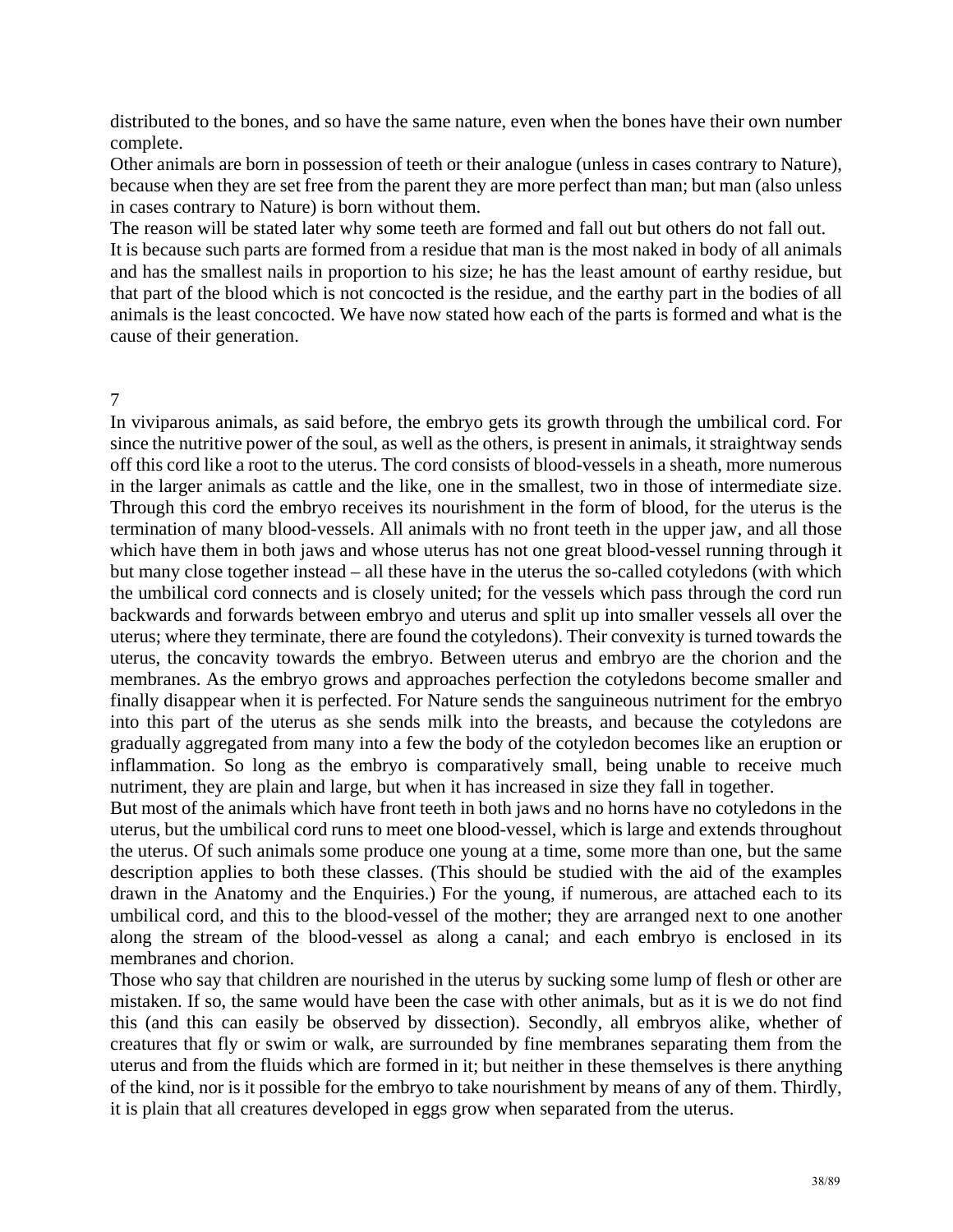distributed to the bones, and so have the same nature, even when the bones have their own number complete.

Other animals are born in possession of teeth or their analogue (unless in cases contrary to Nature), because when they are set free from the parent they are more perfect than man; but man (also unless in cases contrary to Nature) is born without them.

The reason will be stated later why some teeth are formed and fall out but others do not fall out.

It is because such parts are formed from a residue that man is the most naked in body of all animals and has the smallest nails in proportion to his size; he has the least amount of earthy residue, but that part of the blood which is not concocted is the residue, and the earthy part in the bodies of all animals is the least concocted. We have now stated how each of the parts is formed and what is the cause of their generation.

## 7

In viviparous animals, as said before, the embryo gets its growth through the umbilical cord. For since the nutritive power of the soul, as well as the others, is present in animals, it straightway sends off this cord like a root to the uterus. The cord consists of blood-vessels in a sheath, more numerous in the larger animals as cattle and the like, one in the smallest, two in those of intermediate size. Through this cord the embryo receives its nourishment in the form of blood, for the uterus is the termination of many blood-vessels. All animals with no front teeth in the upper jaw, and all those which have them in both jaws and whose uterus has not one great blood-vessel running through it but many close together instead – all these have in the uterus the so-called cotyledons (with which the umbilical cord connects and is closely united; for the vessels which pass through the cord run backwards and forwards between embryo and uterus and split up into smaller vessels all over the uterus; where they terminate, there are found the cotyledons). Their convexity is turned towards the uterus, the concavity towards the embryo. Between uterus and embryo are the chorion and the membranes. As the embryo grows and approaches perfection the cotyledons become smaller and finally disappear when it is perfected. For Nature sends the sanguineous nutriment for the embryo into this part of the uterus as she sends milk into the breasts, and because the cotyledons are gradually aggregated from many into a few the body of the cotyledon becomes like an eruption or inflammation. So long as the embryo is comparatively small, being unable to receive much nutriment, they are plain and large, but when it has increased in size they fall in together.

But most of the animals which have front teeth in both jaws and no horns have no cotyledons in the uterus, but the umbilical cord runs to meet one blood-vessel, which is large and extends throughout the uterus. Of such animals some produce one young at a time, some more than one, but the same description applies to both these classes. (This should be studied with the aid of the examples drawn in the Anatomy and the Enquiries.) For the young, if numerous, are attached each to its umbilical cord, and this to the blood-vessel of the mother; they are arranged next to one another along the stream of the blood-vessel as along a canal; and each embryo is enclosed in its membranes and chorion.

Those who say that children are nourished in the uterus by sucking some lump of flesh or other are mistaken. If so, the same would have been the case with other animals, but as it is we do not find this (and this can easily be observed by dissection). Secondly, all embryos alike, whether of creatures that fly or swim or walk, are surrounded by fine membranes separating them from the uterus and from the fluids which are formed in it; but neither in these themselves is there anything of the kind, nor is it possible for the embryo to take nourishment by means of any of them. Thirdly, it is plain that all creatures developed in eggs grow when separated from the uterus.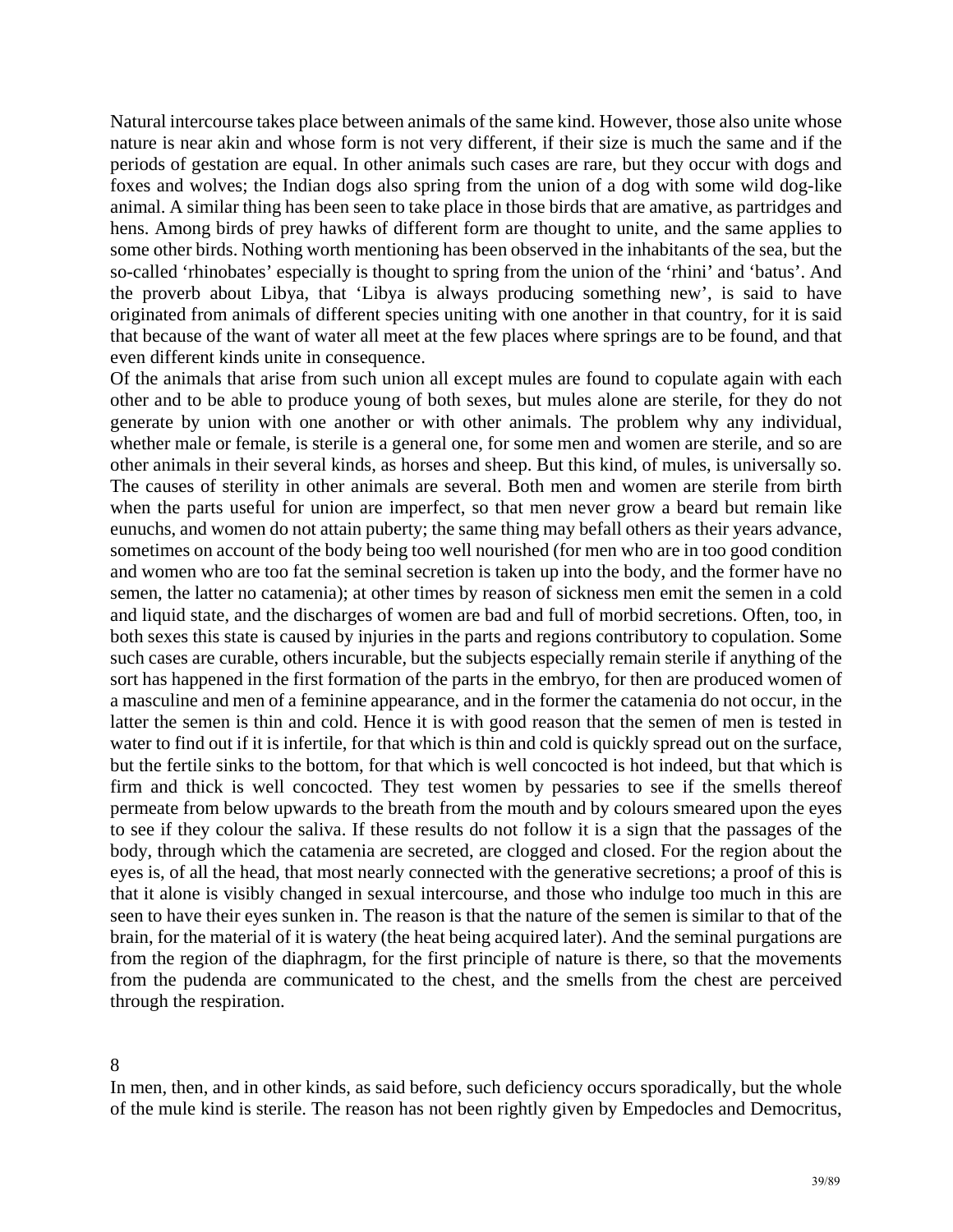Natural intercourse takes place between animals of the same kind. However, those also unite whose nature is near akin and whose form is not very different, if their size is much the same and if the periods of gestation are equal. In other animals such cases are rare, but they occur with dogs and foxes and wolves; the Indian dogs also spring from the union of a dog with some wild dog-like animal. A similar thing has been seen to take place in those birds that are amative, as partridges and hens. Among birds of prey hawks of different form are thought to unite, and the same applies to some other birds. Nothing worth mentioning has been observed in the inhabitants of the sea, but the so-called 'rhinobates' especially is thought to spring from the union of the 'rhini' and 'batus'. And the proverb about Libya, that 'Libya is always producing something new', is said to have originated from animals of different species uniting with one another in that country, for it is said that because of the want of water all meet at the few places where springs are to be found, and that even different kinds unite in consequence.

Of the animals that arise from such union all except mules are found to copulate again with each other and to be able to produce young of both sexes, but mules alone are sterile, for they do not generate by union with one another or with other animals. The problem why any individual, whether male or female, is sterile is a general one, for some men and women are sterile, and so are other animals in their several kinds, as horses and sheep. But this kind, of mules, is universally so. The causes of sterility in other animals are several. Both men and women are sterile from birth when the parts useful for union are imperfect, so that men never grow a beard but remain like eunuchs, and women do not attain puberty; the same thing may befall others as their years advance, sometimes on account of the body being too well nourished (for men who are in too good condition and women who are too fat the seminal secretion is taken up into the body, and the former have no semen, the latter no catamenia); at other times by reason of sickness men emit the semen in a cold and liquid state, and the discharges of women are bad and full of morbid secretions. Often, too, in both sexes this state is caused by injuries in the parts and regions contributory to copulation. Some such cases are curable, others incurable, but the subjects especially remain sterile if anything of the sort has happened in the first formation of the parts in the embryo, for then are produced women of a masculine and men of a feminine appearance, and in the former the catamenia do not occur, in the latter the semen is thin and cold. Hence it is with good reason that the semen of men is tested in water to find out if it is infertile, for that which is thin and cold is quickly spread out on the surface, but the fertile sinks to the bottom, for that which is well concocted is hot indeed, but that which is firm and thick is well concocted. They test women by pessaries to see if the smells thereof permeate from below upwards to the breath from the mouth and by colours smeared upon the eyes to see if they colour the saliva. If these results do not follow it is a sign that the passages of the body, through which the catamenia are secreted, are clogged and closed. For the region about the eyes is, of all the head, that most nearly connected with the generative secretions; a proof of this is that it alone is visibly changed in sexual intercourse, and those who indulge too much in this are seen to have their eyes sunken in. The reason is that the nature of the semen is similar to that of the brain, for the material of it is watery (the heat being acquired later). And the seminal purgations are from the region of the diaphragm, for the first principle of nature is there, so that the movements from the pudenda are communicated to the chest, and the smells from the chest are perceived through the respiration.

## 8

In men, then, and in other kinds, as said before, such deficiency occurs sporadically, but the whole of the mule kind is sterile. The reason has not been rightly given by Empedocles and Democritus,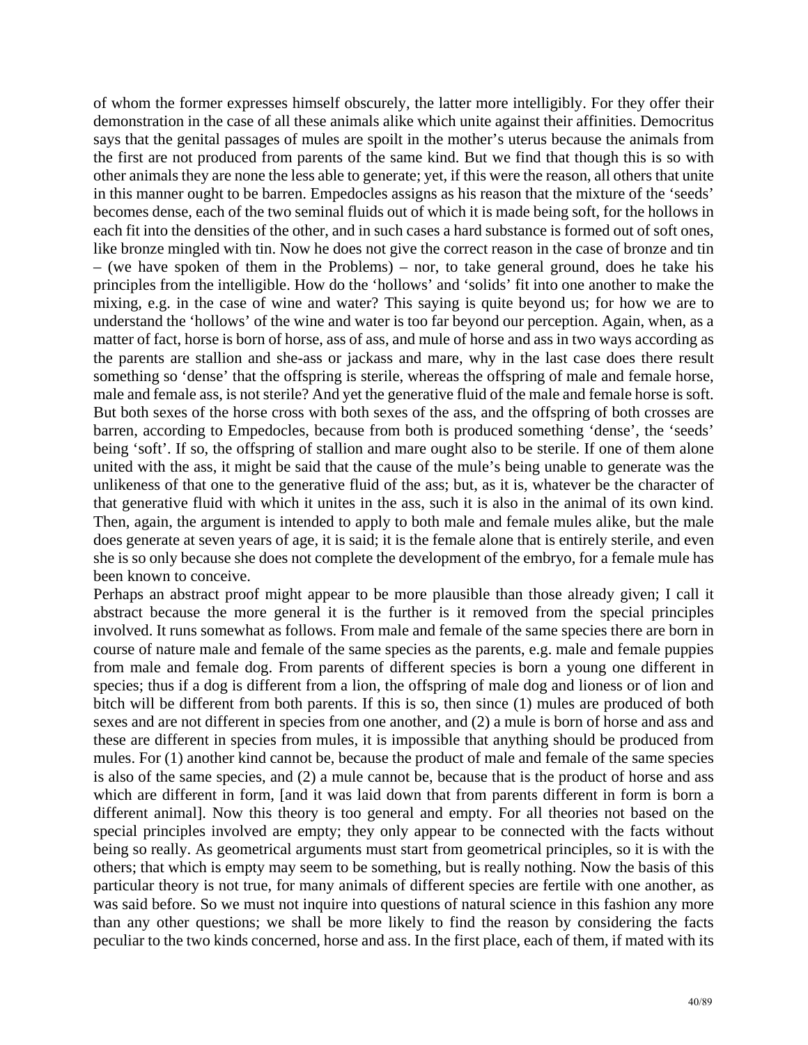of whom the former expresses himself obscurely, the latter more intelligibly. For they offer their demonstration in the case of all these animals alike which unite against their affinities. Democritus says that the genital passages of mules are spoilt in the mother's uterus because the animals from the first are not produced from parents of the same kind. But we find that though this is so with other animals they are none the less able to generate; yet, if this were the reason, all others that unite in this manner ought to be barren. Empedocles assigns as his reason that the mixture of the 'seeds' becomes dense, each of the two seminal fluids out of which it is made being soft, for the hollows in each fit into the densities of the other, and in such cases a hard substance is formed out of soft ones, like bronze mingled with tin. Now he does not give the correct reason in the case of bronze and tin – (we have spoken of them in the Problems) – nor, to take general ground, does he take his principles from the intelligible. How do the 'hollows' and 'solids' fit into one another to make the mixing, e.g. in the case of wine and water? This saying is quite beyond us; for how we are to understand the 'hollows' of the wine and water is too far beyond our perception. Again, when, as a matter of fact, horse is born of horse, ass of ass, and mule of horse and ass in two ways according as the parents are stallion and she-ass or jackass and mare, why in the last case does there result something so 'dense' that the offspring is sterile, whereas the offspring of male and female horse, male and female ass, is not sterile? And yet the generative fluid of the male and female horse is soft. But both sexes of the horse cross with both sexes of the ass, and the offspring of both crosses are barren, according to Empedocles, because from both is produced something 'dense', the 'seeds' being 'soft'. If so, the offspring of stallion and mare ought also to be sterile. If one of them alone united with the ass, it might be said that the cause of the mule's being unable to generate was the unlikeness of that one to the generative fluid of the ass; but, as it is, whatever be the character of that generative fluid with which it unites in the ass, such it is also in the animal of its own kind. Then, again, the argument is intended to apply to both male and female mules alike, but the male does generate at seven years of age, it is said; it is the female alone that is entirely sterile, and even she is so only because she does not complete the development of the embryo, for a female mule has been known to conceive.

Perhaps an abstract proof might appear to be more plausible than those already given; I call it abstract because the more general it is the further is it removed from the special principles involved. It runs somewhat as follows. From male and female of the same species there are born in course of nature male and female of the same species as the parents, e.g. male and female puppies from male and female dog. From parents of different species is born a young one different in species; thus if a dog is different from a lion, the offspring of male dog and lioness or of lion and bitch will be different from both parents. If this is so, then since (1) mules are produced of both sexes and are not different in species from one another, and (2) a mule is born of horse and ass and these are different in species from mules, it is impossible that anything should be produced from mules. For (1) another kind cannot be, because the product of male and female of the same species is also of the same species, and (2) a mule cannot be, because that is the product of horse and ass which are different in form, [and it was laid down that from parents different in form is born a different animal]. Now this theory is too general and empty. For all theories not based on the special principles involved are empty; they only appear to be connected with the facts without being so really. As geometrical arguments must start from geometrical principles, so it is with the others; that which is empty may seem to be something, but is really nothing. Now the basis of this particular theory is not true, for many animals of different species are fertile with one another, as was said before. So we must not inquire into questions of natural science in this fashion any more than any other questions; we shall be more likely to find the reason by considering the facts peculiar to the two kinds concerned, horse and ass. In the first place, each of them, if mated with its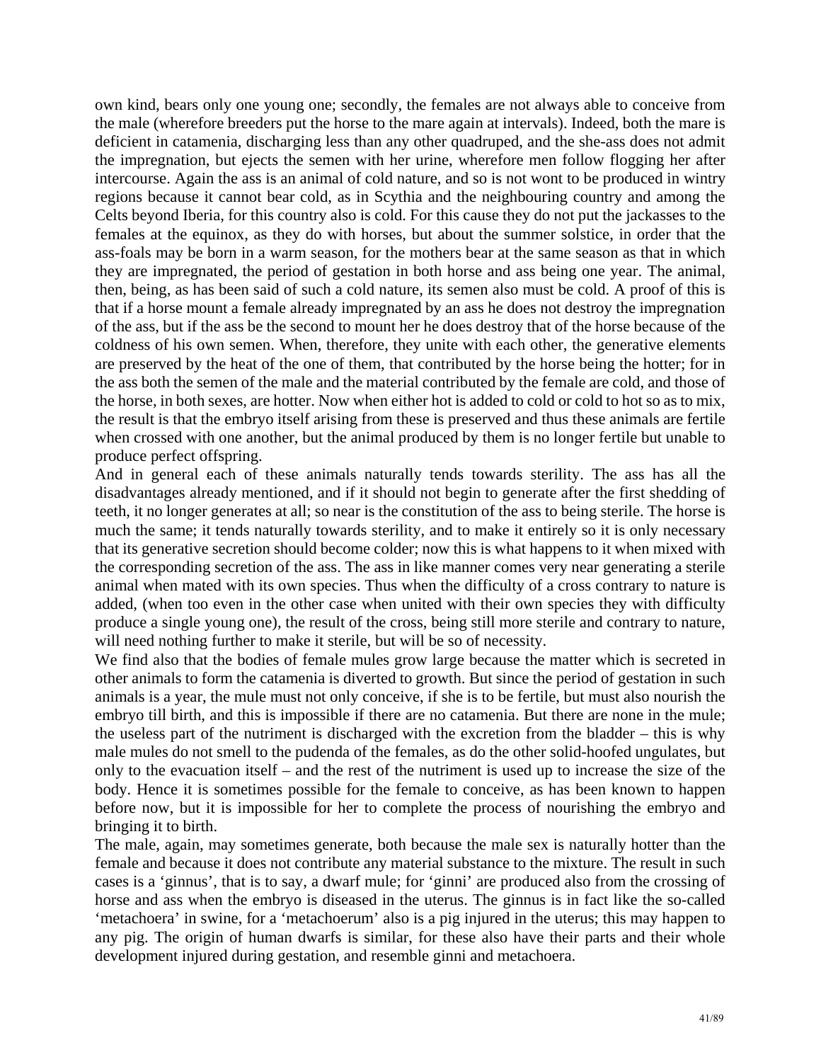own kind, bears only one young one; secondly, the females are not always able to conceive from the male (wherefore breeders put the horse to the mare again at intervals). Indeed, both the mare is deficient in catamenia, discharging less than any other quadruped, and the she-ass does not admit the impregnation, but ejects the semen with her urine, wherefore men follow flogging her after intercourse. Again the ass is an animal of cold nature, and so is not wont to be produced in wintry regions because it cannot bear cold, as in Scythia and the neighbouring country and among the Celts beyond Iberia, for this country also is cold. For this cause they do not put the jackasses to the females at the equinox, as they do with horses, but about the summer solstice, in order that the ass-foals may be born in a warm season, for the mothers bear at the same season as that in which they are impregnated, the period of gestation in both horse and ass being one year. The animal, then, being, as has been said of such a cold nature, its semen also must be cold. A proof of this is that if a horse mount a female already impregnated by an ass he does not destroy the impregnation of the ass, but if the ass be the second to mount her he does destroy that of the horse because of the coldness of his own semen. When, therefore, they unite with each other, the generative elements are preserved by the heat of the one of them, that contributed by the horse being the hotter; for in the ass both the semen of the male and the material contributed by the female are cold, and those of the horse, in both sexes, are hotter. Now when either hot is added to cold or cold to hot so as to mix, the result is that the embryo itself arising from these is preserved and thus these animals are fertile when crossed with one another, but the animal produced by them is no longer fertile but unable to produce perfect offspring.

And in general each of these animals naturally tends towards sterility. The ass has all the disadvantages already mentioned, and if it should not begin to generate after the first shedding of teeth, it no longer generates at all; so near is the constitution of the ass to being sterile. The horse is much the same; it tends naturally towards sterility, and to make it entirely so it is only necessary that its generative secretion should become colder; now this is what happens to it when mixed with the corresponding secretion of the ass. The ass in like manner comes very near generating a sterile animal when mated with its own species. Thus when the difficulty of a cross contrary to nature is added, (when too even in the other case when united with their own species they with difficulty produce a single young one), the result of the cross, being still more sterile and contrary to nature, will need nothing further to make it sterile, but will be so of necessity.

We find also that the bodies of female mules grow large because the matter which is secreted in other animals to form the catamenia is diverted to growth. But since the period of gestation in such animals is a year, the mule must not only conceive, if she is to be fertile, but must also nourish the embryo till birth, and this is impossible if there are no catamenia. But there are none in the mule; the useless part of the nutriment is discharged with the excretion from the bladder – this is why male mules do not smell to the pudenda of the females, as do the other solid-hoofed ungulates, but only to the evacuation itself – and the rest of the nutriment is used up to increase the size of the body. Hence it is sometimes possible for the female to conceive, as has been known to happen before now, but it is impossible for her to complete the process of nourishing the embryo and bringing it to birth.

The male, again, may sometimes generate, both because the male sex is naturally hotter than the female and because it does not contribute any material substance to the mixture. The result in such cases is a 'ginnus', that is to say, a dwarf mule; for 'ginni' are produced also from the crossing of horse and ass when the embryo is diseased in the uterus. The ginnus is in fact like the so-called 'metachoera' in swine, for a 'metachoerum' also is a pig injured in the uterus; this may happen to any pig. The origin of human dwarfs is similar, for these also have their parts and their whole development injured during gestation, and resemble ginni and metachoera.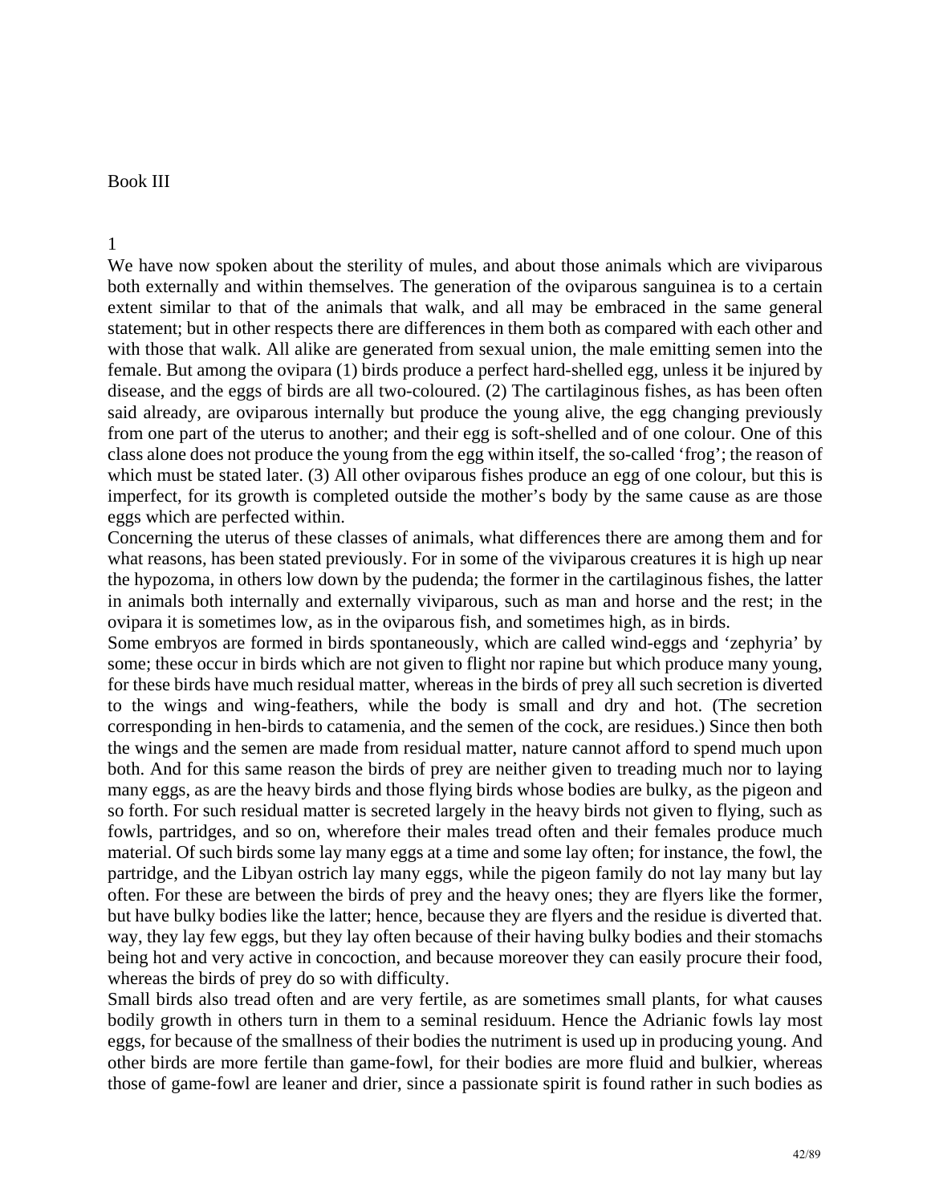# Book III

## 1

We have now spoken about the sterility of mules, and about those animals which are viviparous both externally and within themselves. The generation of the oviparous sanguinea is to a certain extent similar to that of the animals that walk, and all may be embraced in the same general statement; but in other respects there are differences in them both as compared with each other and with those that walk. All alike are generated from sexual union, the male emitting semen into the female. But among the ovipara (1) birds produce a perfect hard-shelled egg, unless it be injured by disease, and the eggs of birds are all two-coloured. (2) The cartilaginous fishes, as has been often said already, are oviparous internally but produce the young alive, the egg changing previously from one part of the uterus to another; and their egg is soft-shelled and of one colour. One of this class alone does not produce the young from the egg within itself, the so-called 'frog'; the reason of which must be stated later. (3) All other oviparous fishes produce an egg of one colour, but this is imperfect, for its growth is completed outside the mother's body by the same cause as are those eggs which are perfected within.

Concerning the uterus of these classes of animals, what differences there are among them and for what reasons, has been stated previously. For in some of the viviparous creatures it is high up near the hypozoma, in others low down by the pudenda; the former in the cartilaginous fishes, the latter in animals both internally and externally viviparous, such as man and horse and the rest; in the ovipara it is sometimes low, as in the oviparous fish, and sometimes high, as in birds.

Some embryos are formed in birds spontaneously, which are called wind-eggs and 'zephyria' by some; these occur in birds which are not given to flight nor rapine but which produce many young, for these birds have much residual matter, whereas in the birds of prey all such secretion is diverted to the wings and wing-feathers, while the body is small and dry and hot. (The secretion corresponding in hen-birds to catamenia, and the semen of the cock, are residues.) Since then both the wings and the semen are made from residual matter, nature cannot afford to spend much upon both. And for this same reason the birds of prey are neither given to treading much nor to laying many eggs, as are the heavy birds and those flying birds whose bodies are bulky, as the pigeon and so forth. For such residual matter is secreted largely in the heavy birds not given to flying, such as fowls, partridges, and so on, wherefore their males tread often and their females produce much material. Of such birds some lay many eggs at a time and some lay often; for instance, the fowl, the partridge, and the Libyan ostrich lay many eggs, while the pigeon family do not lay many but lay often. For these are between the birds of prey and the heavy ones; they are flyers like the former, but have bulky bodies like the latter; hence, because they are flyers and the residue is diverted that way, they lay few eggs, but they lay often because of their having bulky bodies and their stomachs being hot and very active in concoction, and because moreover they can easily procure their food, whereas the birds of prey do so with difficulty.

Small birds also tread often and are very fertile, as are sometimes small plants, for what causes bodily growth in others turn in them to a seminal residuum. Hence the Adrianic fowls lay most eggs, for because of the smallness of their bodies the nutriment is used up in producing young. And other birds are more fertile than game-fowl, for their bodies are more fluid and bulkier, whereas those of game-fowl are leaner and drier, since a passionate spirit is found rather in such bodies as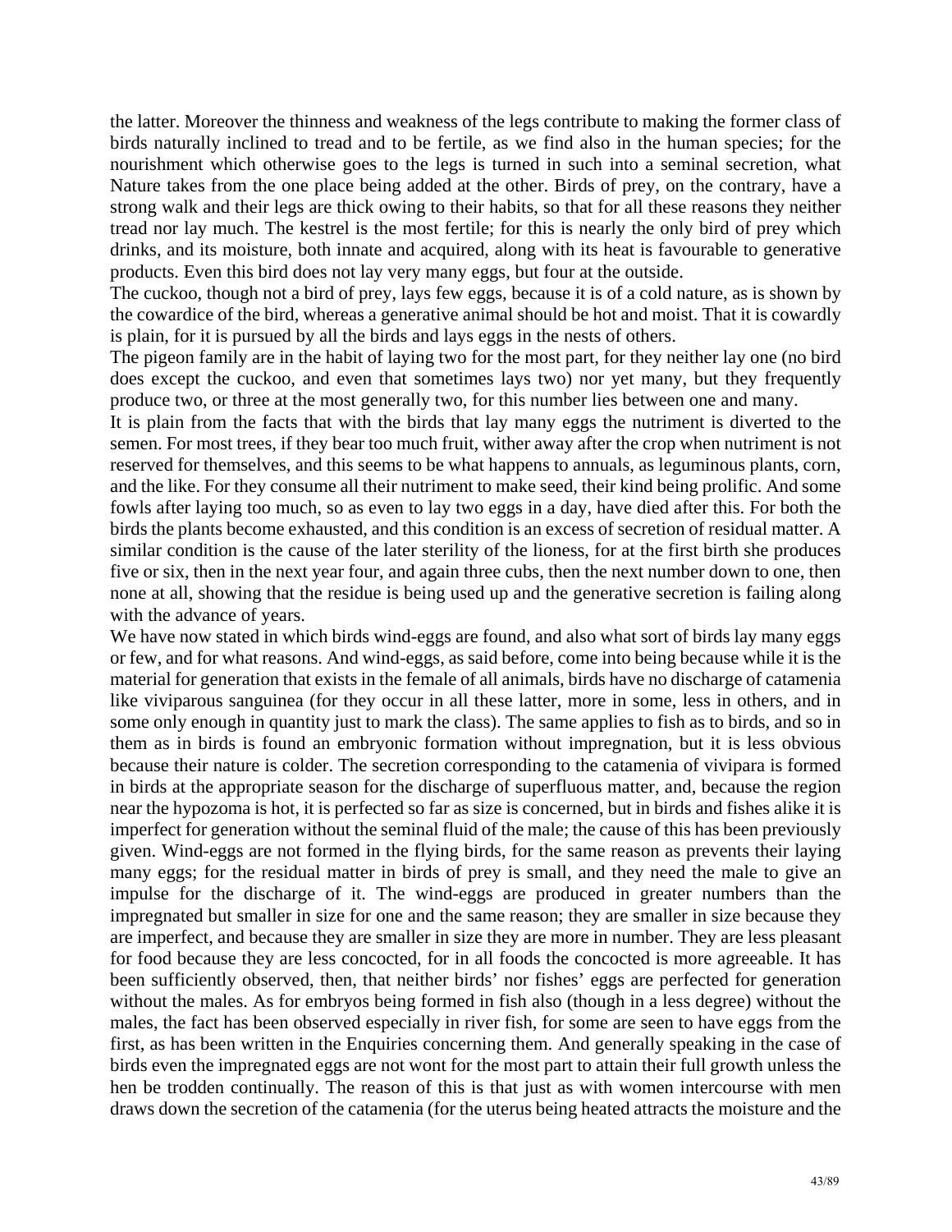the latter. Moreover the thinness and weakness of the legs contribute to making the former class of birds naturally inclined to tread and to be fertile, as we find also in the human species; for the nourishment which otherwise goes to the legs is turned in such into a seminal secretion, what Nature takes from the one place being added at the other. Birds of prey, on the contrary, have a strong walk and their legs are thick owing to their habits, so that for all these reasons they neither tread nor lay much. The kestrel is the most fertile; for this is nearly the only bird of prey which drinks, and its moisture, both innate and acquired, along with its heat is favourable to generative products. Even this bird does not lay very many eggs, but four at the outside.

The cuckoo, though not a bird of prey, lays few eggs, because it is of a cold nature, as is shown by the cowardice of the bird, whereas a generative animal should be hot and moist. That it is cowardly is plain, for it is pursued by all the birds and lays eggs in the nests of others.

The pigeon family are in the habit of laying two for the most part, for they neither lay one (no bird does except the cuckoo, and even that sometimes lays two) nor yet many, but they frequently produce two, or three at the most generally two, for this number lies between one and many.

It is plain from the facts that with the birds that lay many eggs the nutriment is diverted to the semen. For most trees, if they bear too much fruit, wither away after the crop when nutriment is not reserved for themselves, and this seems to be what happens to annuals, as leguminous plants, corn, and the like. For they consume all their nutriment to make seed, their kind being prolific. And some fowls after laying too much, so as even to lay two eggs in a day, have died after this. For both the birds the plants become exhausted, and this condition is an excess of secretion of residual matter. A similar condition is the cause of the later sterility of the lioness, for at the first birth she produces five or six, then in the next year four, and again three cubs, then the next number down to one, then none at all, showing that the residue is being used up and the generative secretion is failing along with the advance of years.

We have now stated in which birds wind-eggs are found, and also what sort of birds lay many eggs or few, and for what reasons. And wind-eggs, as said before, come into being because while it is the material for generation that exists in the female of all animals, birds have no discharge of catamenia like viviparous sanguinea (for they occur in all these latter, more in some, less in others, and in some only enough in quantity just to mark the class). The same applies to fish as to birds, and so in them as in birds is found an embryonic formation without impregnation, but it is less obvious because their nature is colder. The secretion corresponding to the catamenia of vivipara is formed in birds at the appropriate season for the discharge of superfluous matter, and, because the region near the hypozoma is hot, it is perfected so far as size is concerned, but in birds and fishes alike it is imperfect for generation without the seminal fluid of the male; the cause of this has been previously given. Wind-eggs are not formed in the flying birds, for the same reason as prevents their laying many eggs; for the residual matter in birds of prey is small, and they need the male to give an impulse for the discharge of it. The wind-eggs are produced in greater numbers than the impregnated but smaller in size for one and the same reason; they are smaller in size because they are imperfect, and because they are smaller in size they are more in number. They are less pleasant for food because they are less concocted, for in all foods the concocted is more agreeable. It has been sufficiently observed, then, that neither birds' nor fishes' eggs are perfected for generation without the males. As for embryos being formed in fish also (though in a less degree) without the males, the fact has been observed especially in river fish, for some are seen to have eggs from the first, as has been written in the Enquiries concerning them. And generally speaking in the case of birds even the impregnated eggs are not wont for the most part to attain their full growth unless the hen be trodden continually. The reason of this is that just as with women intercourse with men draws down the secretion of the catamenia (for the uterus being heated attracts the moisture and the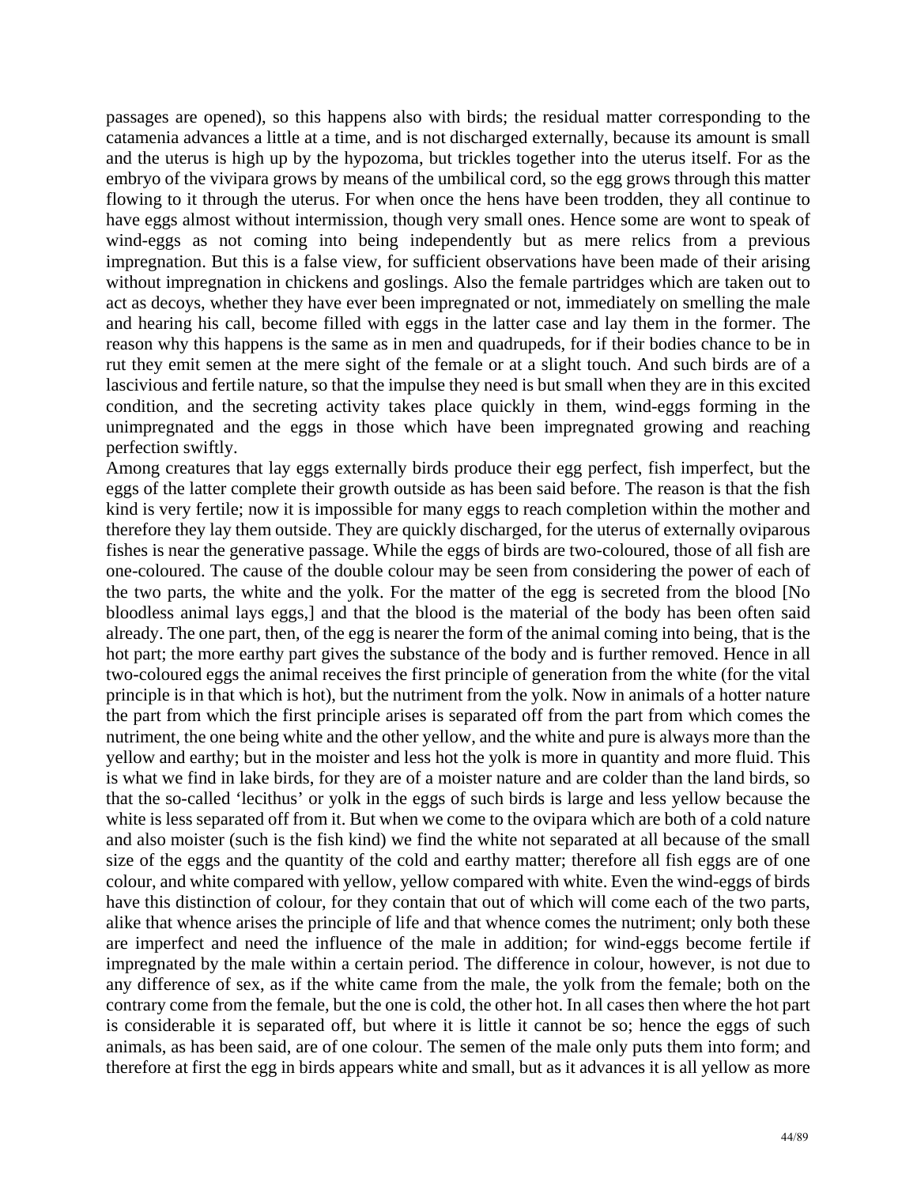passages are opened), so this happens also with birds; the residual matter corresponding to the catamenia advances a little at a time, and is not discharged externally, because its amount is small and the uterus is high up by the hypozoma, but trickles together into the uterus itself. For as the embryo of the vivipara grows by means of the umbilical cord, so the egg grows through this matter flowing to it through the uterus. For when once the hens have been trodden, they all continue to have eggs almost without intermission, though very small ones. Hence some are wont to speak of wind-eggs as not coming into being independently but as mere relics from a previous impregnation. But this is a false view, for sufficient observations have been made of their arising without impregnation in chickens and goslings. Also the female partridges which are taken out to act as decoys, whether they have ever been impregnated or not, immediately on smelling the male and hearing his call, become filled with eggs in the latter case and lay them in the former. The reason why this happens is the same as in men and quadrupeds, for if their bodies chance to be in rut they emit semen at the mere sight of the female or at a slight touch. And such birds are of a lascivious and fertile nature, so that the impulse they need is but small when they are in this excited condition, and the secreting activity takes place quickly in them, wind-eggs forming in the unimpregnated and the eggs in those which have been impregnated growing and reaching perfection swiftly.

Among creatures that lay eggs externally birds produce their egg perfect, fish imperfect, but the eggs of the latter complete their growth outside as has been said before. The reason is that the fish kind is very fertile; now it is impossible for many eggs to reach completion within the mother and therefore they lay them outside. They are quickly discharged, for the uterus of externally oviparous fishes is near the generative passage. While the eggs of birds are two-coloured, those of all fish are one-coloured. The cause of the double colour may be seen from considering the power of each of the two parts, the white and the yolk. For the matter of the egg is secreted from the blood [No bloodless animal lays eggs,] and that the blood is the material of the body has been often said already. The one part, then, of the egg is nearer the form of the animal coming into being, that is the hot part; the more earthy part gives the substance of the body and is further removed. Hence in all two-coloured eggs the animal receives the first principle of generation from the white (for the vital principle is in that which is hot), but the nutriment from the yolk. Now in animals of a hotter nature the part from which the first principle arises is separated off from the part from which comes the nutriment, the one being white and the other yellow, and the white and pure is always more than the yellow and earthy; but in the moister and less hot the yolk is more in quantity and more fluid. This is what we find in lake birds, for they are of a moister nature and are colder than the land birds, so that the so-called 'lecithus' or yolk in the eggs of such birds is large and less yellow because the white is less separated off from it. But when we come to the ovipara which are both of a cold nature and also moister (such is the fish kind) we find the white not separated at all because of the small size of the eggs and the quantity of the cold and earthy matter; therefore all fish eggs are of one colour, and white compared with yellow, yellow compared with white. Even the wind-eggs of birds have this distinction of colour, for they contain that out of which will come each of the two parts, alike that whence arises the principle of life and that whence comes the nutriment; only both these are imperfect and need the influence of the male in addition; for wind-eggs become fertile if impregnated by the male within a certain period. The difference in colour, however, is not due to any difference of sex, as if the white came from the male, the yolk from the female; both on the contrary come from the female, but the one is cold, the other hot. In all cases then where the hot part is considerable it is separated off, but where it is little it cannot be so; hence the eggs of such animals, as has been said, are of one colour. The semen of the male only puts them into form; and therefore at first the egg in birds appears white and small, but as it advances it is all yellow as more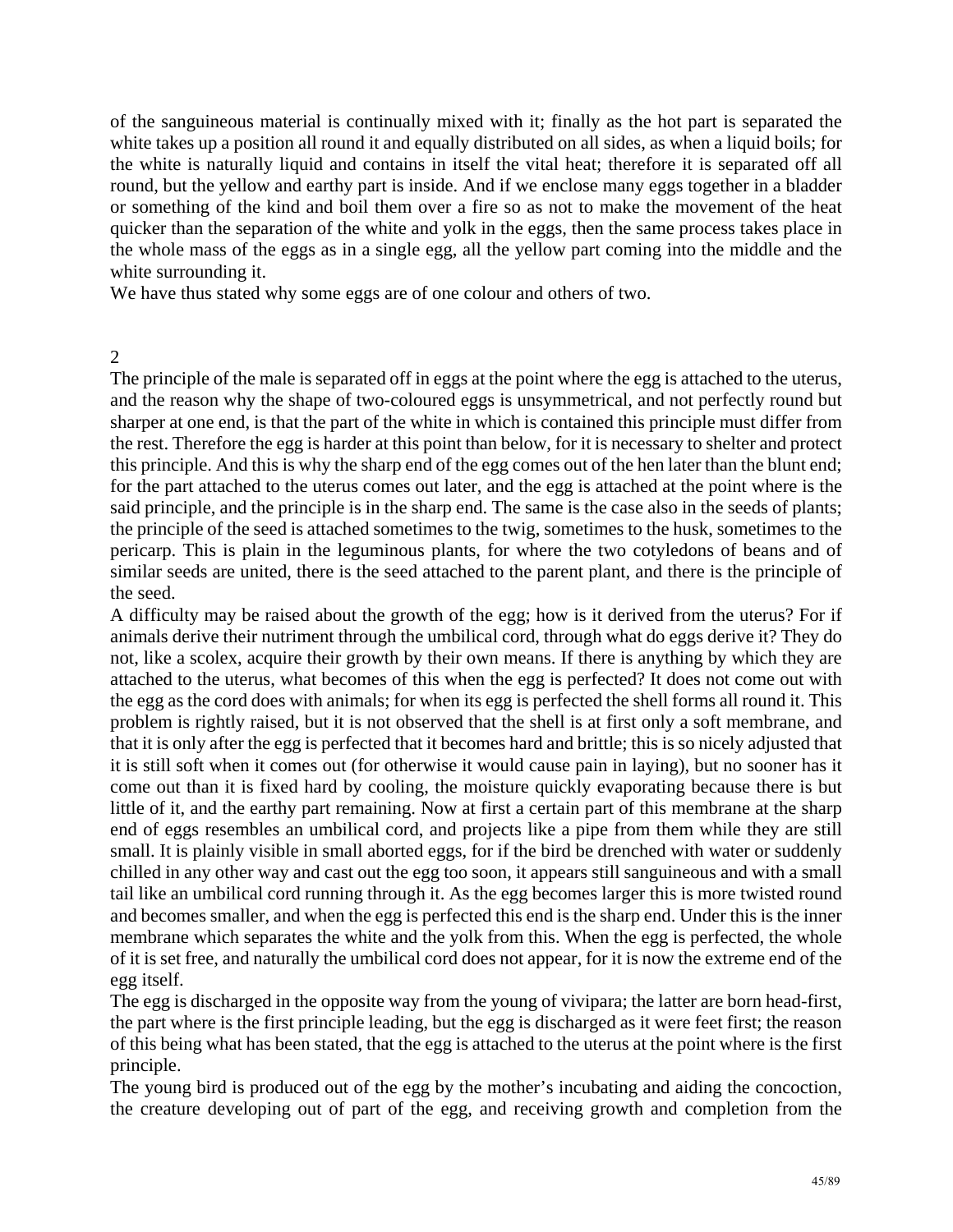of the sanguineous material is continually mixed with it; finally as the hot part is separated the white takes up a position all round it and equally distributed on all sides, as when a liquid boils; for the white is naturally liquid and contains in itself the vital heat; therefore it is separated off all round, but the yellow and earthy part is inside. And if we enclose many eggs together in a bladder or something of the kind and boil them over a fire so as not to make the movement of the heat quicker than the separation of the white and yolk in the eggs, then the same process takes place in the whole mass of the eggs as in a single egg, all the yellow part coming into the middle and the white surrounding it.

We have thus stated why some eggs are of one colour and others of two.

## 2

The principle of the male is separated off in eggs at the point where the egg is attached to the uterus, and the reason why the shape of two-coloured eggs is unsymmetrical, and not perfectly round but sharper at one end, is that the part of the white in which is contained this principle must differ from the rest. Therefore the egg is harder at this point than below, for it is necessary to shelter and protect this principle. And this is why the sharp end of the egg comes out of the hen later than the blunt end; for the part attached to the uterus comes out later, and the egg is attached at the point where is the said principle, and the principle is in the sharp end. The same is the case also in the seeds of plants; the principle of the seed is attached sometimes to the twig, sometimes to the husk, sometimes to the pericarp. This is plain in the leguminous plants, for where the two cotyledons of beans and of similar seeds are united, there is the seed attached to the parent plant, and there is the principle of the seed.

A difficulty may be raised about the growth of the egg; how is it derived from the uterus? For if animals derive their nutriment through the umbilical cord, through what do eggs derive it? They do not, like a scolex, acquire their growth by their own means. If there is anything by which they are attached to the uterus, what becomes of this when the egg is perfected? It does not come out with the egg as the cord does with animals; for when its egg is perfected the shell forms all round it. This problem is rightly raised, but it is not observed that the shell is at first only a soft membrane, and that it is only after the egg is perfected that it becomes hard and brittle; this is so nicely adjusted that it is still soft when it comes out (for otherwise it would cause pain in laying), but no sooner has it come out than it is fixed hard by cooling, the moisture quickly evaporating because there is but little of it, and the earthy part remaining. Now at first a certain part of this membrane at the sharp end of eggs resembles an umbilical cord, and projects like a pipe from them while they are still small. It is plainly visible in small aborted eggs, for if the bird be drenched with water or suddenly chilled in any other way and cast out the egg too soon, it appears still sanguineous and with a small tail like an umbilical cord running through it. As the egg becomes larger this is more twisted round and becomes smaller, and when the egg is perfected this end is the sharp end. Under this is the inner membrane which separates the white and the yolk from this. When the egg is perfected, the whole of it is set free, and naturally the umbilical cord does not appear, for it is now the extreme end of the egg itself.

The egg is discharged in the opposite way from the young of vivipara; the latter are born head-first, the part where is the first principle leading, but the egg is discharged as it were feet first; the reason of this being what has been stated, that the egg is attached to the uterus at the point where is the first principle.

The young bird is produced out of the egg by the mother's incubating and aiding the concoction, the creature developing out of part of the egg, and receiving growth and completion from the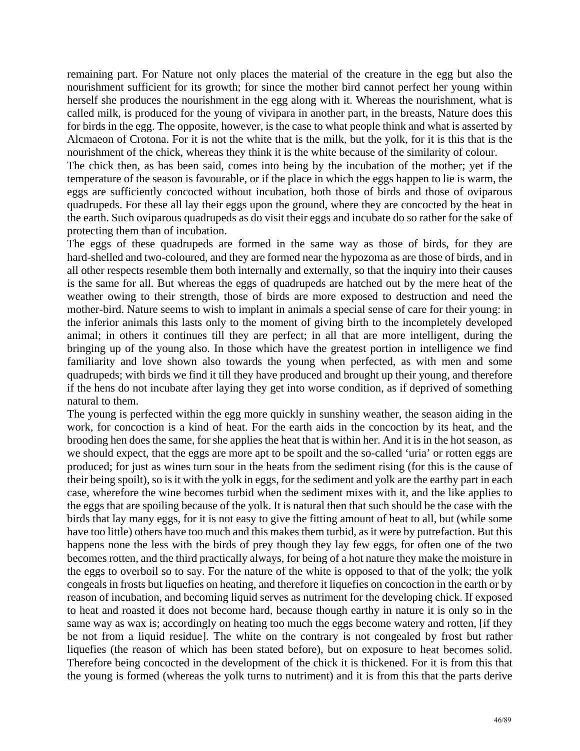remaining part. For Nature not only places the material of the creature in the egg but also the nourishment sufficient for its growth; for since the mother bird cannot perfect her young within herself she produces the nourishment in the egg along with it. Whereas the nourishment, what is called milk, is produced for the young of vivipara in another part, in the breasts, Nature does this for birds in the egg. The opposite, however, is the case to what people think and what is asserted by Alcmaeon of Crotona. For it is not the white that is the milk, but the yolk, for it is this that is the nourishment of the chick, whereas they think it is the white because of the similarity of colour.

The chick then, as has been said, comes into being by the incubation of the mother; yet if the temperature of the season is favourable, or if the place in which the eggs happen to lie is warm, the eggs are sufficiently concocted without incubation, both those of birds and those of oviparous quadrupeds. For these all lay their eggs upon the ground, where they are concocted by the heat in the earth. Such oviparous quadrupeds as do visit their eggs and incubate do so rather for the sake of protecting them than of incubation.

The eggs of these quadrupeds are formed in the same way as those of birds, for they are hard-shelled and two-coloured, and they are formed near the hypozoma as are those of birds, and in all other respects resemble them both internally and externally, so that the inquiry into their causes is the same for all. But whereas the eggs of quadrupeds are hatched out by the mere heat of the weather owing to their strength, those of birds are more exposed to destruction and need the mother-bird. Nature seems to wish to implant in animals a special sense of care for their young: in the inferior animals this lasts only to the moment of giving birth to the incompletely developed animal; in others it continues till they are perfect; in all that are more intelligent, during the bringing up of the young also. In those which have the greatest portion in intelligence we find familiarity and love shown also towards the young when perfected, as with men and some quadrupeds; with birds we find it till they have produced and brought up their young, and therefore if the hens do not incubate after laying they get into worse condition, as if deprived of something natural to them.

The young is perfected within the egg more quickly in sunshiny weather, the season aiding in the work, for concoction is a kind of heat. For the earth aids in the concoction by its heat, and the brooding hen does the same, for she applies the heat that is within her. And it is in the hot season, as we should expect, that the eggs are more apt to be spoilt and the so-called 'uria' or rotten eggs are produced; for just as wines turn sour in the heats from the sediment rising (for this is the cause of their being spoilt), so is it with the yolk in eggs, for the sediment and yolk are the earthy part in each case, wherefore the wine becomes turbid when the sediment mixes with it, and the like applies to the eggs that are spoiling because of the yolk. It is natural then that such should be the case with the birds that lay many eggs, for it is not easy to give the fitting amount of heat to all, but (while some have too little) others have too much and this makes them turbid, as it were by putrefaction. But this happens none the less with the birds of prey though they lay few eggs, for often one of the two becomes rotten, and the third practically always, for being of a hot nature they make the moisture in the eggs to overboil so to say. For the nature of the white is opposed to that of the yolk; the yolk congeals in frosts but liquefies on heating, and therefore it liquefies on concoction in the earth or by reason of incubation, and becoming liquid serves as nutriment for the developing chick. If exposed to heat and roasted it does not become hard, because though earthy in nature it is only so in the same way as wax is; accordingly on heating too much the eggs become watery and rotten, [if they be not from a liquid residue]. The white on the contrary is not congealed by frost but rather liquefies (the reason of which has been stated before), but on exposure to heat becomes solid. Therefore being concocted in the development of the chick it is thickened. For it is from this that the young is formed (whereas the yolk turns to nutriment) and it is from this that the parts derive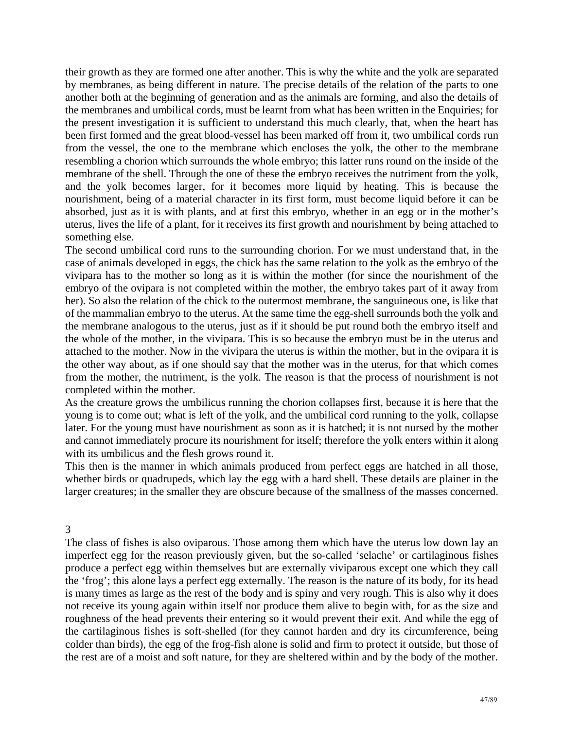their growth as they are formed one after another. This is why the white and the yolk are separated by membranes, as being different in nature. The precise details of the relation of the parts to one another both at the beginning of generation and as the animals are forming, and also the details of the membranes and umbilical cords, must be learnt from what has been written in the Enquiries; for the present investigation it is sufficient to understand this much clearly, that, when the heart has been first formed and the great blood-vessel has been marked off from it, two umbilical cords run from the vessel, the one to the membrane which encloses the yolk, the other to the membrane resembling a chorion which surrounds the whole embryo; this latter runs round on the inside of the membrane of the shell. Through the one of these the embryo receives the nutriment from the yolk, and the yolk becomes larger, for it becomes more liquid by heating. This is because the nourishment, being of a material character in its first form, must become liquid before it can be absorbed, just as it is with plants, and at first this embryo, whether in an egg or in the mother's uterus, lives the life of a plant, for it receives its first growth and nourishment by being attached to something else.

The second umbilical cord runs to the surrounding chorion. For we must understand that, in the case of animals developed in eggs, the chick has the same relation to the yolk as the embryo of the vivipara has to the mother so long as it is within the mother (for since the nourishment of the embryo of the ovipara is not completed within the mother, the embryo takes part of it away from her). So also the relation of the chick to the outermost membrane, the sanguineous one, is like that of the mammalian embryo to the uterus. At the same time the egg-shell surrounds both the yolk and the membrane analogous to the uterus, just as if it should be put round both the embryo itself and the whole of the mother, in the vivipara. This is so because the embryo must be in the uterus and attached to the mother. Now in the vivipara the uterus is within the mother, but in the ovipara it is the other way about, as if one should say that the mother was in the uterus, for that which comes from the mother, the nutriment, is the yolk. The reason is that the process of nourishment is not completed within the mother.

As the creature grows the umbilicus running the chorion collapses first, because it is here that the young is to come out; what is left of the yolk, and the umbilical cord running to the yolk, collapse later. For the young must have nourishment as soon as it is hatched; it is not nursed by the mother and cannot immediately procure its nourishment for itself; therefore the yolk enters within it along with its umbilicus and the flesh grows round it.

This then is the manner in which animals produced from perfect eggs are hatched in all those, whether birds or quadrupeds, which lay the egg with a hard shell. These details are plainer in the larger creatures; in the smaller they are obscure because of the smallness of the masses concerned.

## 3

The class of fishes is also oviparous. Those among them which have the uterus low down lay an imperfect egg for the reason previously given, but the so-called 'selache' or cartilaginous fishes produce a perfect egg within themselves but are externally viviparous except one which they call the 'frog'; this alone lays a perfect egg externally. The reason is the nature of its body, for its head is many times as large as the rest of the body and is spiny and very rough. This is also why it does not receive its young again within itself nor produce them alive to begin with, for as the size and roughness of the head prevents their entering so it would prevent their exit. And while the egg of the cartilaginous fishes is soft-shelled (for they cannot harden and dry its circumference, being colder than birds), the egg of the frog-fish alone is solid and firm to protect it outside, but those of the rest are of a moist and soft nature, for they are sheltered within and by the body of the mother.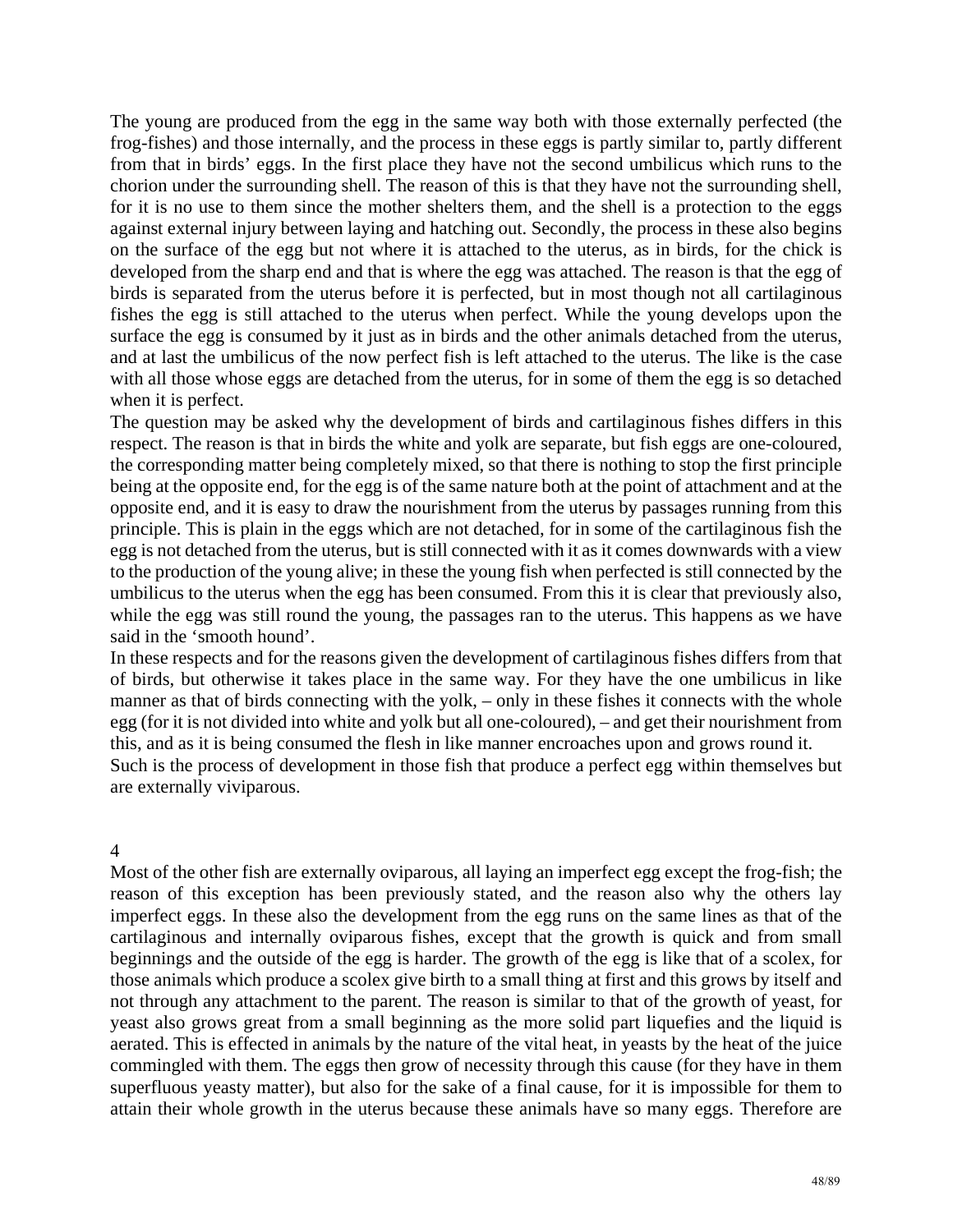The young are produced from the egg in the same way both with those externally perfected (the frog-fishes) and those internally, and the process in these eggs is partly similar to, partly different from that in birds' eggs. In the first place they have not the second umbilicus which runs to the chorion under the surrounding shell. The reason of this is that they have not the surrounding shell, for it is no use to them since the mother shelters them, and the shell is a protection to the eggs against external injury between laying and hatching out. Secondly, the process in these also begins on the surface of the egg but not where it is attached to the uterus, as in birds, for the chick is developed from the sharp end and that is where the egg was attached. The reason is that the egg of birds is separated from the uterus before it is perfected, but in most though not all cartilaginous fishes the egg is still attached to the uterus when perfect. While the young develops upon the surface the egg is consumed by it just as in birds and the other animals detached from the uterus, and at last the umbilicus of the now perfect fish is left attached to the uterus. The like is the case with all those whose eggs are detached from the uterus, for in some of them the egg is so detached when it is perfect.

The question may be asked why the development of birds and cartilaginous fishes differs in this respect. The reason is that in birds the white and yolk are separate, but fish eggs are one-coloured, the corresponding matter being completely mixed, so that there is nothing to stop the first principle being at the opposite end, for the egg is of the same nature both at the point of attachment and at the opposite end, and it is easy to draw the nourishment from the uterus by passages running from this principle. This is plain in the eggs which are not detached, for in some of the cartilaginous fish the egg is not detached from the uterus, but is still connected with it as it comes downwards with a view to the production of the young alive; in these the young fish when perfected is still connected by the umbilicus to the uterus when the egg has been consumed. From this it is clear that previously also, while the egg was still round the young, the passages ran to the uterus. This happens as we have said in the 'smooth hound'.

In these respects and for the reasons given the development of cartilaginous fishes differs from that of birds, but otherwise it takes place in the same way. For they have the one umbilicus in like manner as that of birds connecting with the yolk, – only in these fishes it connects with the whole egg (for it is not divided into white and yolk but all one-coloured), – and get their nourishment from this, and as it is being consumed the flesh in like manner encroaches upon and grows round it.

Such is the process of development in those fish that produce a perfect egg within themselves but are externally viviparous.

4

Most of the other fish are externally oviparous, all laying an imperfect egg except the frog-fish; the reason of this exception has been previously stated, and the reason also why the others lay imperfect eggs. In these also the development from the egg runs on the same lines as that of the cartilaginous and internally oviparous fishes, except that the growth is quick and from small beginnings and the outside of the egg is harder. The growth of the egg is like that of a scolex, for those animals which produce a scolex give birth to a small thing at first and this grows by itself and not through any attachment to the parent. The reason is similar to that of the growth of yeast, for yeast also grows great from a small beginning as the more solid part liquefies and the liquid is aerated. This is effected in animals by the nature of the vital heat, in yeasts by the heat of the juice commingled with them. The eggs then grow of necessity through this cause (for they have in them superfluous yeasty matter), but also for the sake of a final cause, for it is impossible for them to attain their whole growth in the uterus because these animals have so many eggs. Therefore are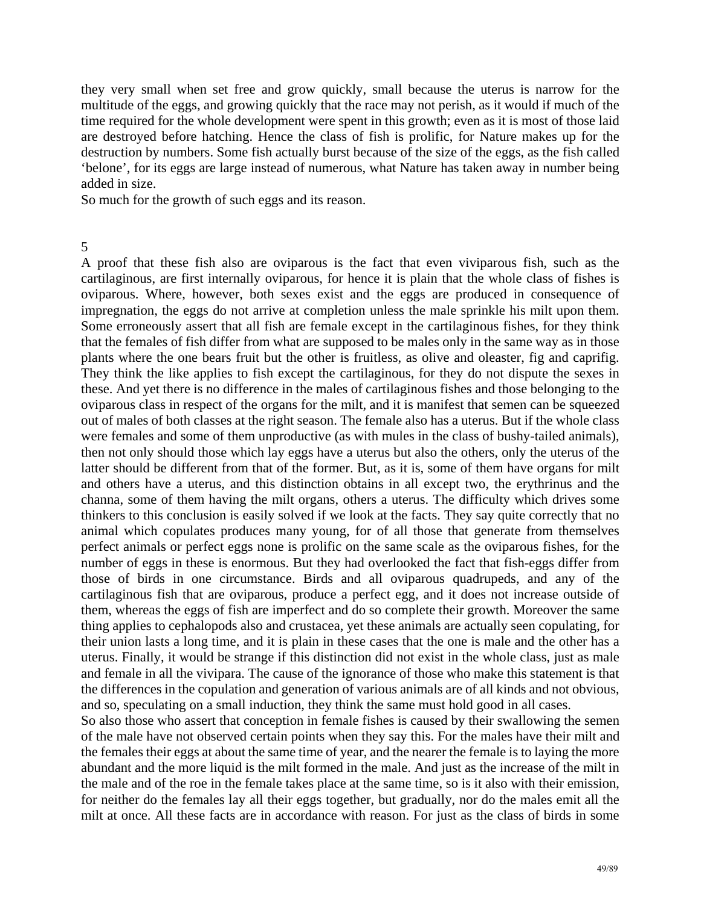they very small when set free and grow quickly, small because the uterus is narrow for the multitude of the eggs, and growing quickly that the race may not perish, as it would if much of the time required for the whole development were spent in this growth; even as it is most of those laid are destroyed before hatching. Hence the class of fish is prolific, for Nature makes up for the destruction by numbers. Some fish actually burst because of the size of the eggs, as the fish called 'belone', for its eggs are large instead of numerous, what Nature has taken away in number being added in size.

So much for the growth of such eggs and its reason.

5

A proof that these fish also are oviparous is the fact that even viviparous fish, such as the cartilaginous, are first internally oviparous, for hence it is plain that the whole class of fishes is oviparous. Where, however, both sexes exist and the eggs are produced in consequence of impregnation, the eggs do not arrive at completion unless the male sprinkle his milt upon them. Some erroneously assert that all fish are female except in the cartilaginous fishes, for they think that the females of fish differ from what are supposed to be males only in the same way as in those plants where the one bears fruit but the other is fruitless, as olive and oleaster, fig and caprifig. They think the like applies to fish except the cartilaginous, for they do not dispute the sexes in these. And yet there is no difference in the males of cartilaginous fishes and those belonging to the oviparous class in respect of the organs for the milt, and it is manifest that semen can be squeezed out of males of both classes at the right season. The female also has a uterus. But if the whole class were females and some of them unproductive (as with mules in the class of bushy-tailed animals), then not only should those which lay eggs have a uterus but also the others, only the uterus of the latter should be different from that of the former. But, as it is, some of them have organs for milt and others have a uterus, and this distinction obtains in all except two, the erythrinus and the channa, some of them having the milt organs, others a uterus. The difficulty which drives some thinkers to this conclusion is easily solved if we look at the facts. They say quite correctly that no animal which copulates produces many young, for of all those that generate from themselves perfect animals or perfect eggs none is prolific on the same scale as the oviparous fishes, for the number of eggs in these is enormous. But they had overlooked the fact that fish-eggs differ from those of birds in one circumstance. Birds and all oviparous quadrupeds, and any of the cartilaginous fish that are oviparous, produce a perfect egg, and it does not increase outside of them, whereas the eggs of fish are imperfect and do so complete their growth. Moreover the same thing applies to cephalopods also and crustacea, yet these animals are actually seen copulating, for their union lasts a long time, and it is plain in these cases that the one is male and the other has a uterus. Finally, it would be strange if this distinction did not exist in the whole class, just as male and female in all the vivipara. The cause of the ignorance of those who make this statement is that the differences in the copulation and generation of various animals are of all kinds and not obvious, and so, speculating on a small induction, they think the same must hold good in all cases.

So also those who assert that conception in female fishes is caused by their swallowing the semen of the male have not observed certain points when they say this. For the males have their milt and the females their eggs at about the same time of year, and the nearer the female is to laying the more abundant and the more liquid is the milt formed in the male. And just as the increase of the milt in the male and of the roe in the female takes place at the same time, so is it also with their emission, for neither do the females lay all their eggs together, but gradually, nor do the males emit all the milt at once. All these facts are in accordance with reason. For just as the class of birds in some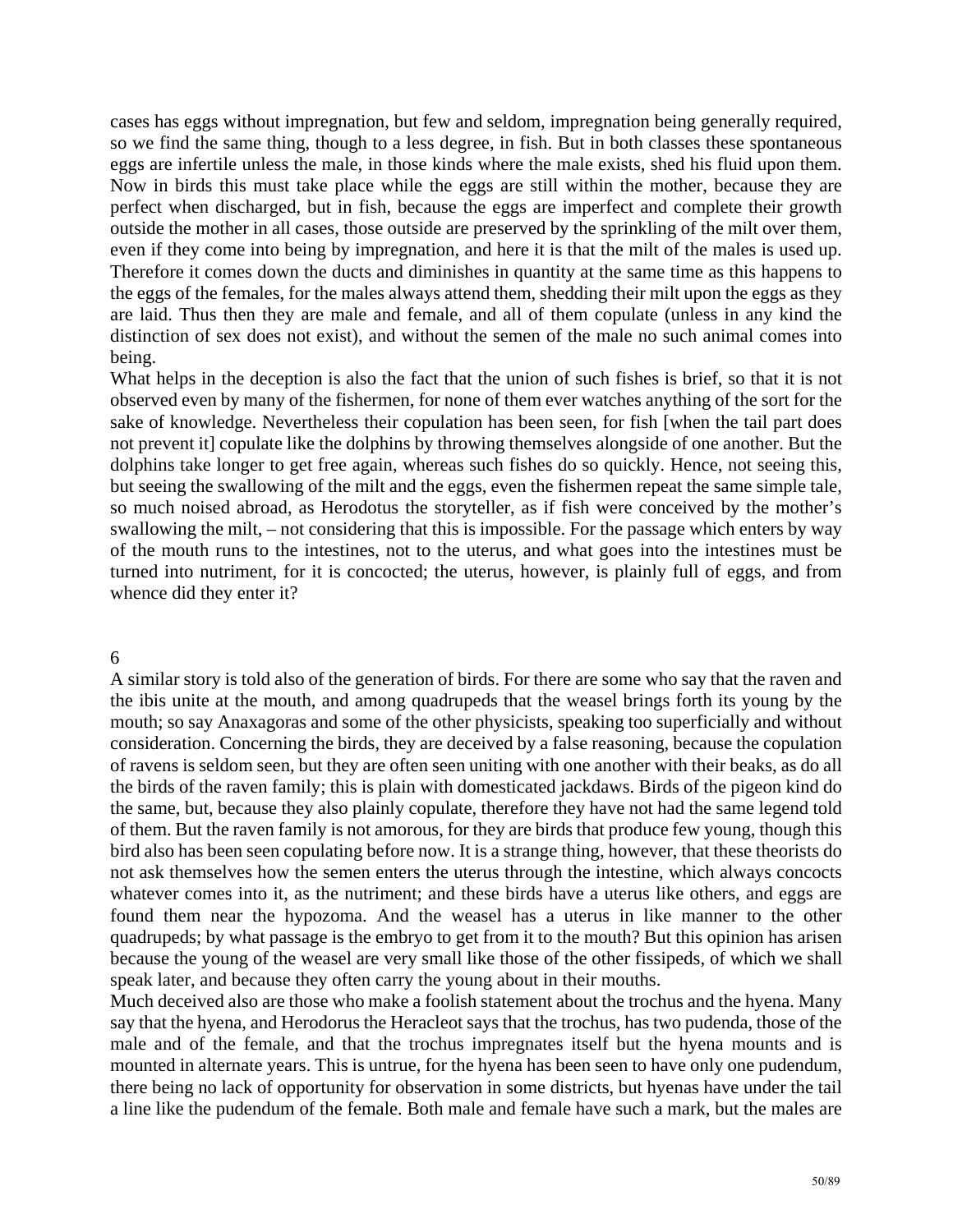cases has eggs without impregnation, but few and seldom, impregnation being generally required, so we find the same thing, though to a less degree, in fish. But in both classes these spontaneous eggs are infertile unless the male, in those kinds where the male exists, shed his fluid upon them. Now in birds this must take place while the eggs are still within the mother, because they are perfect when discharged, but in fish, because the eggs are imperfect and complete their growth outside the mother in all cases, those outside are preserved by the sprinkling of the milt over them, even if they come into being by impregnation, and here it is that the milt of the males is used up. Therefore it comes down the ducts and diminishes in quantity at the same time as this happens to the eggs of the females, for the males always attend them, shedding their milt upon the eggs as they are laid. Thus then they are male and female, and all of them copulate (unless in any kind the distinction of sex does not exist), and without the semen of the male no such animal comes into being.

What helps in the deception is also the fact that the union of such fishes is brief, so that it is not observed even by many of the fishermen, for none of them ever watches anything of the sort for the sake of knowledge. Nevertheless their copulation has been seen, for fish [when the tail part does not prevent it] copulate like the dolphins by throwing themselves alongside of one another. But the dolphins take longer to get free again, whereas such fishes do so quickly. Hence, not seeing this, but seeing the swallowing of the milt and the eggs, even the fishermen repeat the same simple tale, so much noised abroad, as Herodotus the storyteller, as if fish were conceived by the mother's swallowing the milt, – not considering that this is impossible. For the passage which enters by way of the mouth runs to the intestines, not to the uterus, and what goes into the intestines must be turned into nutriment, for it is concocted; the uterus, however, is plainly full of eggs, and from whence did they enter it?

## 6

A similar story is told also of the generation of birds. For there are some who say that the raven and the ibis unite at the mouth, and among quadrupeds that the weasel brings forth its young by the mouth; so say Anaxagoras and some of the other physicists, speaking too superficially and without consideration. Concerning the birds, they are deceived by a false reasoning, because the copulation of ravens is seldom seen, but they are often seen uniting with one another with their beaks, as do all the birds of the raven family; this is plain with domesticated jackdaws. Birds of the pigeon kind do the same, but, because they also plainly copulate, therefore they have not had the same legend told of them. But the raven family is not amorous, for they are birds that produce few young, though this bird also has been seen copulating before now. It is a strange thing, however, that these theorists do not ask themselves how the semen enters the uterus through the intestine, which always concocts whatever comes into it, as the nutriment; and these birds have a uterus like others, and eggs are found them near the hypozoma. And the weasel has a uterus in like manner to the other quadrupeds; by what passage is the embryo to get from it to the mouth? But this opinion has arisen because the young of the weasel are very small like those of the other fissipeds, of which we shall speak later, and because they often carry the young about in their mouths.

Much deceived also are those who make a foolish statement about the trochus and the hyena. Many say that the hyena, and Herodorus the Heracleot says that the trochus, has two pudenda, those of the male and of the female, and that the trochus impregnates itself but the hyena mounts and is mounted in alternate years. This is untrue, for the hyena has been seen to have only one pudendum, there being no lack of opportunity for observation in some districts, but hyenas have under the tail a line like the pudendum of the female. Both male and female have such a mark, but the males are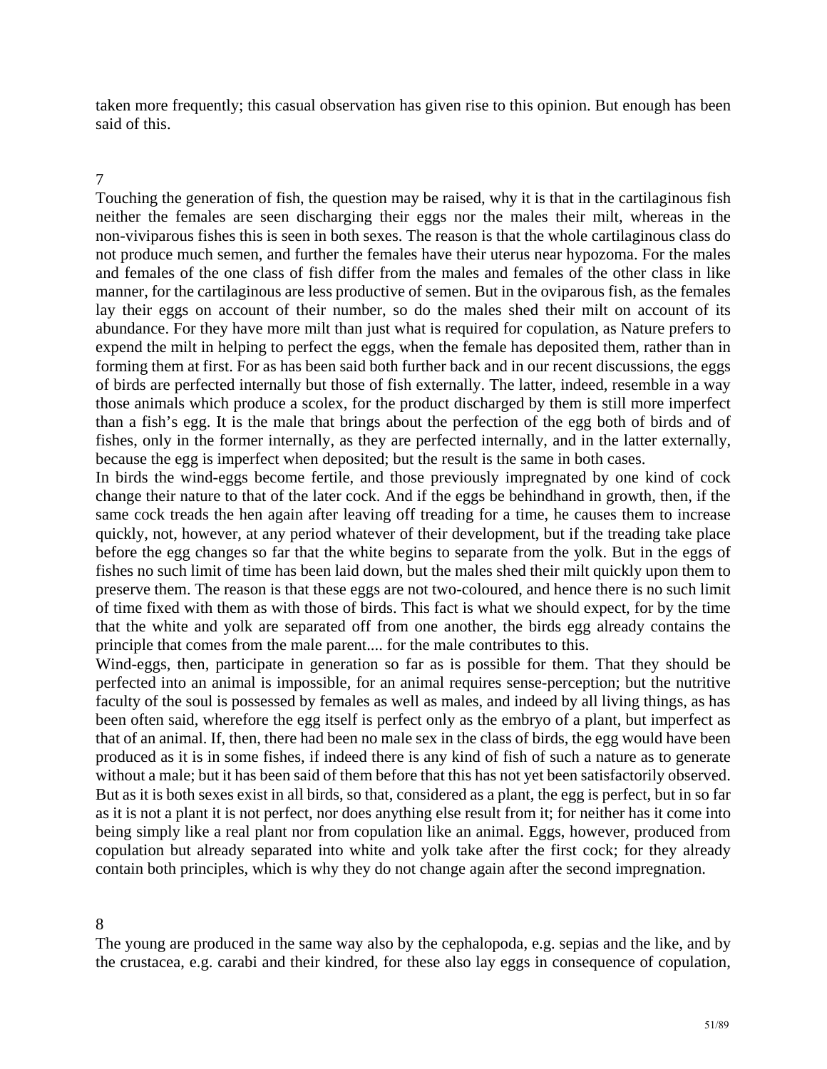taken more frequently; this casual observation has given rise to this opinion. But enough has been said of this.

7

Touching the generation of fish, the question may be raised, why it is that in the cartilaginous fish neither the females are seen discharging their eggs nor the males their milt, whereas in the non-viviparous fishes this is seen in both sexes. The reason is that the whole cartilaginous class do not produce much semen, and further the females have their uterus near hypozoma. For the males and females of the one class of fish differ from the males and females of the other class in like manner, for the cartilaginous are less productive of semen. But in the oviparous fish, as the females lay their eggs on account of their number, so do the males shed their milt on account of its abundance. For they have more milt than just what is required for copulation, as Nature prefers to expend the milt in helping to perfect the eggs, when the female has deposited them, rather than in forming them at first. For as has been said both further back and in our recent discussions, the eggs of birds are perfected internally but those of fish externally. The latter, indeed, resemble in a way those animals which produce a scolex, for the product discharged by them is still more imperfect than a fish's egg. It is the male that brings about the perfection of the egg both of birds and of fishes, only in the former internally, as they are perfected internally, and in the latter externally, because the egg is imperfect when deposited; but the result is the same in both cases.

In birds the wind-eggs become fertile, and those previously impregnated by one kind of cock change their nature to that of the later cock. And if the eggs be behindhand in growth, then, if the same cock treads the hen again after leaving off treading for a time, he causes them to increase quickly, not, however, at any period whatever of their development, but if the treading take place before the egg changes so far that the white begins to separate from the yolk. But in the eggs of fishes no such limit of time has been laid down, but the males shed their milt quickly upon them to preserve them. The reason is that these eggs are not two-coloured, and hence there is no such limit of time fixed with them as with those of birds. This fact is what we should expect, for by the time that the white and yolk are separated off from one another, the birds egg already contains the principle that comes from the male parent.... for the male contributes to this.

Wind-eggs, then, participate in generation so far as is possible for them. That they should be perfected into an animal is impossible, for an animal requires sense-perception; but the nutritive faculty of the soul is possessed by females as well as males, and indeed by all living things, as has been often said, wherefore the egg itself is perfect only as the embryo of a plant, but imperfect as that of an animal. If, then, there had been no male sex in the class of birds, the egg would have been produced as it is in some fishes, if indeed there is any kind of fish of such a nature as to generate without a male; but it has been said of them before that this has not yet been satisfactorily observed. But as it is both sexes exist in all birds, so that, considered as a plant, the egg is perfect, but in so far as it is not a plant it is not perfect, nor does anything else result from it; for neither has it come into being simply like a real plant nor from copulation like an animal. Eggs, however, produced from copulation but already separated into white and yolk take after the first cock; for they already contain both principles, which is why they do not change again after the second impregnation.

8

The young are produced in the same way also by the cephalopoda, e.g. sepias and the like, and by the crustacea, e.g. carabi and their kindred, for these also lay eggs in consequence of copulation,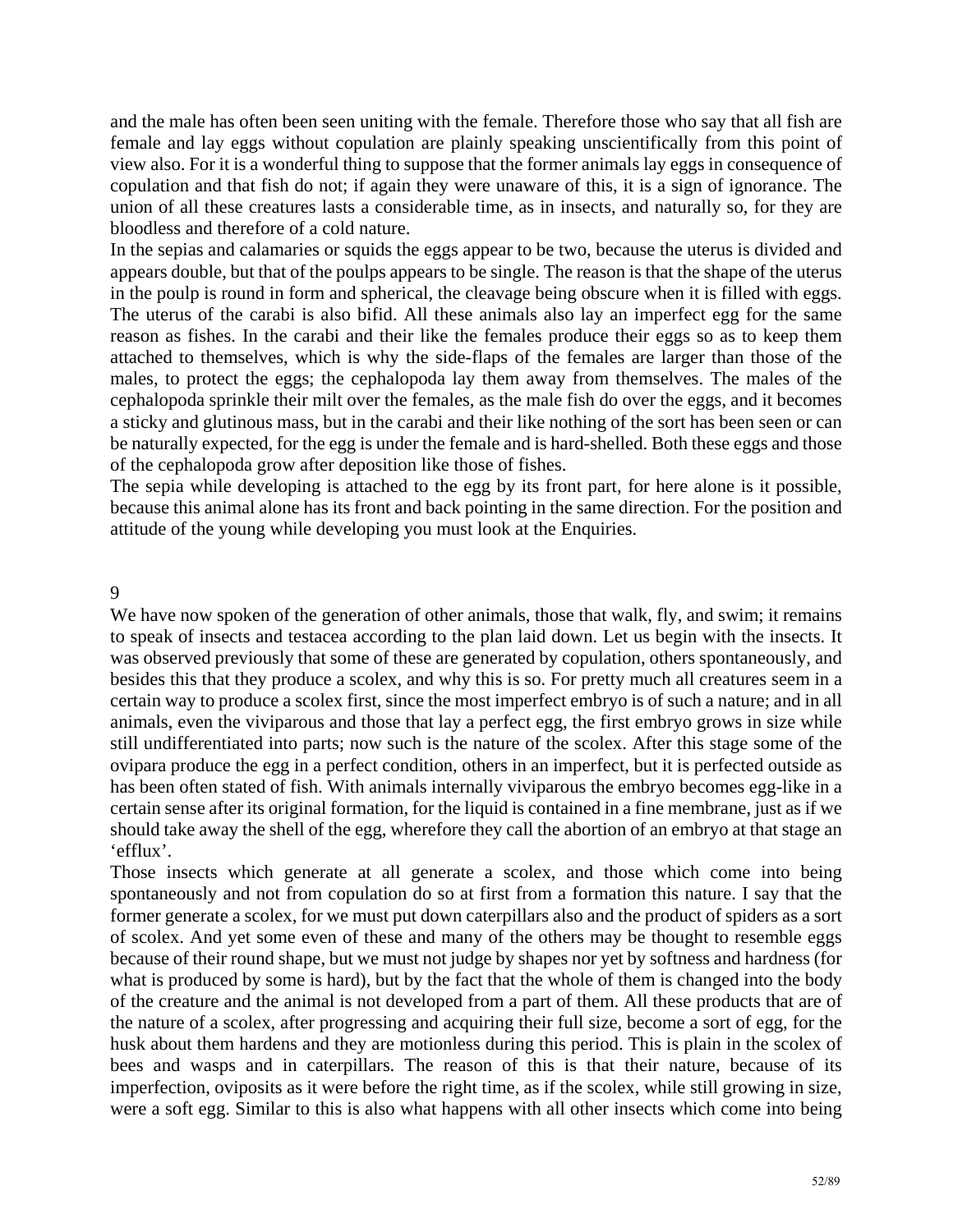and the male has often been seen uniting with the female. Therefore those who say that all fish are female and lay eggs without copulation are plainly speaking unscientifically from this point of view also. For it is a wonderful thing to suppose that the former animals lay eggs in consequence of copulation and that fish do not; if again they were unaware of this, it is a sign of ignorance. The union of all these creatures lasts a considerable time, as in insects, and naturally so, for they are bloodless and therefore of a cold nature.

In the sepias and calamaries or squids the eggs appear to be two, because the uterus is divided and appears double, but that of the poulps appears to be single. The reason is that the shape of the uterus in the poulp is round in form and spherical, the cleavage being obscure when it is filled with eggs. The uterus of the carabi is also bifid. All these animals also lay an imperfect egg for the same reason as fishes. In the carabi and their like the females produce their eggs so as to keep them attached to themselves, which is why the side-flaps of the females are larger than those of the males, to protect the eggs; the cephalopoda lay them away from themselves. The males of the cephalopoda sprinkle their milt over the females, as the male fish do over the eggs, and it becomes a sticky and glutinous mass, but in the carabi and their like nothing of the sort has been seen or can be naturally expected, for the egg is under the female and is hard-shelled. Both these eggs and those of the cephalopoda grow after deposition like those of fishes.

The sepia while developing is attached to the egg by its front part, for here alone is it possible, because this animal alone has its front and back pointing in the same direction. For the position and attitude of the young while developing you must look at the Enquiries.

## 9

We have now spoken of the generation of other animals, those that walk, fly, and swim; it remains to speak of insects and testacea according to the plan laid down. Let us begin with the insects. It was observed previously that some of these are generated by copulation, others spontaneously, and besides this that they produce a scolex, and why this is so. For pretty much all creatures seem in a certain way to produce a scolex first, since the most imperfect embryo is of such a nature; and in all animals, even the viviparous and those that lay a perfect egg, the first embryo grows in size while still undifferentiated into parts; now such is the nature of the scolex. After this stage some of the ovipara produce the egg in a perfect condition, others in an imperfect, but it is perfected outside as has been often stated of fish. With animals internally viviparous the embryo becomes egg-like in a certain sense after its original formation, for the liquid is contained in a fine membrane, just as if we should take away the shell of the egg, wherefore they call the abortion of an embryo at that stage an 'efflux'.

Those insects which generate at all generate a scolex, and those which come into being spontaneously and not from copulation do so at first from a formation this nature. I say that the former generate a scolex, for we must put down caterpillars also and the product of spiders as a sort of scolex. And yet some even of these and many of the others may be thought to resemble eggs because of their round shape, but we must not judge by shapes nor yet by softness and hardness (for what is produced by some is hard), but by the fact that the whole of them is changed into the body of the creature and the animal is not developed from a part of them. All these products that are of the nature of a scolex, after progressing and acquiring their full size, become a sort of egg, for the husk about them hardens and they are motionless during this period. This is plain in the scolex of bees and wasps and in caterpillars. The reason of this is that their nature, because of its imperfection, oviposits as it were before the right time, as if the scolex, while still growing in size, were a soft egg. Similar to this is also what happens with all other insects which come into being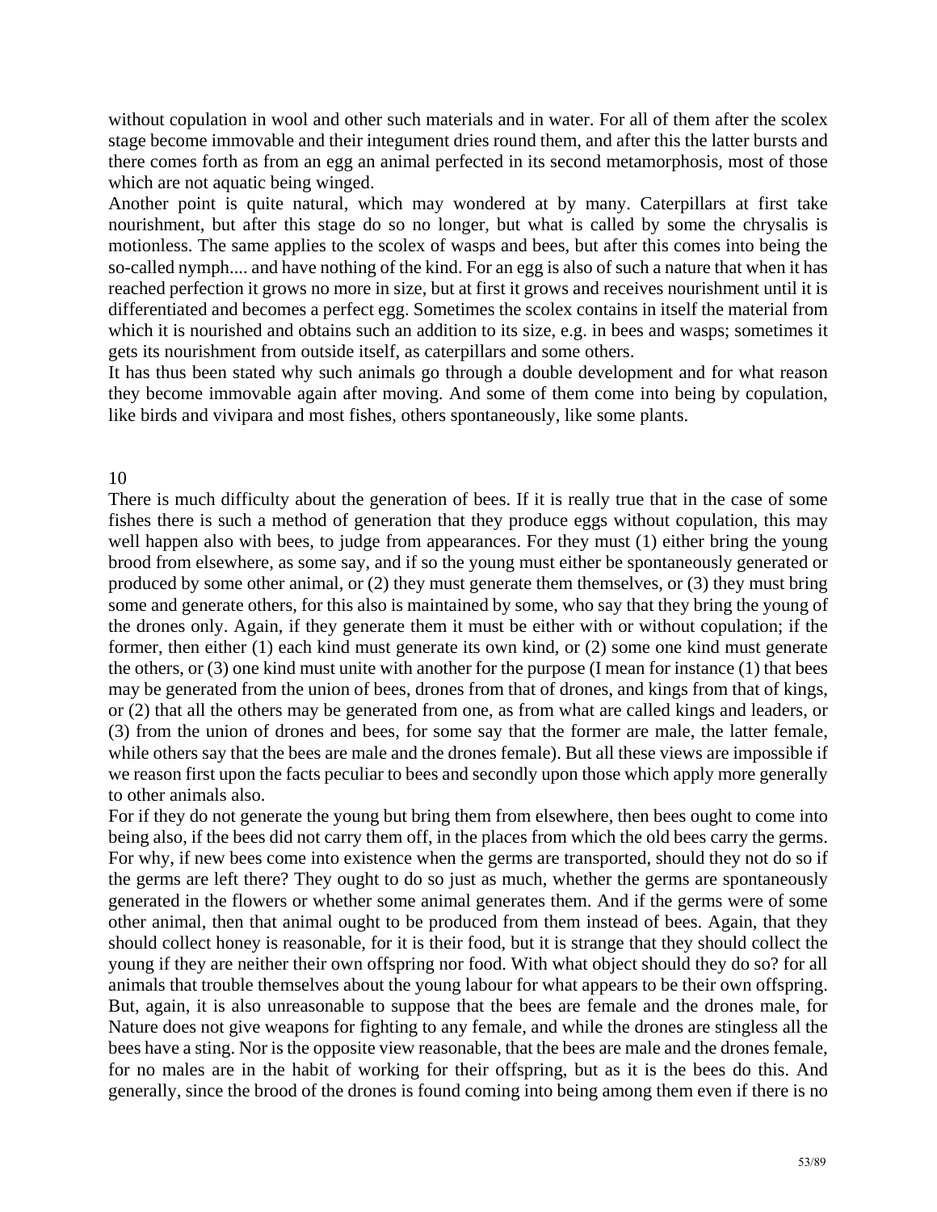without copulation in wool and other such materials and in water. For all of them after the scolex stage become immovable and their integument dries round them, and after this the latter bursts and there comes forth as from an egg an animal perfected in its second metamorphosis, most of those which are not aquatic being winged.

Another point is quite natural, which may wondered at by many. Caterpillars at first take nourishment, but after this stage do so no longer, but what is called by some the chrysalis is motionless. The same applies to the scolex of wasps and bees, but after this comes into being the so-called nymph.... and have nothing of the kind. For an egg is also of such a nature that when it has reached perfection it grows no more in size, but at first it grows and receives nourishment until it is differentiated and becomes a perfect egg. Sometimes the scolex contains in itself the material from which it is nourished and obtains such an addition to its size, e.g. in bees and wasps; sometimes it gets its nourishment from outside itself, as caterpillars and some others.

It has thus been stated why such animals go through a double development and for what reason they become immovable again after moving. And some of them come into being by copulation, like birds and vivipara and most fishes, others spontaneously, like some plants.

## 10

There is much difficulty about the generation of bees. If it is really true that in the case of some fishes there is such a method of generation that they produce eggs without copulation, this may well happen also with bees, to judge from appearances. For they must (1) either bring the young brood from elsewhere, as some say, and if so the young must either be spontaneously generated or produced by some other animal, or (2) they must generate them themselves, or (3) they must bring some and generate others, for this also is maintained by some, who say that they bring the young of the drones only. Again, if they generate them it must be either with or without copulation; if the former, then either (1) each kind must generate its own kind, or (2) some one kind must generate the others, or (3) one kind must unite with another for the purpose (I mean for instance (1) that bees may be generated from the union of bees, drones from that of drones, and kings from that of kings, or (2) that all the others may be generated from one, as from what are called kings and leaders, or (3) from the union of drones and bees, for some say that the former are male, the latter female, while others say that the bees are male and the drones female). But all these views are impossible if we reason first upon the facts peculiar to bees and secondly upon those which apply more generally to other animals also.

For if they do not generate the young but bring them from elsewhere, then bees ought to come into being also, if the bees did not carry them off, in the places from which the old bees carry the germs. For why, if new bees come into existence when the germs are transported, should they not do so if the germs are left there? They ought to do so just as much, whether the germs are spontaneously generated in the flowers or whether some animal generates them. And if the germs were of some other animal, then that animal ought to be produced from them instead of bees. Again, that they should collect honey is reasonable, for it is their food, but it is strange that they should collect the young if they are neither their own offspring nor food. With what object should they do so? for all animals that trouble themselves about the young labour for what appears to be their own offspring. But, again, it is also unreasonable to suppose that the bees are female and the drones male, for Nature does not give weapons for fighting to any female, and while the drones are stingless all the bees have a sting. Nor is the opposite view reasonable, that the bees are male and the drones female, for no males are in the habit of working for their offspring, but as it is the bees do this. And generally, since the brood of the drones is found coming into being among them even if there is no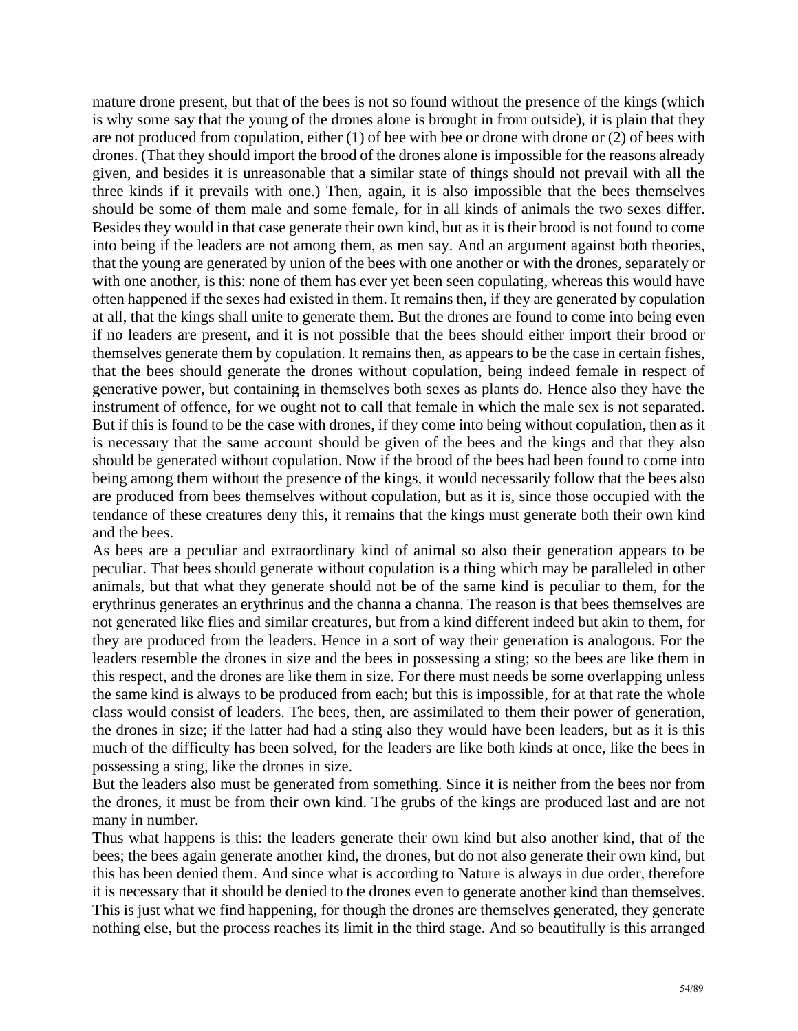mature drone present, but that of the bees is not so found without the presence of the kings (which is why some say that the young of the drones alone is brought in from outside), it is plain that they are not produced from copulation, either (1) of bee with bee or drone with drone or (2) of bees with drones. (That they should import the brood of the drones alone is impossible for the reasons already given, and besides it is unreasonable that a similar state of things should not prevail with all the three kinds if it prevails with one.) Then, again, it is also impossible that the bees themselves should be some of them male and some female, for in all kinds of animals the two sexes differ. Besides they would in that case generate their own kind, but as it is their brood is not found to come into being if the leaders are not among them, as men say. And an argument against both theories, that the young are generated by union of the bees with one another or with the drones, separately or with one another, is this: none of them has ever yet been seen copulating, whereas this would have often happened if the sexes had existed in them. It remains then, if they are generated by copulation at all, that the kings shall unite to generate them. But the drones are found to come into being even if no leaders are present, and it is not possible that the bees should either import their brood or themselves generate them by copulation. It remains then, as appears to be the case in certain fishes, that the bees should generate the drones without copulation, being indeed female in respect of generative power, but containing in themselves both sexes as plants do. Hence also they have the instrument of offence, for we ought not to call that female in which the male sex is not separated. But if this is found to be the case with drones, if they come into being without copulation, then as it is necessary that the same account should be given of the bees and the kings and that they also should be generated without copulation. Now if the brood of the bees had been found to come into being among them without the presence of the kings, it would necessarily follow that the bees also are produced from bees themselves without copulation, but as it is, since those occupied with the tendance of these creatures deny this, it remains that the kings must generate both their own kind and the bees.

As bees are a peculiar and extraordinary kind of animal so also their generation appears to be peculiar. That bees should generate without copulation is a thing which may be paralleled in other animals, but that what they generate should not be of the same kind is peculiar to them, for the erythrinus generates an erythrinus and the channa a channa. The reason is that bees themselves are not generated like flies and similar creatures, but from a kind different indeed but akin to them, for they are produced from the leaders. Hence in a sort of way their generation is analogous. For the leaders resemble the drones in size and the bees in possessing a sting; so the bees are like them in this respect, and the drones are like them in size. For there must needs be some overlapping unless the same kind is always to be produced from each; but this is impossible, for at that rate the whole class would consist of leaders. The bees, then, are assimilated to them their power of generation, the drones in size; if the latter had had a sting also they would have been leaders, but as it is this much of the difficulty has been solved, for the leaders are like both kinds at once, like the bees in possessing a sting, like the drones in size.

But the leaders also must be generated from something. Since it is neither from the bees nor from the drones, it must be from their own kind. The grubs of the kings are produced last and are not many in number.

Thus what happens is this: the leaders generate their own kind but also another kind, that of the bees; the bees again generate another kind, the drones, but do not also generate their own kind, but this has been denied them. And since what is according to Nature is always in due order, therefore it is necessary that it should be denied to the drones even to generate another kind than themselves. This is just what we find happening, for though the drones are themselves generated, they generate nothing else, but the process reaches its limit in the third stage. And so beautifully is this arranged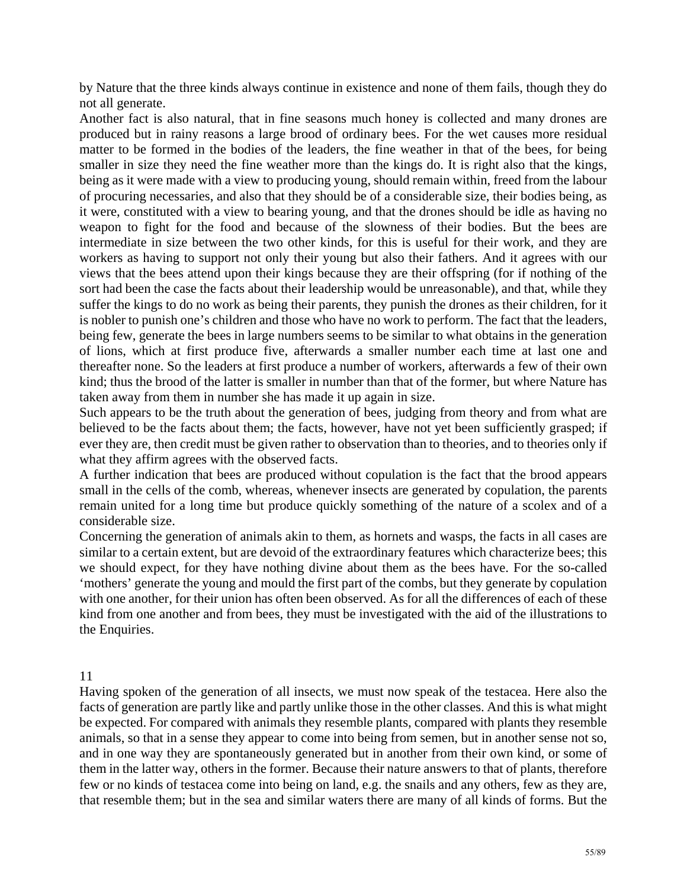by Nature that the three kinds always continue in existence and none of them fails, though they do not all generate.

Another fact is also natural, that in fine seasons much honey is collected and many drones are produced but in rainy reasons a large brood of ordinary bees. For the wet causes more residual matter to be formed in the bodies of the leaders, the fine weather in that of the bees, for being smaller in size they need the fine weather more than the kings do. It is right also that the kings, being as it were made with a view to producing young, should remain within, freed from the labour of procuring necessaries, and also that they should be of a considerable size, their bodies being, as it were, constituted with a view to bearing young, and that the drones should be idle as having no weapon to fight for the food and because of the slowness of their bodies. But the bees are intermediate in size between the two other kinds, for this is useful for their work, and they are workers as having to support not only their young but also their fathers. And it agrees with our views that the bees attend upon their kings because they are their offspring (for if nothing of the sort had been the case the facts about their leadership would be unreasonable), and that, while they suffer the kings to do no work as being their parents, they punish the drones as their children, for it is nobler to punish one's children and those who have no work to perform. The fact that the leaders, being few, generate the bees in large numbers seems to be similar to what obtains in the generation of lions, which at first produce five, afterwards a smaller number each time at last one and thereafter none. So the leaders at first produce a number of workers, afterwards a few of their own kind; thus the brood of the latter is smaller in number than that of the former, but where Nature has taken away from them in number she has made it up again in size.

Such appears to be the truth about the generation of bees, judging from theory and from what are believed to be the facts about them; the facts, however, have not yet been sufficiently grasped; if ever they are, then credit must be given rather to observation than to theories, and to theories only if what they affirm agrees with the observed facts.

A further indication that bees are produced without copulation is the fact that the brood appears small in the cells of the comb, whereas, whenever insects are generated by copulation, the parents remain united for a long time but produce quickly something of the nature of a scolex and of a considerable size.

Concerning the generation of animals akin to them, as hornets and wasps, the facts in all cases are similar to a certain extent, but are devoid of the extraordinary features which characterize bees; this we should expect, for they have nothing divine about them as the bees have. For the so-called 'mothers' generate the young and mould the first part of the combs, but they generate by copulation with one another, for their union has often been observed. As for all the differences of each of these kind from one another and from bees, they must be investigated with the aid of the illustrations to the Enquiries.

## 11

Having spoken of the generation of all insects, we must now speak of the testacea. Here also the facts of generation are partly like and partly unlike those in the other classes. And this is what might be expected. For compared with animals they resemble plants, compared with plants they resemble animals, so that in a sense they appear to come into being from semen, but in another sense not so, and in one way they are spontaneously generated but in another from their own kind, or some of them in the latter way, others in the former. Because their nature answers to that of plants, therefore few or no kinds of testacea come into being on land, e.g. the snails and any others, few as they are, that resemble them; but in the sea and similar waters there are many of all kinds of forms. But the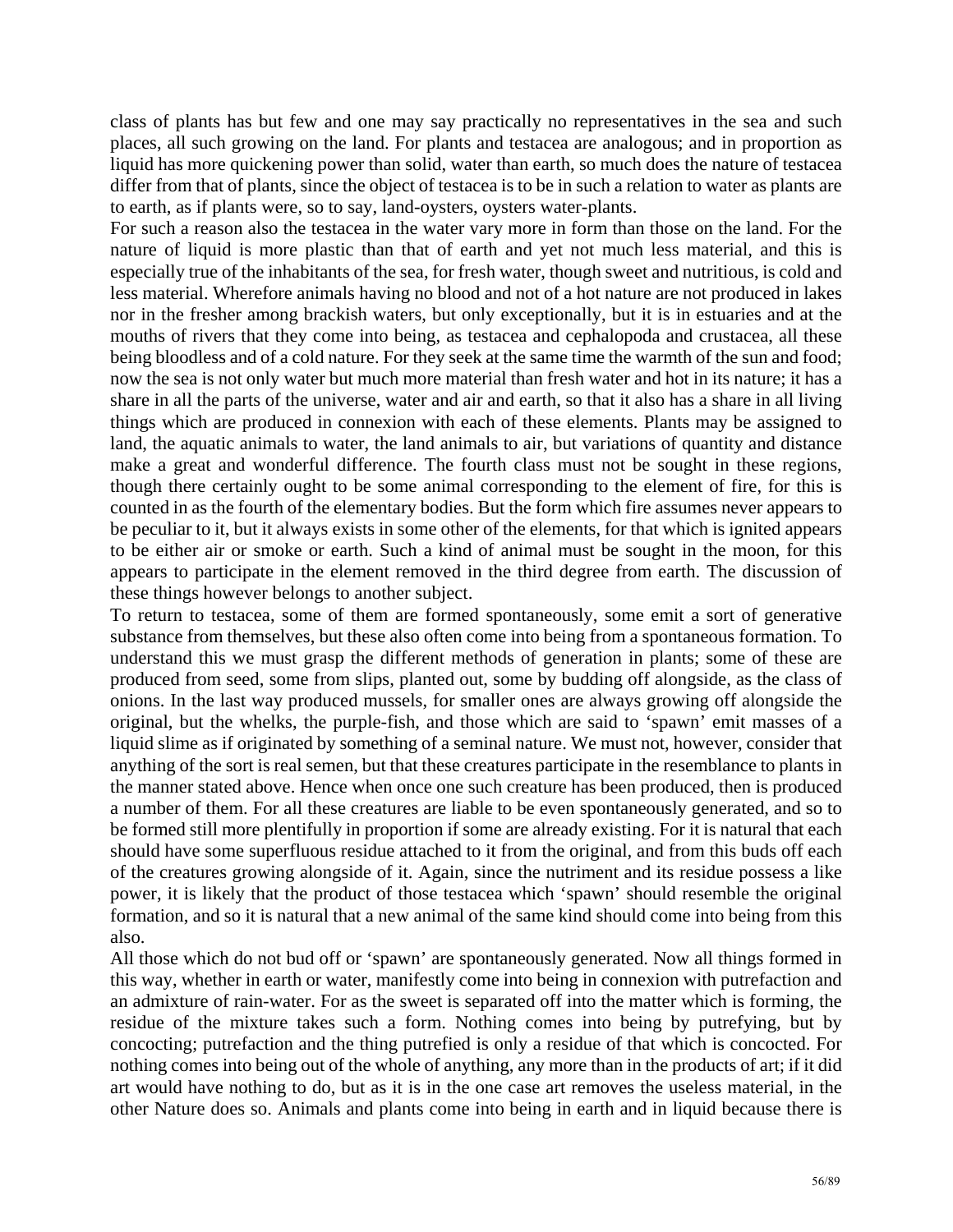class of plants has but few and one may say practically no representatives in the sea and such places, all such growing on the land. For plants and testacea are analogous; and in proportion as liquid has more quickening power than solid, water than earth, so much does the nature of testacea differ from that of plants, since the object of testacea is to be in such a relation to water as plants are to earth, as if plants were, so to say, land-oysters, oysters water-plants.

For such a reason also the testacea in the water vary more in form than those on the land. For the nature of liquid is more plastic than that of earth and yet not much less material, and this is especially true of the inhabitants of the sea, for fresh water, though sweet and nutritious, is cold and less material. Wherefore animals having no blood and not of a hot nature are not produced in lakes nor in the fresher among brackish waters, but only exceptionally, but it is in estuaries and at the mouths of rivers that they come into being, as testacea and cephalopoda and crustacea, all these being bloodless and of a cold nature. For they seek at the same time the warmth of the sun and food; now the sea is not only water but much more material than fresh water and hot in its nature; it has a share in all the parts of the universe, water and air and earth, so that it also has a share in all living things which are produced in connexion with each of these elements. Plants may be assigned to land, the aquatic animals to water, the land animals to air, but variations of quantity and distance make a great and wonderful difference. The fourth class must not be sought in these regions, though there certainly ought to be some animal corresponding to the element of fire, for this is counted in as the fourth of the elementary bodies. But the form which fire assumes never appears to be peculiar to it, but it always exists in some other of the elements, for that which is ignited appears to be either air or smoke or earth. Such a kind of animal must be sought in the moon, for this appears to participate in the element removed in the third degree from earth. The discussion of these things however belongs to another subject.

To return to testacea, some of them are formed spontaneously, some emit a sort of generative substance from themselves, but these also often come into being from a spontaneous formation. To understand this we must grasp the different methods of generation in plants; some of these are produced from seed, some from slips, planted out, some by budding off alongside, as the class of onions. In the last way produced mussels, for smaller ones are always growing off alongside the original, but the whelks, the purple-fish, and those which are said to 'spawn' emit masses of a liquid slime as if originated by something of a seminal nature. We must not, however, consider that anything of the sort is real semen, but that these creatures participate in the resemblance to plants in the manner stated above. Hence when once one such creature has been produced, then is produced a number of them. For all these creatures are liable to be even spontaneously generated, and so to be formed still more plentifully in proportion if some are already existing. For it is natural that each should have some superfluous residue attached to it from the original, and from this buds off each of the creatures growing alongside of it. Again, since the nutriment and its residue possess a like power, it is likely that the product of those testacea which 'spawn' should resemble the original formation, and so it is natural that a new animal of the same kind should come into being from this also.

All those which do not bud off or 'spawn' are spontaneously generated. Now all things formed in this way, whether in earth or water, manifestly come into being in connexion with putrefaction and an admixture of rain-water. For as the sweet is separated off into the matter which is forming, the residue of the mixture takes such a form. Nothing comes into being by putrefying, but by concocting; putrefaction and the thing putrefied is only a residue of that which is concocted. For nothing comes into being out of the whole of anything, any more than in the products of art; if it did art would have nothing to do, but as it is in the one case art removes the useless material, in the other Nature does so. Animals and plants come into being in earth and in liquid because there is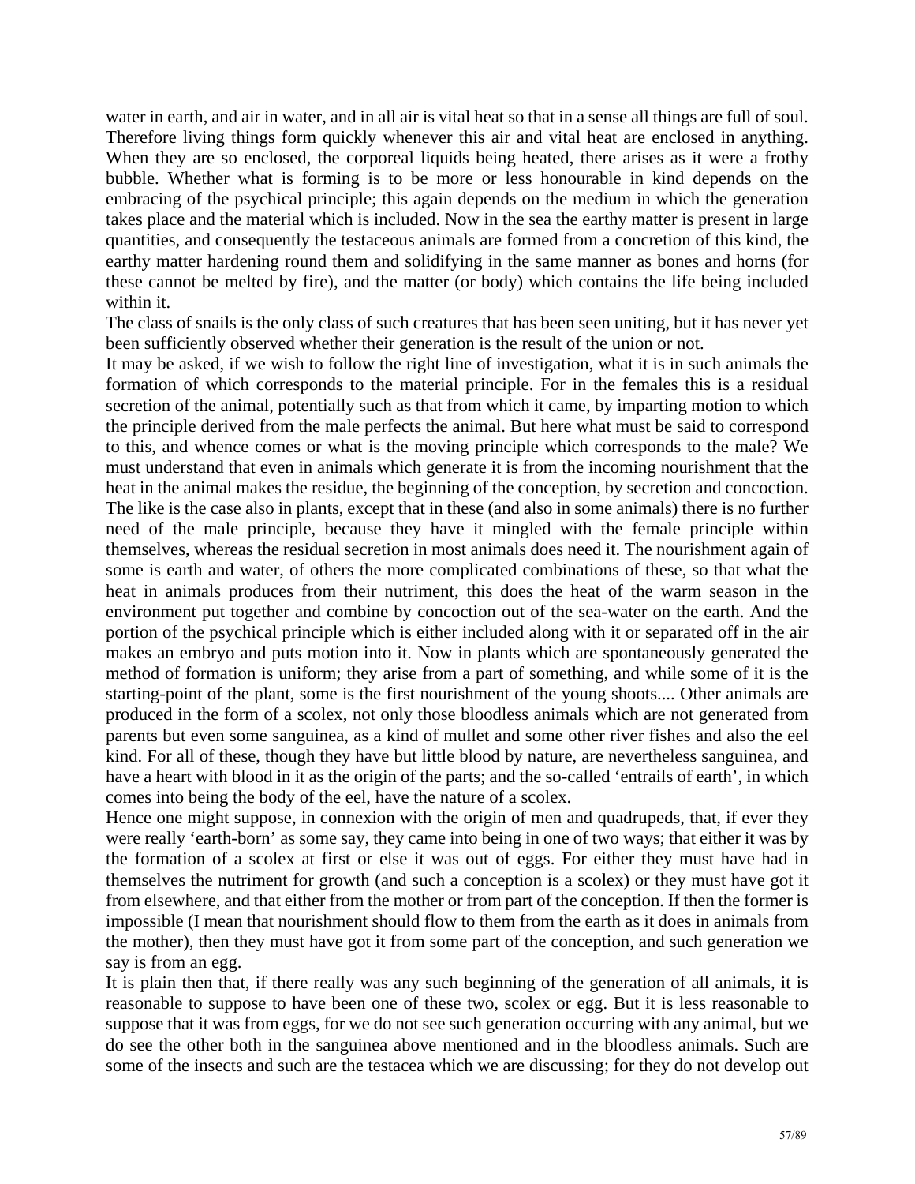water in earth, and air in water, and in all air is vital heat so that in a sense all things are full of soul. Therefore living things form quickly whenever this air and vital heat are enclosed in anything. When they are so enclosed, the corporeal liquids being heated, there arises as it were a frothy bubble. Whether what is forming is to be more or less honourable in kind depends on the embracing of the psychical principle; this again depends on the medium in which the generation takes place and the material which is included. Now in the sea the earthy matter is present in large quantities, and consequently the testaceous animals are formed from a concretion of this kind, the earthy matter hardening round them and solidifying in the same manner as bones and horns (for these cannot be melted by fire), and the matter (or body) which contains the life being included within it.

The class of snails is the only class of such creatures that has been seen uniting, but it has never yet been sufficiently observed whether their generation is the result of the union or not.

It may be asked, if we wish to follow the right line of investigation, what it is in such animals the formation of which corresponds to the material principle. For in the females this is a residual secretion of the animal, potentially such as that from which it came, by imparting motion to which the principle derived from the male perfects the animal. But here what must be said to correspond to this, and whence comes or what is the moving principle which corresponds to the male? We must understand that even in animals which generate it is from the incoming nourishment that the heat in the animal makes the residue, the beginning of the conception, by secretion and concoction. The like is the case also in plants, except that in these (and also in some animals) there is no further need of the male principle, because they have it mingled with the female principle within themselves, whereas the residual secretion in most animals does need it. The nourishment again of some is earth and water, of others the more complicated combinations of these, so that what the heat in animals produces from their nutriment, this does the heat of the warm season in the environment put together and combine by concoction out of the sea-water on the earth. And the portion of the psychical principle which is either included along with it or separated off in the air makes an embryo and puts motion into it. Now in plants which are spontaneously generated the method of formation is uniform; they arise from a part of something, and while some of it is the starting-point of the plant, some is the first nourishment of the young shoots.... Other animals are produced in the form of a scolex, not only those bloodless animals which are not generated from parents but even some sanguinea, as a kind of mullet and some other river fishes and also the eel kind. For all of these, though they have but little blood by nature, are nevertheless sanguinea, and have a heart with blood in it as the origin of the parts; and the so-called 'entrails of earth', in which comes into being the body of the eel, have the nature of a scolex.

Hence one might suppose, in connexion with the origin of men and quadrupeds, that, if ever they were really 'earth-born' as some say, they came into being in one of two ways; that either it was by the formation of a scolex at first or else it was out of eggs. For either they must have had in themselves the nutriment for growth (and such a conception is a scolex) or they must have got it from elsewhere, and that either from the mother or from part of the conception. If then the former is impossible (I mean that nourishment should flow to them from the earth as it does in animals from the mother), then they must have got it from some part of the conception, and such generation we say is from an egg.

It is plain then that, if there really was any such beginning of the generation of all animals, it is reasonable to suppose to have been one of these two, scolex or egg. But it is less reasonable to suppose that it was from eggs, for we do not see such generation occurring with any animal, but we do see the other both in the sanguinea above mentioned and in the bloodless animals. Such are some of the insects and such are the testacea which we are discussing; for they do not develop out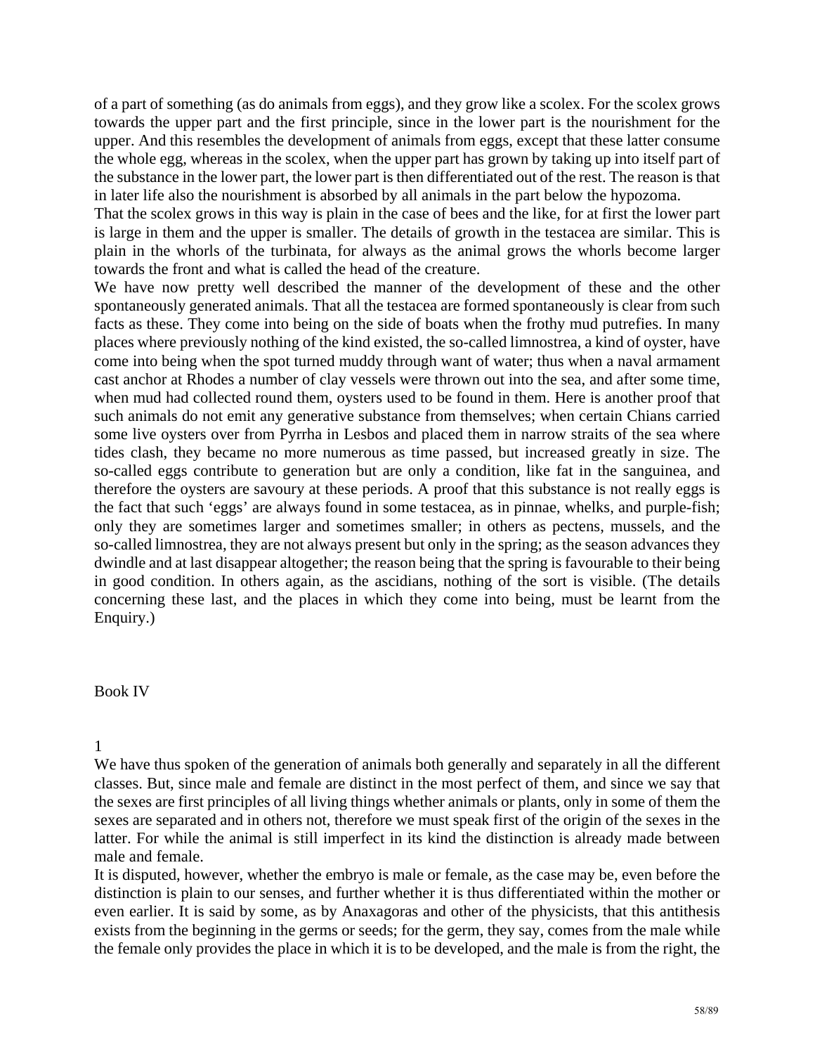of a part of something (as do animals from eggs), and they grow like a scolex. For the scolex grows towards the upper part and the first principle, since in the lower part is the nourishment for the upper. And this resembles the development of animals from eggs, except that these latter consume the whole egg, whereas in the scolex, when the upper part has grown by taking up into itself part of the substance in the lower part, the lower part is then differentiated out of the rest. The reason is that in later life also the nourishment is absorbed by all animals in the part below the hypozoma.

That the scolex grows in this way is plain in the case of bees and the like, for at first the lower part is large in them and the upper is smaller. The details of growth in the testacea are similar. This is plain in the whorls of the turbinata, for always as the animal grows the whorls become larger towards the front and what is called the head of the creature.

We have now pretty well described the manner of the development of these and the other spontaneously generated animals. That all the testacea are formed spontaneously is clear from such facts as these. They come into being on the side of boats when the frothy mud putrefies. In many places where previously nothing of the kind existed, the so-called limnostrea, a kind of oyster, have come into being when the spot turned muddy through want of water; thus when a naval armament cast anchor at Rhodes a number of clay vessels were thrown out into the sea, and after some time, when mud had collected round them, oysters used to be found in them. Here is another proof that such animals do not emit any generative substance from themselves; when certain Chians carried some live oysters over from Pyrrha in Lesbos and placed them in narrow straits of the sea where tides clash, they became no more numerous as time passed, but increased greatly in size. The so-called eggs contribute to generation but are only a condition, like fat in the sanguinea, and therefore the oysters are savoury at these periods. A proof that this substance is not really eggs is the fact that such 'eggs' are always found in some testacea, as in pinnae, whelks, and purple-fish; only they are sometimes larger and sometimes smaller; in others as pectens, mussels, and the so-called limnostrea, they are not always present but only in the spring; as the season advances they dwindle and at last disappear altogether; the reason being that the spring is favourable to their being in good condition. In others again, as the ascidians, nothing of the sort is visible. (The details concerning these last, and the places in which they come into being, must be learnt from the Enquiry.)

## Book IV

### 1

We have thus spoken of the generation of animals both generally and separately in all the different classes. But, since male and female are distinct in the most perfect of them, and since we say that the sexes are first principles of all living things whether animals or plants, only in some of them the sexes are separated and in others not, therefore we must speak first of the origin of the sexes in the latter. For while the animal is still imperfect in its kind the distinction is already made between male and female.

It is disputed, however, whether the embryo is male or female, as the case may be, even before the distinction is plain to our senses, and further whether it is thus differentiated within the mother or even earlier. It is said by some, as by Anaxagoras and other of the physicists, that this antithesis exists from the beginning in the germs or seeds; for the germ, they say, comes from the male while the female only provides the place in which it is to be developed, and the male is from the right, the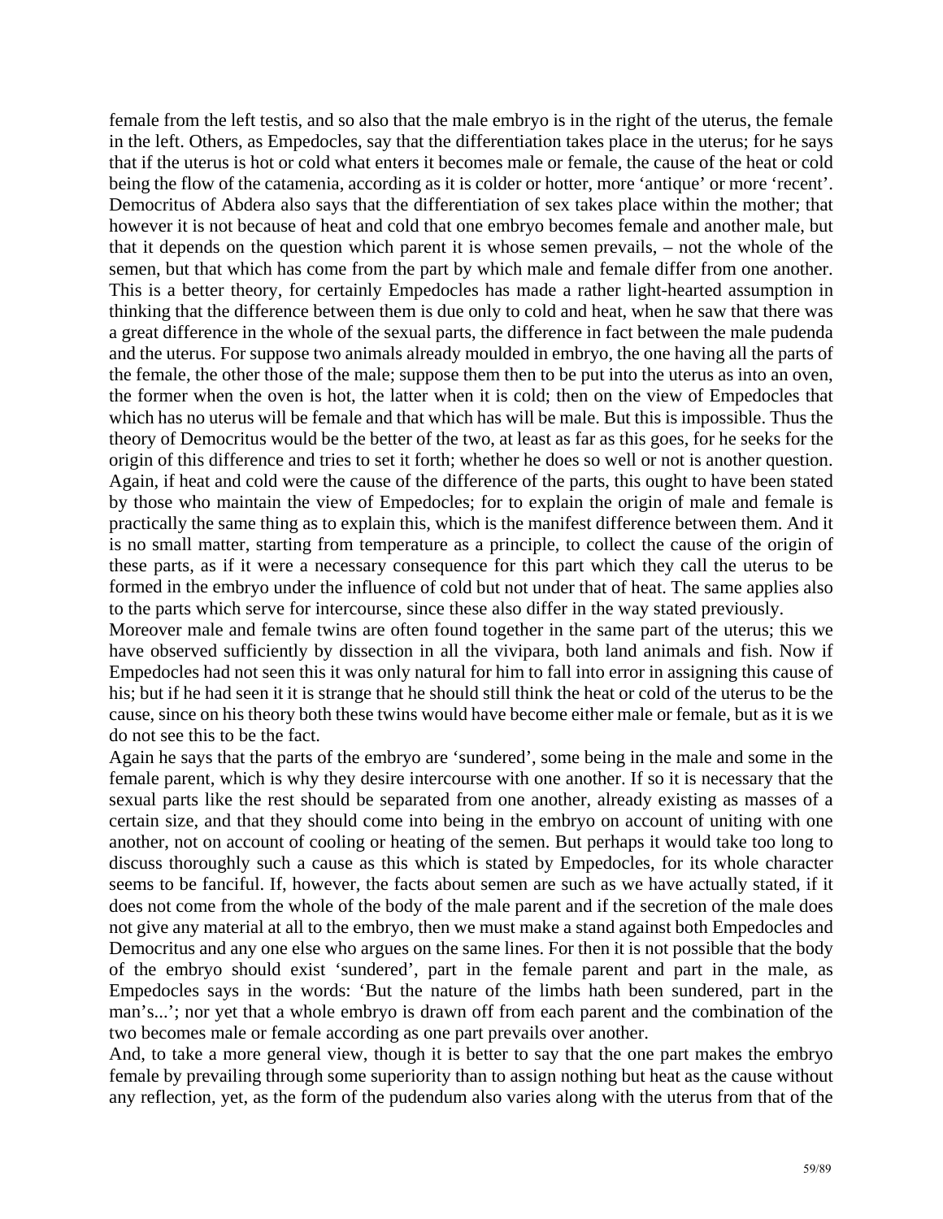female from the left testis, and so also that the male embryo is in the right of the uterus, the female in the left. Others, as Empedocles, say that the differentiation takes place in the uterus; for he says that if the uterus is hot or cold what enters it becomes male or female, the cause of the heat or cold being the flow of the catamenia, according as it is colder or hotter, more 'antique' or more 'recent'. Democritus of Abdera also says that the differentiation of sex takes place within the mother; that however it is not because of heat and cold that one embryo becomes female and another male, but that it depends on the question which parent it is whose semen prevails, – not the whole of the semen, but that which has come from the part by which male and female differ from one another. This is a better theory, for certainly Empedocles has made a rather light-hearted assumption in thinking that the difference between them is due only to cold and heat, when he saw that there was a great difference in the whole of the sexual parts, the difference in fact between the male pudenda and the uterus. For suppose two animals already moulded in embryo, the one having all the parts of the female, the other those of the male; suppose them then to be put into the uterus as into an oven, the former when the oven is hot, the latter when it is cold; then on the view of Empedocles that which has no uterus will be female and that which has will be male. But this is impossible. Thus the theory of Democritus would be the better of the two, at least as far as this goes, for he seeks for the origin of this difference and tries to set it forth; whether he does so well or not is another question. Again, if heat and cold were the cause of the difference of the parts, this ought to have been stated by those who maintain the view of Empedocles; for to explain the origin of male and female is practically the same thing as to explain this, which is the manifest difference between them. And it is no small matter, starting from temperature as a principle, to collect the cause of the origin of these parts, as if it were a necessary consequence for this part which they call the uterus to be formed in the embryo under the influence of cold but not under that of heat. The same applies also to the parts which serve for intercourse, since these also differ in the way stated previously.

Moreover male and female twins are often found together in the same part of the uterus; this we have observed sufficiently by dissection in all the vivipara, both land animals and fish. Now if Empedocles had not seen this it was only natural for him to fall into error in assigning this cause of his; but if he had seen it it is strange that he should still think the heat or cold of the uterus to be the cause, since on his theory both these twins would have become either male or female, but as it is we do not see this to be the fact.

Again he says that the parts of the embryo are 'sundered', some being in the male and some in the female parent, which is why they desire intercourse with one another. If so it is necessary that the sexual parts like the rest should be separated from one another, already existing as masses of a certain size, and that they should come into being in the embryo on account of uniting with one another, not on account of cooling or heating of the semen. But perhaps it would take too long to discuss thoroughly such a cause as this which is stated by Empedocles, for its whole character seems to be fanciful. If, however, the facts about semen are such as we have actually stated, if it does not come from the whole of the body of the male parent and if the secretion of the male does not give any material at all to the embryo, then we must make a stand against both Empedocles and Democritus and any one else who argues on the same lines. For then it is not possible that the body of the embryo should exist 'sundered', part in the female parent and part in the male, as Empedocles says in the words: 'But the nature of the limbs hath been sundered, part in the man's...'; nor yet that a whole embryo is drawn off from each parent and the combination of the two becomes male or female according as one part prevails over another.

And, to take a more general view, though it is better to say that the one part makes the embryo female by prevailing through some superiority than to assign nothing but heat as the cause without any reflection, yet, as the form of the pudendum also varies along with the uterus from that of the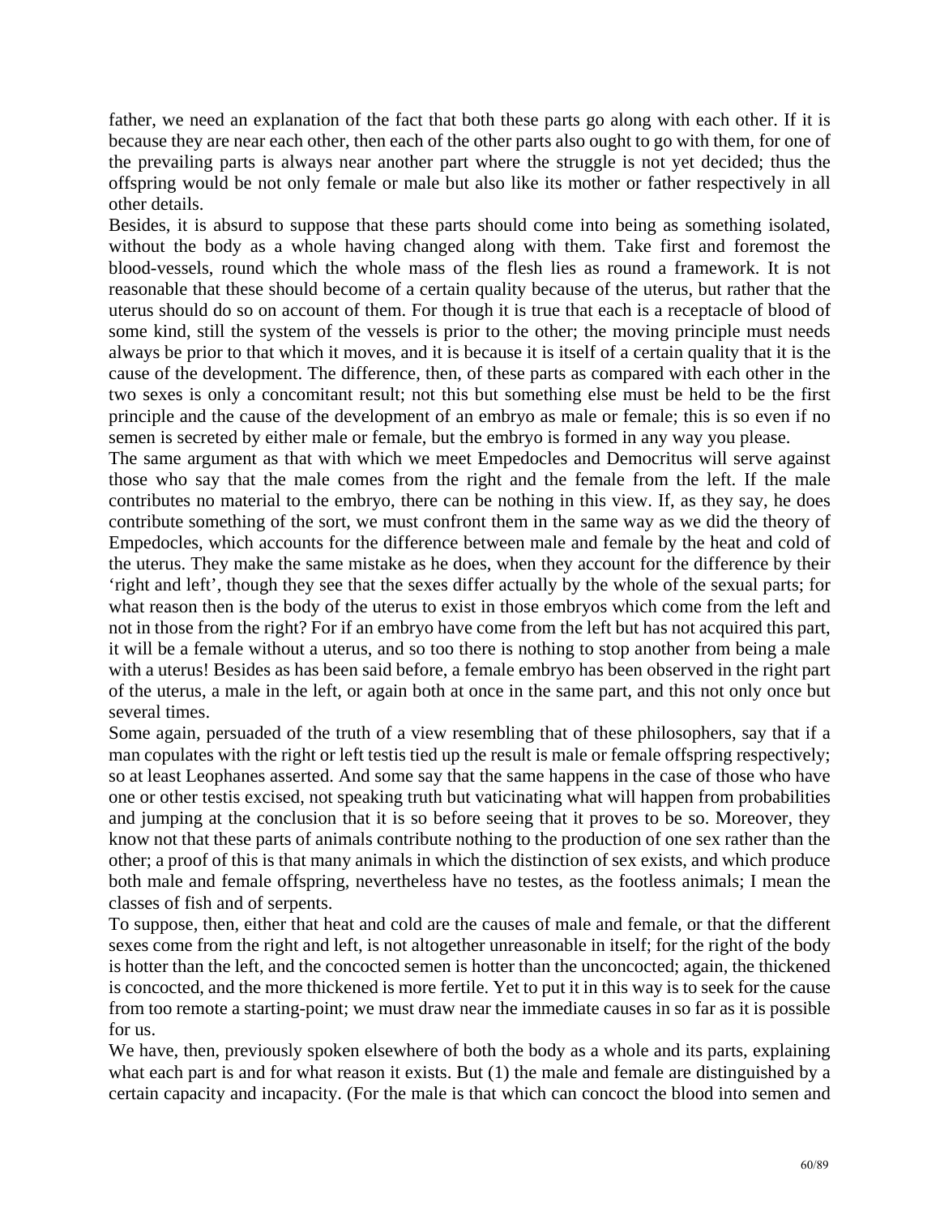father, we need an explanation of the fact that both these parts go along with each other. If it is because they are near each other, then each of the other parts also ought to go with them, for one of the prevailing parts is always near another part where the struggle is not yet decided; thus the offspring would be not only female or male but also like its mother or father respectively in all other details.

Besides, it is absurd to suppose that these parts should come into being as something isolated, without the body as a whole having changed along with them. Take first and foremost the blood-vessels, round which the whole mass of the flesh lies as round a framework. It is not reasonable that these should become of a certain quality because of the uterus, but rather that the uterus should do so on account of them. For though it is true that each is a receptacle of blood of some kind, still the system of the vessels is prior to the other; the moving principle must needs always be prior to that which it moves, and it is because it is itself of a certain quality that it is the cause of the development. The difference, then, of these parts as compared with each other in the two sexes is only a concomitant result; not this but something else must be held to be the first principle and the cause of the development of an embryo as male or female; this is so even if no semen is secreted by either male or female, but the embryo is formed in any way you please.

The same argument as that with which we meet Empedocles and Democritus will serve against those who say that the male comes from the right and the female from the left. If the male contributes no material to the embryo, there can be nothing in this view. If, as they say, he does contribute something of the sort, we must confront them in the same way as we did the theory of Empedocles, which accounts for the difference between male and female by the heat and cold of the uterus. They make the same mistake as he does, when they account for the difference by their 'right and left', though they see that the sexes differ actually by the whole of the sexual parts; for what reason then is the body of the uterus to exist in those embryos which come from the left and not in those from the right? For if an embryo have come from the left but has not acquired this part, it will be a female without a uterus, and so too there is nothing to stop another from being a male with a uterus! Besides as has been said before, a female embryo has been observed in the right part of the uterus, a male in the left, or again both at once in the same part, and this not only once but several times.

Some again, persuaded of the truth of a view resembling that of these philosophers, say that if a man copulates with the right or left testis tied up the result is male or female offspring respectively; so at least Leophanes asserted. And some say that the same happens in the case of those who have one or other testis excised, not speaking truth but vaticinating what will happen from probabilities and jumping at the conclusion that it is so before seeing that it proves to be so. Moreover, they know not that these parts of animals contribute nothing to the production of one sex rather than the other; a proof of this is that many animals in which the distinction of sex exists, and which produce both male and female offspring, nevertheless have no testes, as the footless animals; I mean the classes of fish and of serpents.

To suppose, then, either that heat and cold are the causes of male and female, or that the different sexes come from the right and left, is not altogether unreasonable in itself; for the right of the body is hotter than the left, and the concocted semen is hotter than the unconcocted; again, the thickened is concocted, and the more thickened is more fertile. Yet to put it in this way is to seek for the cause from too remote a starting-point; we must draw near the immediate causes in so far as it is possible for us.

We have, then, previously spoken elsewhere of both the body as a whole and its parts, explaining what each part is and for what reason it exists. But (1) the male and female are distinguished by a certain capacity and incapacity. (For the male is that which can concoct the blood into semen and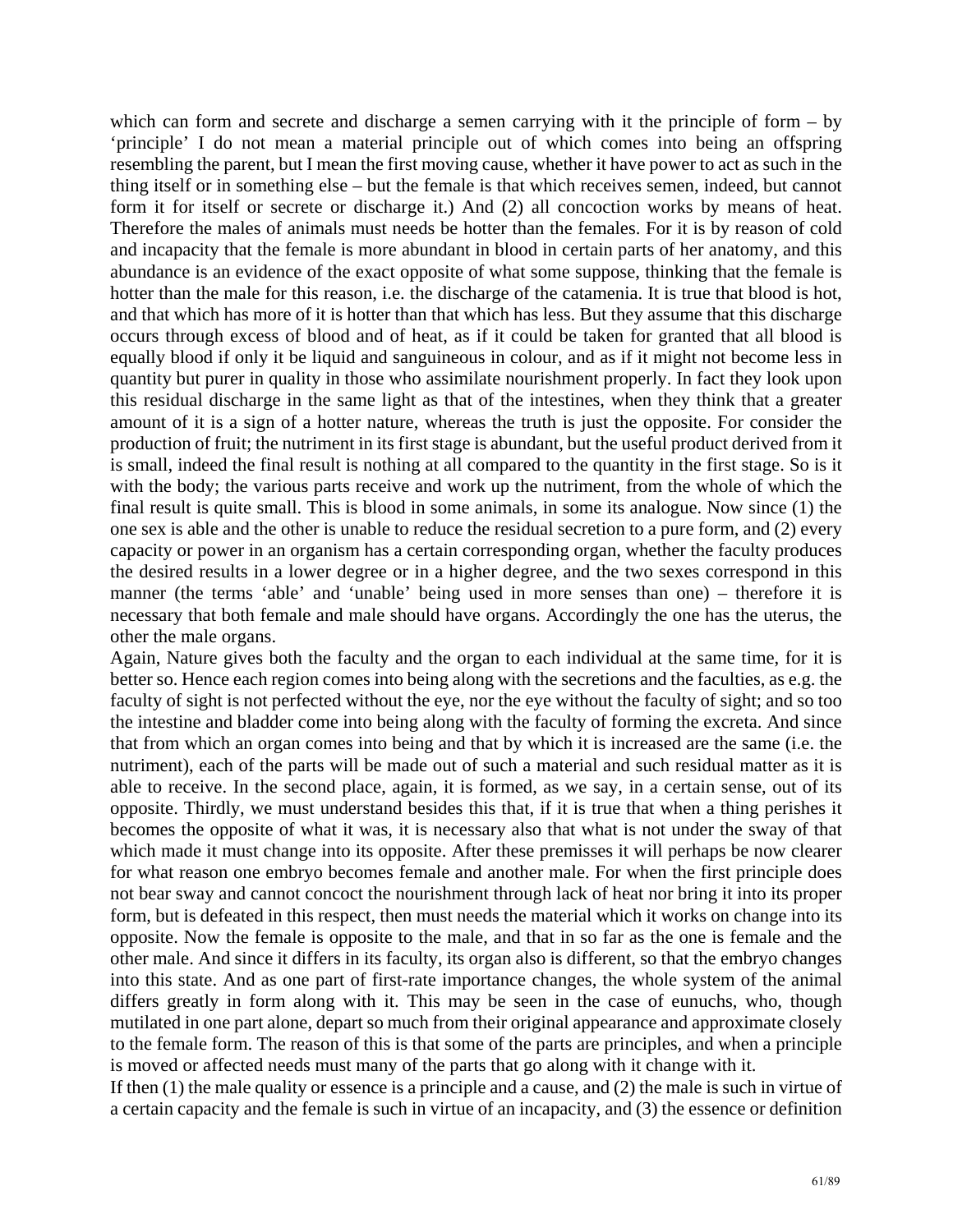which can form and secrete and discharge a semen carrying with it the principle of form – by 'principle' I do not mean a material principle out of which comes into being an offspring resembling the parent, but I mean the first moving cause, whether it have power to act as such in the thing itself or in something else – but the female is that which receives semen, indeed, but cannot form it for itself or secrete or discharge it.) And (2) all concoction works by means of heat. Therefore the males of animals must needs be hotter than the females. For it is by reason of cold and incapacity that the female is more abundant in blood in certain parts of her anatomy, and this abundance is an evidence of the exact opposite of what some suppose, thinking that the female is hotter than the male for this reason, i.e. the discharge of the catamenia. It is true that blood is hot, and that which has more of it is hotter than that which has less. But they assume that this discharge occurs through excess of blood and of heat, as if it could be taken for granted that all blood is equally blood if only it be liquid and sanguineous in colour, and as if it might not become less in quantity but purer in quality in those who assimilate nourishment properly. In fact they look upon this residual discharge in the same light as that of the intestines, when they think that a greater amount of it is a sign of a hotter nature, whereas the truth is just the opposite. For consider the production of fruit; the nutriment in its first stage is abundant, but the useful product derived from it is small, indeed the final result is nothing at all compared to the quantity in the first stage. So is it with the body; the various parts receive and work up the nutriment, from the whole of which the final result is quite small. This is blood in some animals, in some its analogue. Now since (1) the one sex is able and the other is unable to reduce the residual secretion to a pure form, and (2) every capacity or power in an organism has a certain corresponding organ, whether the faculty produces the desired results in a lower degree or in a higher degree, and the two sexes correspond in this manner (the terms 'able' and 'unable' being used in more senses than one) – therefore it is necessary that both female and male should have organs. Accordingly the one has the uterus, the other the male organs.

Again, Nature gives both the faculty and the organ to each individual at the same time, for it is better so. Hence each region comes into being along with the secretions and the faculties, as e.g. the faculty of sight is not perfected without the eye, nor the eye without the faculty of sight; and so too the intestine and bladder come into being along with the faculty of forming the excreta. And since that from which an organ comes into being and that by which it is increased are the same (i.e. the nutriment), each of the parts will be made out of such a material and such residual matter as it is able to receive. In the second place, again, it is formed, as we say, in a certain sense, out of its opposite. Thirdly, we must understand besides this that, if it is true that when a thing perishes it becomes the opposite of what it was, it is necessary also that what is not under the sway of that which made it must change into its opposite. After these premisses it will perhaps be now clearer for what reason one embryo becomes female and another male. For when the first principle does not bear sway and cannot concoct the nourishment through lack of heat nor bring it into its proper form, but is defeated in this respect, then must needs the material which it works on change into its opposite. Now the female is opposite to the male, and that in so far as the one is female and the other male. And since it differs in its faculty, its organ also is different, so that the embryo changes into this state. And as one part of first-rate importance changes, the whole system of the animal differs greatly in form along with it. This may be seen in the case of eunuchs, who, though mutilated in one part alone, depart so much from their original appearance and approximate closely to the female form. The reason of this is that some of the parts are principles, and when a principle is moved or affected needs must many of the parts that go along with it change with it.

If then (1) the male quality or essence is a principle and a cause, and (2) the male is such in virtue of a certain capacity and the female is such in virtue of an incapacity, and (3) the essence or definition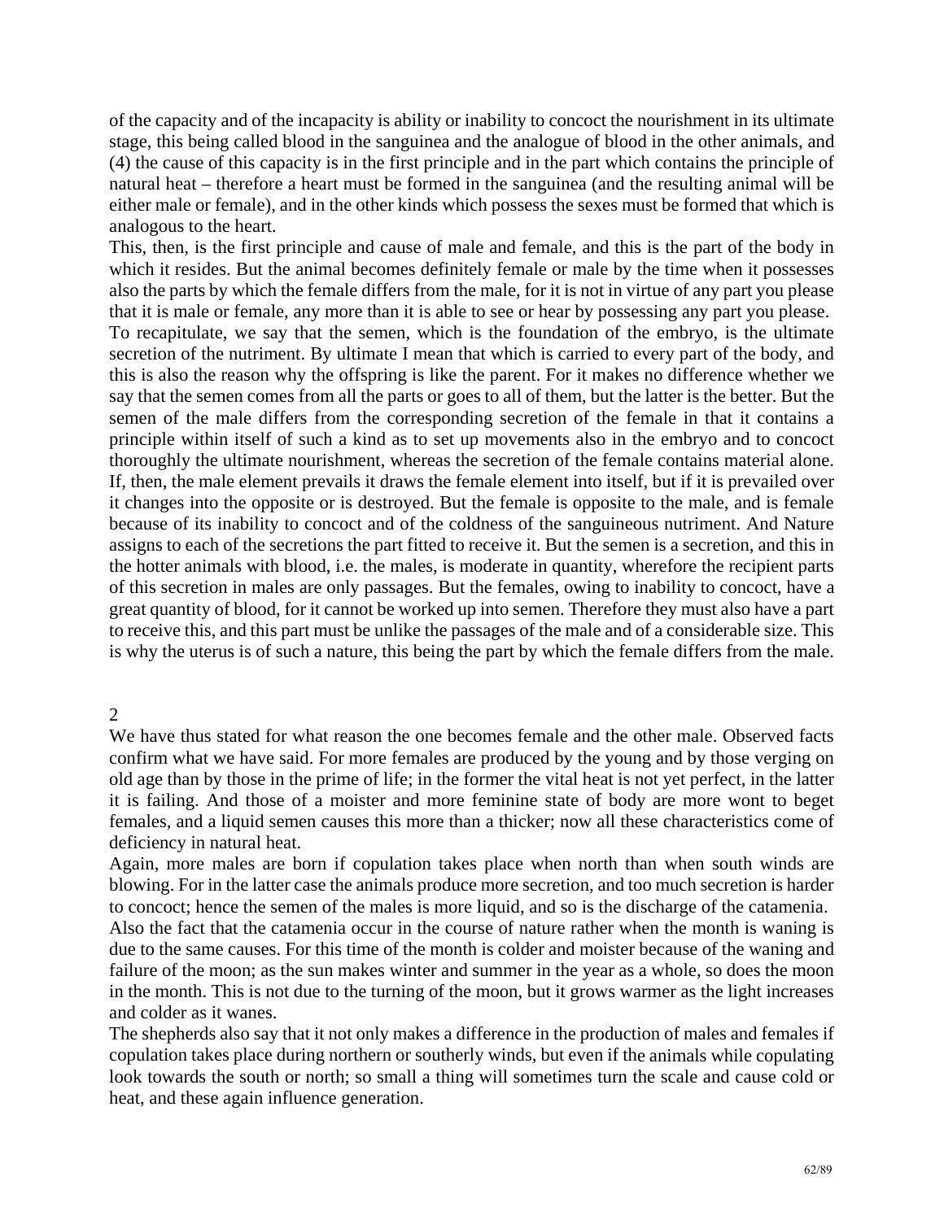of the capacity and of the incapacity is ability or inability to concoct the nourishment in its ultimate stage, this being called blood in the sanguinea and the analogue of blood in the other animals, and (4) the cause of this capacity is in the first principle and in the part which contains the principle of natural heat – therefore a heart must be formed in the sanguinea (and the resulting animal will be either male or female), and in the other kinds which possess the sexes must be formed that which is analogous to the heart.

This, then, is the first principle and cause of male and female, and this is the part of the body in which it resides. But the animal becomes definitely female or male by the time when it possesses also the parts by which the female differs from the male, for it is not in virtue of any part you please that it is male or female, any more than it is able to see or hear by possessing any part you please.

To recapitulate, we say that the semen, which is the foundation of the embryo, is the ultimate secretion of the nutriment. By ultimate I mean that which is carried to every part of the body, and this is also the reason why the offspring is like the parent. For it makes no difference whether we say that the semen comes from all the parts or goes to all of them, but the latter is the better. But the semen of the male differs from the corresponding secretion of the female in that it contains a principle within itself of such a kind as to set up movements also in the embryo and to concoct thoroughly the ultimate nourishment, whereas the secretion of the female contains material alone. If, then, the male element prevails it draws the female element into itself, but if it is prevailed over it changes into the opposite or is destroyed. But the female is opposite to the male, and is female because of its inability to concoct and of the coldness of the sanguineous nutriment. And Nature assigns to each of the secretions the part fitted to receive it. But the semen is a secretion, and this in the hotter animals with blood, i.e. the males, is moderate in quantity, wherefore the recipient parts of this secretion in males are only passages. But the females, owing to inability to concoct, have a great quantity of blood, for it cannot be worked up into semen. Therefore they must also have a part to receive this, and this part must be unlike the passages of the male and of a considerable size. This is why the uterus is of such a nature, this being the part by which the female differs from the male.

2

We have thus stated for what reason the one becomes female and the other male. Observed facts confirm what we have said. For more females are produced by the young and by those verging on old age than by those in the prime of life; in the former the vital heat is not yet perfect, in the latter it is failing. And those of a moister and more feminine state of body are more wont to beget females, and a liquid semen causes this more than a thicker; now all these characteristics come of deficiency in natural heat.

Again, more males are born if copulation takes place when north than when south winds are blowing. For in the latter case the animals produce more secretion, and too much secretion is harder to concoct; hence the semen of the males is more liquid, and so is the discharge of the catamenia.

Also the fact that the catamenia occur in the course of nature rather when the month is waning is due to the same causes. For this time of the month is colder and moister because of the waning and failure of the moon; as the sun makes winter and summer in the year as a whole, so does the moon in the month. This is not due to the turning of the moon, but it grows warmer as the light increases and colder as it wanes.

The shepherds also say that it not only makes a difference in the production of males and females if copulation takes place during northern or southerly winds, but even if the animals while copulating look towards the south or north; so small a thing will sometimes turn the scale and cause cold or heat, and these again influence generation.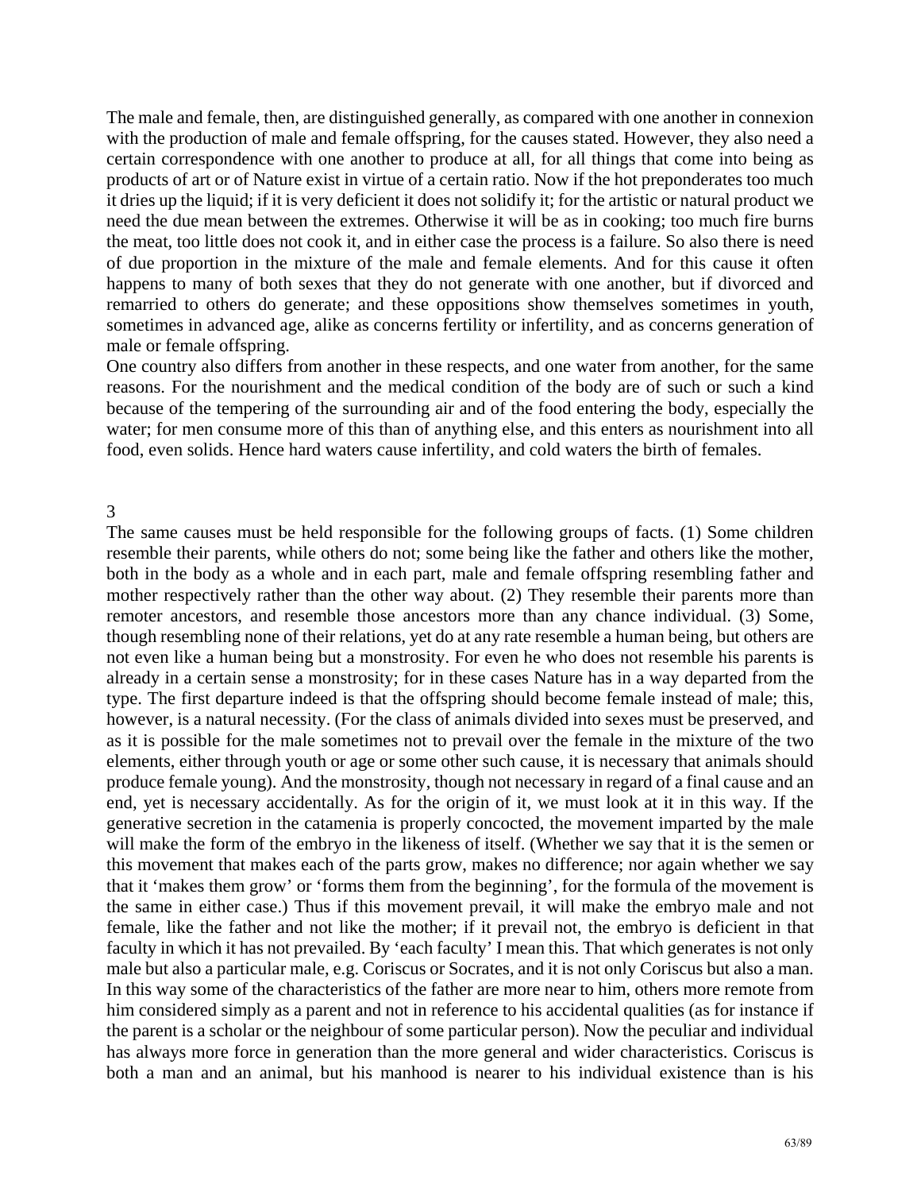The male and female, then, are distinguished generally, as compared with one another in connexion with the production of male and female offspring, for the causes stated. However, they also need a certain correspondence with one another to produce at all, for all things that come into being as products of art or of Nature exist in virtue of a certain ratio. Now if the hot preponderates too much it dries up the liquid; if it is very deficient it does not solidify it; for the artistic or natural product we need the due mean between the extremes. Otherwise it will be as in cooking; too much fire burns the meat, too little does not cook it, and in either case the process is a failure. So also there is need of due proportion in the mixture of the male and female elements. And for this cause it often happens to many of both sexes that they do not generate with one another, but if divorced and remarried to others do generate; and these oppositions show themselves sometimes in youth, sometimes in advanced age, alike as concerns fertility or infertility, and as concerns generation of male or female offspring.

One country also differs from another in these respects, and one water from another, for the same reasons. For the nourishment and the medical condition of the body are of such or such a kind because of the tempering of the surrounding air and of the food entering the body, especially the water; for men consume more of this than of anything else, and this enters as nourishment into all food, even solids. Hence hard waters cause infertility, and cold waters the birth of females.

## 3

The same causes must be held responsible for the following groups of facts. (1) Some children resemble their parents, while others do not; some being like the father and others like the mother, both in the body as a whole and in each part, male and female offspring resembling father and mother respectively rather than the other way about. (2) They resemble their parents more than remoter ancestors, and resemble those ancestors more than any chance individual. (3) Some, though resembling none of their relations, yet do at any rate resemble a human being, but others are not even like a human being but a monstrosity. For even he who does not resemble his parents is already in a certain sense a monstrosity; for in these cases Nature has in a way departed from the type. The first departure indeed is that the offspring should become female instead of male; this, however, is a natural necessity. (For the class of animals divided into sexes must be preserved, and as it is possible for the male sometimes not to prevail over the female in the mixture of the two elements, either through youth or age or some other such cause, it is necessary that animals should produce female young). And the monstrosity, though not necessary in regard of a final cause and an end, yet is necessary accidentally. As for the origin of it, we must look at it in this way. If the generative secretion in the catamenia is properly concocted, the movement imparted by the male will make the form of the embryo in the likeness of itself. (Whether we say that it is the semen or this movement that makes each of the parts grow, makes no difference; nor again whether we say that it 'makes them grow' or 'forms them from the beginning', for the formula of the movement is the same in either case.) Thus if this movement prevail, it will make the embryo male and not female, like the father and not like the mother; if it prevail not, the embryo is deficient in that faculty in which it has not prevailed. By 'each faculty' I mean this. That which generates is not only male but also a particular male, e.g. Coriscus or Socrates, and it is not only Coriscus but also a man. In this way some of the characteristics of the father are more near to him, others more remote from him considered simply as a parent and not in reference to his accidental qualities (as for instance if the parent is a scholar or the neighbour of some particular person). Now the peculiar and individual has always more force in generation than the more general and wider characteristics. Coriscus is both a man and an animal, but his manhood is nearer to his individual existence than is his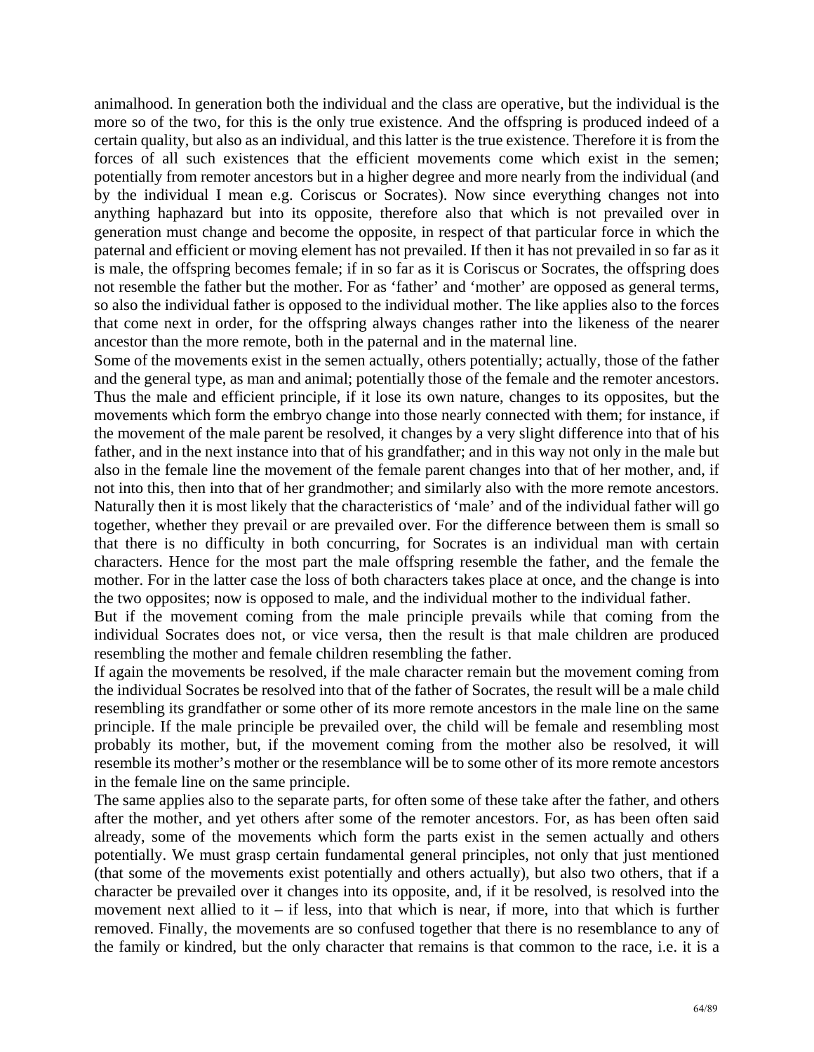animalhood. In generation both the individual and the class are operative, but the individual is the more so of the two, for this is the only true existence. And the offspring is produced indeed of a certain quality, but also as an individual, and this latter is the true existence. Therefore it is from the forces of all such existences that the efficient movements come which exist in the semen; potentially from remoter ancestors but in a higher degree and more nearly from the individual (and by the individual I mean e.g. Coriscus or Socrates). Now since everything changes not into anything haphazard but into its opposite, therefore also that which is not prevailed over in generation must change and become the opposite, in respect of that particular force in which the paternal and efficient or moving element has not prevailed. If then it has not prevailed in so far as it is male, the offspring becomes female; if in so far as it is Coriscus or Socrates, the offspring does not resemble the father but the mother. For as 'father' and 'mother' are opposed as general terms, so also the individual father is opposed to the individual mother. The like applies also to the forces that come next in order, for the offspring always changes rather into the likeness of the nearer ancestor than the more remote, both in the paternal and in the maternal line.

Some of the movements exist in the semen actually, others potentially; actually, those of the father and the general type, as man and animal; potentially those of the female and the remoter ancestors. Thus the male and efficient principle, if it lose its own nature, changes to its opposites, but the movements which form the embryo change into those nearly connected with them; for instance, if the movement of the male parent be resolved, it changes by a very slight difference into that of his father, and in the next instance into that of his grandfather; and in this way not only in the male but also in the female line the movement of the female parent changes into that of her mother, and, if not into this, then into that of her grandmother; and similarly also with the more remote ancestors. Naturally then it is most likely that the characteristics of 'male' and of the individual father will go together, whether they prevail or are prevailed over. For the difference between them is small so that there is no difficulty in both concurring, for Socrates is an individual man with certain characters. Hence for the most part the male offspring resemble the father, and the female the mother. For in the latter case the loss of both characters takes place at once, and the change is into the two opposites; now is opposed to male, and the individual mother to the individual father.

But if the movement coming from the male principle prevails while that coming from the individual Socrates does not, or vice versa, then the result is that male children are produced resembling the mother and female children resembling the father.

If again the movements be resolved, if the male character remain but the movement coming from the individual Socrates be resolved into that of the father of Socrates, the result will be a male child resembling its grandfather or some other of its more remote ancestors in the male line on the same principle. If the male principle be prevailed over, the child will be female and resembling most probably its mother, but, if the movement coming from the mother also be resolved, it will resemble its mother's mother or the resemblance will be to some other of its more remote ancestors in the female line on the same principle.

The same applies also to the separate parts, for often some of these take after the father, and others after the mother, and yet others after some of the remoter ancestors. For, as has been often said already, some of the movements which form the parts exist in the semen actually and others potentially. We must grasp certain fundamental general principles, not only that just mentioned (that some of the movements exist potentially and others actually), but also two others, that if a character be prevailed over it changes into its opposite, and, if it be resolved, is resolved into the movement next allied to it – if less, into that which is near, if more, into that which is further removed. Finally, the movements are so confused together that there is no resemblance to any of the family or kindred, but the only character that remains is that common to the race, i.e. it is a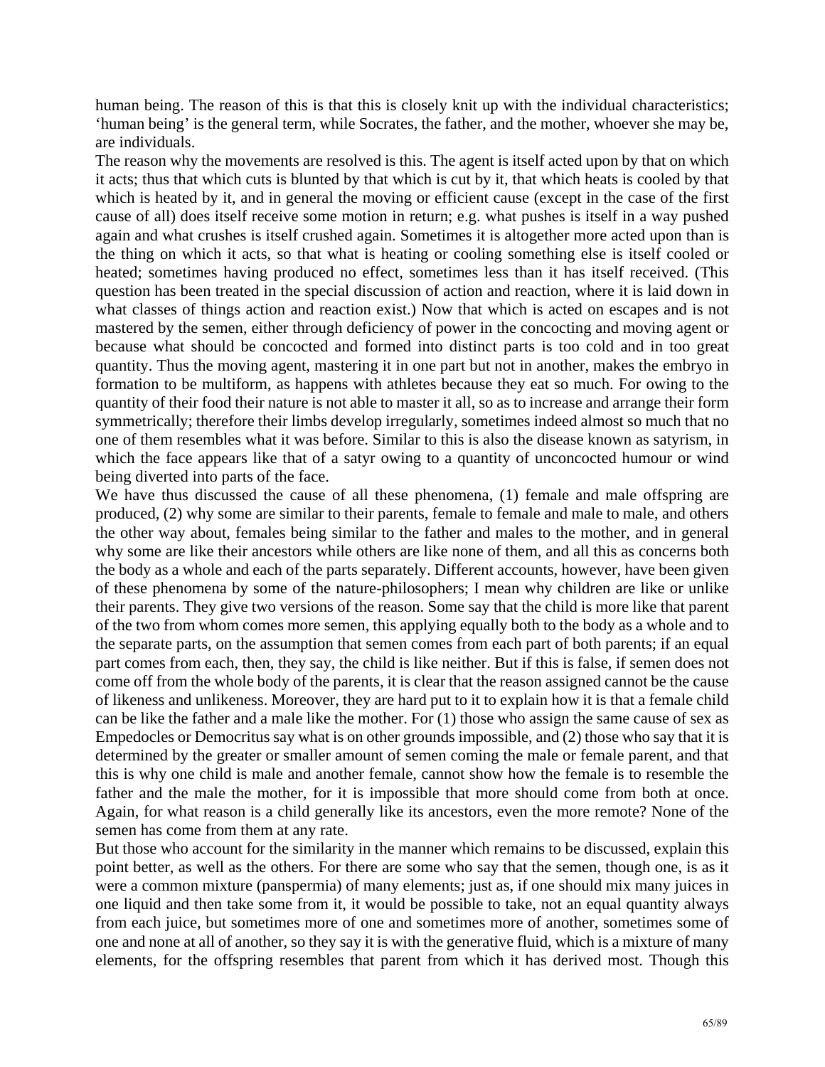human being. The reason of this is that this is closely knit up with the individual characteristics; 'human being' is the general term, while Socrates, the father, and the mother, whoever she may be, are individuals.

The reason why the movements are resolved is this. The agent is itself acted upon by that on which it acts; thus that which cuts is blunted by that which is cut by it, that which heats is cooled by that which is heated by it, and in general the moving or efficient cause (except in the case of the first cause of all) does itself receive some motion in return; e.g. what pushes is itself in a way pushed again and what crushes is itself crushed again. Sometimes it is altogether more acted upon than is the thing on which it acts, so that what is heating or cooling something else is itself cooled or heated; sometimes having produced no effect, sometimes less than it has itself received. (This question has been treated in the special discussion of action and reaction, where it is laid down in what classes of things action and reaction exist.) Now that which is acted on escapes and is not mastered by the semen, either through deficiency of power in the concocting and moving agent or because what should be concocted and formed into distinct parts is too cold and in too great quantity. Thus the moving agent, mastering it in one part but not in another, makes the embryo in formation to be multiform, as happens with athletes because they eat so much. For owing to the quantity of their food their nature is not able to master it all, so as to increase and arrange their form symmetrically; therefore their limbs develop irregularly, sometimes indeed almost so much that no one of them resembles what it was before. Similar to this is also the disease known as satyrism, in which the face appears like that of a satyr owing to a quantity of unconcocted humour or wind being diverted into parts of the face.

We have thus discussed the cause of all these phenomena, (1) female and male offspring are produced, (2) why some are similar to their parents, female to female and male to male, and others the other way about, females being similar to the father and males to the mother, and in general why some are like their ancestors while others are like none of them, and all this as concerns both the body as a whole and each of the parts separately. Different accounts, however, have been given of these phenomena by some of the nature-philosophers; I mean why children are like or unlike their parents. They give two versions of the reason. Some say that the child is more like that parent of the two from whom comes more semen, this applying equally both to the body as a whole and to the separate parts, on the assumption that semen comes from each part of both parents; if an equal part comes from each, then, they say, the child is like neither. But if this is false, if semen does not come off from the whole body of the parents, it is clear that the reason assigned cannot be the cause of likeness and unlikeness. Moreover, they are hard put to it to explain how it is that a female child can be like the father and a male like the mother. For (1) those who assign the same cause of sex as Empedocles or Democritus say what is on other grounds impossible, and (2) those who say that it is determined by the greater or smaller amount of semen coming the male or female parent, and that this is why one child is male and another female, cannot show how the female is to resemble the father and the male the mother, for it is impossible that more should come from both at once. Again, for what reason is a child generally like its ancestors, even the more remote? None of the semen has come from them at any rate.

But those who account for the similarity in the manner which remains to be discussed, explain this point better, as well as the others. For there are some who say that the semen, though one, is as it were a common mixture (panspermia) of many elements; just as, if one should mix many juices in one liquid and then take some from it, it would be possible to take, not an equal quantity always from each juice, but sometimes more of one and sometimes more of another, sometimes some of one and none at all of another, so they say it is with the generative fluid, which is a mixture of many elements, for the offspring resembles that parent from which it has derived most. Though this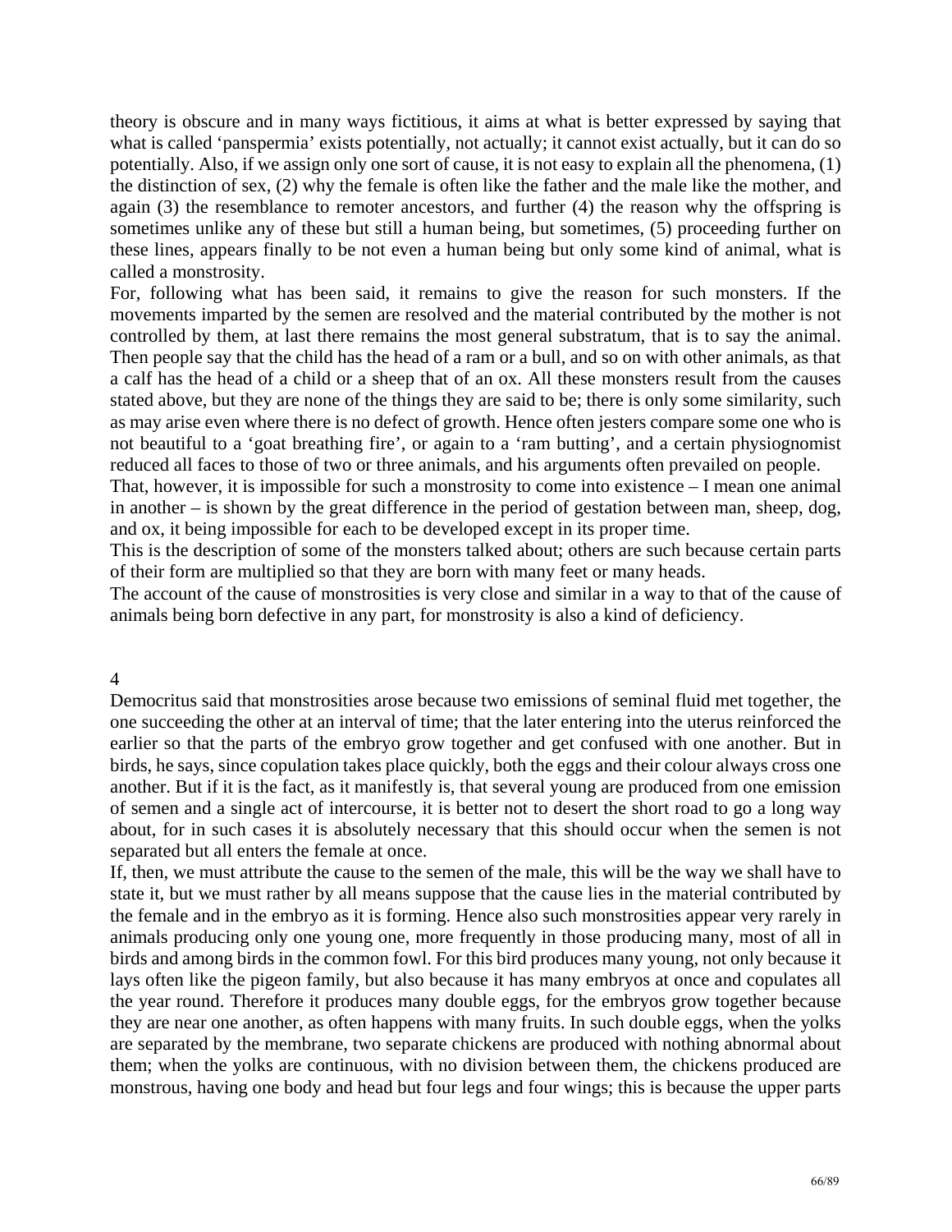theory is obscure and in many ways fictitious, it aims at what is better expressed by saying that what is called 'panspermia' exists potentially, not actually; it cannot exist actually, but it can do so potentially. Also, if we assign only one sort of cause, it is not easy to explain all the phenomena, (1) the distinction of sex, (2) why the female is often like the father and the male like the mother, and again (3) the resemblance to remoter ancestors, and further (4) the reason why the offspring is sometimes unlike any of these but still a human being, but sometimes, (5) proceeding further on these lines, appears finally to be not even a human being but only some kind of animal, what is called a monstrosity.

For, following what has been said, it remains to give the reason for such monsters. If the movements imparted by the semen are resolved and the material contributed by the mother is not controlled by them, at last there remains the most general substratum, that is to say the animal. Then people say that the child has the head of a ram or a bull, and so on with other animals, as that a calf has the head of a child or a sheep that of an ox. All these monsters result from the causes stated above, but they are none of the things they are said to be; there is only some similarity, such as may arise even where there is no defect of growth. Hence often jesters compare some one who is not beautiful to a 'goat breathing fire', or again to a 'ram butting', and a certain physiognomist reduced all faces to those of two or three animals, and his arguments often prevailed on people.

That, however, it is impossible for such a monstrosity to come into existence – I mean one animal in another – is shown by the great difference in the period of gestation between man, sheep, dog, and ox, it being impossible for each to be developed except in its proper time.

This is the description of some of the monsters talked about; others are such because certain parts of their form are multiplied so that they are born with many feet or many heads.

The account of the cause of monstrosities is very close and similar in a way to that of the cause of animals being born defective in any part, for monstrosity is also a kind of deficiency.

## 4

Democritus said that monstrosities arose because two emissions of seminal fluid met together, the one succeeding the other at an interval of time; that the later entering into the uterus reinforced the earlier so that the parts of the embryo grow together and get confused with one another. But in birds, he says, since copulation takes place quickly, both the eggs and their colour always cross one another. But if it is the fact, as it manifestly is, that several young are produced from one emission of semen and a single act of intercourse, it is better not to desert the short road to go a long way about, for in such cases it is absolutely necessary that this should occur when the semen is not separated but all enters the female at once.

If, then, we must attribute the cause to the semen of the male, this will be the way we shall have to state it, but we must rather by all means suppose that the cause lies in the material contributed by the female and in the embryo as it is forming. Hence also such monstrosities appear very rarely in animals producing only one young one, more frequently in those producing many, most of all in birds and among birds in the common fowl. For this bird produces many young, not only because it lays often like the pigeon family, but also because it has many embryos at once and copulates all the year round. Therefore it produces many double eggs, for the embryos grow together because they are near one another, as often happens with many fruits. In such double eggs, when the yolks are separated by the membrane, two separate chickens are produced with nothing abnormal about them; when the yolks are continuous, with no division between them, the chickens produced are monstrous, having one body and head but four legs and four wings; this is because the upper parts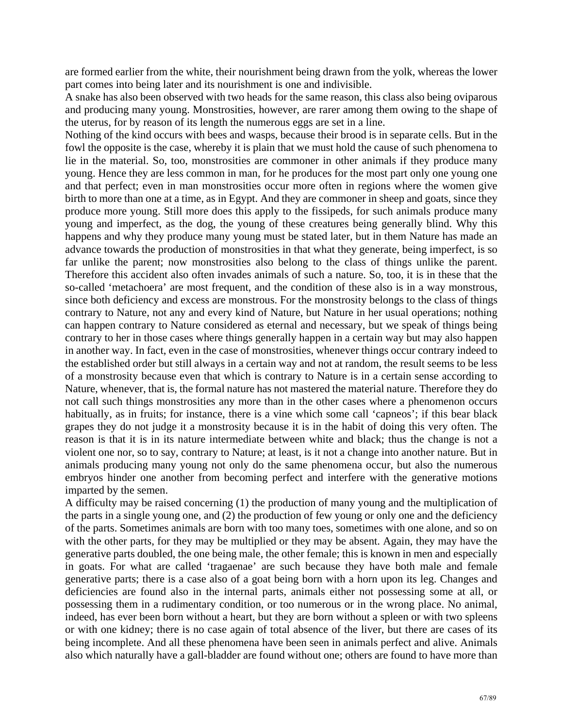are formed earlier from the white, their nourishment being drawn from the yolk, whereas the lower part comes into being later and its nourishment is one and indivisible.

A snake has also been observed with two heads for the same reason, this class also being oviparous and producing many young. Monstrosities, however, are rarer among them owing to the shape of the uterus, for by reason of its length the numerous eggs are set in a line.

Nothing of the kind occurs with bees and wasps, because their brood is in separate cells. But in the fowl the opposite is the case, whereby it is plain that we must hold the cause of such phenomena to lie in the material. So, too, monstrosities are commoner in other animals if they produce many young. Hence they are less common in man, for he produces for the most part only one young one and that perfect; even in man monstrosities occur more often in regions where the women give birth to more than one at a time, as in Egypt. And they are commoner in sheep and goats, since they produce more young. Still more does this apply to the fissipeds, for such animals produce many young and imperfect, as the dog, the young of these creatures being generally blind. Why this happens and why they produce many young must be stated later, but in them Nature has made an advance towards the production of monstrosities in that what they generate, being imperfect, is so far unlike the parent; now monstrosities also belong to the class of things unlike the parent. Therefore this accident also often invades animals of such a nature. So, too, it is in these that the so-called 'metachoera' are most frequent, and the condition of these also is in a way monstrous, since both deficiency and excess are monstrous. For the monstrosity belongs to the class of things contrary to Nature, not any and every kind of Nature, but Nature in her usual operations; nothing can happen contrary to Nature considered as eternal and necessary, but we speak of things being contrary to her in those cases where things generally happen in a certain way but may also happen in another way. In fact, even in the case of monstrosities, whenever things occur contrary indeed to the established order but still always in a certain way and not at random, the result seems to be less of a monstrosity because even that which is contrary to Nature is in a certain sense according to Nature, whenever, that is, the formal nature has not mastered the material nature. Therefore they do not call such things monstrosities any more than in the other cases where a phenomenon occurs habitually, as in fruits; for instance, there is a vine which some call 'capneos'; if this bear black grapes they do not judge it a monstrosity because it is in the habit of doing this very often. The reason is that it is in its nature intermediate between white and black; thus the change is not a violent one nor, so to say, contrary to Nature; at least, is it not a change into another nature. But in animals producing many young not only do the same phenomena occur, but also the numerous embryos hinder one another from becoming perfect and interfere with the generative motions imparted by the semen.

A difficulty may be raised concerning (1) the production of many young and the multiplication of the parts in a single young one, and (2) the production of few young or only one and the deficiency of the parts. Sometimes animals are born with too many toes, sometimes with one alone, and so on with the other parts, for they may be multiplied or they may be absent. Again, they may have the generative parts doubled, the one being male, the other female; this is known in men and especially in goats. For what are called 'tragaenae' are such because they have both male and female generative parts; there is a case also of a goat being born with a horn upon its leg. Changes and deficiencies are found also in the internal parts, animals either not possessing some at all, or possessing them in a rudimentary condition, or too numerous or in the wrong place. No animal, indeed, has ever been born without a heart, but they are born without a spleen or with two spleens or with one kidney; there is no case again of total absence of the liver, but there are cases of its being incomplete. And all these phenomena have been seen in animals perfect and alive. Animals also which naturally have a gall-bladder are found without one; others are found to have more than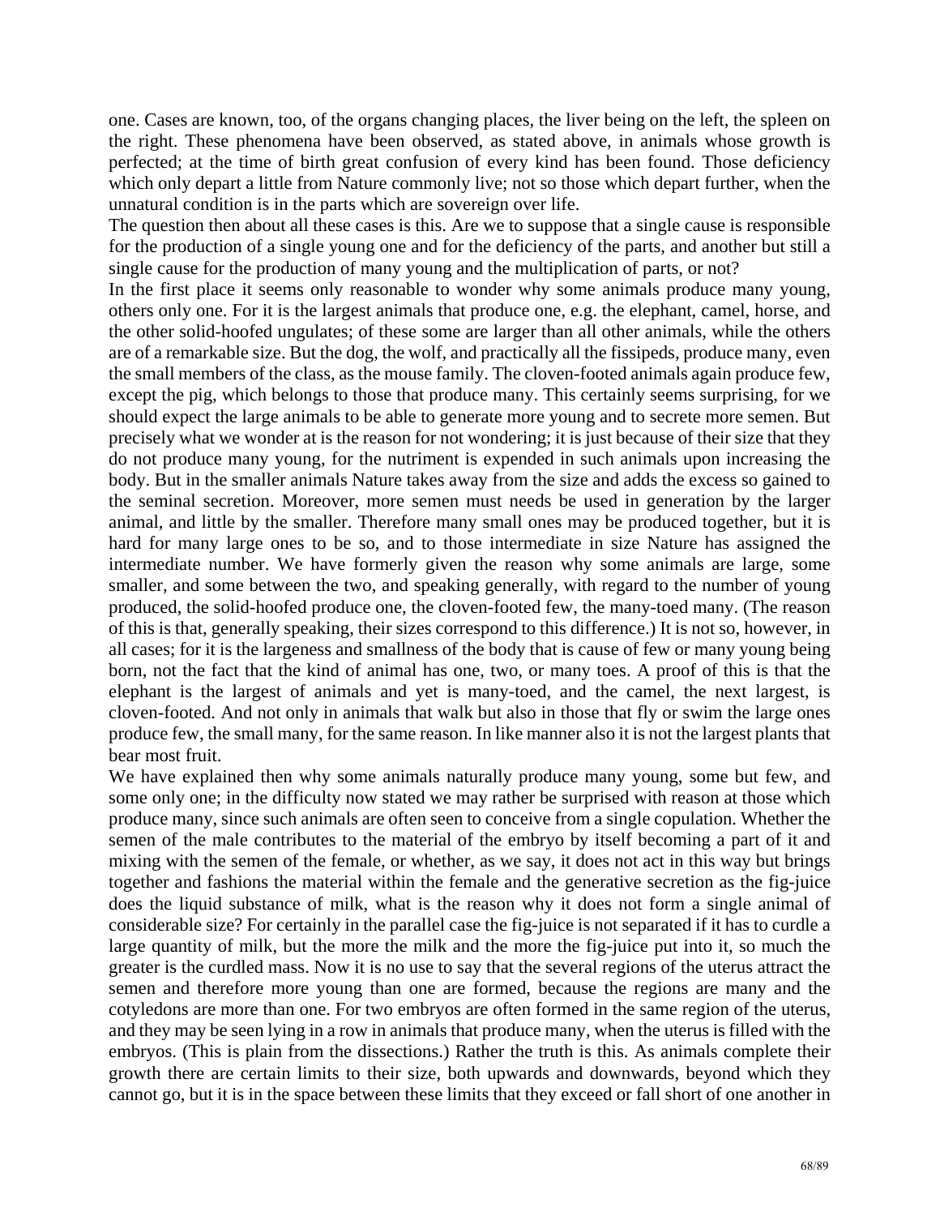one. Cases are known, too, of the organs changing places, the liver being on the left, the spleen on the right. These phenomena have been observed, as stated above, in animals whose growth is perfected; at the time of birth great confusion of every kind has been found. Those deficiency which only depart a little from Nature commonly live; not so those which depart further, when the unnatural condition is in the parts which are sovereign over life.

The question then about all these cases is this. Are we to suppose that a single cause is responsible for the production of a single young one and for the deficiency of the parts, and another but still a single cause for the production of many young and the multiplication of parts, or not?

In the first place it seems only reasonable to wonder why some animals produce many young, others only one. For it is the largest animals that produce one, e.g. the elephant, camel, horse, and the other solid-hoofed ungulates; of these some are larger than all other animals, while the others are of a remarkable size. But the dog, the wolf, and practically all the fissipeds, produce many, even the small members of the class, as the mouse family. The cloven-footed animals again produce few, except the pig, which belongs to those that produce many. This certainly seems surprising, for we should expect the large animals to be able to generate more young and to secrete more semen. But precisely what we wonder at is the reason for not wondering; it is just because of their size that they do not produce many young, for the nutriment is expended in such animals upon increasing the body. But in the smaller animals Nature takes away from the size and adds the excess so gained to the seminal secretion. Moreover, more semen must needs be used in generation by the larger animal, and little by the smaller. Therefore many small ones may be produced together, but it is hard for many large ones to be so, and to those intermediate in size Nature has assigned the intermediate number. We have formerly given the reason why some animals are large, some smaller, and some between the two, and speaking generally, with regard to the number of young produced, the solid-hoofed produce one, the cloven-footed few, the many-toed many. (The reason of this is that, generally speaking, their sizes correspond to this difference.) It is not so, however, in all cases; for it is the largeness and smallness of the body that is cause of few or many young being born, not the fact that the kind of animal has one, two, or many toes. A proof of this is that the elephant is the largest of animals and yet is many-toed, and the camel, the next largest, is cloven-footed. And not only in animals that walk but also in those that fly or swim the large ones produce few, the small many, for the same reason. In like manner also it is not the largest plants that bear most fruit.

We have explained then why some animals naturally produce many young, some but few, and some only one; in the difficulty now stated we may rather be surprised with reason at those which produce many, since such animals are often seen to conceive from a single copulation. Whether the semen of the male contributes to the material of the embryo by itself becoming a part of it and mixing with the semen of the female, or whether, as we say, it does not act in this way but brings together and fashions the material within the female and the generative secretion as the fig-juice does the liquid substance of milk, what is the reason why it does not form a single animal of considerable size? For certainly in the parallel case the fig-juice is not separated if it has to curdle a large quantity of milk, but the more the milk and the more the fig-juice put into it, so much the greater is the curdled mass. Now it is no use to say that the several regions of the uterus attract the semen and therefore more young than one are formed, because the regions are many and the cotyledons are more than one. For two embryos are often formed in the same region of the uterus, and they may be seen lying in a row in animals that produce many, when the uterus is filled with the embryos. (This is plain from the dissections.) Rather the truth is this. As animals complete their growth there are certain limits to their size, both upwards and downwards, beyond which they cannot go, but it is in the space between these limits that they exceed or fall short of one another in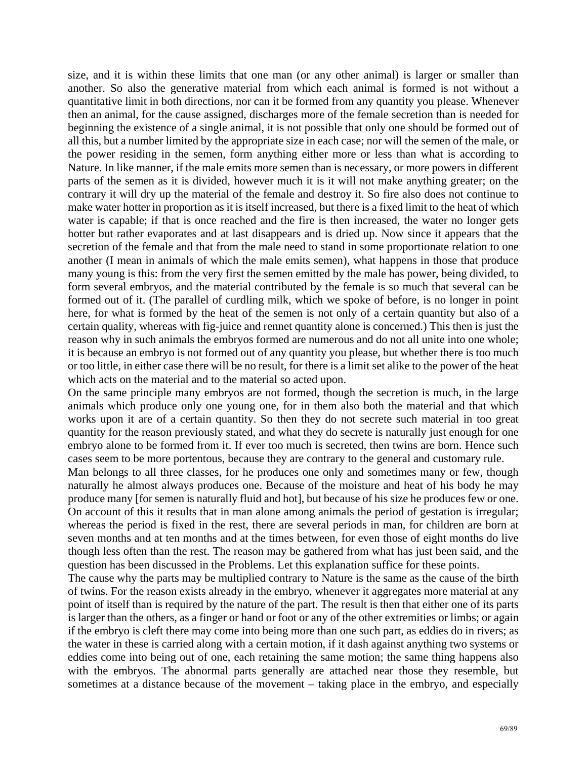size, and it is within these limits that one man (or any other animal) is larger or smaller than another. So also the generative material from which each animal is formed is not without a quantitative limit in both directions, nor can it be formed from any quantity you please. Whenever then an animal, for the cause assigned, discharges more of the female secretion than is needed for beginning the existence of a single animal, it is not possible that only one should be formed out of all this, but a number limited by the appropriate size in each case; nor will the semen of the male, or the power residing in the semen, form anything either more or less than what is according to Nature. In like manner, if the male emits more semen than is necessary, or more powers in different parts of the semen as it is divided, however much it is it will not make anything greater; on the contrary it will dry up the material of the female and destroy it. So fire also does not continue to make water hotter in proportion as it is itself increased, but there is a fixed limit to the heat of which water is capable; if that is once reached and the fire is then increased, the water no longer gets hotter but rather evaporates and at last disappears and is dried up. Now since it appears that the secretion of the female and that from the male need to stand in some proportionate relation to one another (I mean in animals of which the male emits semen), what happens in those that produce many young is this: from the very first the semen emitted by the male has power, being divided, to form several embryos, and the material contributed by the female is so much that several can be formed out of it. (The parallel of curdling milk, which we spoke of before, is no longer in point here, for what is formed by the heat of the semen is not only of a certain quantity but also of a certain quality, whereas with fig-juice and rennet quantity alone is concerned.) This then is just the reason why in such animals the embryos formed are numerous and do not all unite into one whole; it is because an embryo is not formed out of any quantity you please, but whether there is too much or too little, in either case there will be no result, for there is a limit set alike to the power of the heat which acts on the material and to the material so acted upon.

On the same principle many embryos are not formed, though the secretion is much, in the large animals which produce only one young one, for in them also both the material and that which works upon it are of a certain quantity. So then they do not secrete such material in too great quantity for the reason previously stated, and what they do secrete is naturally just enough for one embryo alone to be formed from it. If ever too much is secreted, then twins are born. Hence such cases seem to be more portentous, because they are contrary to the general and customary rule.

Man belongs to all three classes, for he produces one only and sometimes many or few, though naturally he almost always produces one. Because of the moisture and heat of his body he may produce many [for semen is naturally fluid and hot], but because of his size he produces few or one. On account of this it results that in man alone among animals the period of gestation is irregular; whereas the period is fixed in the rest, there are several periods in man, for children are born at seven months and at ten months and at the times between, for even those of eight months do live though less often than the rest. The reason may be gathered from what has just been said, and the question has been discussed in the Problems. Let this explanation suffice for these points.

The cause why the parts may be multiplied contrary to Nature is the same as the cause of the birth of twins. For the reason exists already in the embryo, whenever it aggregates more material at any point of itself than is required by the nature of the part. The result is then that either one of its parts is larger than the others, as a finger or hand or foot or any of the other extremities or limbs; or again if the embryo is cleft there may come into being more than one such part, as eddies do in rivers; as the water in these is carried along with a certain motion, if it dash against anything two systems or eddies come into being out of one, each retaining the same motion; the same thing happens also with the embryos. The abnormal parts generally are attached near those they resemble, but sometimes at a distance because of the movement – taking place in the embryo, and especially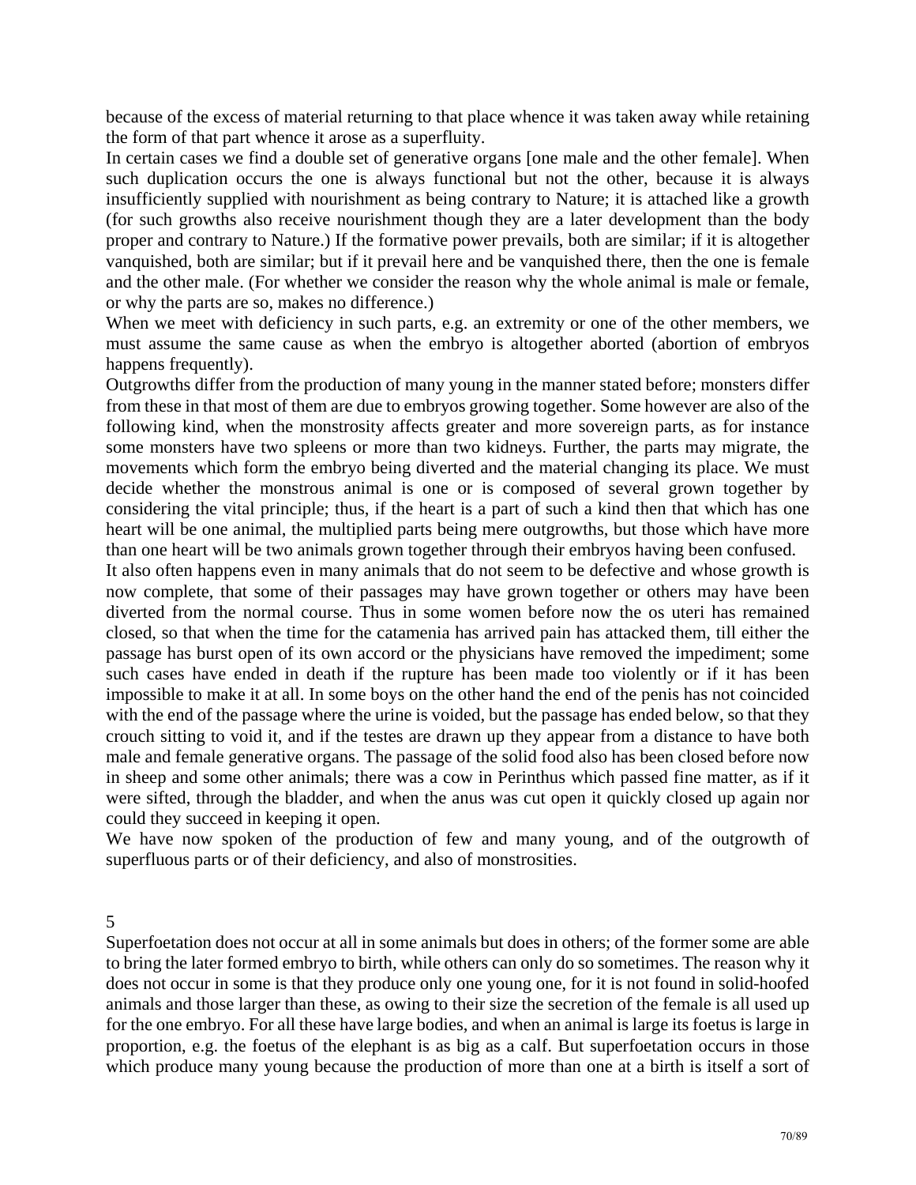because of the excess of material returning to that place whence it was taken away while retaining the form of that part whence it arose as a superfluity.

In certain cases we find a double set of generative organs [one male and the other female]. When such duplication occurs the one is always functional but not the other, because it is always insufficiently supplied with nourishment as being contrary to Nature; it is attached like a growth (for such growths also receive nourishment though they are a later development than the body proper and contrary to Nature.) If the formative power prevails, both are similar; if it is altogether vanquished, both are similar; but if it prevail here and be vanquished there, then the one is female and the other male. (For whether we consider the reason why the whole animal is male or female, or why the parts are so, makes no difference.)

When we meet with deficiency in such parts, e.g. an extremity or one of the other members, we must assume the same cause as when the embryo is altogether aborted (abortion of embryos happens frequently).

Outgrowths differ from the production of many young in the manner stated before; monsters differ from these in that most of them are due to embryos growing together. Some however are also of the following kind, when the monstrosity affects greater and more sovereign parts, as for instance some monsters have two spleens or more than two kidneys. Further, the parts may migrate, the movements which form the embryo being diverted and the material changing its place. We must decide whether the monstrous animal is one or is composed of several grown together by considering the vital principle; thus, if the heart is a part of such a kind then that which has one heart will be one animal, the multiplied parts being mere outgrowths, but those which have more than one heart will be two animals grown together through their embryos having been confused.

It also often happens even in many animals that do not seem to be defective and whose growth is now complete, that some of their passages may have grown together or others may have been diverted from the normal course. Thus in some women before now the os uteri has remained closed, so that when the time for the catamenia has arrived pain has attacked them, till either the passage has burst open of its own accord or the physicians have removed the impediment; some such cases have ended in death if the rupture has been made too violently or if it has been impossible to make it at all. In some boys on the other hand the end of the penis has not coincided with the end of the passage where the urine is voided, but the passage has ended below, so that they crouch sitting to void it, and if the testes are drawn up they appear from a distance to have both male and female generative organs. The passage of the solid food also has been closed before now in sheep and some other animals; there was a cow in Perinthus which passed fine matter, as if it were sifted, through the bladder, and when the anus was cut open it quickly closed up again nor could they succeed in keeping it open.

We have now spoken of the production of few and many young, and of the outgrowth of superfluous parts or of their deficiency, and also of monstrosities.

## 5

Superfoetation does not occur at all in some animals but does in others; of the former some are able to bring the later formed embryo to birth, while others can only do so sometimes. The reason why it does not occur in some is that they produce only one young one, for it is not found in solid-hoofed animals and those larger than these, as owing to their size the secretion of the female is all used up for the one embryo. For all these have large bodies, and when an animal is large its foetus is large in proportion, e.g. the foetus of the elephant is as big as a calf. But superfoetation occurs in those which produce many young because the production of more than one at a birth is itself a sort of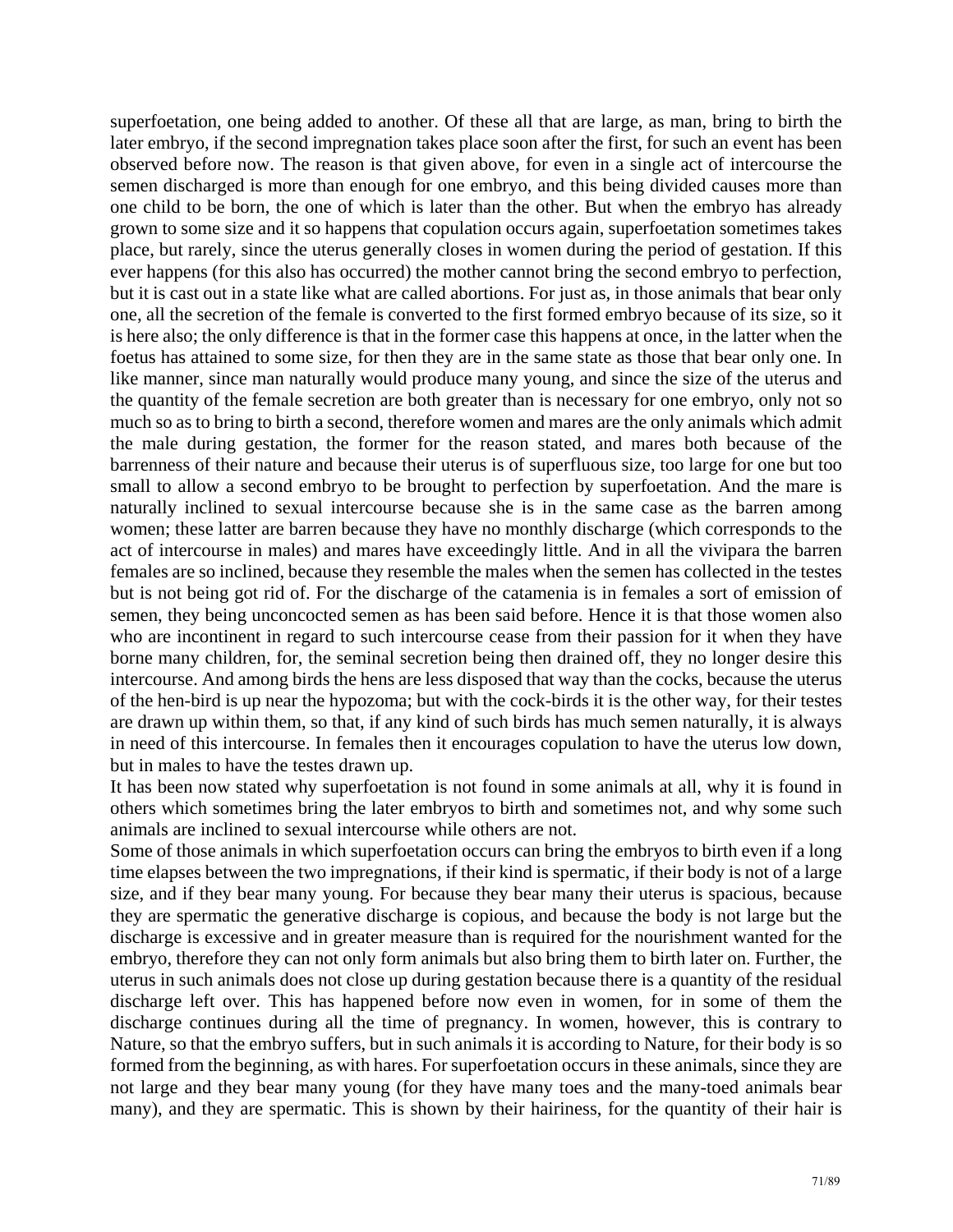superfoetation, one being added to another. Of these all that are large, as man, bring to birth the later embryo, if the second impregnation takes place soon after the first, for such an event has been observed before now. The reason is that given above, for even in a single act of intercourse the semen discharged is more than enough for one embryo, and this being divided causes more than one child to be born, the one of which is later than the other. But when the embryo has already grown to some size and it so happens that copulation occurs again, superfoetation sometimes takes place, but rarely, since the uterus generally closes in women during the period of gestation. If this ever happens (for this also has occurred) the mother cannot bring the second embryo to perfection, but it is cast out in a state like what are called abortions. For just as, in those animals that bear only one, all the secretion of the female is converted to the first formed embryo because of its size, so it is here also; the only difference is that in the former case this happens at once, in the latter when the foetus has attained to some size, for then they are in the same state as those that bear only one. In like manner, since man naturally would produce many young, and since the size of the uterus and the quantity of the female secretion are both greater than is necessary for one embryo, only not so much so as to bring to birth a second, therefore women and mares are the only animals which admit the male during gestation, the former for the reason stated, and mares both because of the barrenness of their nature and because their uterus is of superfluous size, too large for one but too small to allow a second embryo to be brought to perfection by superfoetation. And the mare is naturally inclined to sexual intercourse because she is in the same case as the barren among women; these latter are barren because they have no monthly discharge (which corresponds to the act of intercourse in males) and mares have exceedingly little. And in all the vivipara the barren females are so inclined, because they resemble the males when the semen has collected in the testes but is not being got rid of. For the discharge of the catamenia is in females a sort of emission of semen, they being unconcocted semen as has been said before. Hence it is that those women also who are incontinent in regard to such intercourse cease from their passion for it when they have borne many children, for, the seminal secretion being then drained off, they no longer desire this intercourse. And among birds the hens are less disposed that way than the cocks, because the uterus of the hen-bird is up near the hypozoma; but with the cock-birds it is the other way, for their testes are drawn up within them, so that, if any kind of such birds has much semen naturally, it is always in need of this intercourse. In females then it encourages copulation to have the uterus low down, but in males to have the testes drawn up.

It has been now stated why superfoetation is not found in some animals at all, why it is found in others which sometimes bring the later embryos to birth and sometimes not, and why some such animals are inclined to sexual intercourse while others are not.

Some of those animals in which superfoetation occurs can bring the embryos to birth even if a long time elapses between the two impregnations, if their kind is spermatic, if their body is not of a large size, and if they bear many young. For because they bear many their uterus is spacious, because they are spermatic the generative discharge is copious, and because the body is not large but the discharge is excessive and in greater measure than is required for the nourishment wanted for the embryo, therefore they can not only form animals but also bring them to birth later on. Further, the uterus in such animals does not close up during gestation because there is a quantity of the residual discharge left over. This has happened before now even in women, for in some of them the discharge continues during all the time of pregnancy. In women, however, this is contrary to Nature, so that the embryo suffers, but in such animals it is according to Nature, for their body is so formed from the beginning, as with hares. For superfoetation occurs in these animals, since they are not large and they bear many young (for they have many toes and the many-toed animals bear many), and they are spermatic. This is shown by their hairiness, for the quantity of their hair is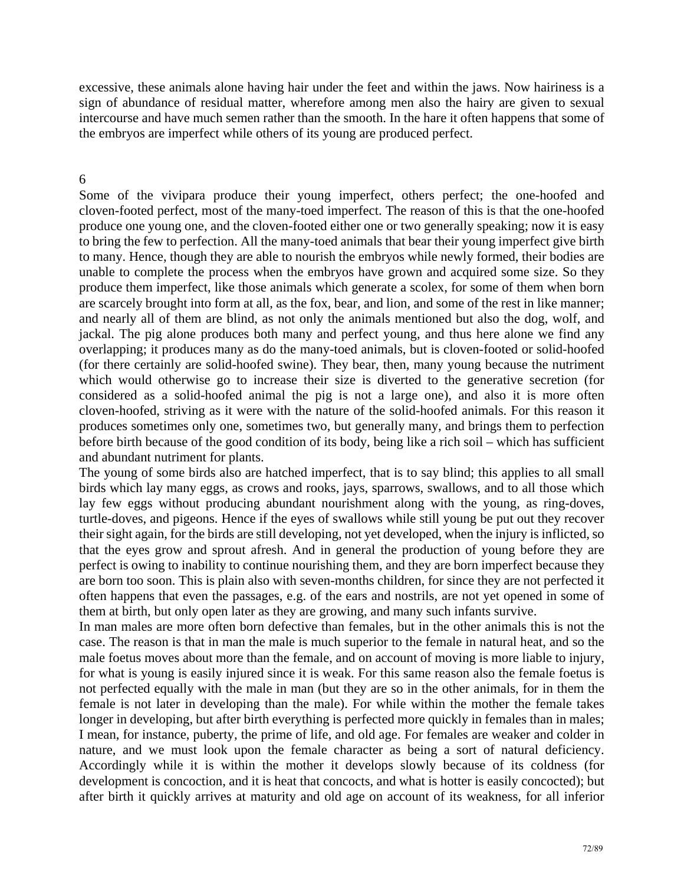excessive, these animals alone having hair under the feet and within the jaws. Now hairiness is a sign of abundance of residual matter, wherefore among men also the hairy are given to sexual intercourse and have much semen rather than the smooth. In the hare it often happens that some of the embryos are imperfect while others of its young are produced perfect.

6

Some of the vivipara produce their young imperfect, others perfect; the one-hoofed and cloven-footed perfect, most of the many-toed imperfect. The reason of this is that the one-hoofed produce one young one, and the cloven-footed either one or two generally speaking; now it is easy to bring the few to perfection. All the many-toed animals that bear their young imperfect give birth to many. Hence, though they are able to nourish the embryos while newly formed, their bodies are unable to complete the process when the embryos have grown and acquired some size. So they produce them imperfect, like those animals which generate a scolex, for some of them when born are scarcely brought into form at all, as the fox, bear, and lion, and some of the rest in like manner; and nearly all of them are blind, as not only the animals mentioned but also the dog, wolf, and jackal. The pig alone produces both many and perfect young, and thus here alone we find any overlapping; it produces many as do the many-toed animals, but is cloven-footed or solid-hoofed (for there certainly are solid-hoofed swine). They bear, then, many young because the nutriment which would otherwise go to increase their size is diverted to the generative secretion (for considered as a solid-hoofed animal the pig is not a large one), and also it is more often cloven-hoofed, striving as it were with the nature of the solid-hoofed animals. For this reason it produces sometimes only one, sometimes two, but generally many, and brings them to perfection before birth because of the good condition of its body, being like a rich soil – which has sufficient and abundant nutriment for plants.

The young of some birds also are hatched imperfect, that is to say blind; this applies to all small birds which lay many eggs, as crows and rooks, jays, sparrows, swallows, and to all those which lay few eggs without producing abundant nourishment along with the young, as ring-doves, turtle-doves, and pigeons. Hence if the eyes of swallows while still young be put out they recover their sight again, for the birds are still developing, not yet developed, when the injury is inflicted, so that the eyes grow and sprout afresh. And in general the production of young before they are perfect is owing to inability to continue nourishing them, and they are born imperfect because they are born too soon. This is plain also with seven-months children, for since they are not perfected it often happens that even the passages, e.g. of the ears and nostrils, are not yet opened in some of them at birth, but only open later as they are growing, and many such infants survive.

In man males are more often born defective than females, but in the other animals this is not the case. The reason is that in man the male is much superior to the female in natural heat, and so the male foetus moves about more than the female, and on account of moving is more liable to injury, for what is young is easily injured since it is weak. For this same reason also the female foetus is not perfected equally with the male in man (but they are so in the other animals, for in them the female is not later in developing than the male). For while within the mother the female takes longer in developing, but after birth everything is perfected more quickly in females than in males; I mean, for instance, puberty, the prime of life, and old age. For females are weaker and colder in nature, and we must look upon the female character as being a sort of natural deficiency. Accordingly while it is within the mother it develops slowly because of its coldness (for development is concoction, and it is heat that concocts, and what is hotter is easily concocted); but after birth it quickly arrives at maturity and old age on account of its weakness, for all inferior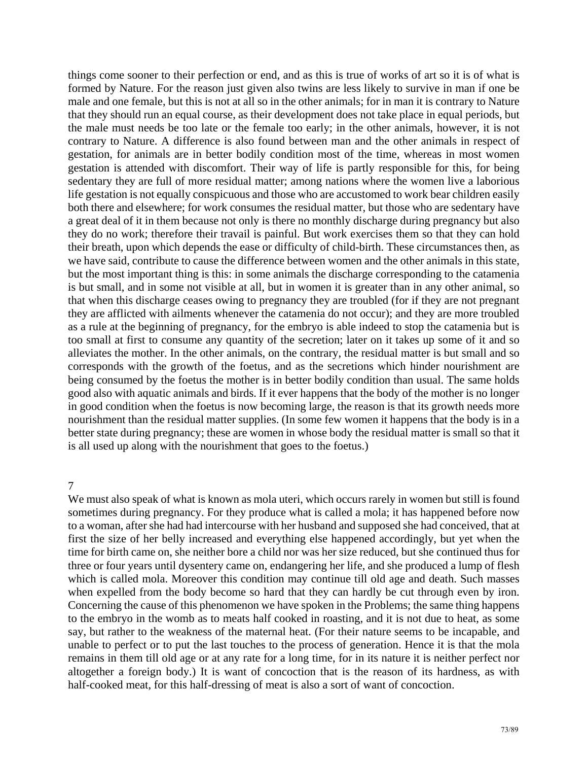things come sooner to their perfection or end, and as this is true of works of art so it is of what is formed by Nature. For the reason just given also twins are less likely to survive in man if one be male and one female, but this is not at all so in the other animals; for in man it is contrary to Nature that they should run an equal course, as their development does not take place in equal periods, but the male must needs be too late or the female too early; in the other animals, however, it is not contrary to Nature. A difference is also found between man and the other animals in respect of gestation, for animals are in better bodily condition most of the time, whereas in most women gestation is attended with discomfort. Their way of life is partly responsible for this, for being sedentary they are full of more residual matter; among nations where the women live a laborious life gestation is not equally conspicuous and those who are accustomed to work bear children easily both there and elsewhere; for work consumes the residual matter, but those who are sedentary have a great deal of it in them because not only is there no monthly discharge during pregnancy but also they do no work; therefore their travail is painful. But work exercises them so that they can hold their breath, upon which depends the ease or difficulty of child-birth. These circumstances then, as we have said, contribute to cause the difference between women and the other animals in this state, but the most important thing is this: in some animals the discharge corresponding to the catamenia is but small, and in some not visible at all, but in women it is greater than in any other animal, so that when this discharge ceases owing to pregnancy they are troubled (for if they are not pregnant they are afflicted with ailments whenever the catamenia do not occur); and they are more troubled as a rule at the beginning of pregnancy, for the embryo is able indeed to stop the catamenia but is too small at first to consume any quantity of the secretion; later on it takes up some of it and so alleviates the mother. In the other animals, on the contrary, the residual matter is but small and so corresponds with the growth of the foetus, and as the secretions which hinder nourishment are being consumed by the foetus the mother is in better bodily condition than usual. The same holds good also with aquatic animals and birds. If it ever happens that the body of the mother is no longer in good condition when the foetus is now becoming large, the reason is that its growth needs more nourishment than the residual matter supplies. (In some few women it happens that the body is in a better state during pregnancy; these are women in whose body the residual matter is small so that it is all used up along with the nourishment that goes to the foetus.)

7

We must also speak of what is known as mola uteri, which occurs rarely in women but still is found sometimes during pregnancy. For they produce what is called a mola; it has happened before now to a woman, after she had had intercourse with her husband and supposed she had conceived, that at first the size of her belly increased and everything else happened accordingly, but yet when the time for birth came on, she neither bore a child nor was her size reduced, but she continued thus for three or four years until dysentery came on, endangering her life, and she produced a lump of flesh which is called mola. Moreover this condition may continue till old age and death. Such masses when expelled from the body become so hard that they can hardly be cut through even by iron. Concerning the cause of this phenomenon we have spoken in the Problems; the same thing happens to the embryo in the womb as to meats half cooked in roasting, and it is not due to heat, as some say, but rather to the weakness of the maternal heat. (For their nature seems to be incapable, and unable to perfect or to put the last touches to the process of generation. Hence it is that the mola remains in them till old age or at any rate for a long time, for in its nature it is neither perfect nor altogether a foreign body.) It is want of concoction that is the reason of its hardness, as with half-cooked meat, for this half-dressing of meat is also a sort of want of concoction.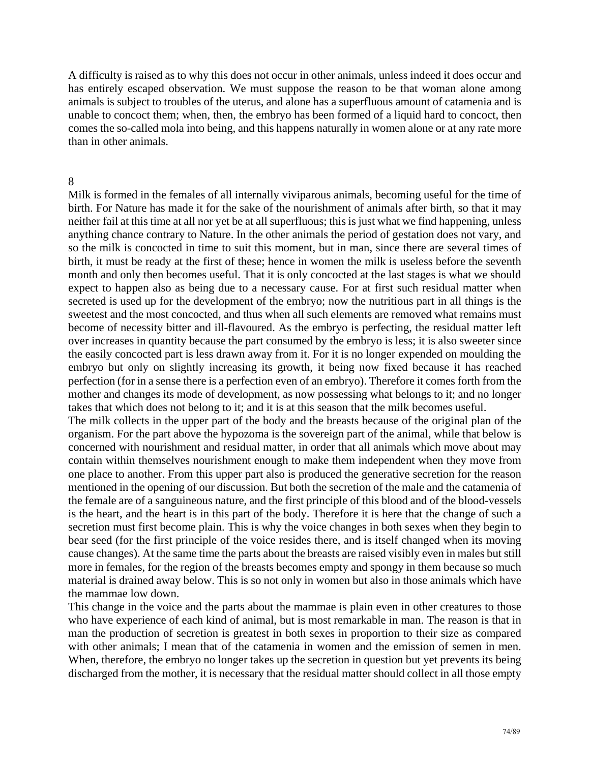A difficulty is raised as to why this does not occur in other animals, unless indeed it does occur and has entirely escaped observation. We must suppose the reason to be that woman alone among animals is subject to troubles of the uterus, and alone has a superfluous amount of catamenia and is unable to concoct them; when, then, the embryo has been formed of a liquid hard to concoct, then comes the so-called mola into being, and this happens naturally in women alone or at any rate more than in other animals.

8

Milk is formed in the females of all internally viviparous animals, becoming useful for the time of birth. For Nature has made it for the sake of the nourishment of animals after birth, so that it may neither fail at this time at all nor yet be at all superfluous; this is just what we find happening, unless anything chance contrary to Nature. In the other animals the period of gestation does not vary, and so the milk is concocted in time to suit this moment, but in man, since there are several times of birth, it must be ready at the first of these; hence in women the milk is useless before the seventh month and only then becomes useful. That it is only concocted at the last stages is what we should expect to happen also as being due to a necessary cause. For at first such residual matter when secreted is used up for the development of the embryo; now the nutritious part in all things is the sweetest and the most concocted, and thus when all such elements are removed what remains must become of necessity bitter and ill-flavoured. As the embryo is perfecting, the residual matter left over increases in quantity because the part consumed by the embryo is less; it is also sweeter since the easily concocted part is less drawn away from it. For it is no longer expended on moulding the embryo but only on slightly increasing its growth, it being now fixed because it has reached perfection (for in a sense there is a perfection even of an embryo). Therefore it comes forth from the mother and changes its mode of development, as now possessing what belongs to it; and no longer takes that which does not belong to it; and it is at this season that the milk becomes useful.

The milk collects in the upper part of the body and the breasts because of the original plan of the organism. For the part above the hypozoma is the sovereign part of the animal, while that below is concerned with nourishment and residual matter, in order that all animals which move about may contain within themselves nourishment enough to make them independent when they move from one place to another. From this upper part also is produced the generative secretion for the reason mentioned in the opening of our discussion. But both the secretion of the male and the catamenia of the female are of a sanguineous nature, and the first principle of this blood and of the blood-vessels is the heart, and the heart is in this part of the body. Therefore it is here that the change of such a secretion must first become plain. This is why the voice changes in both sexes when they begin to bear seed (for the first principle of the voice resides there, and is itself changed when its moving cause changes). At the same time the parts about the breasts are raised visibly even in males but still more in females, for the region of the breasts becomes empty and spongy in them because so much material is drained away below. This is so not only in women but also in those animals which have the mammae low down.

This change in the voice and the parts about the mammae is plain even in other creatures to those who have experience of each kind of animal, but is most remarkable in man. The reason is that in man the production of secretion is greatest in both sexes in proportion to their size as compared with other animals; I mean that of the catamenia in women and the emission of semen in men. When, therefore, the embryo no longer takes up the secretion in question but yet prevents its being discharged from the mother, it is necessary that the residual matter should collect in all those empty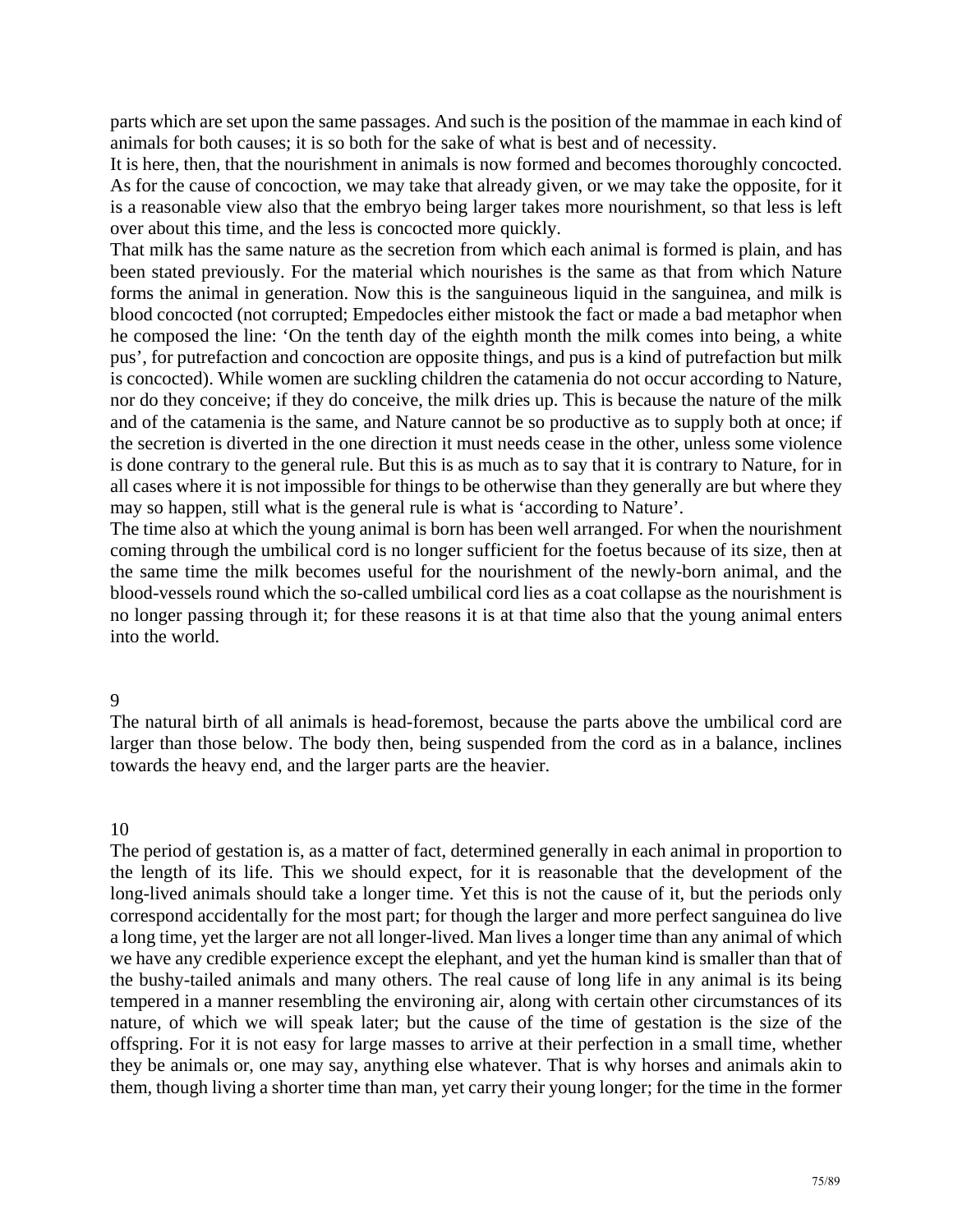parts which are set upon the same passages. And such is the position of the mammae in each kind of animals for both causes; it is so both for the sake of what is best and of necessity.

It is here, then, that the nourishment in animals is now formed and becomes thoroughly concocted. As for the cause of concoction, we may take that already given, or we may take the opposite, for it is a reasonable view also that the embryo being larger takes more nourishment, so that less is left over about this time, and the less is concocted more quickly.

That milk has the same nature as the secretion from which each animal is formed is plain, and has been stated previously. For the material which nourishes is the same as that from which Nature forms the animal in generation. Now this is the sanguineous liquid in the sanguinea, and milk is blood concocted (not corrupted; Empedocles either mistook the fact or made a bad metaphor when he composed the line: 'On the tenth day of the eighth month the milk comes into being, a white pus', for putrefaction and concoction are opposite things, and pus is a kind of putrefaction but milk is concocted). While women are suckling children the catamenia do not occur according to Nature, nor do they conceive; if they do conceive, the milk dries up. This is because the nature of the milk and of the catamenia is the same, and Nature cannot be so productive as to supply both at once; if the secretion is diverted in the one direction it must needs cease in the other, unless some violence is done contrary to the general rule. But this is as much as to say that it is contrary to Nature, for in all cases where it is not impossible for things to be otherwise than they generally are but where they may so happen, still what is the general rule is what is 'according to Nature'.

The time also at which the young animal is born has been well arranged. For when the nourishment coming through the umbilical cord is no longer sufficient for the foetus because of its size, then at the same time the milk becomes useful for the nourishment of the newly-born animal, and the blood-vessels round which the so-called umbilical cord lies as a coat collapse as the nourishment is no longer passing through it; for these reasons it is at that time also that the young animal enters into the world.

## 9

The natural birth of all animals is head-foremost, because the parts above the umbilical cord are larger than those below. The body then, being suspended from the cord as in a balance, inclines towards the heavy end, and the larger parts are the heavier.

## 10

The period of gestation is, as a matter of fact, determined generally in each animal in proportion to the length of its life. This we should expect, for it is reasonable that the development of the long-lived animals should take a longer time. Yet this is not the cause of it, but the periods only correspond accidentally for the most part; for though the larger and more perfect sanguinea do live a long time, yet the larger are not all longer-lived. Man lives a longer time than any animal of which we have any credible experience except the elephant, and yet the human kind is smaller than that of the bushy-tailed animals and many others. The real cause of long life in any animal is its being tempered in a manner resembling the environing air, along with certain other circumstances of its nature, of which we will speak later; but the cause of the time of gestation is the size of the offspring. For it is not easy for large masses to arrive at their perfection in a small time, whether they be animals or, one may say, anything else whatever. That is why horses and animals akin to them, though living a shorter time than man, yet carry their young longer; for the time in the former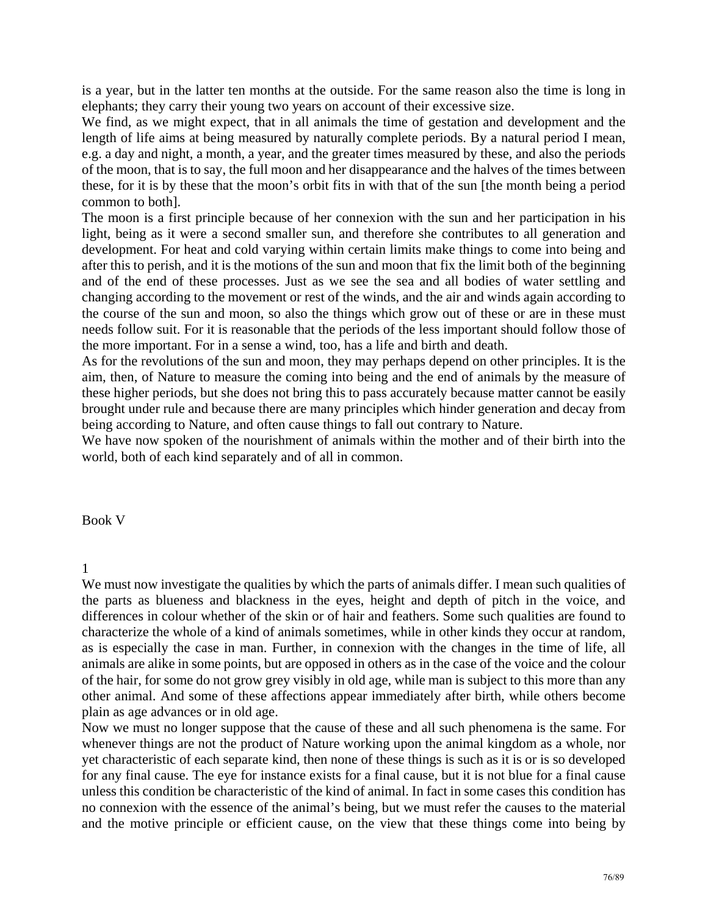is a year, but in the latter ten months at the outside. For the same reason also the time is long in elephants; they carry their young two years on account of their excessive size.

We find, as we might expect, that in all animals the time of gestation and development and the length of life aims at being measured by naturally complete periods. By a natural period I mean, e.g. a day and night, a month, a year, and the greater times measured by these, and also the periods of the moon, that is to say, the full moon and her disappearance and the halves of the times between these, for it is by these that the moon's orbit fits in with that of the sun [the month being a period common to both].

The moon is a first principle because of her connexion with the sun and her participation in his light, being as it were a second smaller sun, and therefore she contributes to all generation and development. For heat and cold varying within certain limits make things to come into being and after this to perish, and it is the motions of the sun and moon that fix the limit both of the beginning and of the end of these processes. Just as we see the sea and all bodies of water settling and changing according to the movement or rest of the winds, and the air and winds again according to the course of the sun and moon, so also the things which grow out of these or are in these must needs follow suit. For it is reasonable that the periods of the less important should follow those of the more important. For in a sense a wind, too, has a life and birth and death.

As for the revolutions of the sun and moon, they may perhaps depend on other principles. It is the aim, then, of Nature to measure the coming into being and the end of animals by the measure of these higher periods, but she does not bring this to pass accurately because matter cannot be easily brought under rule and because there are many principles which hinder generation and decay from being according to Nature, and often cause things to fall out contrary to Nature.

We have now spoken of the nourishment of animals within the mother and of their birth into the world, both of each kind separately and of all in common.

# Book V

## 1

We must now investigate the qualities by which the parts of animals differ. I mean such qualities of the parts as blueness and blackness in the eyes, height and depth of pitch in the voice, and differences in colour whether of the skin or of hair and feathers. Some such qualities are found to characterize the whole of a kind of animals sometimes, while in other kinds they occur at random, as is especially the case in man. Further, in connexion with the changes in the time of life, all animals are alike in some points, but are opposed in others as in the case of the voice and the colour of the hair, for some do not grow grey visibly in old age, while man is subject to this more than any other animal. And some of these affections appear immediately after birth, while others become plain as age advances or in old age.

Now we must no longer suppose that the cause of these and all such phenomena is the same. For whenever things are not the product of Nature working upon the animal kingdom as a whole, nor yet characteristic of each separate kind, then none of these things is such as it is or is so developed for any final cause. The eye for instance exists for a final cause, but it is not blue for a final cause unless this condition be characteristic of the kind of animal. In fact in some cases this condition has no connexion with the essence of the animal's being, but we must refer the causes to the material and the motive principle or efficient cause, on the view that these things come into being by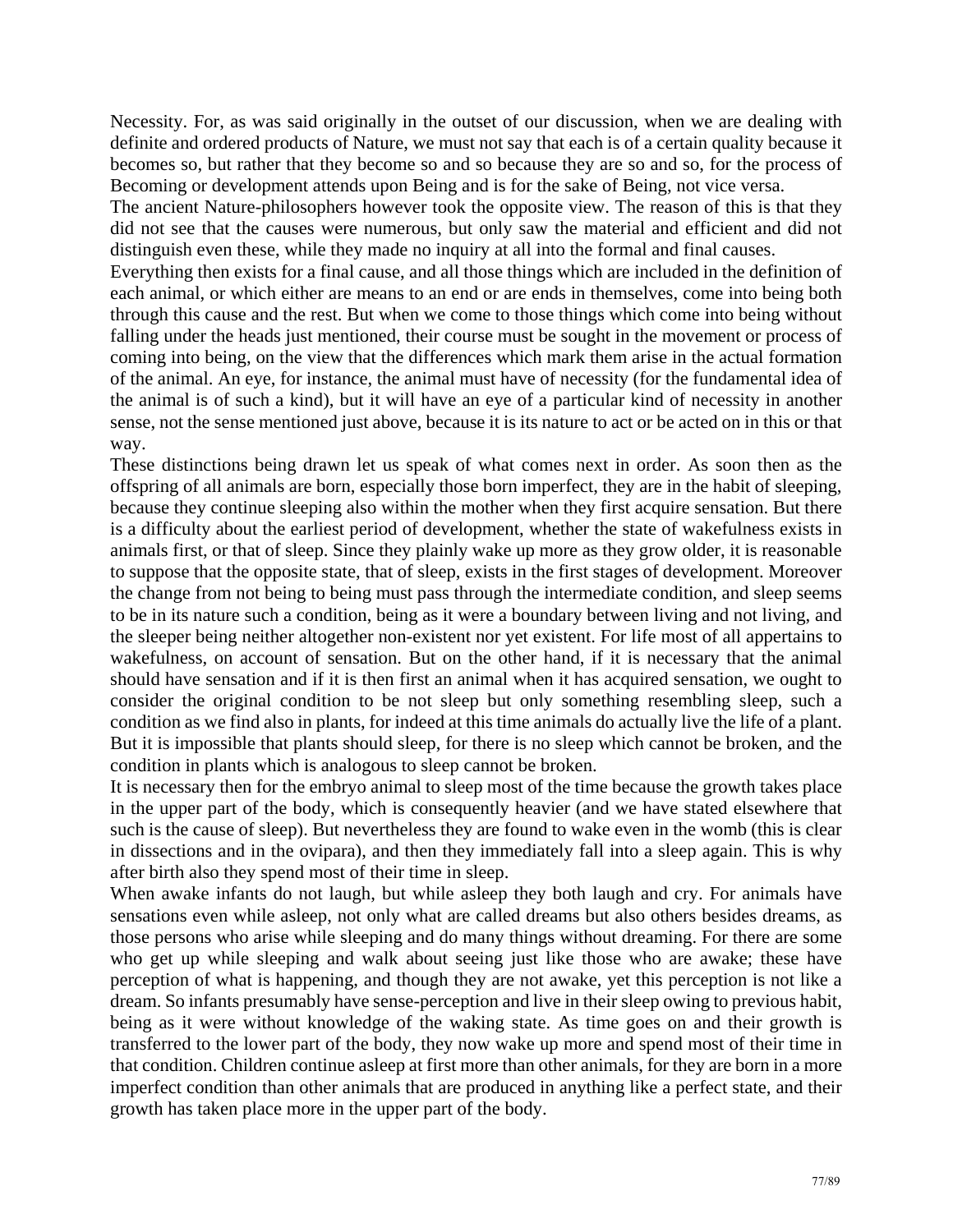Necessity. For, as was said originally in the outset of our discussion, when we are dealing with definite and ordered products of Nature, we must not say that each is of a certain quality because it becomes so, but rather that they become so and so because they are so and so, for the process of Becoming or development attends upon Being and is for the sake of Being, not vice versa.

The ancient Nature-philosophers however took the opposite view. The reason of this is that they did not see that the causes were numerous, but only saw the material and efficient and did not distinguish even these, while they made no inquiry at all into the formal and final causes.

Everything then exists for a final cause, and all those things which are included in the definition of each animal, or which either are means to an end or are ends in themselves, come into being both through this cause and the rest. But when we come to those things which come into being without falling under the heads just mentioned, their course must be sought in the movement or process of coming into being, on the view that the differences which mark them arise in the actual formation of the animal. An eye, for instance, the animal must have of necessity (for the fundamental idea of the animal is of such a kind), but it will have an eye of a particular kind of necessity in another sense, not the sense mentioned just above, because it is its nature to act or be acted on in this or that way.

These distinctions being drawn let us speak of what comes next in order. As soon then as the offspring of all animals are born, especially those born imperfect, they are in the habit of sleeping, because they continue sleeping also within the mother when they first acquire sensation. But there is a difficulty about the earliest period of development, whether the state of wakefulness exists in animals first, or that of sleep. Since they plainly wake up more as they grow older, it is reasonable to suppose that the opposite state, that of sleep, exists in the first stages of development. Moreover the change from not being to being must pass through the intermediate condition, and sleep seems to be in its nature such a condition, being as it were a boundary between living and not living, and the sleeper being neither altogether non-existent nor yet existent. For life most of all appertains to wakefulness, on account of sensation. But on the other hand, if it is necessary that the animal should have sensation and if it is then first an animal when it has acquired sensation, we ought to consider the original condition to be not sleep but only something resembling sleep, such a condition as we find also in plants, for indeed at this time animals do actually live the life of a plant. But it is impossible that plants should sleep, for there is no sleep which cannot be broken, and the condition in plants which is analogous to sleep cannot be broken.

It is necessary then for the embryo animal to sleep most of the time because the growth takes place in the upper part of the body, which is consequently heavier (and we have stated elsewhere that such is the cause of sleep). But nevertheless they are found to wake even in the womb (this is clear in dissections and in the ovipara), and then they immediately fall into a sleep again. This is why after birth also they spend most of their time in sleep.

When awake infants do not laugh, but while asleep they both laugh and cry. For animals have sensations even while asleep, not only what are called dreams but also others besides dreams, as those persons who arise while sleeping and do many things without dreaming. For there are some who get up while sleeping and walk about seeing just like those who are awake; these have perception of what is happening, and though they are not awake, yet this perception is not like a dream. So infants presumably have sense-perception and live in their sleep owing to previous habit, being as it were without knowledge of the waking state. As time goes on and their growth is transferred to the lower part of the body, they now wake up more and spend most of their time in that condition. Children continue asleep at first more than other animals, for they are born in a more imperfect condition than other animals that are produced in anything like a perfect state, and their growth has taken place more in the upper part of the body.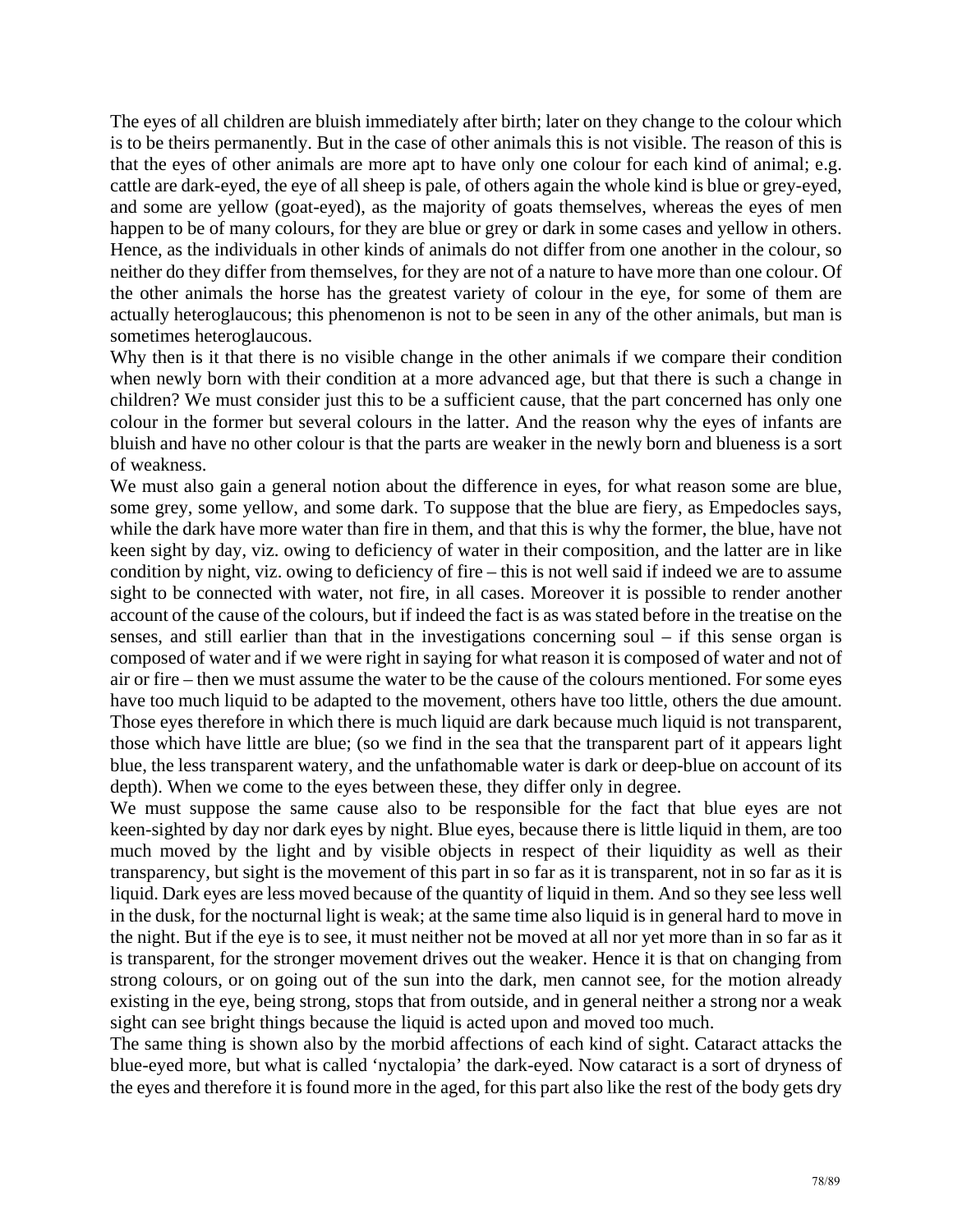The eyes of all children are bluish immediately after birth; later on they change to the colour which is to be theirs permanently. But in the case of other animals this is not visible. The reason of this is that the eyes of other animals are more apt to have only one colour for each kind of animal; e.g. cattle are dark-eyed, the eye of all sheep is pale, of others again the whole kind is blue or grey-eyed, and some are yellow (goat-eyed), as the majority of goats themselves, whereas the eyes of men happen to be of many colours, for they are blue or grey or dark in some cases and yellow in others. Hence, as the individuals in other kinds of animals do not differ from one another in the colour, so neither do they differ from themselves, for they are not of a nature to have more than one colour. Of the other animals the horse has the greatest variety of colour in the eye, for some of them are actually heteroglaucous; this phenomenon is not to be seen in any of the other animals, but man is sometimes heteroglaucous.

Why then is it that there is no visible change in the other animals if we compare their condition when newly born with their condition at a more advanced age, but that there is such a change in children? We must consider just this to be a sufficient cause, that the part concerned has only one colour in the former but several colours in the latter. And the reason why the eyes of infants are bluish and have no other colour is that the parts are weaker in the newly born and blueness is a sort of weakness.

We must also gain a general notion about the difference in eyes, for what reason some are blue, some grey, some yellow, and some dark. To suppose that the blue are fiery, as Empedocles says, while the dark have more water than fire in them, and that this is why the former, the blue, have not keen sight by day, viz. owing to deficiency of water in their composition, and the latter are in like condition by night, viz. owing to deficiency of fire – this is not well said if indeed we are to assume sight to be connected with water, not fire, in all cases. Moreover it is possible to render another account of the cause of the colours, but if indeed the fact is as was stated before in the treatise on the senses, and still earlier than that in the investigations concerning soul – if this sense organ is composed of water and if we were right in saying for what reason it is composed of water and not of air or fire – then we must assume the water to be the cause of the colours mentioned. For some eyes have too much liquid to be adapted to the movement, others have too little, others the due amount. Those eyes therefore in which there is much liquid are dark because much liquid is not transparent, those which have little are blue; (so we find in the sea that the transparent part of it appears light blue, the less transparent watery, and the unfathomable water is dark or deep-blue on account of its depth). When we come to the eyes between these, they differ only in degree.

We must suppose the same cause also to be responsible for the fact that blue eyes are not keen-sighted by day nor dark eyes by night. Blue eyes, because there is little liquid in them, are too much moved by the light and by visible objects in respect of their liquidity as well as their transparency, but sight is the movement of this part in so far as it is transparent, not in so far as it is liquid. Dark eyes are less moved because of the quantity of liquid in them. And so they see less well in the dusk, for the nocturnal light is weak; at the same time also liquid is in general hard to move in the night. But if the eye is to see, it must neither not be moved at all nor yet more than in so far as it is transparent, for the stronger movement drives out the weaker. Hence it is that on changing from strong colours, or on going out of the sun into the dark, men cannot see, for the motion already existing in the eye, being strong, stops that from outside, and in general neither a strong nor a weak sight can see bright things because the liquid is acted upon and moved too much.

The same thing is shown also by the morbid affections of each kind of sight. Cataract attacks the blue-eyed more, but what is called 'nyctalopia' the dark-eyed. Now cataract is a sort of dryness of the eyes and therefore it is found more in the aged, for this part also like the rest of the body gets dry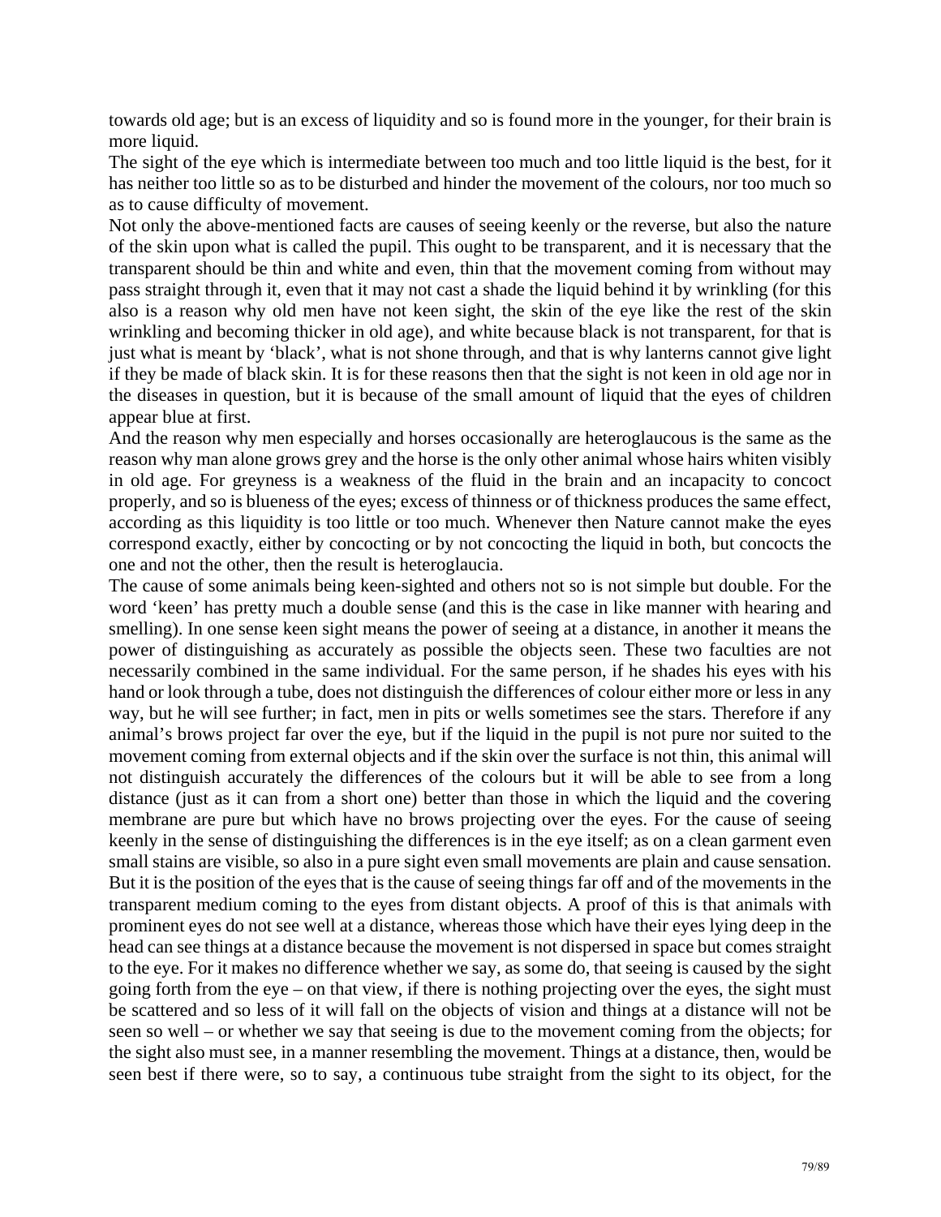towards old age; but is an excess of liquidity and so is found more in the younger, for their brain is more liquid.

The sight of the eye which is intermediate between too much and too little liquid is the best, for it has neither too little so as to be disturbed and hinder the movement of the colours, nor too much so as to cause difficulty of movement.

Not only the above-mentioned facts are causes of seeing keenly or the reverse, but also the nature of the skin upon what is called the pupil. This ought to be transparent, and it is necessary that the transparent should be thin and white and even, thin that the movement coming from without may pass straight through it, even that it may not cast a shade the liquid behind it by wrinkling (for this also is a reason why old men have not keen sight, the skin of the eye like the rest of the skin wrinkling and becoming thicker in old age), and white because black is not transparent, for that is just what is meant by 'black', what is not shone through, and that is why lanterns cannot give light if they be made of black skin. It is for these reasons then that the sight is not keen in old age nor in the diseases in question, but it is because of the small amount of liquid that the eyes of children appear blue at first.

And the reason why men especially and horses occasionally are heteroglaucous is the same as the reason why man alone grows grey and the horse is the only other animal whose hairs whiten visibly in old age. For greyness is a weakness of the fluid in the brain and an incapacity to concoct properly, and so is blueness of the eyes; excess of thinness or of thickness produces the same effect, according as this liquidity is too little or too much. Whenever then Nature cannot make the eyes correspond exactly, either by concocting or by not concocting the liquid in both, but concocts the one and not the other, then the result is heteroglaucia.

The cause of some animals being keen-sighted and others not so is not simple but double. For the word 'keen' has pretty much a double sense (and this is the case in like manner with hearing and smelling). In one sense keen sight means the power of seeing at a distance, in another it means the power of distinguishing as accurately as possible the objects seen. These two faculties are not necessarily combined in the same individual. For the same person, if he shades his eyes with his hand or look through a tube, does not distinguish the differences of colour either more or less in any way, but he will see further; in fact, men in pits or wells sometimes see the stars. Therefore if any animal's brows project far over the eye, but if the liquid in the pupil is not pure nor suited to the movement coming from external objects and if the skin over the surface is not thin, this animal will not distinguish accurately the differences of the colours but it will be able to see from a long distance (just as it can from a short one) better than those in which the liquid and the covering membrane are pure but which have no brows projecting over the eyes. For the cause of seeing keenly in the sense of distinguishing the differences is in the eye itself; as on a clean garment even small stains are visible, so also in a pure sight even small movements are plain and cause sensation. But it is the position of the eyes that is the cause of seeing things far off and of the movements in the transparent medium coming to the eyes from distant objects. A proof of this is that animals with prominent eyes do not see well at a distance, whereas those which have their eyes lying deep in the head can see things at a distance because the movement is not dispersed in space but comes straight to the eye. For it makes no difference whether we say, as some do, that seeing is caused by the sight going forth from the eye – on that view, if there is nothing projecting over the eyes, the sight must be scattered and so less of it will fall on the objects of vision and things at a distance will not be seen so well – or whether we say that seeing is due to the movement coming from the objects; for the sight also must see, in a manner resembling the movement. Things at a distance, then, would be seen best if there were, so to say, a continuous tube straight from the sight to its object, for the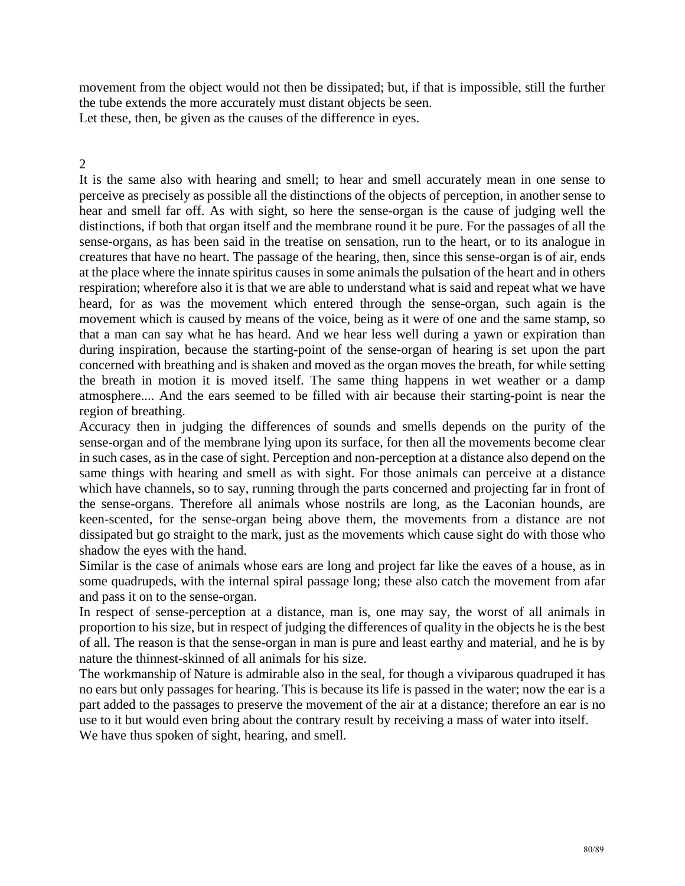movement from the object would not then be dissipated; but, if that is impossible, still the further the tube extends the more accurately must distant objects be seen.

Let these, then, be given as the causes of the difference in eyes.

## 2

It is the same also with hearing and smell; to hear and smell accurately mean in one sense to perceive as precisely as possible all the distinctions of the objects of perception, in another sense to hear and smell far off. As with sight, so here the sense-organ is the cause of judging well the distinctions, if both that organ itself and the membrane round it be pure. For the passages of all the sense-organs, as has been said in the treatise on sensation, run to the heart, or to its analogue in creatures that have no heart. The passage of the hearing, then, since this sense-organ is of air, ends at the place where the innate spiritus causes in some animals the pulsation of the heart and in others respiration; wherefore also it is that we are able to understand what is said and repeat what we have heard, for as was the movement which entered through the sense-organ, such again is the movement which is caused by means of the voice, being as it were of one and the same stamp, so that a man can say what he has heard. And we hear less well during a yawn or expiration than during inspiration, because the starting-point of the sense-organ of hearing is set upon the part concerned with breathing and is shaken and moved as the organ moves the breath, for while setting the breath in motion it is moved itself. The same thing happens in wet weather or a damp atmosphere.... And the ears seemed to be filled with air because their starting-point is near the region of breathing.

Accuracy then in judging the differences of sounds and smells depends on the purity of the sense-organ and of the membrane lying upon its surface, for then all the movements become clear in such cases, as in the case of sight. Perception and non-perception at a distance also depend on the same things with hearing and smell as with sight. For those animals can perceive at a distance which have channels, so to say, running through the parts concerned and projecting far in front of the sense-organs. Therefore all animals whose nostrils are long, as the Laconian hounds, are keen-scented, for the sense-organ being above them, the movements from a distance are not dissipated but go straight to the mark, just as the movements which cause sight do with those who shadow the eyes with the hand.

Similar is the case of animals whose ears are long and project far like the eaves of a house, as in some quadrupeds, with the internal spiral passage long; these also catch the movement from afar and pass it on to the sense-organ.

In respect of sense-perception at a distance, man is, one may say, the worst of all animals in proportion to his size, but in respect of judging the differences of quality in the objects he is the best of all. The reason is that the sense-organ in man is pure and least earthy and material, and he is by nature the thinnest-skinned of all animals for his size.

The workmanship of Nature is admirable also in the seal, for though a viviparous quadruped it has no ears but only passages for hearing. This is because its life is passed in the water; now the ear is a part added to the passages to preserve the movement of the air at a distance; therefore an ear is no use to it but would even bring about the contrary result by receiving a mass of water into itself.

We have thus spoken of sight, hearing, and smell.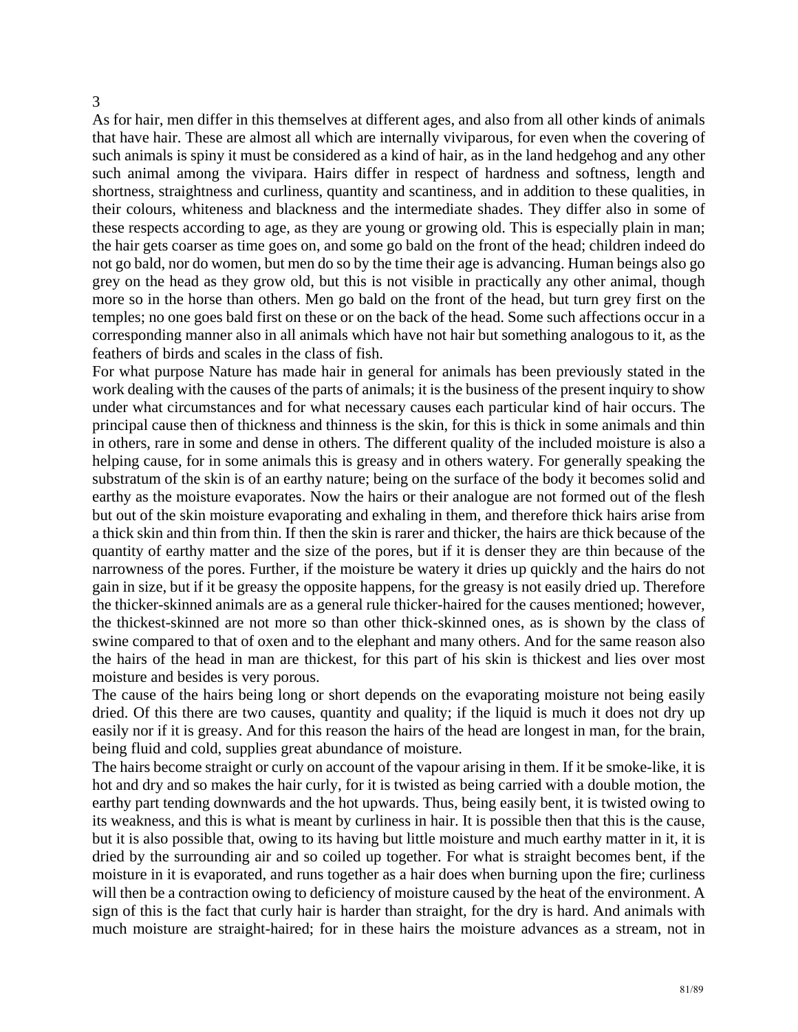3

As for hair, men differ in this themselves at different ages, and also from all other kinds of animals that have hair. These are almost all which are internally viviparous, for even when the covering of such animals is spiny it must be considered as a kind of hair, as in the land hedgehog and any other such animal among the vivipara. Hairs differ in respect of hardness and softness, length and shortness, straightness and curliness, quantity and scantiness, and in addition to these qualities, in their colours, whiteness and blackness and the intermediate shades. They differ also in some of these respects according to age, as they are young or growing old. This is especially plain in man; the hair gets coarser as time goes on, and some go bald on the front of the head; children indeed do not go bald, nor do women, but men do so by the time their age is advancing. Human beings also go grey on the head as they grow old, but this is not visible in practically any other animal, though more so in the horse than others. Men go bald on the front of the head, but turn grey first on the temples; no one goes bald first on these or on the back of the head. Some such affections occur in a corresponding manner also in all animals which have not hair but something analogous to it, as the feathers of birds and scales in the class of fish.

For what purpose Nature has made hair in general for animals has been previously stated in the work dealing with the causes of the parts of animals; it is the business of the present inquiry to show under what circumstances and for what necessary causes each particular kind of hair occurs. The principal cause then of thickness and thinness is the skin, for this is thick in some animals and thin in others, rare in some and dense in others. The different quality of the included moisture is also a helping cause, for in some animals this is greasy and in others watery. For generally speaking the substratum of the skin is of an earthy nature; being on the surface of the body it becomes solid and earthy as the moisture evaporates. Now the hairs or their analogue are not formed out of the flesh but out of the skin moisture evaporating and exhaling in them, and therefore thick hairs arise from a thick skin and thin from thin. If then the skin is rarer and thicker, the hairs are thick because of the quantity of earthy matter and the size of the pores, but if it is denser they are thin because of the narrowness of the pores. Further, if the moisture be watery it dries up quickly and the hairs do not gain in size, but if it be greasy the opposite happens, for the greasy is not easily dried up. Therefore the thicker-skinned animals are as a general rule thicker-haired for the causes mentioned; however, the thickest-skinned are not more so than other thick-skinned ones, as is shown by the class of swine compared to that of oxen and to the elephant and many others. And for the same reason also the hairs of the head in man are thickest, for this part of his skin is thickest and lies over most moisture and besides is very porous.

The cause of the hairs being long or short depends on the evaporating moisture not being easily dried. Of this there are two causes, quantity and quality; if the liquid is much it does not dry up easily nor if it is greasy. And for this reason the hairs of the head are longest in man, for the brain, being fluid and cold, supplies great abundance of moisture.

The hairs become straight or curly on account of the vapour arising in them. If it be smoke-like, it is hot and dry and so makes the hair curly, for it is twisted as being carried with a double motion, the earthy part tending downwards and the hot upwards. Thus, being easily bent, it is twisted owing to its weakness, and this is what is meant by curliness in hair. It is possible then that this is the cause, but it is also possible that, owing to its having but little moisture and much earthy matter in it, it is dried by the surrounding air and so coiled up together. For what is straight becomes bent, if the moisture in it is evaporated, and runs together as a hair does when burning upon the fire; curliness will then be a contraction owing to deficiency of moisture caused by the heat of the environment. A sign of this is the fact that curly hair is harder than straight, for the dry is hard. And animals with much moisture are straight-haired; for in these hairs the moisture advances as a stream, not in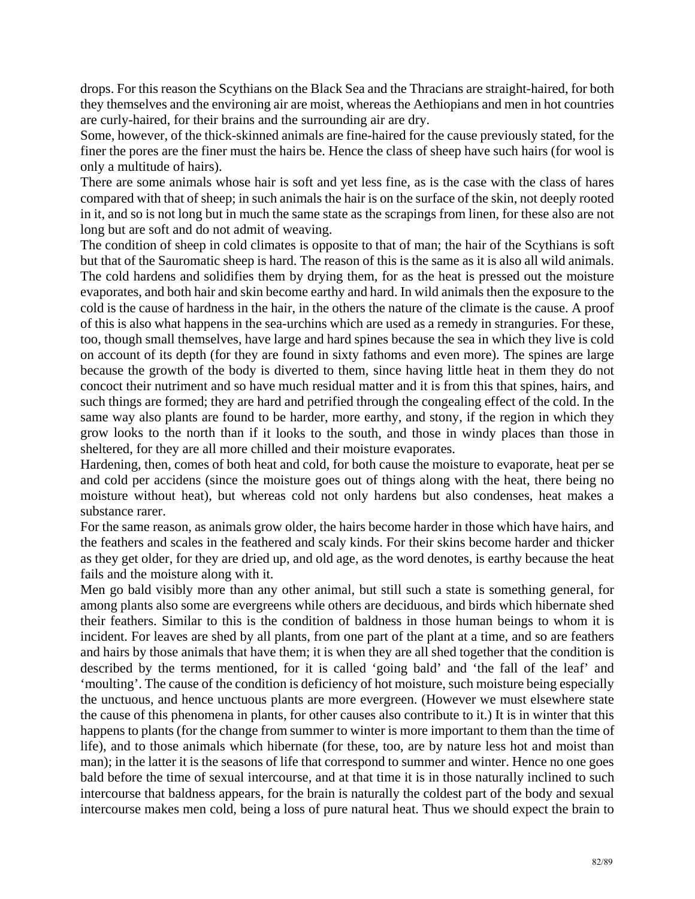drops. For this reason the Scythians on the Black Sea and the Thracians are straight-haired, for both they themselves and the environing air are moist, whereas the Aethiopians and men in hot countries are curly-haired, for their brains and the surrounding air are dry.

Some, however, of the thick-skinned animals are fine-haired for the cause previously stated, for the finer the pores are the finer must the hairs be. Hence the class of sheep have such hairs (for wool is only a multitude of hairs).

There are some animals whose hair is soft and yet less fine, as is the case with the class of hares compared with that of sheep; in such animals the hair is on the surface of the skin, not deeply rooted in it, and so is not long but in much the same state as the scrapings from linen, for these also are not long but are soft and do not admit of weaving.

The condition of sheep in cold climates is opposite to that of man; the hair of the Scythians is soft but that of the Sauromatic sheep is hard. The reason of this is the same as it is also all wild animals. The cold hardens and solidifies them by drying them, for as the heat is pressed out the moisture evaporates, and both hair and skin become earthy and hard. In wild animals then the exposure to the cold is the cause of hardness in the hair, in the others the nature of the climate is the cause. A proof of this is also what happens in the sea-urchins which are used as a remedy in stranguries. For these, too, though small themselves, have large and hard spines because the sea in which they live is cold on account of its depth (for they are found in sixty fathoms and even more). The spines are large because the growth of the body is diverted to them, since having little heat in them they do not concoct their nutriment and so have much residual matter and it is from this that spines, hairs, and such things are formed; they are hard and petrified through the congealing effect of the cold. In the same way also plants are found to be harder, more earthy, and stony, if the region in which they grow looks to the north than if it looks to the south, and those in windy places than those in sheltered, for they are all more chilled and their moisture evaporates.

Hardening, then, comes of both heat and cold, for both cause the moisture to evaporate, heat per se and cold per accidens (since the moisture goes out of things along with the heat, there being no moisture without heat), but whereas cold not only hardens but also condenses, heat makes a substance rarer.

For the same reason, as animals grow older, the hairs become harder in those which have hairs, and the feathers and scales in the feathered and scaly kinds. For their skins become harder and thicker as they get older, for they are dried up, and old age, as the word denotes, is earthy because the heat fails and the moisture along with it.

Men go bald visibly more than any other animal, but still such a state is something general, for among plants also some are evergreens while others are deciduous, and birds which hibernate shed their feathers. Similar to this is the condition of baldness in those human beings to whom it is incident. For leaves are shed by all plants, from one part of the plant at a time, and so are feathers and hairs by those animals that have them; it is when they are all shed together that the condition is described by the terms mentioned, for it is called 'going bald' and 'the fall of the leaf' and 'moulting'. The cause of the condition is deficiency of hot moisture, such moisture being especially the unctuous, and hence unctuous plants are more evergreen. (However we must elsewhere state the cause of this phenomena in plants, for other causes also contribute to it.) It is in winter that this happens to plants (for the change from summer to winter is more important to them than the time of life), and to those animals which hibernate (for these, too, are by nature less hot and moist than man); in the latter it is the seasons of life that correspond to summer and winter. Hence no one goes bald before the time of sexual intercourse, and at that time it is in those naturally inclined to such intercourse that baldness appears, for the brain is naturally the coldest part of the body and sexual intercourse makes men cold, being a loss of pure natural heat. Thus we should expect the brain to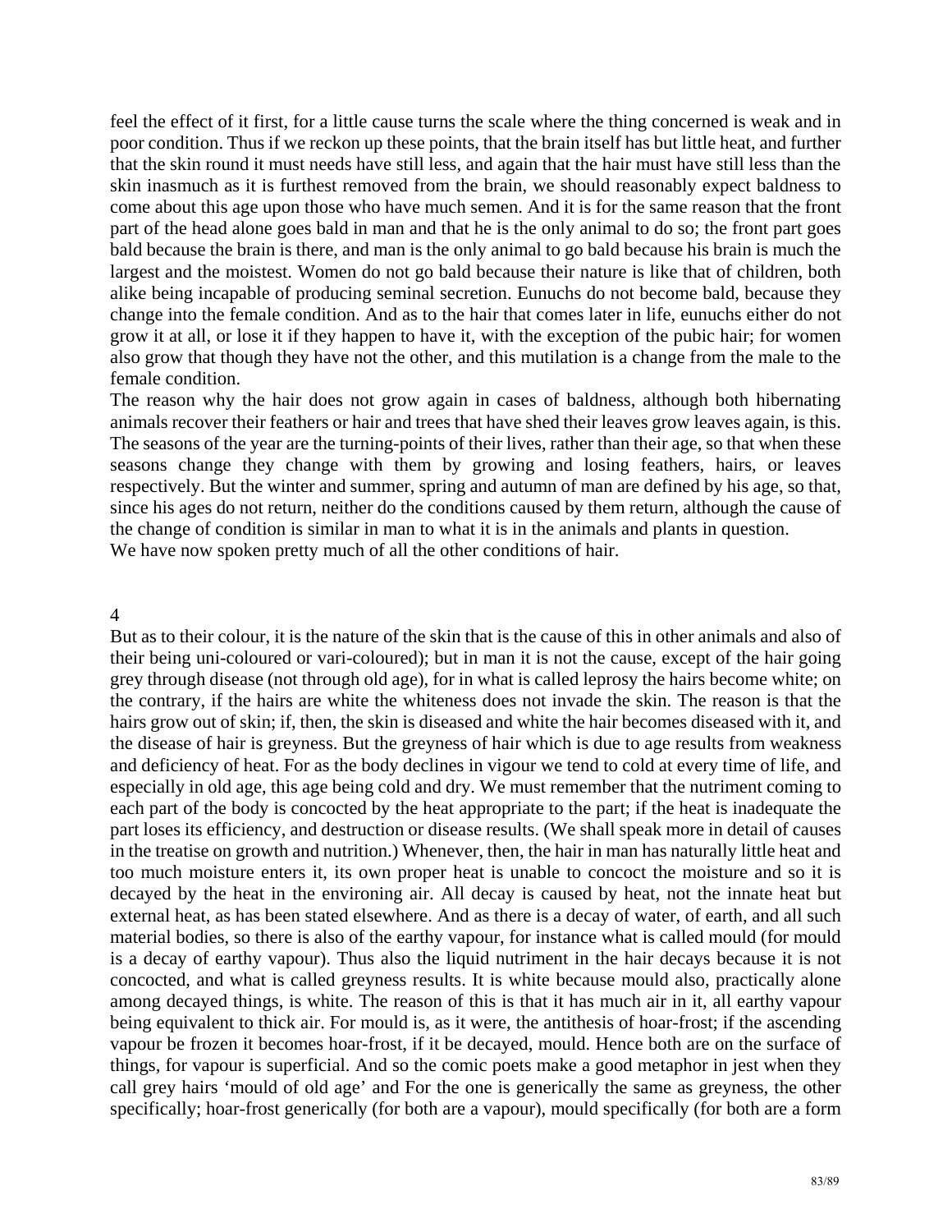feel the effect of it first, for a little cause turns the scale where the thing concerned is weak and in poor condition. Thus if we reckon up these points, that the brain itself has but little heat, and further that the skin round it must needs have still less, and again that the hair must have still less than the skin inasmuch as it is furthest removed from the brain, we should reasonably expect baldness to come about this age upon those who have much semen. And it is for the same reason that the front part of the head alone goes bald in man and that he is the only animal to do so; the front part goes bald because the brain is there, and man is the only animal to go bald because his brain is much the largest and the moistest. Women do not go bald because their nature is like that of children, both alike being incapable of producing seminal secretion. Eunuchs do not become bald, because they change into the female condition. And as to the hair that comes later in life, eunuchs either do not grow it at all, or lose it if they happen to have it, with the exception of the pubic hair; for women also grow that though they have not the other, and this mutilation is a change from the male to the female condition.

The reason why the hair does not grow again in cases of baldness, although both hibernating animals recover their feathers or hair and trees that have shed their leaves grow leaves again, is this. The seasons of the year are the turning-points of their lives, rather than their age, so that when these seasons change they change with them by growing and losing feathers, hairs, or leaves respectively. But the winter and summer, spring and autumn of man are defined by his age, so that, since his ages do not return, neither do the conditions caused by them return, although the cause of the change of condition is similar in man to what it is in the animals and plants in question.

We have now spoken pretty much of all the other conditions of hair.

## 4

But as to their colour, it is the nature of the skin that is the cause of this in other animals and also of their being uni-coloured or vari-coloured); but in man it is not the cause, except of the hair going grey through disease (not through old age), for in what is called leprosy the hairs become white; on the contrary, if the hairs are white the whiteness does not invade the skin. The reason is that the hairs grow out of skin; if, then, the skin is diseased and white the hair becomes diseased with it, and the disease of hair is greyness. But the greyness of hair which is due to age results from weakness and deficiency of heat. For as the body declines in vigour we tend to cold at every time of life, and especially in old age, this age being cold and dry. We must remember that the nutriment coming to each part of the body is concocted by the heat appropriate to the part; if the heat is inadequate the part loses its efficiency, and destruction or disease results. (We shall speak more in detail of causes in the treatise on growth and nutrition.) Whenever, then, the hair in man has naturally little heat and too much moisture enters it, its own proper heat is unable to concoct the moisture and so it is decayed by the heat in the environing air. All decay is caused by heat, not the innate heat but external heat, as has been stated elsewhere. And as there is a decay of water, of earth, and all such material bodies, so there is also of the earthy vapour, for instance what is called mould (for mould is a decay of earthy vapour). Thus also the liquid nutriment in the hair decays because it is not concocted, and what is called greyness results. It is white because mould also, practically alone among decayed things, is white. The reason of this is that it has much air in it, all earthy vapour being equivalent to thick air. For mould is, as it were, the antithesis of hoar-frost; if the ascending vapour be frozen it becomes hoar-frost, if it be decayed, mould. Hence both are on the surface of things, for vapour is superficial. And so the comic poets make a good metaphor in jest when they call grey hairs 'mould of old age' and For the one is generically the same as greyness, the other specifically; hoar-frost generically (for both are a vapour), mould specifically (for both are a form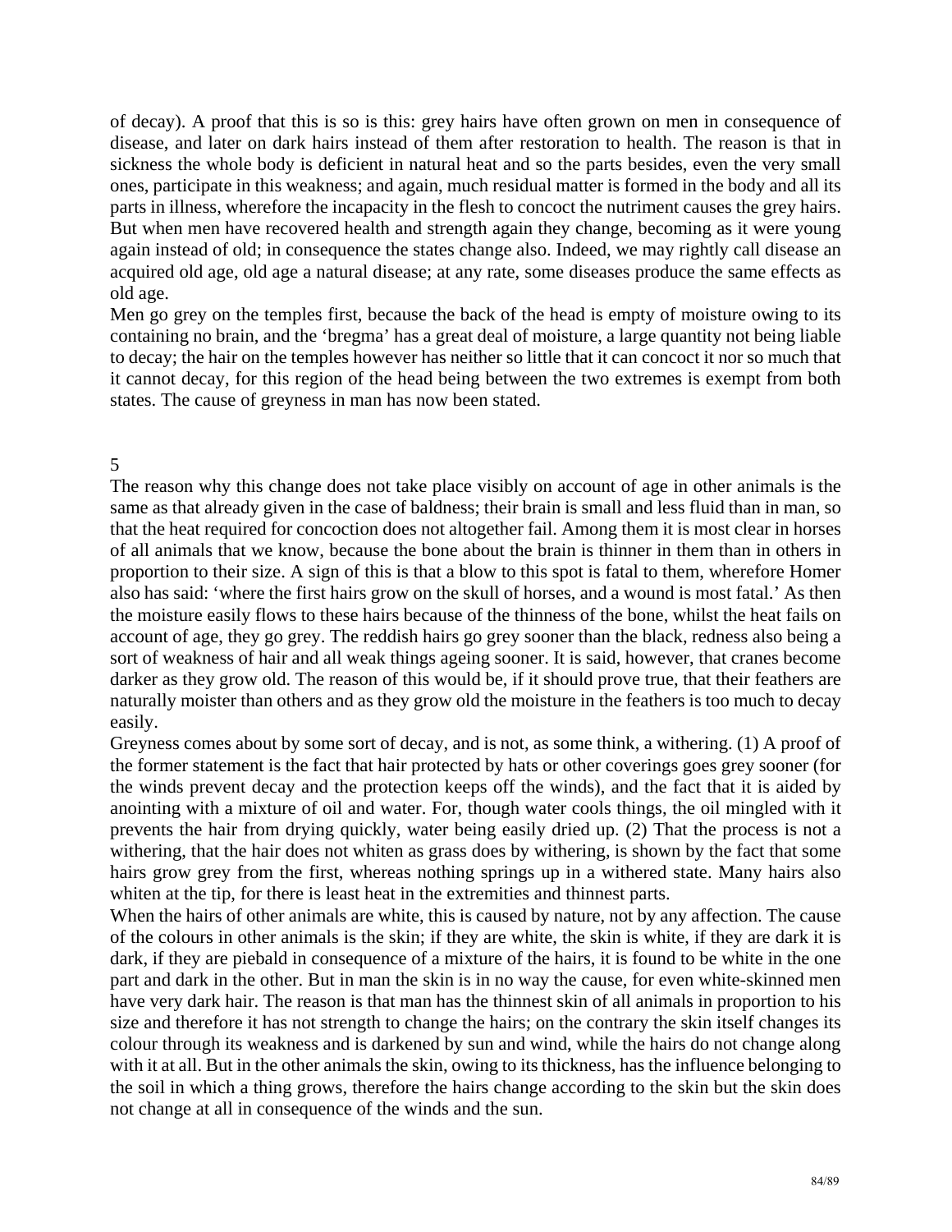of decay). A proof that this is so is this: grey hairs have often grown on men in consequence of disease, and later on dark hairs instead of them after restoration to health. The reason is that in sickness the whole body is deficient in natural heat and so the parts besides, even the very small ones, participate in this weakness; and again, much residual matter is formed in the body and all its parts in illness, wherefore the incapacity in the flesh to concoct the nutriment causes the grey hairs. But when men have recovered health and strength again they change, becoming as it were young again instead of old; in consequence the states change also. Indeed, we may rightly call disease an acquired old age, old age a natural disease; at any rate, some diseases produce the same effects as old age.

Men go grey on the temples first, because the back of the head is empty of moisture owing to its containing no brain, and the 'bregma' has a great deal of moisture, a large quantity not being liable to decay; the hair on the temples however has neither so little that it can concoct it nor so much that it cannot decay, for this region of the head being between the two extremes is exempt from both states. The cause of greyness in man has now been stated.

## 5

The reason why this change does not take place visibly on account of age in other animals is the same as that already given in the case of baldness; their brain is small and less fluid than in man, so that the heat required for concoction does not altogether fail. Among them it is most clear in horses of all animals that we know, because the bone about the brain is thinner in them than in others in proportion to their size. A sign of this is that a blow to this spot is fatal to them, wherefore Homer also has said: 'where the first hairs grow on the skull of horses, and a wound is most fatal.' As then the moisture easily flows to these hairs because of the thinness of the bone, whilst the heat fails on account of age, they go grey. The reddish hairs go grey sooner than the black, redness also being a sort of weakness of hair and all weak things ageing sooner. It is said, however, that cranes become darker as they grow old. The reason of this would be, if it should prove true, that their feathers are naturally moister than others and as they grow old the moisture in the feathers is too much to decay easily.

Greyness comes about by some sort of decay, and is not, as some think, a withering. (1) A proof of the former statement is the fact that hair protected by hats or other coverings goes grey sooner (for the winds prevent decay and the protection keeps off the winds), and the fact that it is aided by anointing with a mixture of oil and water. For, though water cools things, the oil mingled with it prevents the hair from drying quickly, water being easily dried up. (2) That the process is not a withering, that the hair does not whiten as grass does by withering, is shown by the fact that some hairs grow grey from the first, whereas nothing springs up in a withered state. Many hairs also whiten at the tip, for there is least heat in the extremities and thinnest parts.

When the hairs of other animals are white, this is caused by nature, not by any affection. The cause of the colours in other animals is the skin; if they are white, the skin is white, if they are dark it is dark, if they are piebald in consequence of a mixture of the hairs, it is found to be white in the one part and dark in the other. But in man the skin is in no way the cause, for even white-skinned men have very dark hair. The reason is that man has the thinnest skin of all animals in proportion to his size and therefore it has not strength to change the hairs; on the contrary the skin itself changes its colour through its weakness and is darkened by sun and wind, while the hairs do not change along with it at all. But in the other animals the skin, owing to its thickness, has the influence belonging to the soil in which a thing grows, therefore the hairs change according to the skin but the skin does not change at all in consequence of the winds and the sun.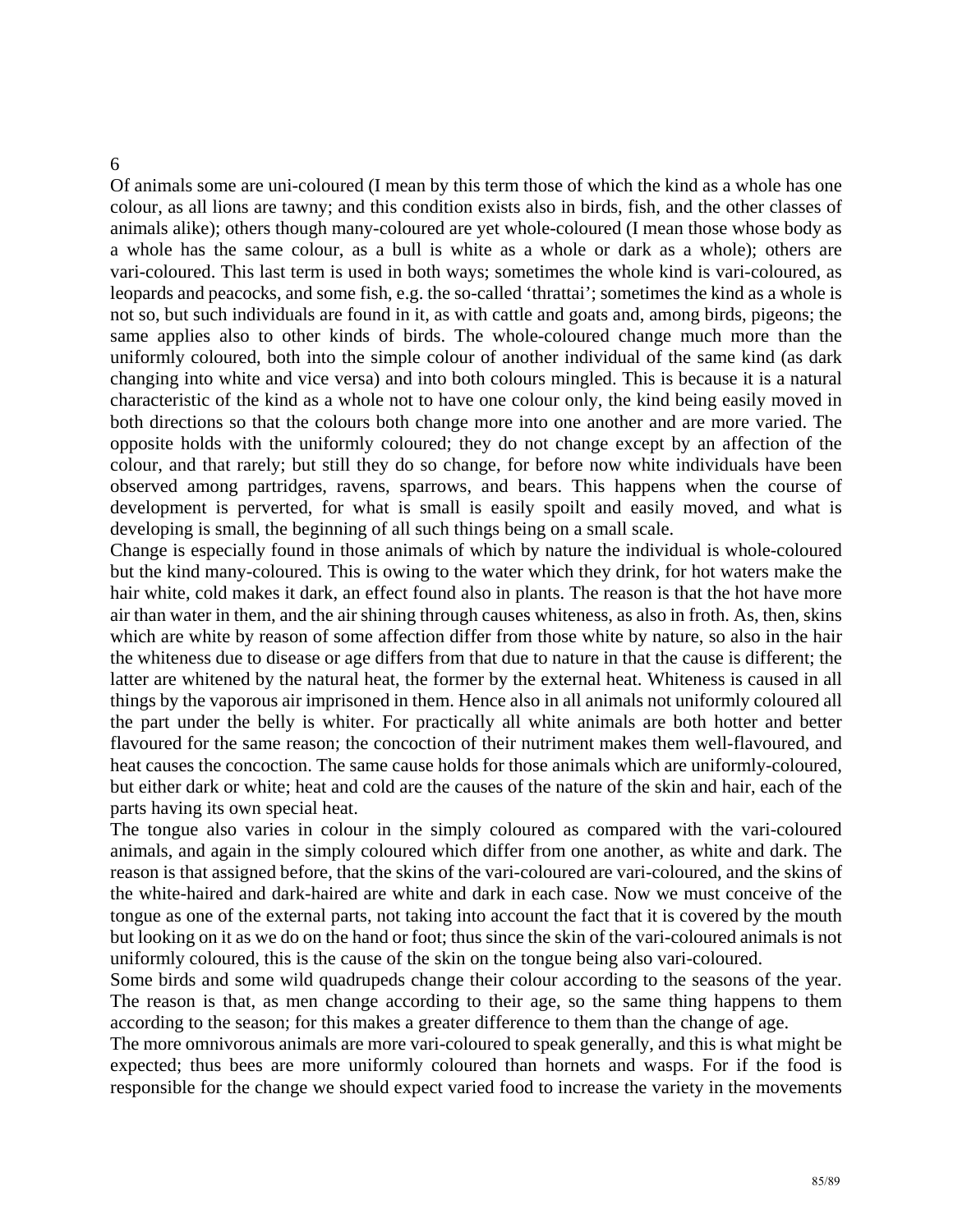6

Of animals some are uni-coloured (I mean by this term those of which the kind as a whole has one colour, as all lions are tawny; and this condition exists also in birds, fish, and the other classes of animals alike); others though many-coloured are yet whole-coloured (I mean those whose body as a whole has the same colour, as a bull is white as a whole or dark as a whole); others are vari-coloured. This last term is used in both ways; sometimes the whole kind is vari-coloured, as leopards and peacocks, and some fish, e.g. the so-called 'thrattai'; sometimes the kind as a whole is not so, but such individuals are found in it, as with cattle and goats and, among birds, pigeons; the same applies also to other kinds of birds. The whole-coloured change much more than the uniformly coloured, both into the simple colour of another individual of the same kind (as dark changing into white and vice versa) and into both colours mingled. This is because it is a natural characteristic of the kind as a whole not to have one colour only, the kind being easily moved in both directions so that the colours both change more into one another and are more varied. The opposite holds with the uniformly coloured; they do not change except by an affection of the colour, and that rarely; but still they do so change, for before now white individuals have been observed among partridges, ravens, sparrows, and bears. This happens when the course of development is perverted, for what is small is easily spoilt and easily moved, and what is developing is small, the beginning of all such things being on a small scale.

Change is especially found in those animals of which by nature the individual is whole-coloured but the kind many-coloured. This is owing to the water which they drink, for hot waters make the hair white, cold makes it dark, an effect found also in plants. The reason is that the hot have more air than water in them, and the air shining through causes whiteness, as also in froth. As, then, skins which are white by reason of some affection differ from those white by nature, so also in the hair the whiteness due to disease or age differs from that due to nature in that the cause is different; the latter are whitened by the natural heat, the former by the external heat. Whiteness is caused in all things by the vaporous air imprisoned in them. Hence also in all animals not uniformly coloured all the part under the belly is whiter. For practically all white animals are both hotter and better flavoured for the same reason; the concoction of their nutriment makes them well-flavoured, and heat causes the concoction. The same cause holds for those animals which are uniformly-coloured, but either dark or white; heat and cold are the causes of the nature of the skin and hair, each of the parts having its own special heat.

The tongue also varies in colour in the simply coloured as compared with the vari-coloured animals, and again in the simply coloured which differ from one another, as white and dark. The reason is that assigned before, that the skins of the vari-coloured are vari-coloured, and the skins of the white-haired and dark-haired are white and dark in each case. Now we must conceive of the tongue as one of the external parts, not taking into account the fact that it is covered by the mouth but looking on it as we do on the hand or foot; thus since the skin of the vari-coloured animals is not uniformly coloured, this is the cause of the skin on the tongue being also vari-coloured.

Some birds and some wild quadrupeds change their colour according to the seasons of the year. The reason is that, as men change according to their age, so the same thing happens to them according to the season; for this makes a greater difference to them than the change of age.

The more omnivorous animals are more vari-coloured to speak generally, and this is what might be expected; thus bees are more uniformly coloured than hornets and wasps. For if the food is responsible for the change we should expect varied food to increase the variety in the movements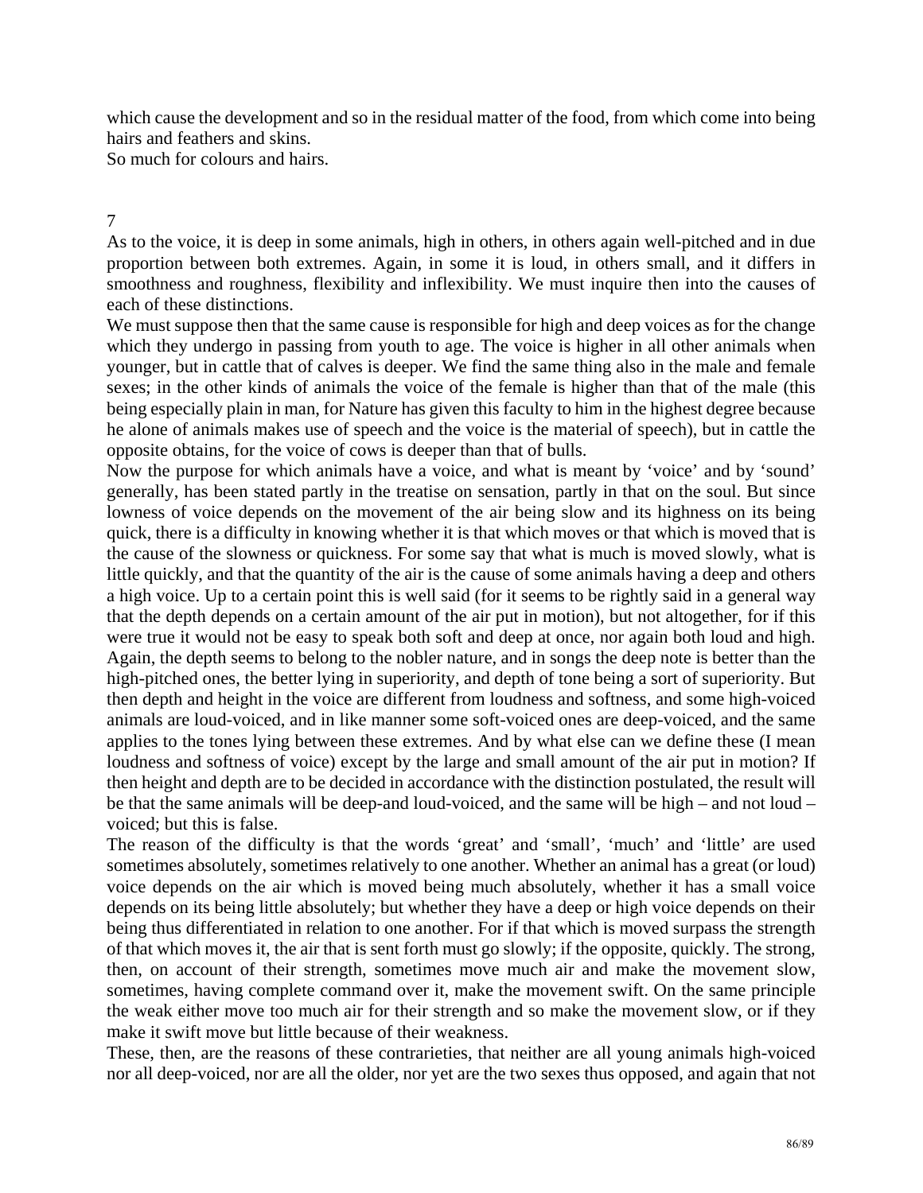which cause the development and so in the residual matter of the food, from which come into being hairs and feathers and skins.

So much for colours and hairs.

## 7

As to the voice, it is deep in some animals, high in others, in others again well-pitched and in due proportion between both extremes. Again, in some it is loud, in others small, and it differs in smoothness and roughness, flexibility and inflexibility. We must inquire then into the causes of each of these distinctions.

We must suppose then that the same cause is responsible for high and deep voices as for the change which they undergo in passing from youth to age. The voice is higher in all other animals when younger, but in cattle that of calves is deeper. We find the same thing also in the male and female sexes; in the other kinds of animals the voice of the female is higher than that of the male (this being especially plain in man, for Nature has given this faculty to him in the highest degree because he alone of animals makes use of speech and the voice is the material of speech), but in cattle the opposite obtains, for the voice of cows is deeper than that of bulls.

Now the purpose for which animals have a voice, and what is meant by 'voice' and by 'sound' generally, has been stated partly in the treatise on sensation, partly in that on the soul. But since lowness of voice depends on the movement of the air being slow and its highness on its being quick, there is a difficulty in knowing whether it is that which moves or that which is moved that is the cause of the slowness or quickness. For some say that what is much is moved slowly, what is little quickly, and that the quantity of the air is the cause of some animals having a deep and others a high voice. Up to a certain point this is well said (for it seems to be rightly said in a general way that the depth depends on a certain amount of the air put in motion), but not altogether, for if this were true it would not be easy to speak both soft and deep at once, nor again both loud and high. Again, the depth seems to belong to the nobler nature, and in songs the deep note is better than the high-pitched ones, the better lying in superiority, and depth of tone being a sort of superiority. But then depth and height in the voice are different from loudness and softness, and some high-voiced animals are loud-voiced, and in like manner some soft-voiced ones are deep-voiced, and the same applies to the tones lying between these extremes. And by what else can we define these (I mean loudness and softness of voice) except by the large and small amount of the air put in motion? If then height and depth are to be decided in accordance with the distinction postulated, the result will be that the same animals will be deep-and loud-voiced, and the same will be high – and not loud – voiced; but this is false.

The reason of the difficulty is that the words 'great' and 'small', 'much' and 'little' are used sometimes absolutely, sometimes relatively to one another. Whether an animal has a great (or loud) voice depends on the air which is moved being much absolutely, whether it has a small voice depends on its being little absolutely; but whether they have a deep or high voice depends on their being thus differentiated in relation to one another. For if that which is moved surpass the strength of that which moves it, the air that is sent forth must go slowly; if the opposite, quickly. The strong, then, on account of their strength, sometimes move much air and make the movement slow, sometimes, having complete command over it, make the movement swift. On the same principle the weak either move too much air for their strength and so make the movement slow, or if they make it swift move but little because of their weakness.

These, then, are the reasons of these contrarieties, that neither are all young animals high-voiced nor all deep-voiced, nor are all the older, nor yet are the two sexes thus opposed, and again that not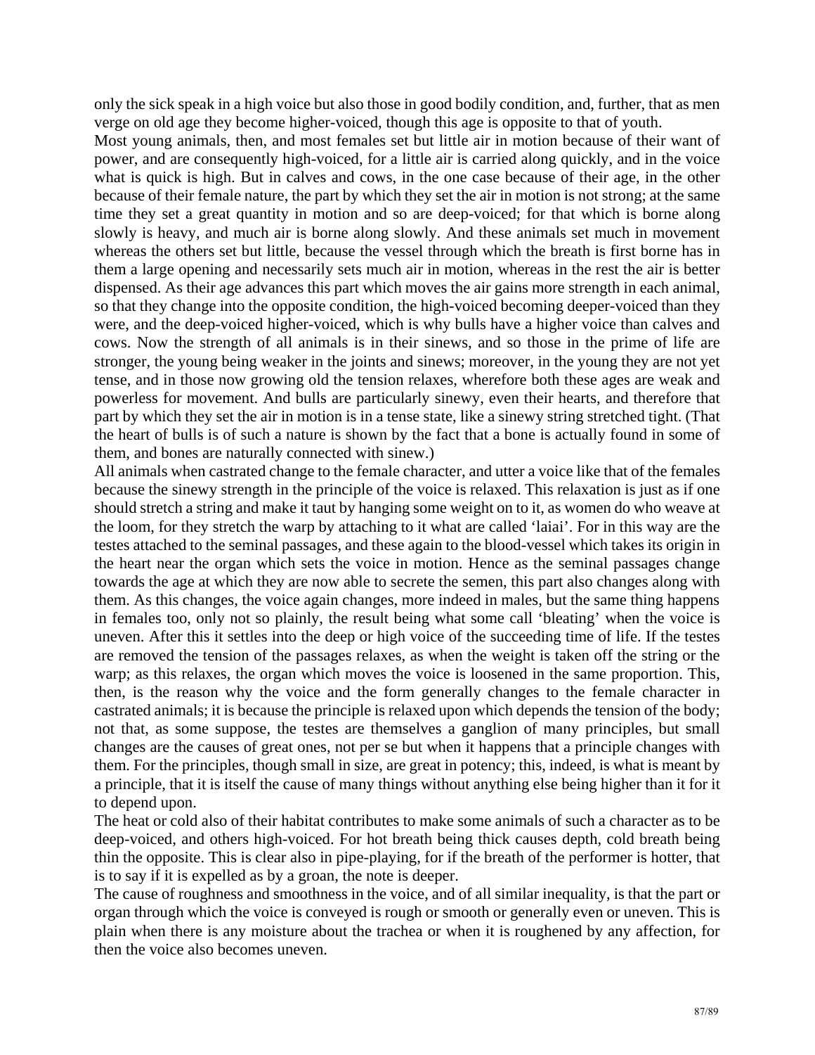only the sick speak in a high voice but also those in good bodily condition, and, further, that as men verge on old age they become higher-voiced, though this age is opposite to that of youth.

Most young animals, then, and most females set but little air in motion because of their want of power, and are consequently high-voiced, for a little air is carried along quickly, and in the voice what is quick is high. But in calves and cows, in the one case because of their age, in the other because of their female nature, the part by which they set the air in motion is not strong; at the same time they set a great quantity in motion and so are deep-voiced; for that which is borne along slowly is heavy, and much air is borne along slowly. And these animals set much in movement whereas the others set but little, because the vessel through which the breath is first borne has in them a large opening and necessarily sets much air in motion, whereas in the rest the air is better dispensed. As their age advances this part which moves the air gains more strength in each animal, so that they change into the opposite condition, the high-voiced becoming deeper-voiced than they were, and the deep-voiced higher-voiced, which is why bulls have a higher voice than calves and cows. Now the strength of all animals is in their sinews, and so those in the prime of life are stronger, the young being weaker in the joints and sinews; moreover, in the young they are not yet tense, and in those now growing old the tension relaxes, wherefore both these ages are weak and powerless for movement. And bulls are particularly sinewy, even their hearts, and therefore that part by which they set the air in motion is in a tense state, like a sinewy string stretched tight. (That the heart of bulls is of such a nature is shown by the fact that a bone is actually found in some of them, and bones are naturally connected with sinew.)

All animals when castrated change to the female character, and utter a voice like that of the females because the sinewy strength in the principle of the voice is relaxed. This relaxation is just as if one should stretch a string and make it taut by hanging some weight on to it, as women do who weave at the loom, for they stretch the warp by attaching to it what are called 'laiai'. For in this way are the testes attached to the seminal passages, and these again to the blood-vessel which takes its origin in the heart near the organ which sets the voice in motion. Hence as the seminal passages change towards the age at which they are now able to secrete the semen, this part also changes along with them. As this changes, the voice again changes, more indeed in males, but the same thing happens in females too, only not so plainly, the result being what some call 'bleating' when the voice is uneven. After this it settles into the deep or high voice of the succeeding time of life. If the testes are removed the tension of the passages relaxes, as when the weight is taken off the string or the warp; as this relaxes, the organ which moves the voice is loosened in the same proportion. This, then, is the reason why the voice and the form generally changes to the female character in castrated animals; it is because the principle is relaxed upon which depends the tension of the body; not that, as some suppose, the testes are themselves a ganglion of many principles, but small changes are the causes of great ones, not per se but when it happens that a principle changes with them. For the principles, though small in size, are great in potency; this, indeed, is what is meant by a principle, that it is itself the cause of many things without anything else being higher than it for it to depend upon.

The heat or cold also of their habitat contributes to make some animals of such a character as to be deep-voiced, and others high-voiced. For hot breath being thick causes depth, cold breath being thin the opposite. This is clear also in pipe-playing, for if the breath of the performer is hotter, that is to say if it is expelled as by a groan, the note is deeper.

The cause of roughness and smoothness in the voice, and of all similar inequality, is that the part or organ through which the voice is conveyed is rough or smooth or generally even or uneven. This is plain when there is any moisture about the trachea or when it is roughened by any affection, for then the voice also becomes uneven.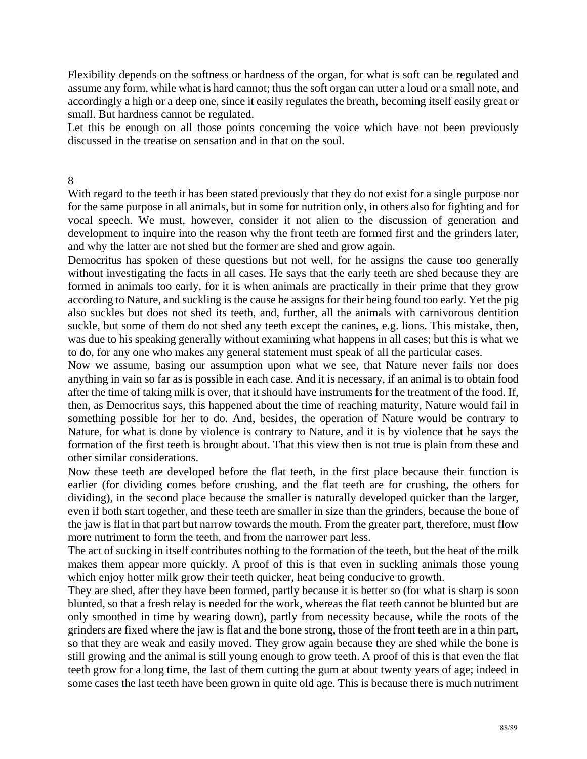Flexibility depends on the softness or hardness of the organ, for what is soft can be regulated and assume any form, while what is hard cannot; thus the soft organ can utter a loud or a small note, and accordingly a high or a deep one, since it easily regulates the breath, becoming itself easily great or small. But hardness cannot be regulated.

Let this be enough on all those points concerning the voice which have not been previously discussed in the treatise on sensation and in that on the soul.

8

With regard to the teeth it has been stated previously that they do not exist for a single purpose nor for the same purpose in all animals, but in some for nutrition only, in others also for fighting and for vocal speech. We must, however, consider it not alien to the discussion of generation and development to inquire into the reason why the front teeth are formed first and the grinders later, and why the latter are not shed but the former are shed and grow again.

Democritus has spoken of these questions but not well, for he assigns the cause too generally without investigating the facts in all cases. He says that the early teeth are shed because they are formed in animals too early, for it is when animals are practically in their prime that they grow according to Nature, and suckling is the cause he assigns for their being found too early. Yet the pig also suckles but does not shed its teeth, and, further, all the animals with carnivorous dentition suckle, but some of them do not shed any teeth except the canines, e.g. lions. This mistake, then, was due to his speaking generally without examining what happens in all cases; but this is what we to do, for any one who makes any general statement must speak of all the particular cases.

Now we assume, basing our assumption upon what we see, that Nature never fails nor does anything in vain so far as is possible in each case. And it is necessary, if an animal is to obtain food after the time of taking milk is over, that it should have instruments for the treatment of the food. If, then, as Democritus says, this happened about the time of reaching maturity, Nature would fail in something possible for her to do. And, besides, the operation of Nature would be contrary to Nature, for what is done by violence is contrary to Nature, and it is by violence that he says the formation of the first teeth is brought about. That this view then is not true is plain from these and other similar considerations.

Now these teeth are developed before the flat teeth, in the first place because their function is earlier (for dividing comes before crushing, and the flat teeth are for crushing, the others for dividing), in the second place because the smaller is naturally developed quicker than the larger, even if both start together, and these teeth are smaller in size than the grinders, because the bone of the jaw is flat in that part but narrow towards the mouth. From the greater part, therefore, must flow more nutriment to form the teeth, and from the narrower part less.

The act of sucking in itself contributes nothing to the formation of the teeth, but the heat of the milk makes them appear more quickly. A proof of this is that even in suckling animals those young which enjoy hotter milk grow their teeth quicker, heat being conducive to growth.

They are shed, after they have been formed, partly because it is better so (for what is sharp is soon blunted, so that a fresh relay is needed for the work, whereas the flat teeth cannot be blunted but are only smoothed in time by wearing down), partly from necessity because, while the roots of the grinders are fixed where the jaw is flat and the bone strong, those of the front teeth are in a thin part, so that they are weak and easily moved. They grow again because they are shed while the bone is still growing and the animal is still young enough to grow teeth. A proof of this is that even the flat teeth grow for a long time, the last of them cutting the gum at about twenty years of age; indeed in some cases the last teeth have been grown in quite old age. This is because there is much nutriment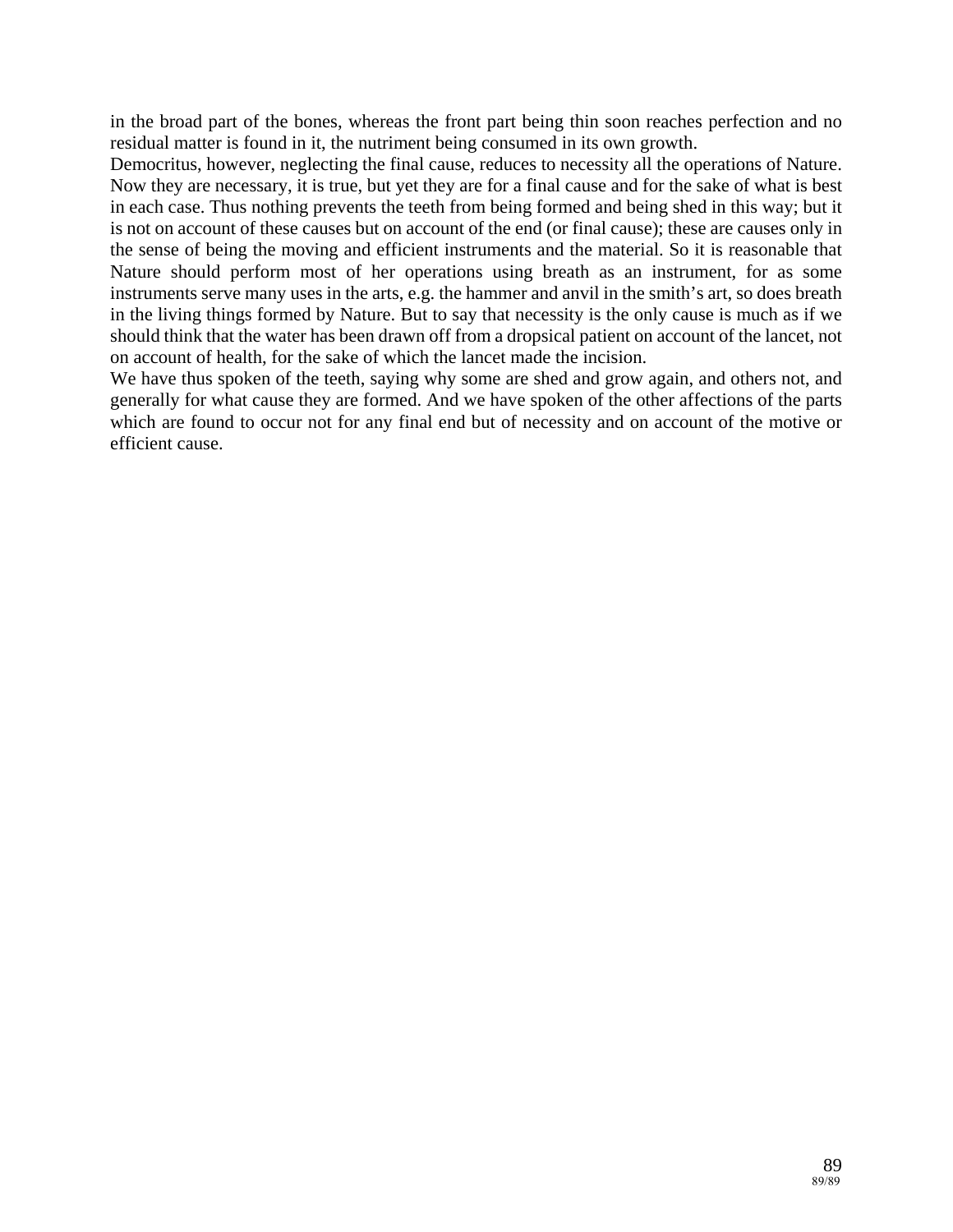in the broad part of the bones, whereas the front part being thin soon reaches perfection and no residual matter is found in it, the nutriment being consumed in its own growth.

Democritus, however, neglecting the final cause, reduces to necessity all the operations of Nature. Now they are necessary, it is true, but yet they are for a final cause and for the sake of what is best in each case. Thus nothing prevents the teeth from being formed and being shed in this way; but it is not on account of these causes but on account of the end (or final cause); these are causes only in the sense of being the moving and efficient instruments and the material. So it is reasonable that Nature should perform most of her operations using breath as an instrument, for as some instruments serve many uses in the arts, e.g. the hammer and anvil in the smith's art, so does breath in the living things formed by Nature. But to say that necessity is the only cause is much as if we should think that the water has been drawn off from a dropsical patient on account of the lancet, not on account of health, for the sake of which the lancet made the incision.

We have thus spoken of the teeth, saying why some are shed and grow again, and others not, and generally for what cause they are formed. And we have spoken of the other affections of the parts which are found to occur not for any final end but of necessity and on account of the motive or efficient cause.